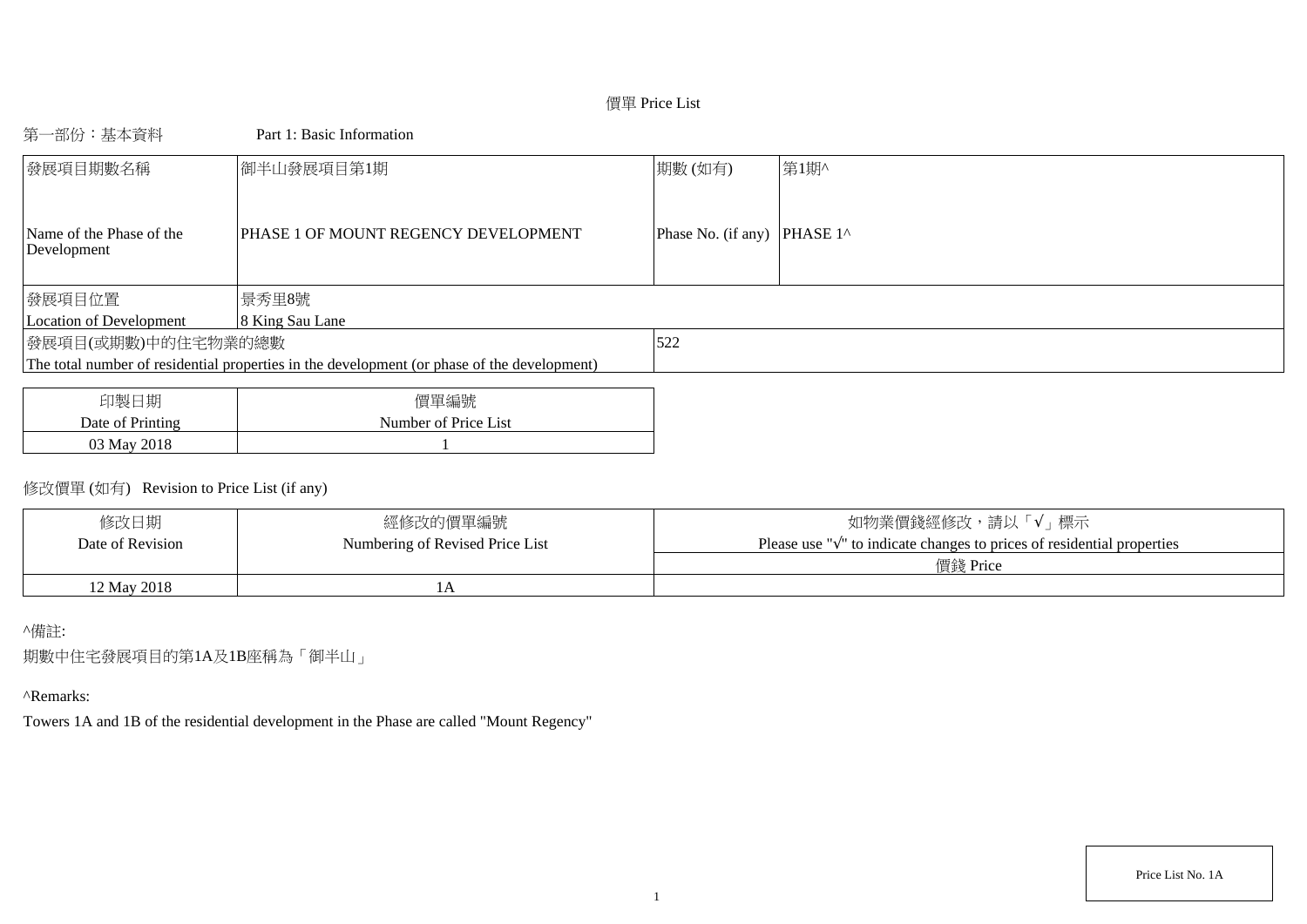# 價單 Price List

第一部份：基本資料 Part 1: Basic Information

| 發展項目期數名稱<br>Name of the Phase of the Development | 御半山發展項目第1期<br>PHASE 1 OF MOUNT REGENCY DEVELOPMENT | 期數 (如有)<br>Phase No. (if any) | 第1期^<br>PHASE 1^ |
|---|---|---|---|
| 發展項目位置<br>Location of Development | 景秀里8號<br>8 King Sau Lane | | |
| 發展項目(或期數)中的住宅物業的總數<br>The total number of residential properties in the development (or phase of the development) | | 522 | |

| 印製日期<br>Date of Printing | 價單編號<br>Number of Price List |
|---|---|
| 03 May 2018 | 1 |

修改價單 (如有) Revision to Price List (if any)

| 修改日期<br>Date of Revision | 經修改的價單編號<br>Numbering of Revised Price List | 如物業價錢經修改，請以「√」標示<br>Please use "√" to indicate changes to prices of residential properties<br>價錢 Price |
|---|---|---|
| 12 May 2018 | 1A | |

^備註:

期數中住宅發展項目的第1A及1B座稱為「御半山」

^Remarks:

Towers 1A and 1B of the residential development in the Phase are called "Mount Regency"

Price List No. 1A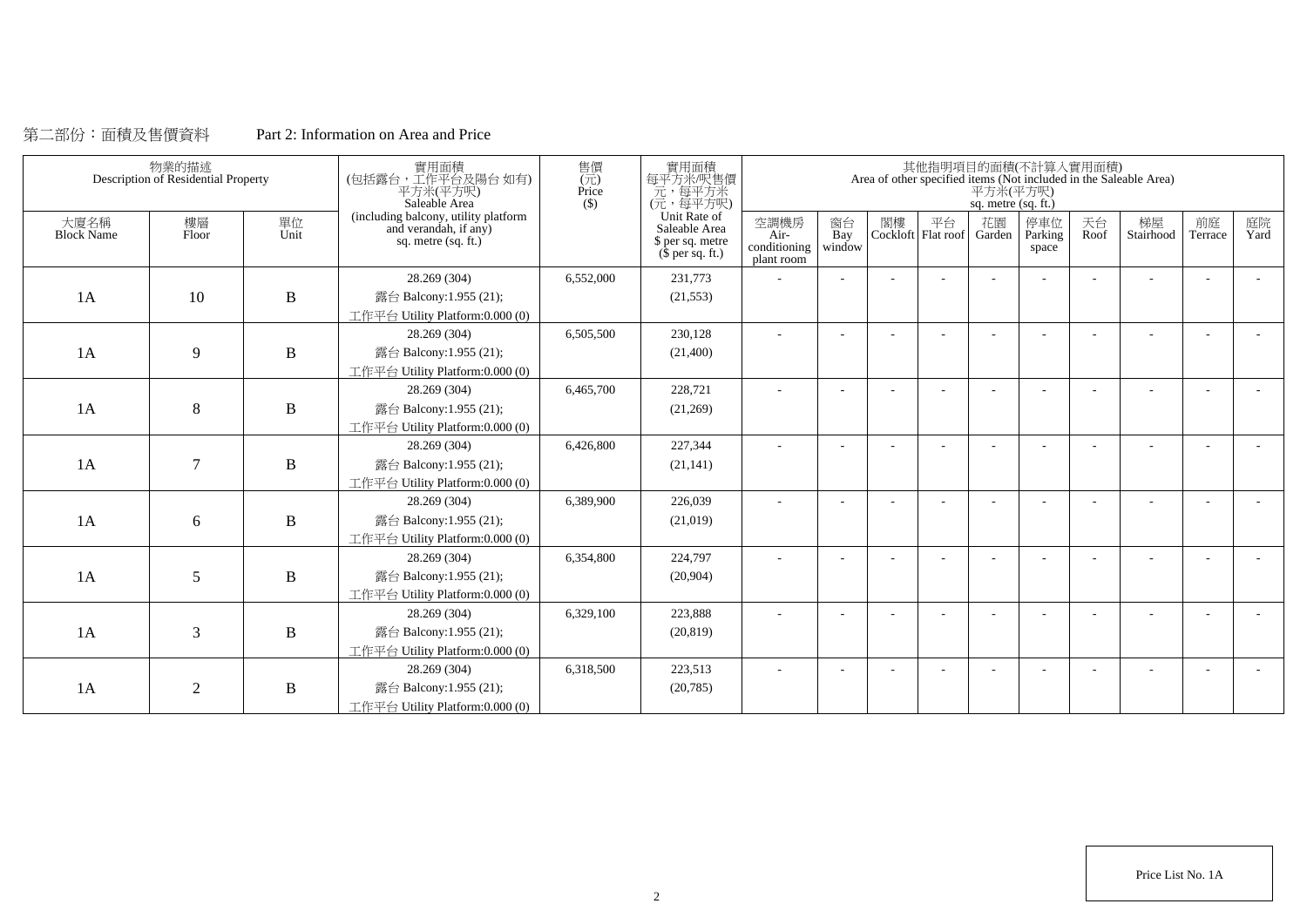第二部份：面積及售價資料　　　Part 2: Information on Area and Price

| 物業的描述 Description of Residential Property | | | 實用面積 (包括露台，工作平台及陽台 如有) 平方米(平方呎) Saleable Area (including balcony, utility platform and verandah, if any) sq. metre (sq. ft.) | 售價 (元) Price ($) | 實用面積 每平方米/呎售價 元，每平方米 (元，每平方呎) Unit Rate of Saleable Area $ per sq. metre ($ per sq. ft.) | 其他指明項目的面積(不計算入實用面積) Area of other specified items (Not included in the Saleable Area) 平方米(平方呎) sq. metre (sq. ft.) | | | | | | | | | |
|---|---|---|---|---|---|---|---|---|---|---|---|---|---|---|---|
| 大廈名稱 Block Name | 樓層 Floor | 單位 Unit | | | | 空調機房 Air-conditioning plant room | 窗台 Bay window | 閣樓 Cockloft | 平台 Flat roof | 花園 Garden | 停車位 Parking space | 天台 Roof | 梯屋 Stairhood | 前庭 Terrace | 庭院 Yard |
| 1A | 10 | B | 28.269 (304) 露台 Balcony:1.955 (21); 工作平台 Utility Platform:0.000 (0) | 6,552,000 | 231,773 (21,553) | - | - | - | - | - | - | - | - | - | - |
| 1A | 9 | B | 28.269 (304) 露台 Balcony:1.955 (21); 工作平台 Utility Platform:0.000 (0) | 6,505,500 | 230,128 (21,400) | - | - | - | - | - | - | - | - | - | - |
| 1A | 8 | B | 28.269 (304) 露台 Balcony:1.955 (21); 工作平台 Utility Platform:0.000 (0) | 6,465,700 | 228,721 (21,269) | - | - | - | - | - | - | - | - | - | - |
| 1A | 7 | B | 28.269 (304) 露台 Balcony:1.955 (21); 工作平台 Utility Platform:0.000 (0) | 6,426,800 | 227,344 (21,141) | - | - | - | - | - | - | - | - | - | - |
| 1A | 6 | B | 28.269 (304) 露台 Balcony:1.955 (21); 工作平台 Utility Platform:0.000 (0) | 6,389,900 | 226,039 (21,019) | - | - | - | - | - | - | - | - | - | - |
| 1A | 5 | B | 28.269 (304) 露台 Balcony:1.955 (21); 工作平台 Utility Platform:0.000 (0) | 6,354,800 | 224,797 (20,904) | - | - | - | - | - | - | - | - | - | - |
| 1A | 3 | B | 28.269 (304) 露台 Balcony:1.955 (21); 工作平台 Utility Platform:0.000 (0) | 6,329,100 | 223,888 (20,819) | - | - | - | - | - | - | - | - | - | - |
| 1A | 2 | B | 28.269 (304) 露台 Balcony:1.955 (21); 工作平台 Utility Platform:0.000 (0) | 6,318,500 | 223,513 (20,785) | - | - | - | - | - | - | - | - | - | - |

Price List No. 1A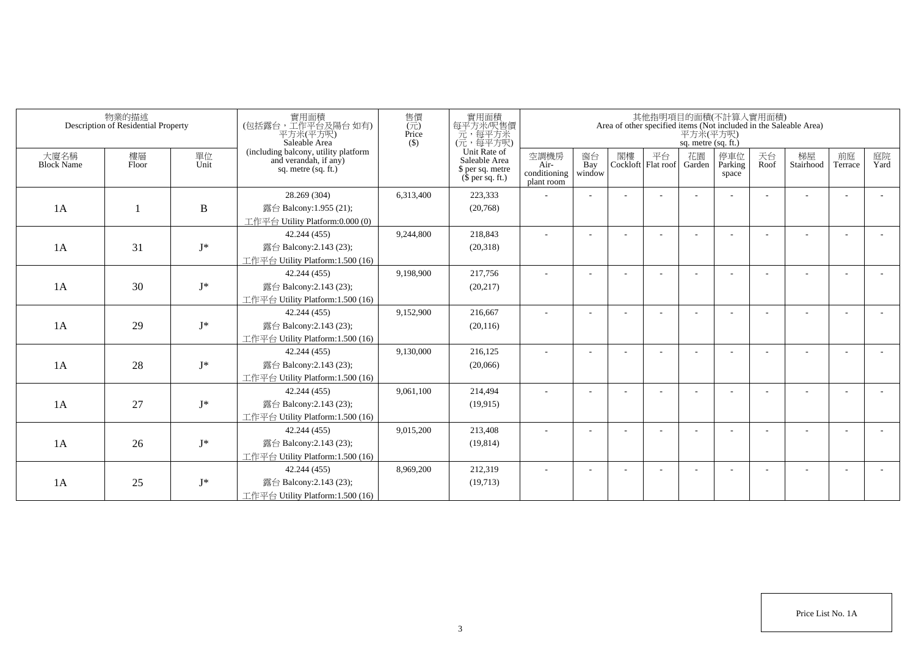| 物業的描述 Description of Residential Property | | | 實用面積 (包括露台，工作平台及陽台 如有) 平方米(平方呎) Saleable Area (including balcony, utility platform and verandah, if any) sq. metre (sq. ft.) | 售價 (元) Price ($) | 實用面積 每平方米/呎售價 元，每平方米 (元，每平方呎) Unit Rate of Saleable Area $ per sq. metre ($ per sq. ft.) | 其他指明項目的面積(不計算入實用面積) Area of other specified items (Not included in the Saleable Area) 平方米(平方呎) sq. metre (sq. ft.) | | | | | | | | | |
|---|---|---|---|---|---|---|---|---|---|---|---|---|---|---|---|
| 大廈名稱 Block Name | 樓層 Floor | 單位 Unit | | | | 空調機房 Air-conditioning plant room | 窗台 Bay window | 閣樓 Cockloft | 平台 Flat roof | 花園 Garden | 停車位 Parking space | 天台 Roof | 梯屋 Stairhood | 前庭 Terrace | 庭院 Yard |
| 1A | 1 | B | 28.269 (304) 露台 Balcony:1.955 (21); 工作平台 Utility Platform:0.000 (0) | 6,313,400 | 223,333 (20,768) | - | - | - | - | - | - | - | - | - | - |
| 1A | 31 | J* | 42.244 (455) 露台 Balcony:2.143 (23); 工作平台 Utility Platform:1.500 (16) | 9,244,800 | 218,843 (20,318) | - | - | - | - | - | - | - | - | - | - |
| 1A | 30 | J* | 42.244 (455) 露台 Balcony:2.143 (23); 工作平台 Utility Platform:1.500 (16) | 9,198,900 | 217,756 (20,217) | - | - | - | - | - | - | - | - | - | - |
| 1A | 29 | J* | 42.244 (455) 露台 Balcony:2.143 (23); 工作平台 Utility Platform:1.500 (16) | 9,152,900 | 216,667 (20,116) | - | - | - | - | - | - | - | - | - | - |
| 1A | 28 | J* | 42.244 (455) 露台 Balcony:2.143 (23); 工作平台 Utility Platform:1.500 (16) | 9,130,000 | 216,125 (20,066) | - | - | - | - | - | - | - | - | - | - |
| 1A | 27 | J* | 42.244 (455) 露台 Balcony:2.143 (23); 工作平台 Utility Platform:1.500 (16) | 9,061,100 | 214,494 (19,915) | - | - | - | - | - | - | - | - | - | - |
| 1A | 26 | J* | 42.244 (455) 露台 Balcony:2.143 (23); 工作平台 Utility Platform:1.500 (16) | 9,015,200 | 213,408 (19,814) | - | - | - | - | - | - | - | - | - | - |
| 1A | 25 | J* | 42.244 (455) 露台 Balcony:2.143 (23); 工作平台 Utility Platform:1.500 (16) | 8,969,200 | 212,319 (19,713) | - | - | - | - | - | - | - | - | - | - |

Price List No. 1A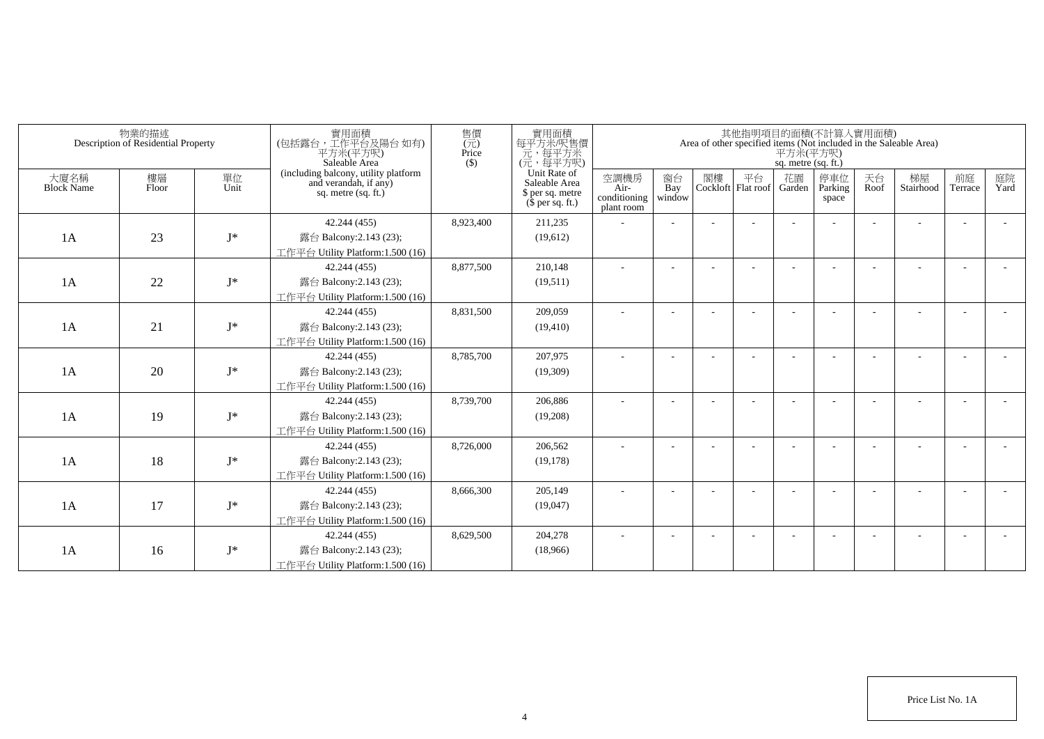| 物業的描述 Description of Residential Property | | | 實用面積 (包括露台，工作平台及陽台 如有) 平方米(平方呎) Saleable Area (including balcony, utility platform and verandah, if any) sq. metre (sq. ft.) | 售價 (元) Price ($) | 實用面積 每平方米/呎售價 元，每平方米 (元，每平方呎) Unit Rate of Saleable Area $ per sq. metre ($ per sq. ft.) | 其他指明項目的面積(不計算入實用面積) Area of other specified items (Not included in the Saleable Area) 平方米(平方呎) sq. metre (sq. ft.) | | | | | | | | | |
|---|---|---|---|---|---|---|---|---|---|---|---|---|---|---|---|
| 大廈名稱 Block Name | 樓層 Floor | 單位 Unit | | | | 空調機房 Air-conditioning plant room | 窗台 Bay window | 閣樓 Cockloft | 平台 Flat roof | 花園 Garden | 停車位 Parking space | 天台 Roof | 梯屋 Stairhood | 前庭 Terrace | 庭院 Yard |
| 1A | 23 | J* | 42.244 (455) 露台 Balcony:2.143 (23); 工作平台 Utility Platform:1.500 (16) | 8,923,400 | 211,235 (19,612) | - | - | - | - | - | - | - | - | - | - |
| 1A | 22 | J* | 42.244 (455) 露台 Balcony:2.143 (23); 工作平台 Utility Platform:1.500 (16) | 8,877,500 | 210,148 (19,511) | - | - | - | - | - | - | - | - | - | - |
| 1A | 21 | J* | 42.244 (455) 露台 Balcony:2.143 (23); 工作平台 Utility Platform:1.500 (16) | 8,831,500 | 209,059 (19,410) | - | - | - | - | - | - | - | - | - | - |
| 1A | 20 | J* | 42.244 (455) 露台 Balcony:2.143 (23); 工作平台 Utility Platform:1.500 (16) | 8,785,700 | 207,975 (19,309) | - | - | - | - | - | - | - | - | - | - |
| 1A | 19 | J* | 42.244 (455) 露台 Balcony:2.143 (23); 工作平台 Utility Platform:1.500 (16) | 8,739,700 | 206,886 (19,208) | - | - | - | - | - | - | - | - | - | - |
| 1A | 18 | J* | 42.244 (455) 露台 Balcony:2.143 (23); 工作平台 Utility Platform:1.500 (16) | 8,726,000 | 206,562 (19,178) | - | - | - | - | - | - | - | - | - | - |
| 1A | 17 | J* | 42.244 (455) 露台 Balcony:2.143 (23); 工作平台 Utility Platform:1.500 (16) | 8,666,300 | 205,149 (19,047) | - | - | - | - | - | - | - | - | - | - |
| 1A | 16 | J* | 42.244 (455) 露台 Balcony:2.143 (23); 工作平台 Utility Platform:1.500 (16) | 8,629,500 | 204,278 (18,966) | - | - | - | - | - | - | - | - | - | - |

Price List No. 1A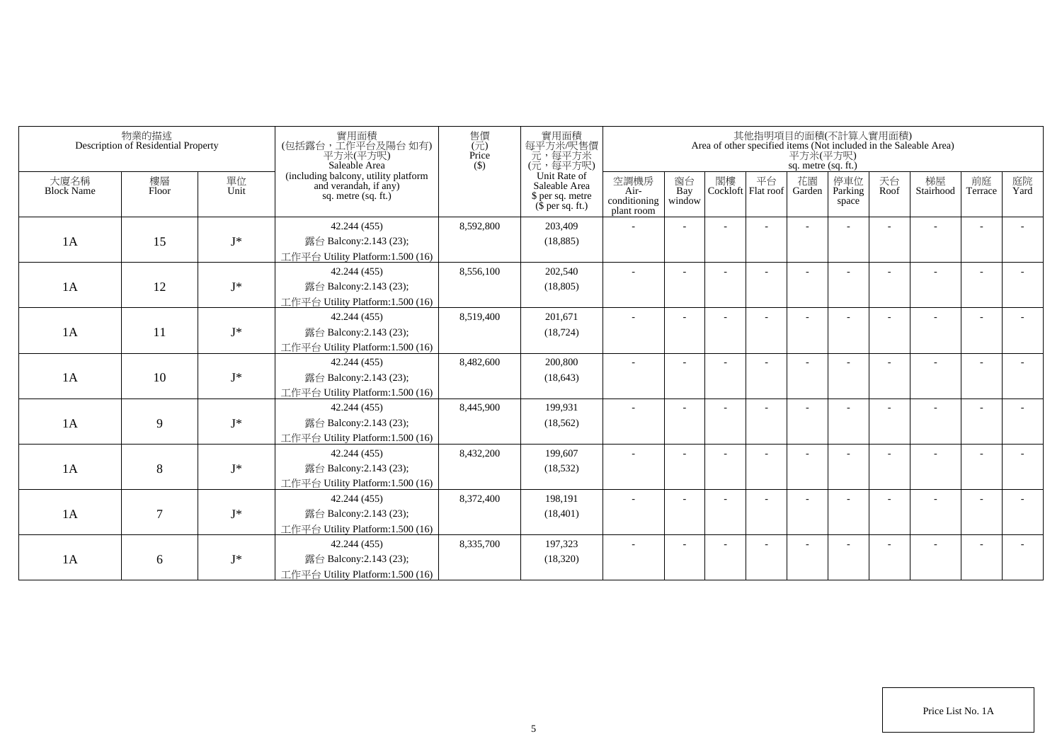| 物業的描述 Description of Residential Property | | | 實用面積 (包括露台，工作平台及陽台 如有) 平方米(平方呎) Saleable Area (including balcony, utility platform and verandah, if any) sq. metre (sq. ft.) | 售價 (元) Price ($) | 實用面積 每平方米/呎售價 元，每平方米 (元，每平方呎) Unit Rate of Saleable Area $ per sq. metre ($ per sq. ft.) | 其他指明項目的面積(不計算入實用面積) Area of other specified items (Not included in the Saleable Area) 平方米(平方呎) sq. metre (sq. ft.) | | | | | | | | | |
|---|---|---|---|---|---|---|---|---|---|---|---|---|---|---|---|
| 大廈名稱 Block Name | 樓層 Floor | 單位 Unit | | | | 空調機房 Air-conditioning plant room | 窗台 Bay window | 閣樓 Cockloft | 平台 Flat roof | 花園 Garden | 停車位 Parking space | 天台 Roof | 梯屋 Stairhood | 前庭 Terrace | 庭院 Yard |
| 1A | 15 | J* | 42.244 (455) 露台 Balcony:2.143 (23); 工作平台 Utility Platform:1.500 (16) | 8,592,800 | 203,409 (18,885) | - | - | - | - | - | - | - | - | - | - |
| 1A | 12 | J* | 42.244 (455) 露台 Balcony:2.143 (23); 工作平台 Utility Platform:1.500 (16) | 8,556,100 | 202,540 (18,805) | - | - | - | - | - | - | - | - | - | - |
| 1A | 11 | J* | 42.244 (455) 露台 Balcony:2.143 (23); 工作平台 Utility Platform:1.500 (16) | 8,519,400 | 201,671 (18,724) | - | - | - | - | - | - | - | - | - | - |
| 1A | 10 | J* | 42.244 (455) 露台 Balcony:2.143 (23); 工作平台 Utility Platform:1.500 (16) | 8,482,600 | 200,800 (18,643) | - | - | - | - | - | - | - | - | - | - |
| 1A | 9 | J* | 42.244 (455) 露台 Balcony:2.143 (23); 工作平台 Utility Platform:1.500 (16) | 8,445,900 | 199,931 (18,562) | - | - | - | - | - | - | - | - | - | - |
| 1A | 8 | J* | 42.244 (455) 露台 Balcony:2.143 (23); 工作平台 Utility Platform:1.500 (16) | 8,432,200 | 199,607 (18,532) | - | - | - | - | - | - | - | - | - | - |
| 1A | 7 | J* | 42.244 (455) 露台 Balcony:2.143 (23); 工作平台 Utility Platform:1.500 (16) | 8,372,400 | 198,191 (18,401) | - | - | - | - | - | - | - | - | - | - |
| 1A | 6 | J* | 42.244 (455) 露台 Balcony:2.143 (23); 工作平台 Utility Platform:1.500 (16) | 8,335,700 | 197,323 (18,320) | - | - | - | - | - | - | - | - | - | - |

Price List No. 1A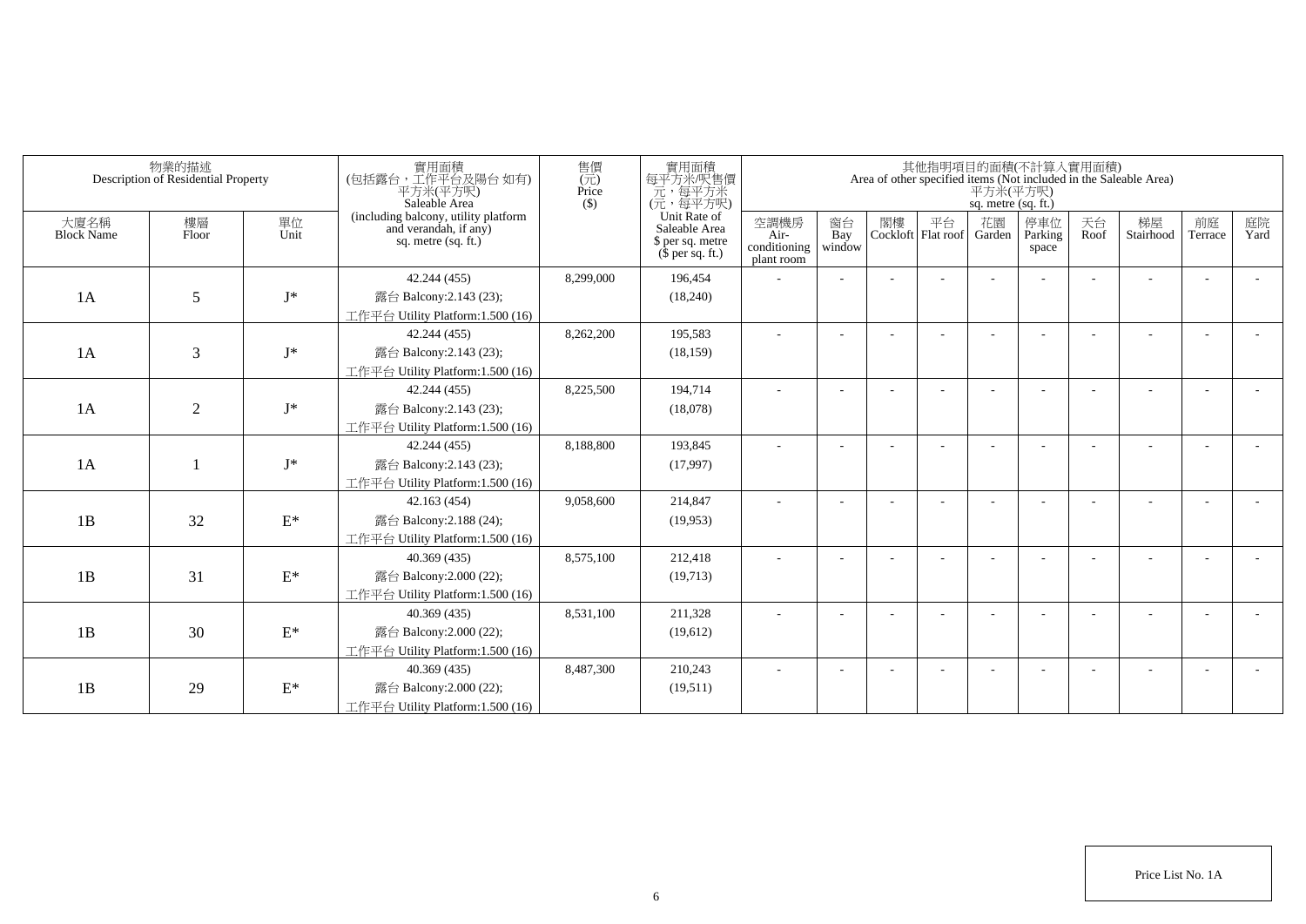| 物業的描述 Description of Residential Property | | | 實用面積 (包括露台，工作平台及陽台 如有) 平方米(平方呎) Saleable Area (including balcony, utility platform and verandah, if any) sq. metre (sq. ft.) | 售價 (元) Price ($) | 實用面積 每平方米/呎售價 元，每平方米 (元，每平方呎) Unit Rate of Saleable Area $ per sq. metre ($ per sq. ft.) | 其他指明項目的面積(不計算入實用面積) Area of other specified items (Not included in the Saleable Area) 平方米(平方呎) sq. metre (sq. ft.) | | | | | | | | | |
|---|---|---|---|---|---|---|---|---|---|---|---|---|---|---|---|
| 大廈名稱 Block Name | 樓層 Floor | 單位 Unit | | | | 空調機房 Air-conditioning plant room | 窗台 Bay window | 閣樓 Cockloft | 平台 Flat roof | 花園 Garden | 停車位 Parking space | 天台 Roof | 梯屋 Stairhood | 前庭 Terrace | 庭院 Yard |
| 1A | 5 | J* | 42.244 (455)<br>露台 Balcony:2.143 (23);<br>工作平台 Utility Platform:1.500 (16) | 8,299,000 | 196,454<br>(18,240) | - | - | - | - | - | - | - | - | - | - |
| 1A | 3 | J* | 42.244 (455)<br>露台 Balcony:2.143 (23);<br>工作平台 Utility Platform:1.500 (16) | 8,262,200 | 195,583<br>(18,159) | - | - | - | - | - | - | - | - | - | - |
| 1A | 2 | J* | 42.244 (455)<br>露台 Balcony:2.143 (23);<br>工作平台 Utility Platform:1.500 (16) | 8,225,500 | 194,714<br>(18,078) | - | - | - | - | - | - | - | - | - | - |
| 1A | 1 | J* | 42.244 (455)<br>露台 Balcony:2.143 (23);<br>工作平台 Utility Platform:1.500 (16) | 8,188,800 | 193,845<br>(17,997) | - | - | - | - | - | - | - | - | - | - |
| 1B | 32 | E* | 42.163 (454)<br>露台 Balcony:2.188 (24);<br>工作平台 Utility Platform:1.500 (16) | 9,058,600 | 214,847<br>(19,953) | - | - | - | - | - | - | - | - | - | - |
| 1B | 31 | E* | 40.369 (435)<br>露台 Balcony:2.000 (22);<br>工作平台 Utility Platform:1.500 (16) | 8,575,100 | 212,418<br>(19,713) | - | - | - | - | - | - | - | - | - | - |
| 1B | 30 | E* | 40.369 (435)<br>露台 Balcony:2.000 (22);<br>工作平台 Utility Platform:1.500 (16) | 8,531,100 | 211,328<br>(19,612) | - | - | - | - | - | - | - | - | - | - |
| 1B | 29 | E* | 40.369 (435)<br>露台 Balcony:2.000 (22);<br>工作平台 Utility Platform:1.500 (16) | 8,487,300 | 210,243<br>(19,511) | - | - | - | - | - | - | - | - | - | - |

Price List No. 1A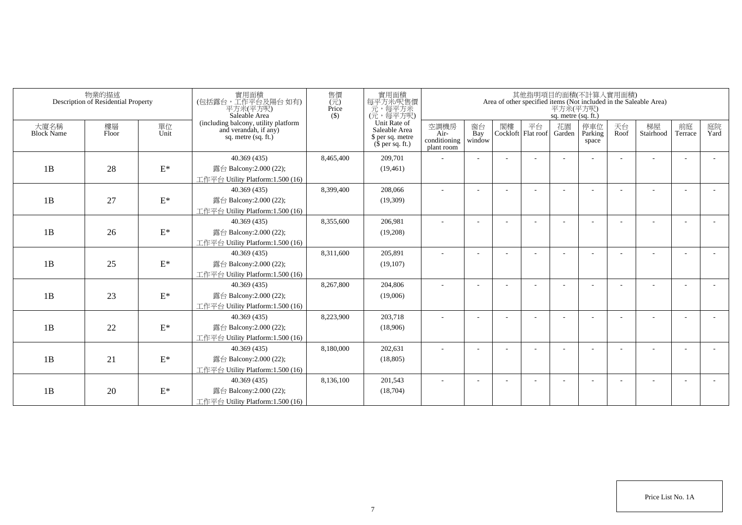| 物業的描述 Description of Residential Property | | | 實用面積 (包括露台，工作平台及陽台 如有) 平方米(平方呎) Saleable Area (including balcony, utility platform and verandah, if any) sq. metre (sq. ft.) | 售價 (元) Price ($) | 實用面積 每平方米/呎售價 元，每平方米 (元，每平方呎) Unit Rate of Saleable Area $ per sq. metre ($ per sq. ft.) | 其他指明項目的面積(不計算入實用面積) Area of other specified items (Not included in the Saleable Area) 平方米(平方呎) sq. metre (sq. ft.) | | | | | | | | | |
|---|---|---|---|---|---|---|---|---|---|---|---|---|---|---|---|
| 大廈名稱 Block Name | 樓層 Floor | 單位 Unit | | | | 空調機房 Air-conditioning plant room | 窗台 Bay window | 閣樓 Cockloft | 平台 Flat roof | 花園 Garden | 停車位 Parking space | 天台 Roof | 梯屋 Stairhood | 前庭 Terrace | 庭院 Yard |
| 1B | 28 | E* | 40.369 (435) 露台 Balcony:2.000 (22); 工作平台 Utility Platform:1.500 (16) | 8,465,400 | 209,701 (19,461) | - | - | - | - | - | - | - | - | - | - |
| 1B | 27 | E* | 40.369 (435) 露台 Balcony:2.000 (22); 工作平台 Utility Platform:1.500 (16) | 8,399,400 | 208,066 (19,309) | - | - | - | - | - | - | - | - | - | - |
| 1B | 26 | E* | 40.369 (435) 露台 Balcony:2.000 (22); 工作平台 Utility Platform:1.500 (16) | 8,355,600 | 206,981 (19,208) | - | - | - | - | - | - | - | - | - | - |
| 1B | 25 | E* | 40.369 (435) 露台 Balcony:2.000 (22); 工作平台 Utility Platform:1.500 (16) | 8,311,600 | 205,891 (19,107) | - | - | - | - | - | - | - | - | - | - |
| 1B | 23 | E* | 40.369 (435) 露台 Balcony:2.000 (22); 工作平台 Utility Platform:1.500 (16) | 8,267,800 | 204,806 (19,006) | - | - | - | - | - | - | - | - | - | - |
| 1B | 22 | E* | 40.369 (435) 露台 Balcony:2.000 (22); 工作平台 Utility Platform:1.500 (16) | 8,223,900 | 203,718 (18,906) | - | - | - | - | - | - | - | - | - | - |
| 1B | 21 | E* | 40.369 (435) 露台 Balcony:2.000 (22); 工作平台 Utility Platform:1.500 (16) | 8,180,000 | 202,631 (18,805) | - | - | - | - | - | - | - | - | - | - |
| 1B | 20 | E* | 40.369 (435) 露台 Balcony:2.000 (22); 工作平台 Utility Platform:1.500 (16) | 8,136,100 | 201,543 (18,704) | - | - | - | - | - | - | - | - | - | - |

Price List No. 1A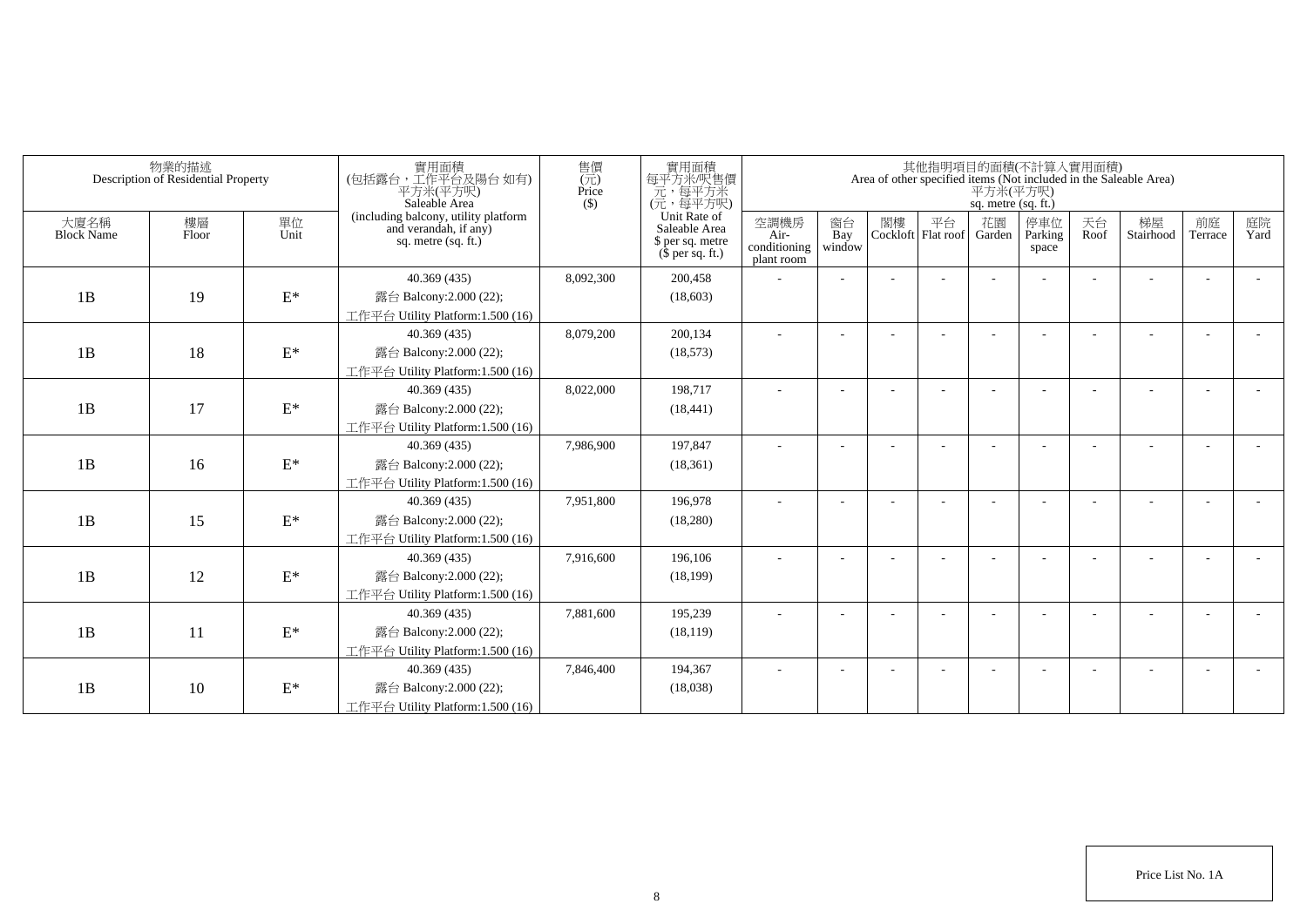| 物業的描述 Description of Residential Property | | | 實用面積 (包括露台，工作平台及陽台 如有) 平方米(平方呎) Saleable Area (including balcony, utility platform and verandah, if any) sq. metre (sq. ft.) | 售價 (元) Price ($) | 實用面積 每平方米/呎售價 元，每平方米 (元，每平方呎) Unit Rate of Saleable Area $ per sq. metre ($ per sq. ft.) | 其他指明項目的面積(不計算入實用面積) Area of other specified items (Not included in the Saleable Area) 平方米(平方呎) sq. metre (sq. ft.) | | | | | | | | | |
|---|---|---|---|---|---|---|---|---|---|---|---|---|---|---|---|
| 大廈名稱 Block Name | 樓層 Floor | 單位 Unit | | | | 空調機房 Air-conditioning plant room | 窗台 Bay window | 閣樓 Cockloft | 平台 Flat roof | 花園 Garden | 停車位 Parking space | 天台 Roof | 梯屋 Stairhood | 前庭 Terrace | 庭院 Yard |
| 1B | 19 | E* | 40.369 (435) 露台 Balcony:2.000 (22); 工作平台 Utility Platform:1.500 (16) | 8,092,300 | 200,458 (18,603) | - | - | - | - | - | - | - | - | - | - |
| 1B | 18 | E* | 40.369 (435) 露台 Balcony:2.000 (22); 工作平台 Utility Platform:1.500 (16) | 8,079,200 | 200,134 (18,573) | - | - | - | - | - | - | - | - | - | - |
| 1B | 17 | E* | 40.369 (435) 露台 Balcony:2.000 (22); 工作平台 Utility Platform:1.500 (16) | 8,022,000 | 198,717 (18,441) | - | - | - | - | - | - | - | - | - | - |
| 1B | 16 | E* | 40.369 (435) 露台 Balcony:2.000 (22); 工作平台 Utility Platform:1.500 (16) | 7,986,900 | 197,847 (18,361) | - | - | - | - | - | - | - | - | - | - |
| 1B | 15 | E* | 40.369 (435) 露台 Balcony:2.000 (22); 工作平台 Utility Platform:1.500 (16) | 7,951,800 | 196,978 (18,280) | - | - | - | - | - | - | - | - | - | - |
| 1B | 12 | E* | 40.369 (435) 露台 Balcony:2.000 (22); 工作平台 Utility Platform:1.500 (16) | 7,916,600 | 196,106 (18,199) | - | - | - | - | - | - | - | - | - | - |
| 1B | 11 | E* | 40.369 (435) 露台 Balcony:2.000 (22); 工作平台 Utility Platform:1.500 (16) | 7,881,600 | 195,239 (18,119) | - | - | - | - | - | - | - | - | - | - |
| 1B | 10 | E* | 40.369 (435) 露台 Balcony:2.000 (22); 工作平台 Utility Platform:1.500 (16) | 7,846,400 | 194,367 (18,038) | - | - | - | - | - | - | - | - | - | - |

Price List No. 1A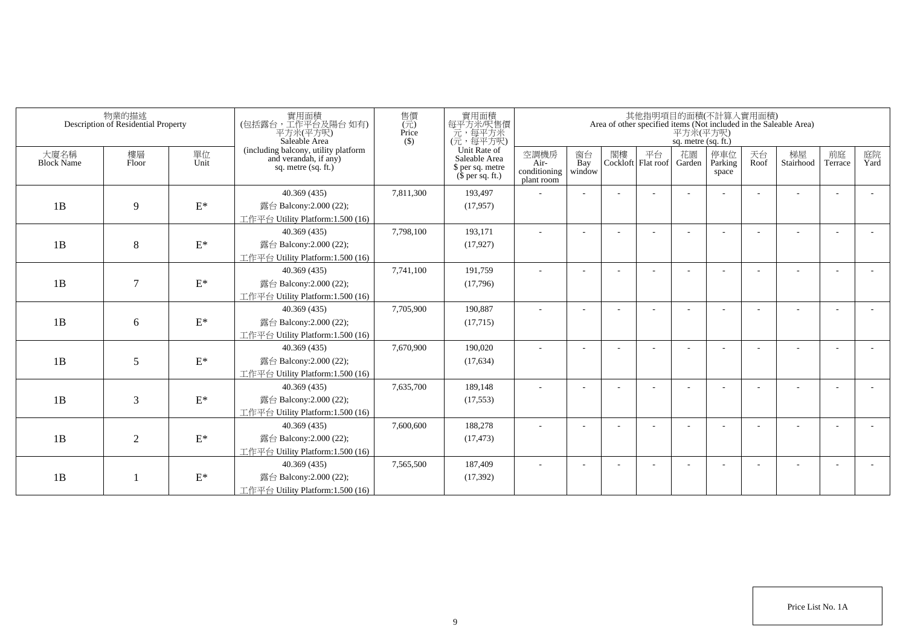| 物業的描述 Description of Residential Property | | | 實用面積 (包括露台，工作平台及陽台 如有) 平方米(平方呎) Saleable Area (including balcony, utility platform and verandah, if any) sq. metre (sq. ft.) | 售價 (元) Price ($) | 實用面積 每平方米/呎售價 元，每平方米 (元，每平方呎) Unit Rate of Saleable Area $ per sq. metre ($ per sq. ft.) | 其他指明項目的面積(不計算入實用面積) Area of other specified items (Not included in the Saleable Area) 平方米(平方呎) sq. metre (sq. ft.) | | | | | | | | | |
|---|---|---|---|---|---|---|---|---|---|---|---|---|---|---|---|
| 大廈名稱 Block Name | 樓層 Floor | 單位 Unit | | | | 空調機房 Air-conditioning plant room | 窗台 Bay window | 閣樓 Cockloft | 平台 Flat roof | 花園 Garden | 停車位 Parking space | 天台 Roof | 梯屋 Stairhood | 前庭 Terrace | 庭院 Yard |
| 1B | 9 | E* | 40.369 (435) 露台 Balcony:2.000 (22); 工作平台 Utility Platform:1.500 (16) | 7,811,300 | 193,497 (17,957) | - | - | - | - | - | - | - | - | - | - |
| 1B | 8 | E* | 40.369 (435) 露台 Balcony:2.000 (22); 工作平台 Utility Platform:1.500 (16) | 7,798,100 | 193,171 (17,927) | - | - | - | - | - | - | - | - | - | - |
| 1B | 7 | E* | 40.369 (435) 露台 Balcony:2.000 (22); 工作平台 Utility Platform:1.500 (16) | 7,741,100 | 191,759 (17,796) | - | - | - | - | - | - | - | - | - | - |
| 1B | 6 | E* | 40.369 (435) 露台 Balcony:2.000 (22); 工作平台 Utility Platform:1.500 (16) | 7,705,900 | 190,887 (17,715) | - | - | - | - | - | - | - | - | - | - |
| 1B | 5 | E* | 40.369 (435) 露台 Balcony:2.000 (22); 工作平台 Utility Platform:1.500 (16) | 7,670,900 | 190,020 (17,634) | - | - | - | - | - | - | - | - | - | - |
| 1B | 3 | E* | 40.369 (435) 露台 Balcony:2.000 (22); 工作平台 Utility Platform:1.500 (16) | 7,635,700 | 189,148 (17,553) | - | - | - | - | - | - | - | - | - | - |
| 1B | 2 | E* | 40.369 (435) 露台 Balcony:2.000 (22); 工作平台 Utility Platform:1.500 (16) | 7,600,600 | 188,278 (17,473) | - | - | - | - | - | - | - | - | - | - |
| 1B | 1 | E* | 40.369 (435) 露台 Balcony:2.000 (22); 工作平台 Utility Platform:1.500 (16) | 7,565,500 | 187,409 (17,392) | - | - | - | - | - | - | - | - | - | - |

Price List No. 1A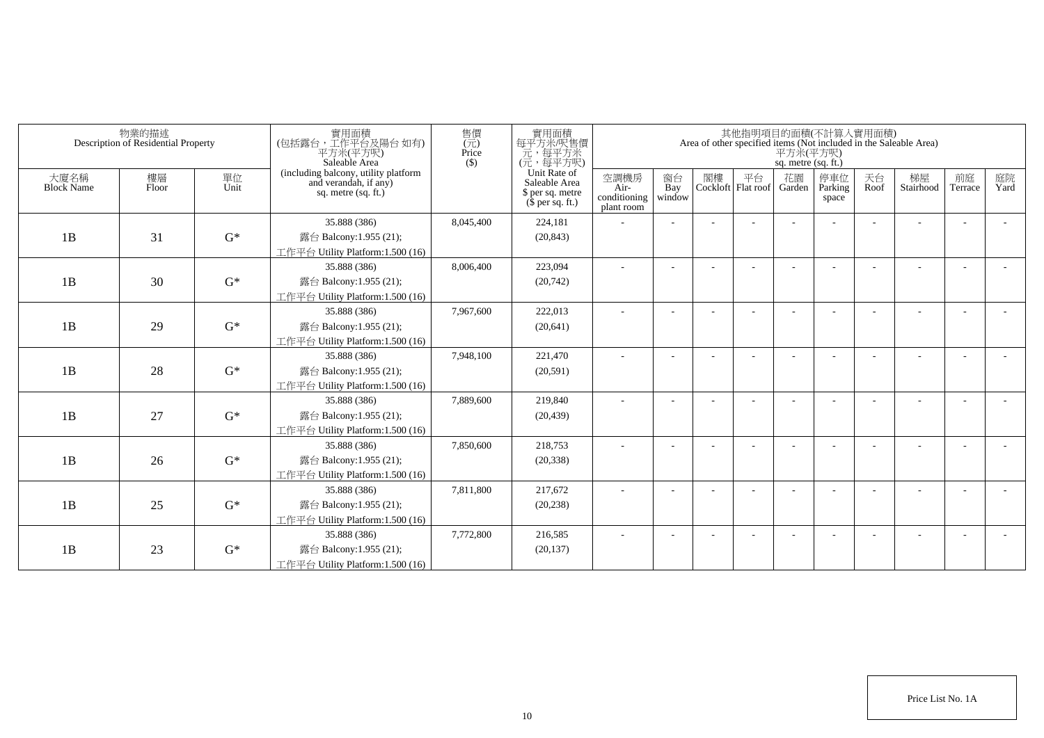| 物業的描述 Description of Residential Property | | | 實用面積 (包括露台，工作平台及陽台 如有) 平方米(平方呎) Saleable Area (including balcony, utility platform and verandah, if any) sq. metre (sq. ft.) | 售價 (元) Price ($) | 實用面積 每平方米/呎售價 元，每平方米 (元，每平方呎) Unit Rate of Saleable Area $ per sq. metre ($ per sq. ft.) | 其他指明項目的面積(不計算入實用面積) Area of other specified items (Not included in the Saleable Area) 平方米(平方呎) sq. metre (sq. ft.) | | | | | | | | | |
|---|---|---|---|---|---|---|---|---|---|---|---|---|---|---|---|
| 大廈名稱 Block Name | 樓層 Floor | 單位 Unit | | | | 空調機房 Air-conditioning plant room | 窗台 Bay window | 閣樓 Cockloft | 平台 Flat roof | 花園 Garden | 停車位 Parking space | 天台 Roof | 梯屋 Stairhood | 前庭 Terrace | 庭院 Yard |
| 1B | 31 | G* | 35.888 (386) 露台 Balcony:1.955 (21); 工作平台 Utility Platform:1.500 (16) | 8,045,400 | 224,181 (20,843) | - | - | - | - | - | - | - | - | - | - |
| 1B | 30 | G* | 35.888 (386) 露台 Balcony:1.955 (21); 工作平台 Utility Platform:1.500 (16) | 8,006,400 | 223,094 (20,742) | - | - | - | - | - | - | - | - | - | - |
| 1B | 29 | G* | 35.888 (386) 露台 Balcony:1.955 (21); 工作平台 Utility Platform:1.500 (16) | 7,967,600 | 222,013 (20,641) | - | - | - | - | - | - | - | - | - | - |
| 1B | 28 | G* | 35.888 (386) 露台 Balcony:1.955 (21); 工作平台 Utility Platform:1.500 (16) | 7,948,100 | 221,470 (20,591) | - | - | - | - | - | - | - | - | - | - |
| 1B | 27 | G* | 35.888 (386) 露台 Balcony:1.955 (21); 工作平台 Utility Platform:1.500 (16) | 7,889,600 | 219,840 (20,439) | - | - | - | - | - | - | - | - | - | - |
| 1B | 26 | G* | 35.888 (386) 露台 Balcony:1.955 (21); 工作平台 Utility Platform:1.500 (16) | 7,850,600 | 218,753 (20,338) | - | - | - | - | - | - | - | - | - | - |
| 1B | 25 | G* | 35.888 (386) 露台 Balcony:1.955 (21); 工作平台 Utility Platform:1.500 (16) | 7,811,800 | 217,672 (20,238) | - | - | - | - | - | - | - | - | - | - |
| 1B | 23 | G* | 35.888 (386) 露台 Balcony:1.955 (21); 工作平台 Utility Platform:1.500 (16) | 7,772,800 | 216,585 (20,137) | - | - | - | - | - | - | - | - | - | - |

Price List No. 1A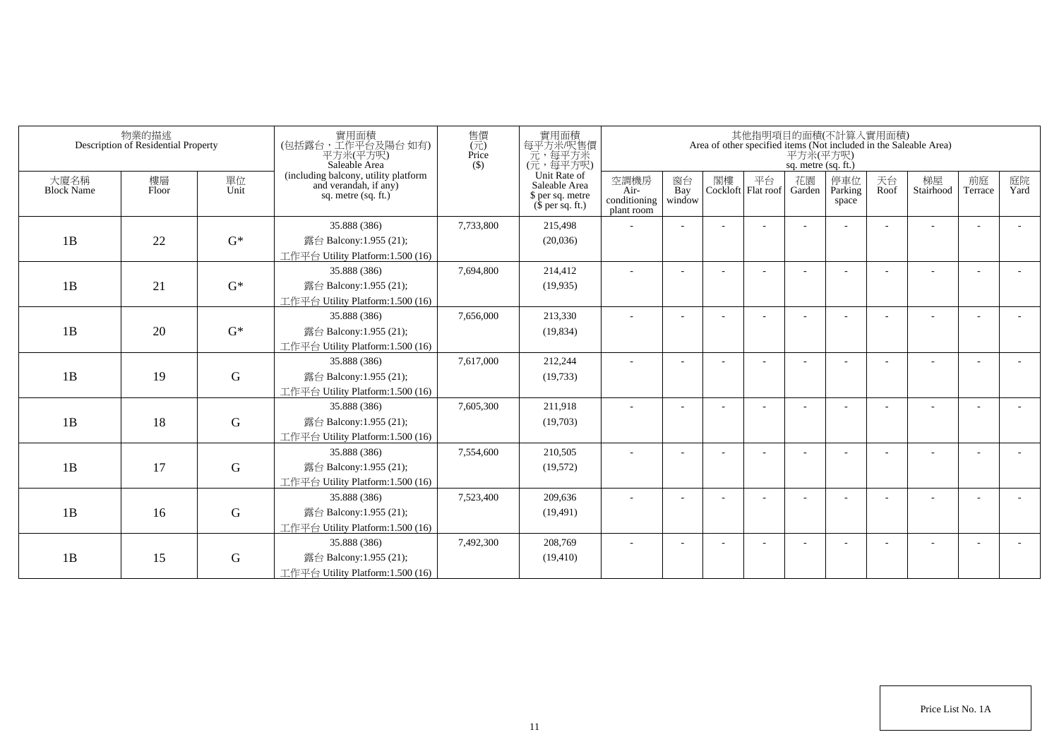| 物業的描述 Description of Residential Property | | | 實用面積 (包括露台，工作平台及陽台 如有) 平方米(平方呎) Saleable Area (including balcony, utility platform and verandah, if any) sq. metre (sq. ft.) | 售價 (元) Price ($) | 實用面積 每平方米/呎售價 元，每平方米 (元，每平方呎) Unit Rate of Saleable Area $ per sq. metre ($ per sq. ft.) | 其他指明項目的面積(不計算入實用面積) Area of other specified items (Not included in the Saleable Area) 平方米(平方呎) sq. metre (sq. ft.) | | | | | | | | | |
|---|---|---|---|---|---|---|---|---|---|---|---|---|---|---|---|
| 大廈名稱 Block Name | 樓層 Floor | 單位 Unit | | | | 空調機房 Air-conditioning plant room | 窗台 Bay window | 閣樓 Cockloft | 平台 Flat roof | 花園 Garden | 停車位 Parking space | 天台 Roof | 梯屋 Stairhood | 前庭 Terrace | 庭院 Yard |
| 1B | 22 | G* | 35.888 (386) 露台 Balcony:1.955 (21); 工作平台 Utility Platform:1.500 (16) | 7,733,800 | 215,498 (20,036) | - | - | - | - | - | - | - | - | - | - |
| 1B | 21 | G* | 35.888 (386) 露台 Balcony:1.955 (21); 工作平台 Utility Platform:1.500 (16) | 7,694,800 | 214,412 (19,935) | - | - | - | - | - | - | - | - | - | - |
| 1B | 20 | G* | 35.888 (386) 露台 Balcony:1.955 (21); 工作平台 Utility Platform:1.500 (16) | 7,656,000 | 213,330 (19,834) | - | - | - | - | - | - | - | - | - | - |
| 1B | 19 | G | 35.888 (386) 露台 Balcony:1.955 (21); 工作平台 Utility Platform:1.500 (16) | 7,617,000 | 212,244 (19,733) | - | - | - | - | - | - | - | - | - | - |
| 1B | 18 | G | 35.888 (386) 露台 Balcony:1.955 (21); 工作平台 Utility Platform:1.500 (16) | 7,605,300 | 211,918 (19,703) | - | - | - | - | - | - | - | - | - | - |
| 1B | 17 | G | 35.888 (386) 露台 Balcony:1.955 (21); 工作平台 Utility Platform:1.500 (16) | 7,554,600 | 210,505 (19,572) | - | - | - | - | - | - | - | - | - | - |
| 1B | 16 | G | 35.888 (386) 露台 Balcony:1.955 (21); 工作平台 Utility Platform:1.500 (16) | 7,523,400 | 209,636 (19,491) | - | - | - | - | - | - | - | - | - | - |
| 1B | 15 | G | 35.888 (386) 露台 Balcony:1.955 (21); 工作平台 Utility Platform:1.500 (16) | 7,492,300 | 208,769 (19,410) | - | - | - | - | - | - | - | - | - | - |

Price List No. 1A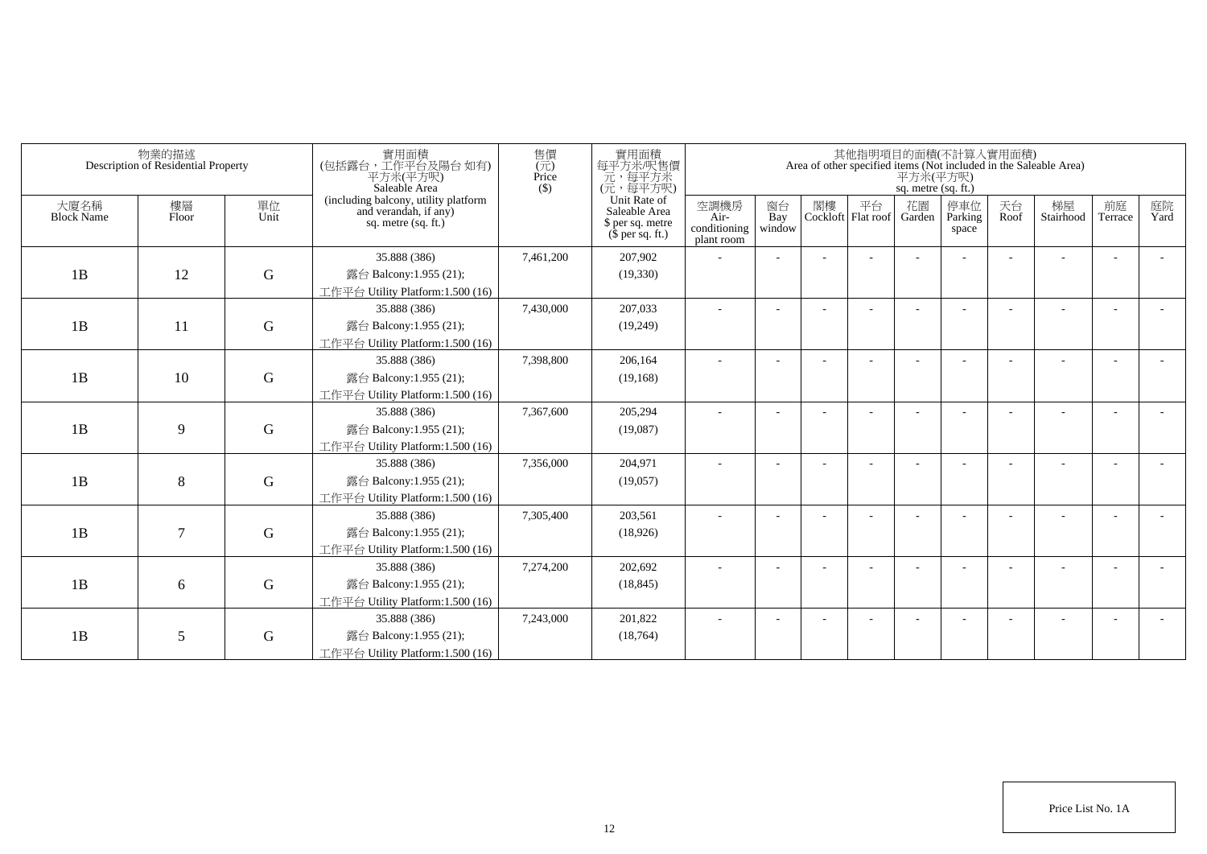| 物業的描述 Description of Residential Property | | | 實用面積 (包括露台，工作平台及陽台 如有) 平方米(平方呎) Saleable Area (including balcony, utility platform and verandah, if any) sq. metre (sq. ft.) | 售價 (元) Price ($) | 實用面積 每平方米/呎售價 元，每平方米 (元，每平方呎) Unit Rate of Saleable Area $ per sq. metre ($ per sq. ft.) | 其他指明項目的面積(不計算入實用面積) Area of other specified items (Not included in the Saleable Area) 平方米(平方呎) sq. metre (sq. ft.) | | | | | | | | | |
|---|---|---|---|---|---|---|---|---|---|---|---|---|---|---|---|
| 大廈名稱 Block Name | 樓層 Floor | 單位 Unit | | | | 空調機房 Air-conditioning plant room | 窗台 Bay window | 閣樓 Cockloft | 平台 Flat roof | 花園 Garden | 停車位 Parking space | 天台 Roof | 梯屋 Stairhood | 前庭 Terrace | 庭院 Yard |
| 1B | 12 | G | 35.888 (386)<br>露台 Balcony:1.955 (21);<br>工作平台 Utility Platform:1.500 (16) | 7,461,200 | 207,902<br>(19,330) | - | - | - | - | - | - | - | - | - | - |
| 1B | 11 | G | 35.888 (386)<br>露台 Balcony:1.955 (21);<br>工作平台 Utility Platform:1.500 (16) | 7,430,000 | 207,033<br>(19,249) | - | - | - | - | - | - | - | - | - | - |
| 1B | 10 | G | 35.888 (386)<br>露台 Balcony:1.955 (21);<br>工作平台 Utility Platform:1.500 (16) | 7,398,800 | 206,164<br>(19,168) | - | - | - | - | - | - | - | - | - | - |
| 1B | 9 | G | 35.888 (386)<br>露台 Balcony:1.955 (21);<br>工作平台 Utility Platform:1.500 (16) | 7,367,600 | 205,294<br>(19,087) | - | - | - | - | - | - | - | - | - | - |
| 1B | 8 | G | 35.888 (386)<br>露台 Balcony:1.955 (21);<br>工作平台 Utility Platform:1.500 (16) | 7,356,000 | 204,971<br>(19,057) | - | - | - | - | - | - | - | - | - | - |
| 1B | 7 | G | 35.888 (386)<br>露台 Balcony:1.955 (21);<br>工作平台 Utility Platform:1.500 (16) | 7,305,400 | 203,561<br>(18,926) | - | - | - | - | - | - | - | - | - | - |
| 1B | 6 | G | 35.888 (386)<br>露台 Balcony:1.955 (21);<br>工作平台 Utility Platform:1.500 (16) | 7,274,200 | 202,692<br>(18,845) | - | - | - | - | - | - | - | - | - | - |
| 1B | 5 | G | 35.888 (386)<br>露台 Balcony:1.955 (21);<br>工作平台 Utility Platform:1.500 (16) | 7,243,000 | 201,822<br>(18,764) | - | - | - | - | - | - | - | - | - | - |

Price List No. 1A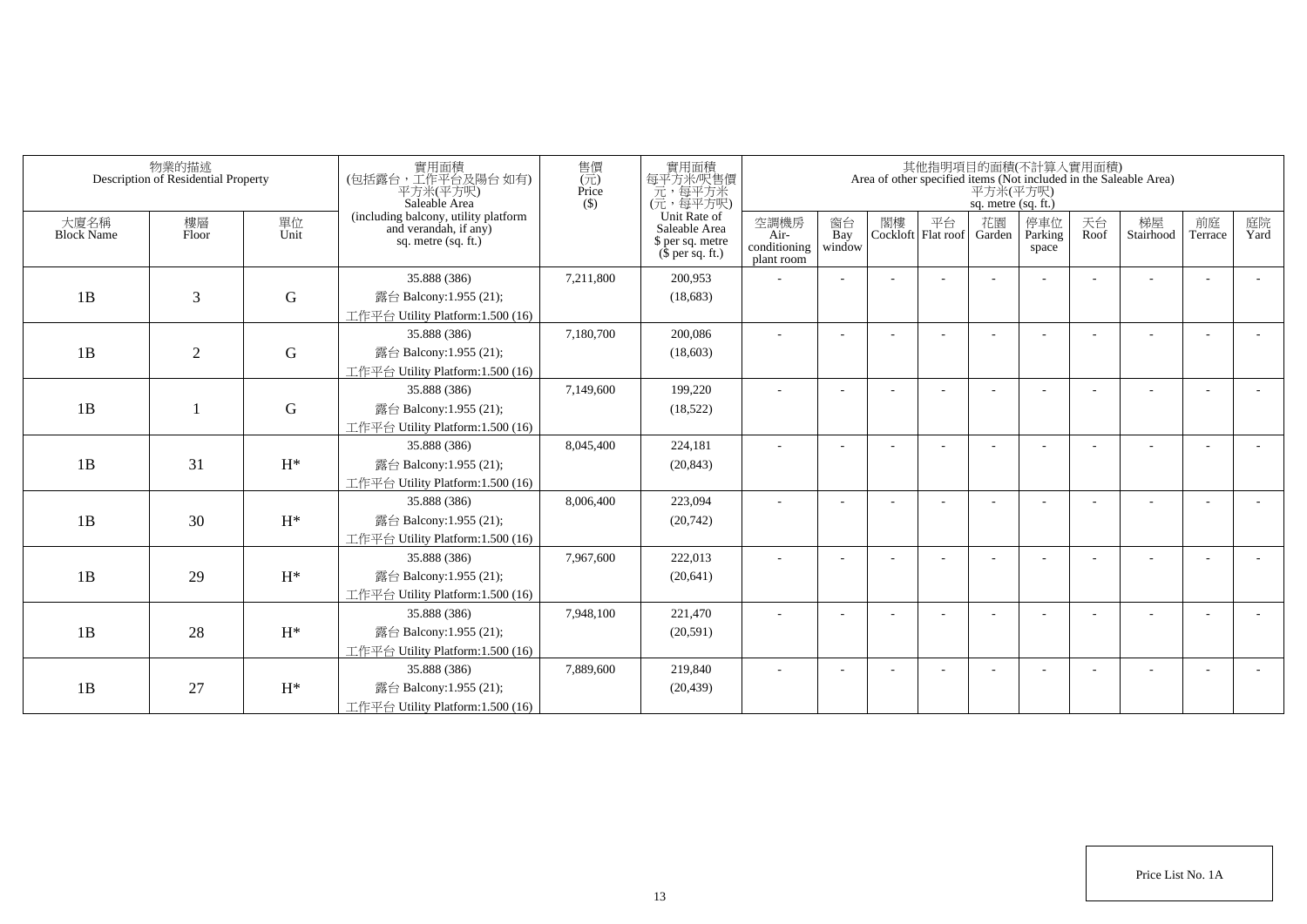| 物業的描述 Description of Residential Property | | | 實用面積 (包括露台，工作平台及陽台 如有) 平方米(平方呎) Saleable Area (including balcony, utility platform and verandah, if any) sq. metre (sq. ft.) | 售價 (元) Price ($) | 實用面積 每平方米/呎售價 元，每平方米 (元，每平方呎) Unit Rate of Saleable Area $ per sq. metre ($ per sq. ft.) | 其他指明項目的面積(不計算入實用面積) Area of other specified items (Not included in the Saleable Area) 平方米(平方呎) sq. metre (sq. ft.) | | | | | | | | | |
|---|---|---|---|---|---|---|---|---|---|---|---|---|---|---|---|
| 大廈名稱 Block Name | 樓層 Floor | 單位 Unit | | | | 空調機房 Air-conditioning plant room | 窗台 Bay window | 閣樓 Cockloft | 平台 Flat roof | 花園 Garden | 停車位 Parking space | 天台 Roof | 梯屋 Stairhood | 前庭 Terrace | 庭院 Yard |
| 1B | 3 | G | 35.888 (386) 露台 Balcony:1.955 (21); 工作平台 Utility Platform:1.500 (16) | 7,211,800 | 200,953 (18,683) | - | - | - | - | - | - | - | - | - | - |
| 1B | 2 | G | 35.888 (386) 露台 Balcony:1.955 (21); 工作平台 Utility Platform:1.500 (16) | 7,180,700 | 200,086 (18,603) | - | - | - | - | - | - | - | - | - | - |
| 1B | 1 | G | 35.888 (386) 露台 Balcony:1.955 (21); 工作平台 Utility Platform:1.500 (16) | 7,149,600 | 199,220 (18,522) | - | - | - | - | - | - | - | - | - | - |
| 1B | 31 | H* | 35.888 (386) 露台 Balcony:1.955 (21); 工作平台 Utility Platform:1.500 (16) | 8,045,400 | 224,181 (20,843) | - | - | - | - | - | - | - | - | - | - |
| 1B | 30 | H* | 35.888 (386) 露台 Balcony:1.955 (21); 工作平台 Utility Platform:1.500 (16) | 8,006,400 | 223,094 (20,742) | - | - | - | - | - | - | - | - | - | - |
| 1B | 29 | H* | 35.888 (386) 露台 Balcony:1.955 (21); 工作平台 Utility Platform:1.500 (16) | 7,967,600 | 222,013 (20,641) | - | - | - | - | - | - | - | - | - | - |
| 1B | 28 | H* | 35.888 (386) 露台 Balcony:1.955 (21); 工作平台 Utility Platform:1.500 (16) | 7,948,100 | 221,470 (20,591) | - | - | - | - | - | - | - | - | - | - |
| 1B | 27 | H* | 35.888 (386) 露台 Balcony:1.955 (21); 工作平台 Utility Platform:1.500 (16) | 7,889,600 | 219,840 (20,439) | - | - | - | - | - | - | - | - | - | - |

Price List No. 1A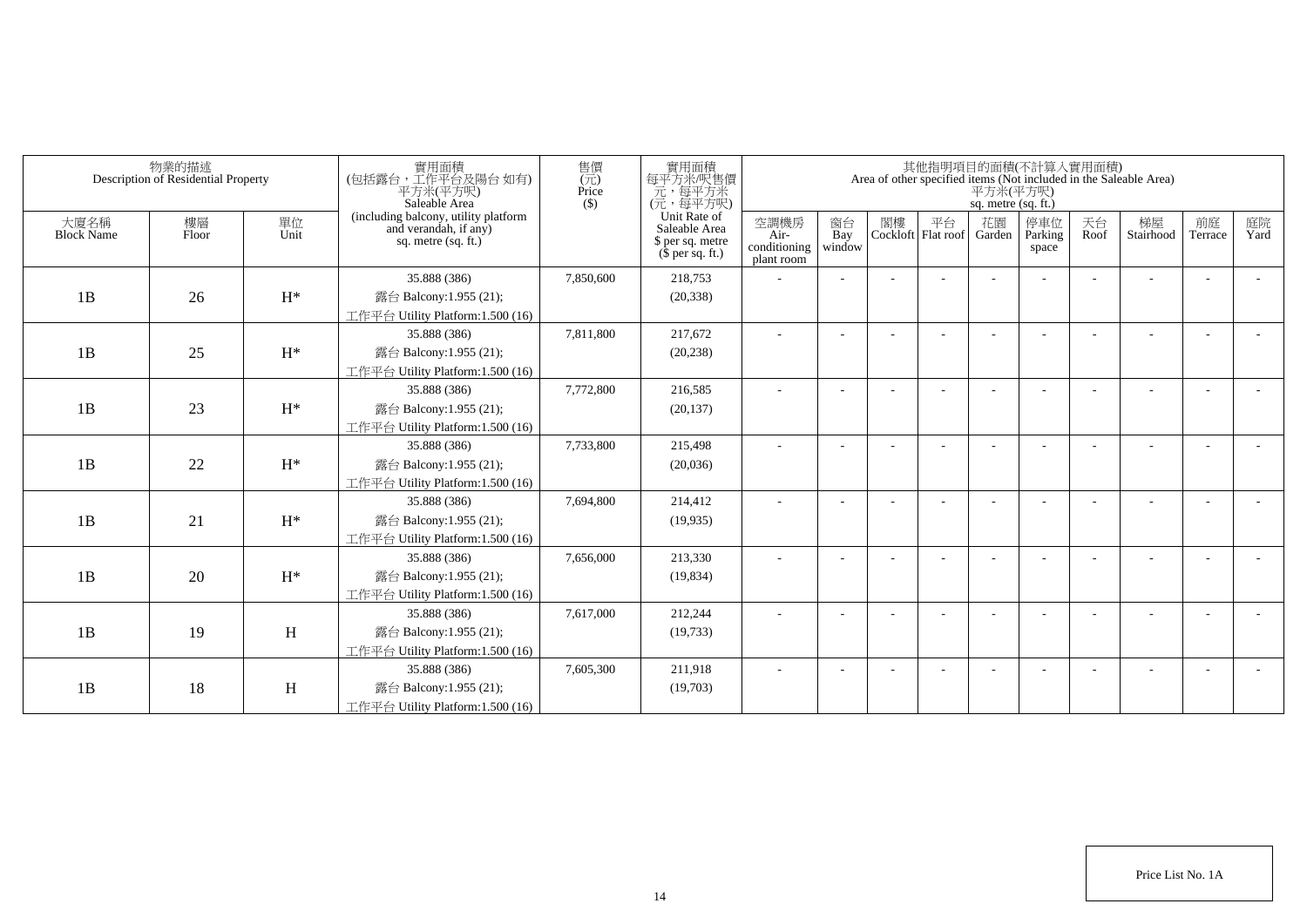| 物業的描述 Description of Residential Property | | | 實用面積 (包括露台，工作平台及陽台 如有) 平方米(平方呎) Saleable Area (including balcony, utility platform and verandah, if any) sq. metre (sq. ft.) | 售價 (元) Price ($) | 實用面積 每平方米/呎售價 元，每平方米 (元，每平方呎) Unit Rate of Saleable Area $ per sq. metre ($ per sq. ft.) | 其他指明項目的面積(不計算入實用面積) Area of other specified items (Not included in the Saleable Area) 平方米(平方呎) sq. metre (sq. ft.) | | | | | | | | | |
|---|---|---|---|---|---|---|---|---|---|---|---|---|---|---|---|
| 大廈名稱 Block Name | 樓層 Floor | 單位 Unit | | | | 空調機房 Air-conditioning plant room | 窗台 Bay window | 閣樓 Cockloft | 平台 Flat roof | 花園 Garden | 停車位 Parking space | 天台 Roof | 梯屋 Stairhood | 前庭 Terrace | 庭院 Yard |
| 1B | 26 | H* | 35.888 (386)<br>露台 Balcony:1.955 (21);<br>工作平台 Utility Platform:1.500 (16) | 7,850,600 | 218,753<br>(20,338) | - | - | - | - | - | - | - | - | - | - |
| 1B | 25 | H* | 35.888 (386)<br>露台 Balcony:1.955 (21);<br>工作平台 Utility Platform:1.500 (16) | 7,811,800 | 217,672<br>(20,238) | - | - | - | - | - | - | - | - | - | - |
| 1B | 23 | H* | 35.888 (386)<br>露台 Balcony:1.955 (21);<br>工作平台 Utility Platform:1.500 (16) | 7,772,800 | 216,585<br>(20,137) | - | - | - | - | - | - | - | - | - | - |
| 1B | 22 | H* | 35.888 (386)<br>露台 Balcony:1.955 (21);<br>工作平台 Utility Platform:1.500 (16) | 7,733,800 | 215,498<br>(20,036) | - | - | - | - | - | - | - | - | - | - |
| 1B | 21 | H* | 35.888 (386)<br>露台 Balcony:1.955 (21);<br>工作平台 Utility Platform:1.500 (16) | 7,694,800 | 214,412<br>(19,935) | - | - | - | - | - | - | - | - | - | - |
| 1B | 20 | H* | 35.888 (386)<br>露台 Balcony:1.955 (21);<br>工作平台 Utility Platform:1.500 (16) | 7,656,000 | 213,330<br>(19,834) | - | - | - | - | - | - | - | - | - | - |
| 1B | 19 | H | 35.888 (386)<br>露台 Balcony:1.955 (21);<br>工作平台 Utility Platform:1.500 (16) | 7,617,000 | 212,244<br>(19,733) | - | - | - | - | - | - | - | - | - | - |
| 1B | 18 | H | 35.888 (386)<br>露台 Balcony:1.955 (21);<br>工作平台 Utility Platform:1.500 (16) | 7,605,300 | 211,918<br>(19,703) | - | - | - | - | - | - | - | - | - | - |

Price List No. 1A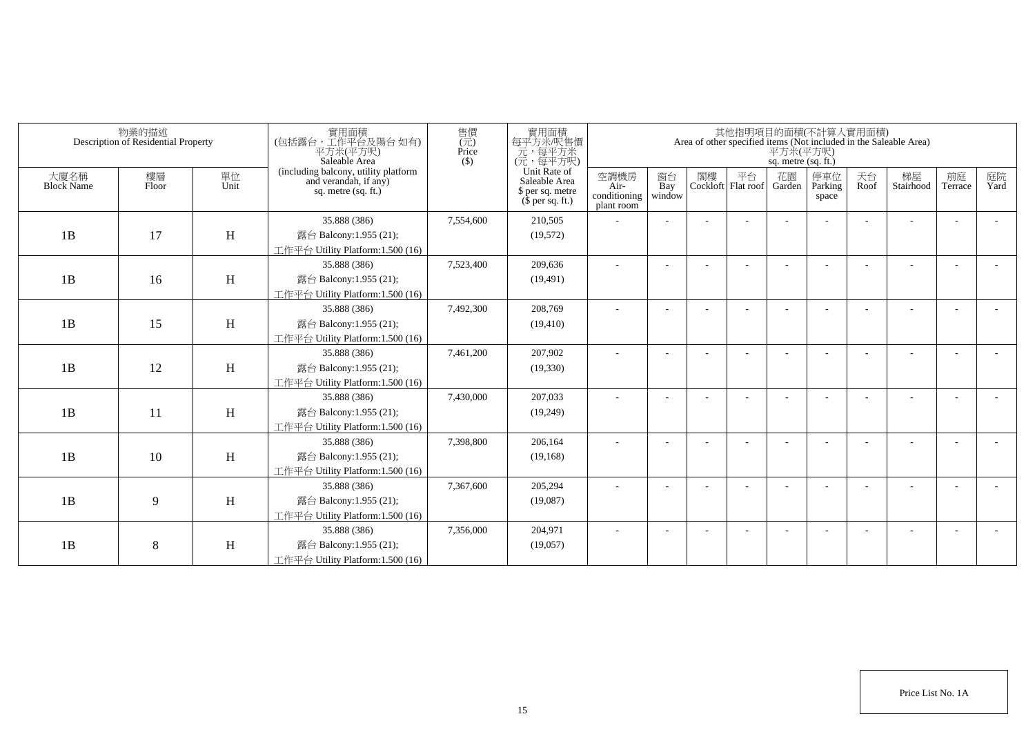| 物業的描述 Description of Residential Property | | | 實用面積 (包括露台，工作平台及陽台 如有) 平方米(平方呎) Saleable Area (including balcony, utility platform and verandah, if any) sq. metre (sq. ft.) | 售價 (元) Price ($) | 實用面積 每平方米/呎售價 元，每平方米 (元，每平方呎) Unit Rate of Saleable Area $ per sq. metre ($ per sq. ft.) | 其他指明項目的面積(不計算入實用面積) Area of other specified items (Not included in the Saleable Area) 平方米(平方呎) sq. metre (sq. ft.) | | | | | | | | | |
|---|---|---|---|---|---|---|---|---|---|---|---|---|---|---|---|
| 大廈名稱 Block Name | 樓層 Floor | 單位 Unit | | | | 空調機房 Air-conditioning plant room | 窗台 Bay window | 閣樓 Cockloft | 平台 Flat roof | 花園 Garden | 停車位 Parking space | 天台 Roof | 梯屋 Stairhood | 前庭 Terrace | 庭院 Yard |
| 1B | 17 | H | 35.888 (386)<br>露台 Balcony:1.955 (21);<br>工作平台 Utility Platform:1.500 (16) | 7,554,600 | 210,505<br>(19,572) | - | - | - | - | - | - | - | - | - | - |
| 1B | 16 | H | 35.888 (386)<br>露台 Balcony:1.955 (21);<br>工作平台 Utility Platform:1.500 (16) | 7,523,400 | 209,636<br>(19,491) | - | - | - | - | - | - | - | - | - | - |
| 1B | 15 | H | 35.888 (386)<br>露台 Balcony:1.955 (21);<br>工作平台 Utility Platform:1.500 (16) | 7,492,300 | 208,769<br>(19,410) | - | - | - | - | - | - | - | - | - | - |
| 1B | 12 | H | 35.888 (386)<br>露台 Balcony:1.955 (21);<br>工作平台 Utility Platform:1.500 (16) | 7,461,200 | 207,902<br>(19,330) | - | - | - | - | - | - | - | - | - | - |
| 1B | 11 | H | 35.888 (386)<br>露台 Balcony:1.955 (21);<br>工作平台 Utility Platform:1.500 (16) | 7,430,000 | 207,033<br>(19,249) | - | - | - | - | - | - | - | - | - | - |
| 1B | 10 | H | 35.888 (386)<br>露台 Balcony:1.955 (21);<br>工作平台 Utility Platform:1.500 (16) | 7,398,800 | 206,164<br>(19,168) | - | - | - | - | - | - | - | - | - | - |
| 1B | 9 | H | 35.888 (386)<br>露台 Balcony:1.955 (21);<br>工作平台 Utility Platform:1.500 (16) | 7,367,600 | 205,294<br>(19,087) | - | - | - | - | - | - | - | - | - | - |
| 1B | 8 | H | 35.888 (386)<br>露台 Balcony:1.955 (21);<br>工作平台 Utility Platform:1.500 (16) | 7,356,000 | 204,971<br>(19,057) | - | - | - | - | - | - | - | - | - | - |

Price List No. 1A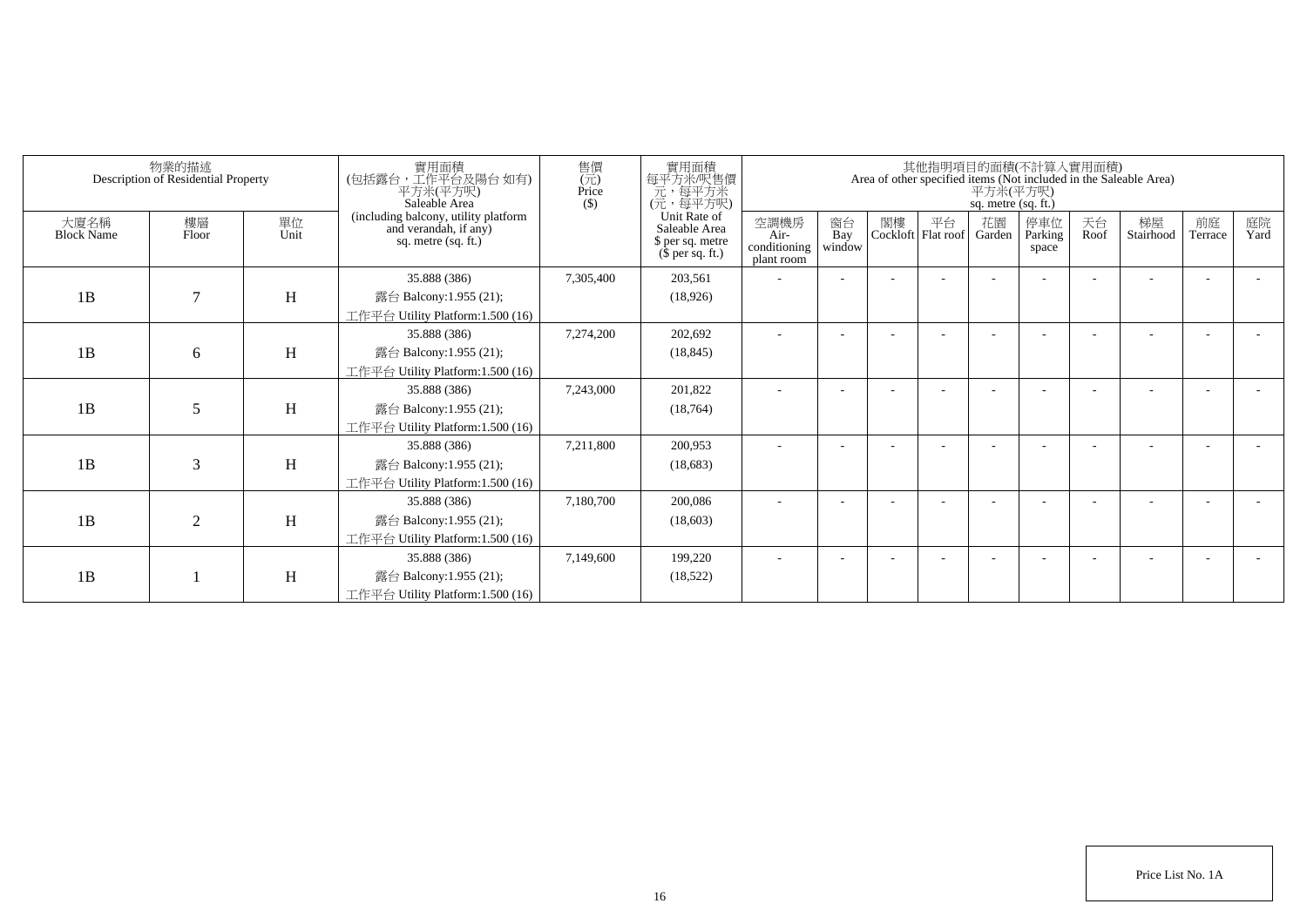| 物業的描述 Description of Residential Property | | | 實用面積 (包括露台，工作平台及陽台 如有) 平方米(平方呎) Saleable Area (including balcony, utility platform and verandah, if any) sq. metre (sq. ft.) | 售價 (元) Price ($) | 實用面積 每平方米/呎售價 元，每平方米 (元，每平方呎) Unit Rate of Saleable Area $ per sq. metre ($ per sq. ft.) | 其他指明項目的面積(不計算入實用面積) Area of other specified items (Not included in the Saleable Area) 平方米(平方呎) sq. metre (sq. ft.) | | | | | | | | | |
|---|---|---|---|---|---|---|---|---|---|---|---|---|---|---|---|
| 大廈名稱 Block Name | 樓層 Floor | 單位 Unit | | | | 空調機房 Air-conditioning plant room | 窗台 Bay window | 閣樓 Cockloft | 平台 Flat roof | 花園 Garden | 停車位 Parking space | 天台 Roof | 梯屋 Stairhood | 前庭 Terrace | 庭院 Yard |
| 1B | 7 | H | 35.888 (386) 露台 Balcony:1.955 (21); 工作平台 Utility Platform:1.500 (16) | 7,305,400 | 203,561 (18,926) | - | - | - | - | - | - | - | - | - | - |
| 1B | 6 | H | 35.888 (386) 露台 Balcony:1.955 (21); 工作平台 Utility Platform:1.500 (16) | 7,274,200 | 202,692 (18,845) | - | - | - | - | - | - | - | - | - | - |
| 1B | 5 | H | 35.888 (386) 露台 Balcony:1.955 (21); 工作平台 Utility Platform:1.500 (16) | 7,243,000 | 201,822 (18,764) | - | - | - | - | - | - | - | - | - | - |
| 1B | 3 | H | 35.888 (386) 露台 Balcony:1.955 (21); 工作平台 Utility Platform:1.500 (16) | 7,211,800 | 200,953 (18,683) | - | - | - | - | - | - | - | - | - | - |
| 1B | 2 | H | 35.888 (386) 露台 Balcony:1.955 (21); 工作平台 Utility Platform:1.500 (16) | 7,180,700 | 200,086 (18,603) | - | - | - | - | - | - | - | - | - | - |
| 1B | 1 | H | 35.888 (386) 露台 Balcony:1.955 (21); 工作平台 Utility Platform:1.500 (16) | 7,149,600 | 199,220 (18,522) | - | - | - | - | - | - | - | - | - | - |

Price List No. 1A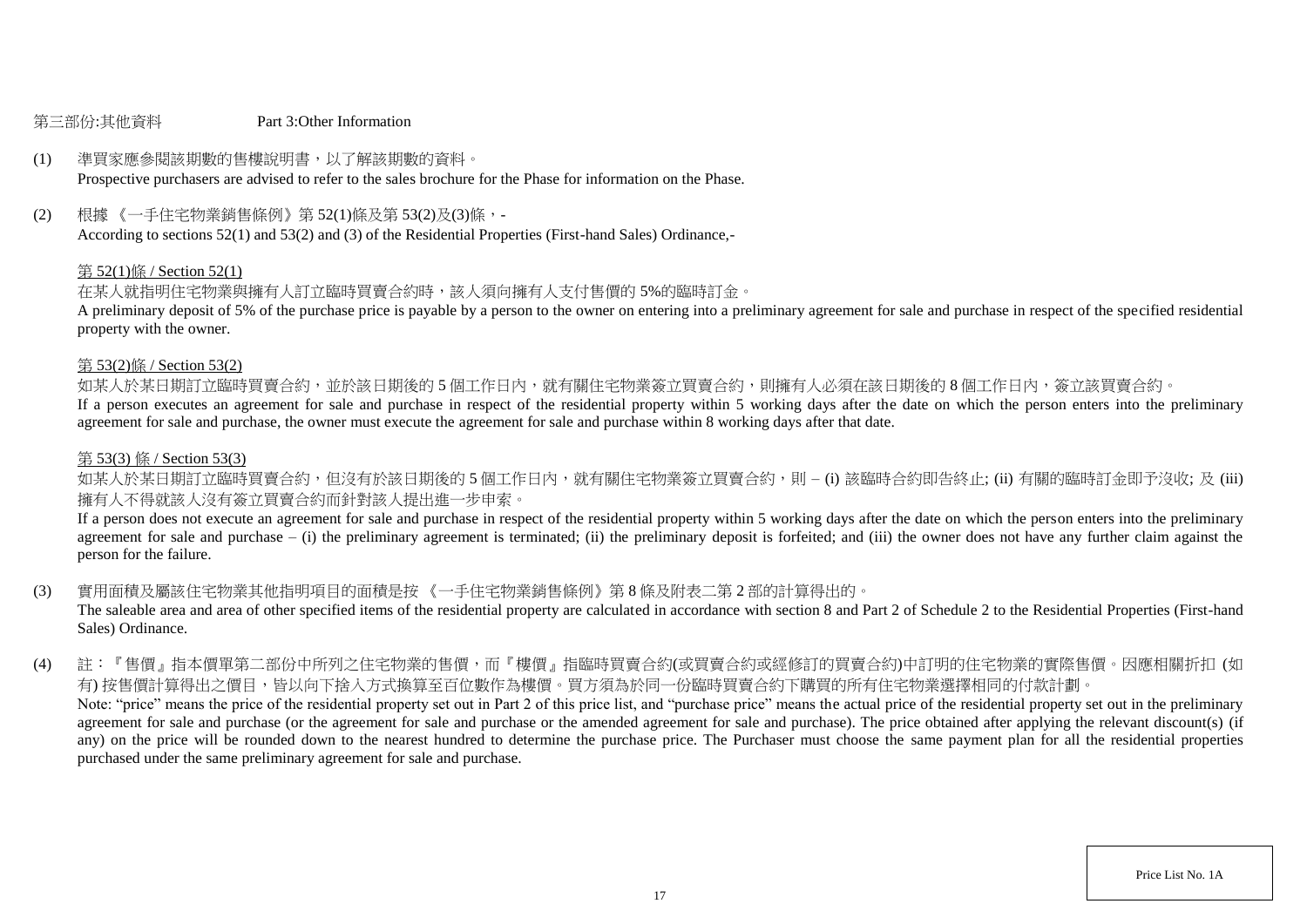第三部份:其他資料　　　　Part 3:Other Information

(1) 準買家應參閱該期數的售樓說明書，以了解該期數的資料。
Prospective purchasers are advised to refer to the sales brochure for the Phase for information on the Phase.

(2) 根據 《一手住宅物業銷售條例》第 52(1)條及第 53(2)及(3)條，-
According to sections 52(1) and 53(2) and (3) of the Residential Properties (First-hand Sales) Ordinance,-

第 52(1)條 / Section 52(1)

在某人就指明住宅物業與擁有人訂立臨時買賣合約時，該人須向擁有人支付售價的 5%的臨時訂金。
A preliminary deposit of 5% of the purchase price is payable by a person to the owner on entering into a preliminary agreement for sale and purchase in respect of the specified residential property with the owner.

第 53(2)條 / Section 53(2)

如某人於某日期訂立臨時買賣合約，並於該日期後的 5 個工作日內，就有關住宅物業簽立買賣合約，則擁有人必須在該日期後的 8 個工作日內，簽立該買賣合約。
If a person executes an agreement for sale and purchase in respect of the residential property within 5 working days after the date on which the person enters into the preliminary agreement for sale and purchase, the owner must execute the agreement for sale and purchase within 8 working days after that date.

第 53(3) 條 / Section 53(3)

如某人於某日期訂立臨時買賣合約，但沒有於該日期後的 5 個工作日內，就有關住宅物業簽立買賣合約，則 – (i) 該臨時合約即告終止; (ii) 有關的臨時訂金即予沒收; 及 (iii) 擁有人不得就該人沒有簽立買賣合約而針對該人提出進一步申索。
If a person does not execute an agreement for sale and purchase in respect of the residential property within 5 working days after the date on which the person enters into the preliminary agreement for sale and purchase – (i) the preliminary agreement is terminated; (ii) the preliminary deposit is forfeited; and (iii) the owner does not have any further claim against the person for the failure.

(3) 實用面積及屬該住宅物業其他指明項目的面積是按 《一手住宅物業銷售條例》第 8 條及附表二第 2 部的計算得出的。
The saleable area and area of other specified items of the residential property are calculated in accordance with section 8 and Part 2 of Schedule 2 to the Residential Properties (First-hand Sales) Ordinance.

(4) 註：『售價』指本價單第二部份中所列之住宅物業的售價，而『樓價』指臨時買賣合約(或買賣合約或經修訂的買賣合約)中訂明的住宅物業的實際售價。因應相關折扣 (如有) 按售價計算得出之價目，皆以向下捨入方式換算至百位數作為樓價。買方須為於同一份臨時買賣合約下購買的所有住宅物業選擇相同的付款計劃。
Note: "price" means the price of the residential property set out in Part 2 of this price list, and "purchase price" means the actual price of the residential property set out in the preliminary agreement for sale and purchase (or the agreement for sale and purchase or the amended agreement for sale and purchase). The price obtained after applying the relevant discount(s) (if any) on the price will be rounded down to the nearest hundred to determine the purchase price. The Purchaser must choose the same payment plan for all the residential properties purchased under the same preliminary agreement for sale and purchase.

Price List No. 1A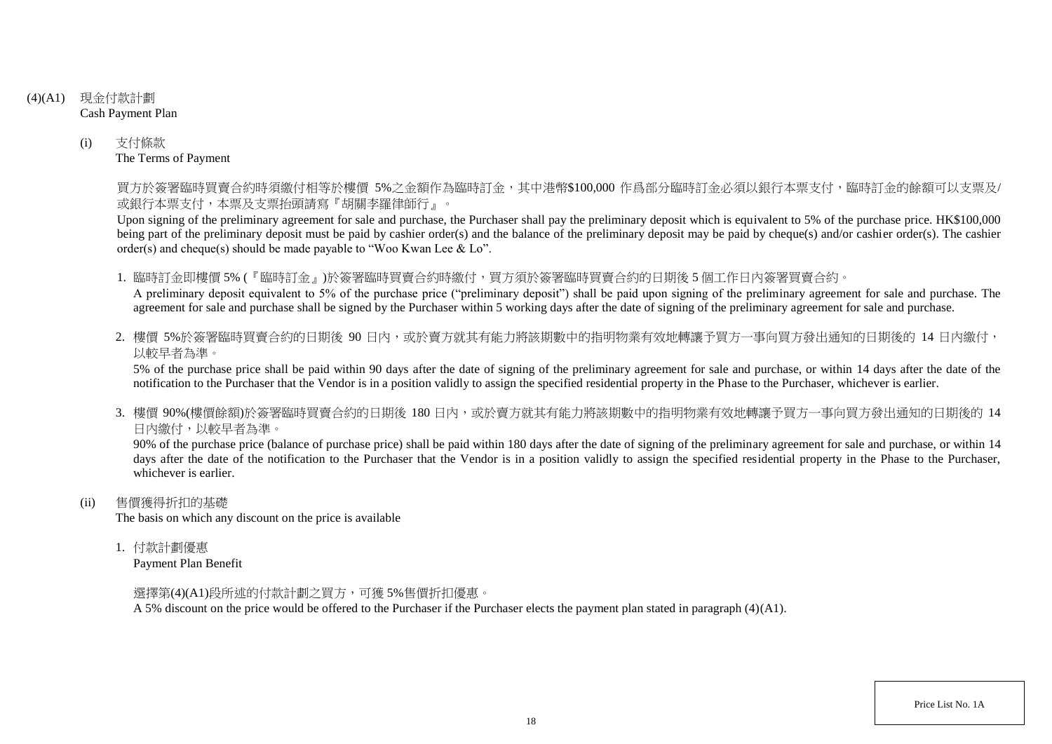## (4)(A1) 現金付款計劃 Cash Payment Plan

### (i) 支付條款 The Terms of Payment

買方於簽署臨時買賣合約時須繳付相等於樓價 5%之金額作為臨時訂金，其中港幣$100,000 作爲部分臨時訂金必須以銀行本票支付，臨時訂金的餘額可以支票及/或銀行本票支付，本票及支票抬頭請寫『胡關李羅律師行』。

Upon signing of the preliminary agreement for sale and purchase, the Purchaser shall pay the preliminary deposit which is equivalent to 5% of the purchase price. HK$100,000 being part of the preliminary deposit must be paid by cashier order(s) and the balance of the preliminary deposit may be paid by cheque(s) and/or cashier order(s). The cashier order(s) and cheque(s) should be made payable to "Woo Kwan Lee & Lo".

1. 臨時訂金即樓價 5% (『臨時訂金』)於簽署臨時買賣合約時繳付，買方須於簽署臨時買賣合約的日期後 5 個工作日內簽署買賣合約。
   A preliminary deposit equivalent to 5% of the purchase price ("preliminary deposit") shall be paid upon signing of the preliminary agreement for sale and purchase. The agreement for sale and purchase shall be signed by the Purchaser within 5 working days after the date of signing of the preliminary agreement for sale and purchase.

2. 樓價 5%於簽署臨時買賣合約的日期後 90 日內，或於賣方就其有能力將該期數中的指明物業有效地轉讓予買方一事向買方發出通知的日期後的 14 日內繳付，以較早者為準。
   5% of the purchase price shall be paid within 90 days after the date of signing of the preliminary agreement for sale and purchase, or within 14 days after the date of the notification to the Purchaser that the Vendor is in a position validly to assign the specified residential property in the Phase to the Purchaser, whichever is earlier.

3. 樓價 90%(樓價餘額)於簽署臨時買賣合約的日期後 180 日內，或於賣方就其有能力將該期數中的指明物業有效地轉讓予買方一事向買方發出通知的日期後的 14 日內繳付，以較早者為準。
   90% of the purchase price (balance of purchase price) shall be paid within 180 days after the date of signing of the preliminary agreement for sale and purchase, or within 14 days after the date of the notification to the Purchaser that the Vendor is in a position validly to assign the specified residential property in the Phase to the Purchaser, whichever is earlier.

### (ii) 售價獲得折扣的基礎 The basis on which any discount on the price is available

1. 付款計劃優惠
   Payment Plan Benefit

   選擇第(4)(A1)段所述的付款計劃之買方，可獲 5%售價折扣優惠。
   A 5% discount on the price would be offered to the Purchaser if the Purchaser elects the payment plan stated in paragraph (4)(A1).

Price List No. 1A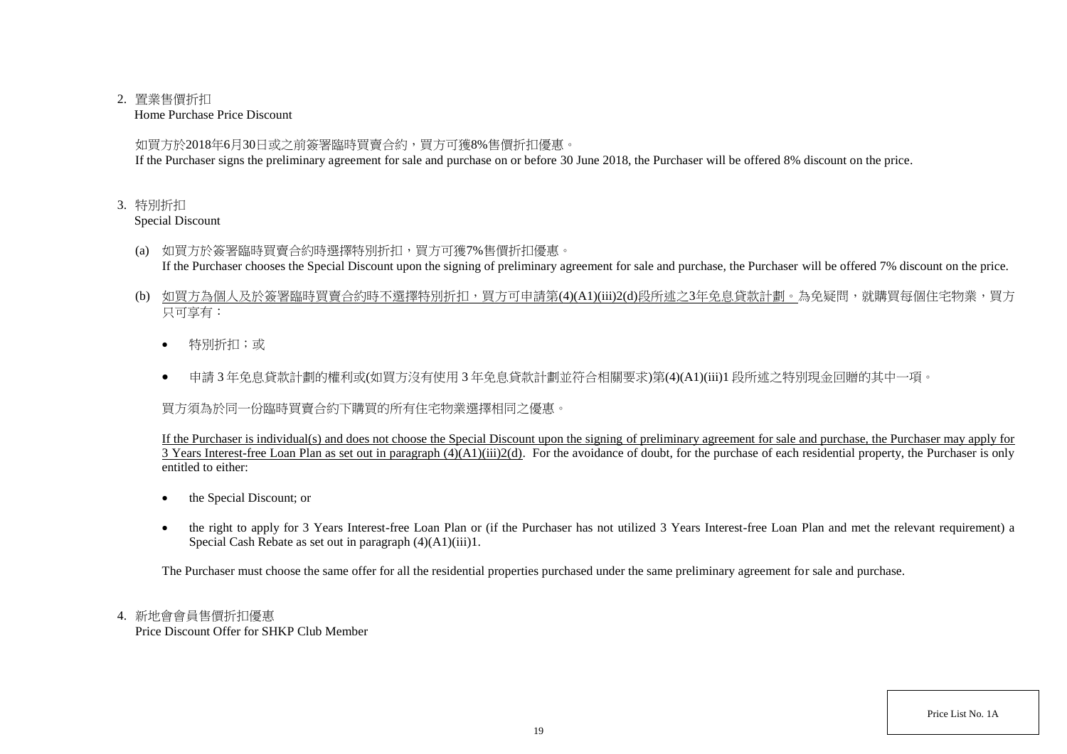2. 置業售價折扣
   Home Purchase Price Discount

   如買方於2018年6月30日或之前簽署臨時買賣合約，買方可獲8%售價折扣優惠。
   If the Purchaser signs the preliminary agreement for sale and purchase on or before 30 June 2018, the Purchaser will be offered 8% discount on the price.

3. 特別折扣
   Special Discount

   (a) 如買方於簽署臨時買賣合約時選擇特別折扣，買方可獲7%售價折扣優惠。
   If the Purchaser chooses the Special Discount upon the signing of preliminary agreement for sale and purchase, the Purchaser will be offered 7% discount on the price.

   (b) 如買方為個人及於簽署臨時買賣合約時不選擇特別折扣，買方可申請第(4)(A1)(iii)2(d)段所述之3年免息貸款計劃。為免疑問，就購買每個住宅物業，買方只可享有：

   - 特別折扣；或
   - 申請 3 年免息貸款計劃的權利或(如買方沒有使用 3 年免息貸款計劃並符合相關要求)第(4)(A1)(iii)1 段所述之特別現金回贈的其中一項。

   買方須為於同一份臨時買賣合約下購買的所有住宅物業選擇相同之優惠。

   If the Purchaser is individual(s) and does not choose the Special Discount upon the signing of preliminary agreement for sale and purchase, the Purchaser may apply for 3 Years Interest-free Loan Plan as set out in paragraph (4)(A1)(iii)2(d). For the avoidance of doubt, for the purchase of each residential property, the Purchaser is only entitled to either:

   - the Special Discount; or
   - the right to apply for 3 Years Interest-free Loan Plan or (if the Purchaser has not utilized 3 Years Interest-free Loan Plan and met the relevant requirement) a Special Cash Rebate as set out in paragraph (4)(A1)(iii)1.

   The Purchaser must choose the same offer for all the residential properties purchased under the same preliminary agreement for sale and purchase.

4. 新地會會員售價折扣優惠
   Price Discount Offer for SHKP Club Member

Price List No. 1A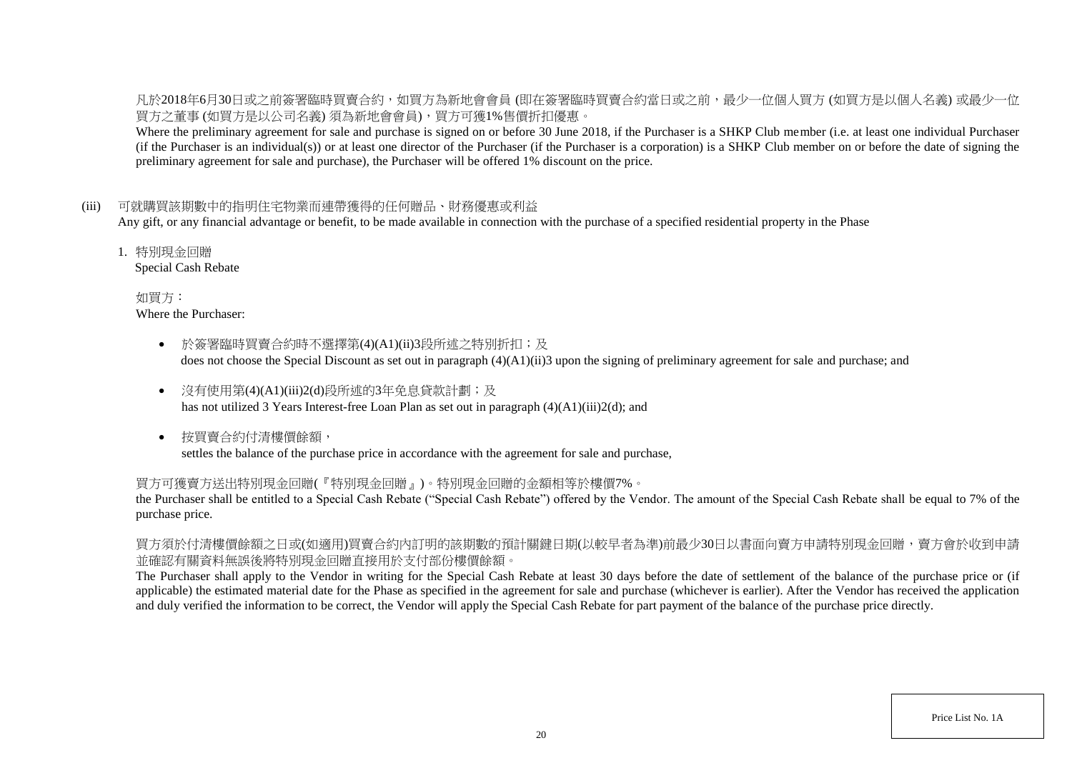凡於2018年6月30日或之前簽署臨時買賣合約，如買方為新地會會員 (即在簽署臨時買賣合約當日或之前，最少一位個人買方 (如買方是以個人名義) 或最少一位買方之董事 (如買方是以公司名義) 須為新地會會員)，買方可獲1%售價折扣優惠。

Where the preliminary agreement for sale and purchase is signed on or before 30 June 2018, if the Purchaser is a SHKP Club member (i.e. at least one individual Purchaser (if the Purchaser is an individual(s)) or at least one director of the Purchaser (if the Purchaser is a corporation) is a SHKP Club member on or before the date of signing the preliminary agreement for sale and purchase), the Purchaser will be offered 1% discount on the price.

(iii) 可就購買該期數中的指明住宅物業而連帶獲得的任何贈品、財務優惠或利益
Any gift, or any financial advantage or benefit, to be made available in connection with the purchase of a specified residential property in the Phase

1. 特別現金回贈
Special Cash Rebate

如買方：
Where the Purchaser:

- 於簽署臨時買賣合約時不選擇第(4)(A1)(ii)3段所述之特別折扣；及
  does not choose the Special Discount as set out in paragraph (4)(A1)(ii)3 upon the signing of preliminary agreement for sale and purchase; and
- 沒有使用第(4)(A1)(iii)2(d)段所述的3年免息貸款計劃；及
  has not utilized 3 Years Interest-free Loan Plan as set out in paragraph (4)(A1)(iii)2(d); and
- 按買賣合約付清樓價餘額，
  settles the balance of the purchase price in accordance with the agreement for sale and purchase,

買方可獲賣方送出特別現金回贈(『特別現金回贈』)。特別現金回贈的金額相等於樓價7%。
the Purchaser shall be entitled to a Special Cash Rebate ("Special Cash Rebate") offered by the Vendor. The amount of the Special Cash Rebate shall be equal to 7% of the purchase price.

買方須於付清樓價餘額之日或(如適用)買賣合約內訂明的該期數的預計關鍵日期(以較早者為準)前最少30日以書面向賣方申請特別現金回贈，賣方會於收到申請並確認有關資料無誤後將特別現金回贈直接用於支付部份樓價餘額。
The Purchaser shall apply to the Vendor in writing for the Special Cash Rebate at least 30 days before the date of settlement of the balance of the purchase price or (if applicable) the estimated material date for the Phase as specified in the agreement for sale and purchase (whichever is earlier). After the Vendor has received the application and duly verified the information to be correct, the Vendor will apply the Special Cash Rebate for part payment of the balance of the purchase price directly.

Price List No. 1A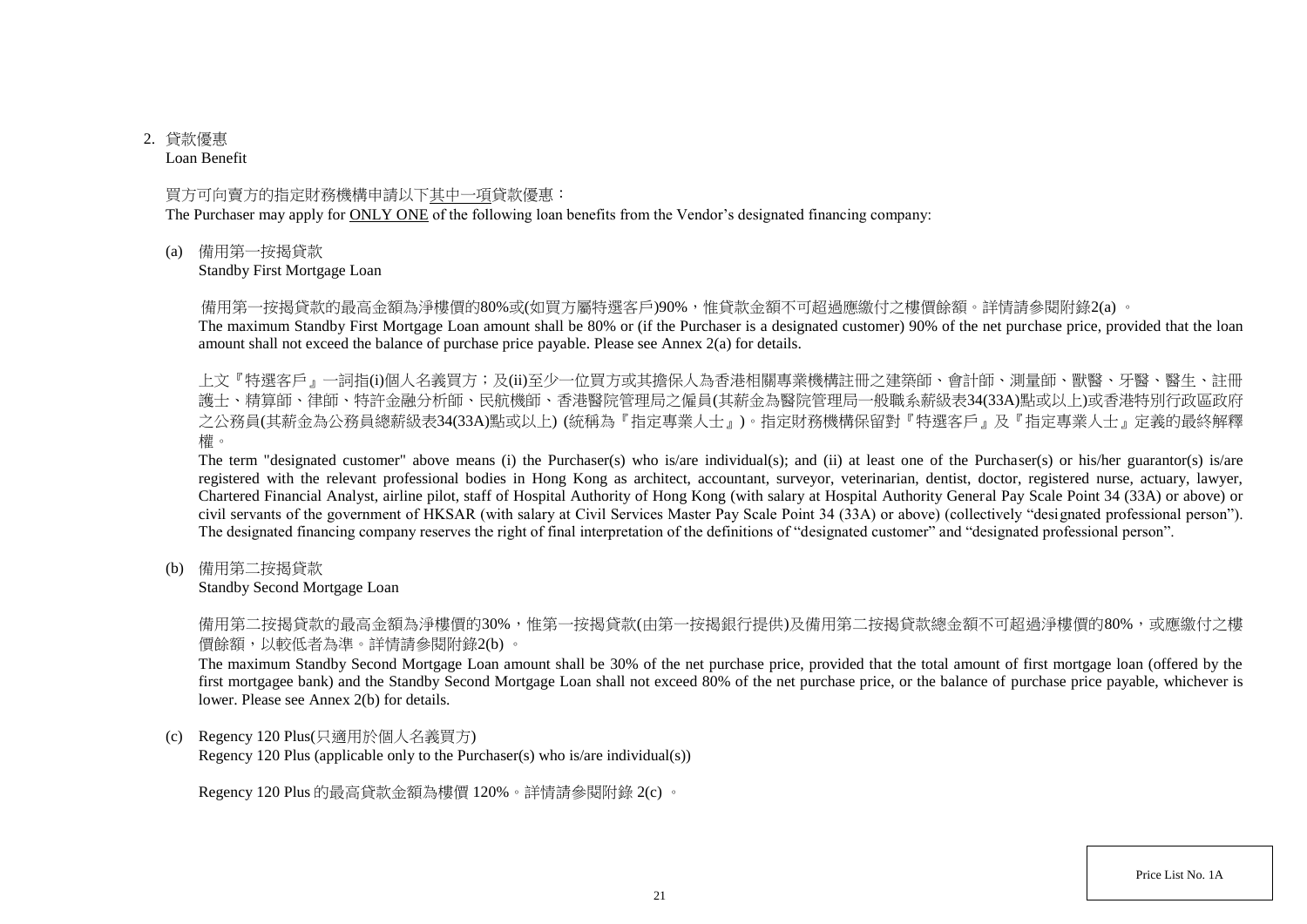2. 貸款優惠
Loan Benefit

買方可向賣方的指定財務機構申請以下<u>其中一項</u>貸款優惠：
The Purchaser may apply for <u>ONLY ONE</u> of the following loan benefits from the Vendor's designated financing company:

(a) 備用第一按揭貸款
Standby First Mortgage Loan

備用第一按揭貸款的最高金額為淨樓價的80%或(如買方屬特選客戶)90%，惟貸款金額不可超過應繳付之樓價餘額。詳情請參閱附錄2(a) 。
The maximum Standby First Mortgage Loan amount shall be 80% or (if the Purchaser is a designated customer) 90% of the net purchase price, provided that the loan amount shall not exceed the balance of purchase price payable. Please see Annex 2(a) for details.

上文『特選客戶』一詞指(i)個人名義買方；及(ii)至少一位買方或其擔保人為香港相關專業機構註冊之建築師、會計師、測量師、獸醫、牙醫、醫生、註冊護士、精算師、律師、特許金融分析師、民航機師、香港醫院管理局之僱員(其薪金為醫院管理局一般職系薪級表34(33A)點或以上)或香港特別行政區政府之公務員(其薪金為公務員總薪級表34(33A)點或以上) (統稱為『指定專業人士』)。指定財務機構保留對『特選客戶』及『指定專業人士』定義的最終解釋權。
The term "designated customer" above means (i) the Purchaser(s) who is/are individual(s); and (ii) at least one of the Purchaser(s) or his/her guarantor(s) is/are registered with the relevant professional bodies in Hong Kong as architect, accountant, surveyor, veterinarian, dentist, doctor, registered nurse, actuary, lawyer, Chartered Financial Analyst, airline pilot, staff of Hospital Authority of Hong Kong (with salary at Hospital Authority General Pay Scale Point 34 (33A) or above) or civil servants of the government of HKSAR (with salary at Civil Services Master Pay Scale Point 34 (33A) or above) (collectively "designated professional person"). The designated financing company reserves the right of final interpretation of the definitions of "designated customer" and "designated professional person".

(b) 備用第二按揭貸款
Standby Second Mortgage Loan

備用第二按揭貸款的最高金額為淨樓價的30%，惟第一按揭貸款(由第一按揭銀行提供)及備用第二按揭貸款總金額不可超過淨樓價的80%，或應繳付之樓價餘額，以較低者為準。詳情請參閱附錄2(b) 。
The maximum Standby Second Mortgage Loan amount shall be 30% of the net purchase price, provided that the total amount of first mortgage loan (offered by the first mortgagee bank) and the Standby Second Mortgage Loan shall not exceed 80% of the net purchase price, or the balance of purchase price payable, whichever is lower. Please see Annex 2(b) for details.

(c) Regency 120 Plus(只適用於個人名義買方)
Regency 120 Plus (applicable only to the Purchaser(s) who is/are individual(s))

Regency 120 Plus 的最高貸款金額為樓價 120%。詳情請參閱附錄 2(c) 。

Price List No. 1A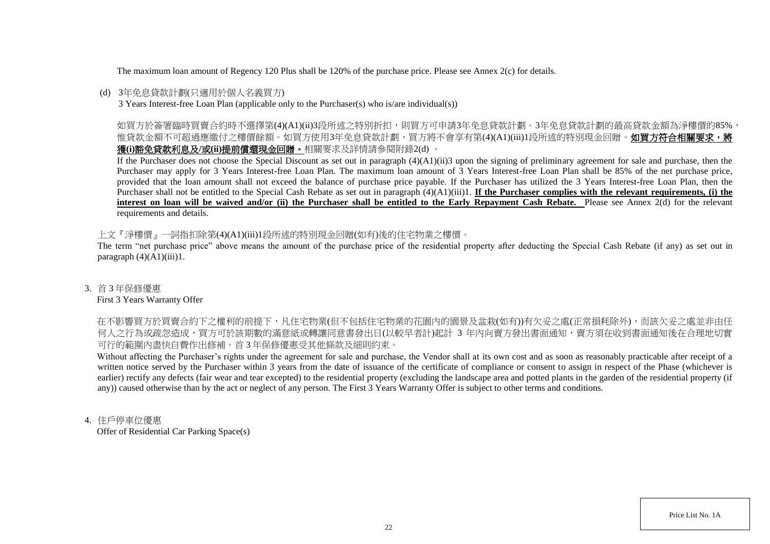The maximum loan amount of Regency 120 Plus shall be 120% of the purchase price. Please see Annex 2(c) for details.

(d) 3年免息貸款計劃(只適用於個人名義買方)
3 Years Interest-free Loan Plan (applicable only to the Purchaser(s) who is/are individual(s))

如買方於簽署臨時買賣合約時不選擇第(4)(A1)(ii)3段所述之特別折扣，則買方可申請3年免息貸款計劃。3年免息貸款計劃的最高貸款金額為淨樓價的85%，惟貸款金額不可超過應繳付之樓價餘額。如買方使用3年免息貸款計劃，買方將不會享有第(4)(A1)(iii)1段所述的特別現金回贈。**如買方符合相關要求，將獲(i)豁免貸款利息及/或(ii)提前償還現金回贈。**相關要求及詳情請參閱附錄2(d) 。

If the Purchaser does not choose the Special Discount as set out in paragraph (4)(A1)(ii)3 upon the signing of preliminary agreement for sale and purchase, then the Purchaser may apply for 3 Years Interest-free Loan Plan. The maximum loan amount of 3 Years Interest-free Loan Plan shall be 85% of the net purchase price, provided that the loan amount shall not exceed the balance of purchase price payable. If the Purchaser has utilized the 3 Years Interest-free Loan Plan, then the Purchaser shall not be entitled to the Special Cash Rebate as set out in paragraph (4)(A1)(iii)1. **If the Purchaser complies with the relevant requirements, (i) the interest on loan will be waived and/or (ii) the Purchaser shall be entitled to the Early Repayment Cash Rebate.** Please see Annex 2(d) for the relevant requirements and details.

上文『淨樓價』一詞指扣除第(4)(A1)(iii)1段所述的特別現金回贈(如有)後的住宅物業之樓價。

The term "net purchase price" above means the amount of the purchase price of the residential property after deducting the Special Cash Rebate (if any) as set out in paragraph (4)(A1)(iii)1.

3. 首 3 年保修優惠
First 3 Years Warranty Offer

在不影響買方於買賣合約下之權利的前提下，凡住宅物業(但不包括住宅物業的花園內的園景及盆栽(如有))有欠妥之處(正常損耗除外)，而該欠妥之處並非由任何人之行為或疏忽造成，買方可於該期數的滿意紙或轉讓同意書發出日(以較早者計)起計 3 年內向賣方發出書面通知，賣方須在收到書面通知後在合理地切實可行的範圍內盡快自費作出修補。首 3 年保修優惠受其他條款及細則約束。

Without affecting the Purchaser's rights under the agreement for sale and purchase, the Vendor shall at its own cost and as soon as reasonably practicable after receipt of a written notice served by the Purchaser within 3 years from the date of issuance of the certificate of compliance or consent to assign in respect of the Phase (whichever is earlier) rectify any defects (fair wear and tear excepted) to the residential property (excluding the landscape area and potted plants in the garden of the residential property (if any)) caused otherwise than by the act or neglect of any person. The First 3 Years Warranty Offer is subject to other terms and conditions.

4. 住戶停車位優惠
Offer of Residential Car Parking Space(s)

Price List No. 1A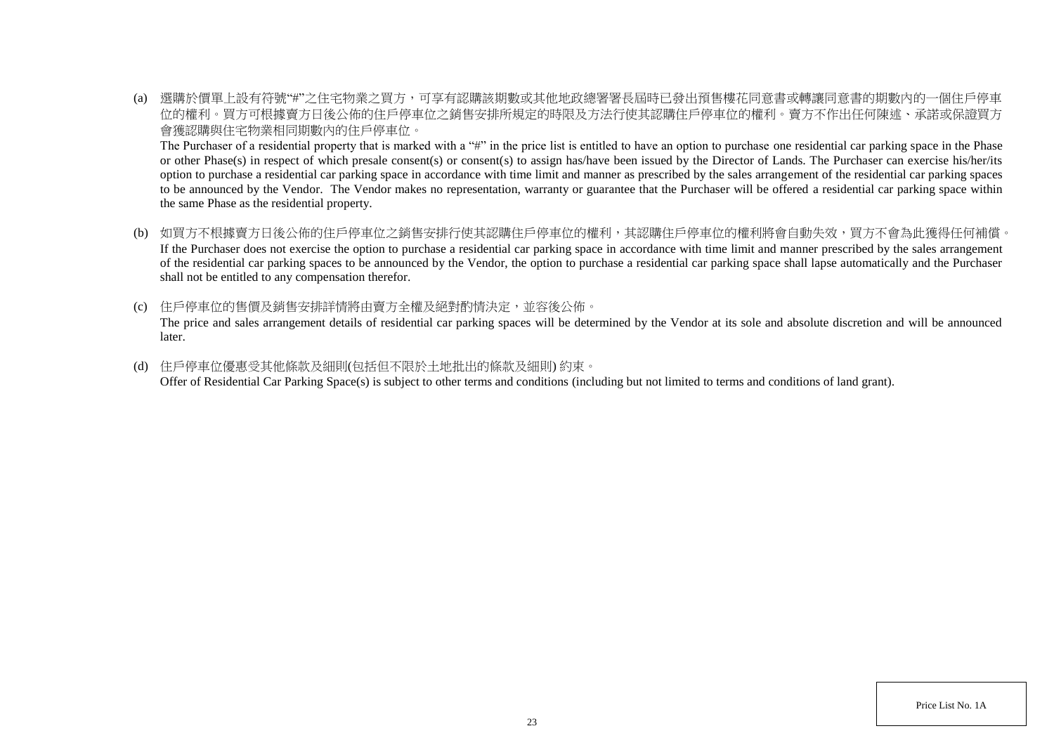(a) 選購於價單上設有符號"#"之住宅物業之買方，可享有認購該期數或其他地政總署署長屆時已發出預售樓花同意書或轉讓同意書的期數內的一個住戶停車位的權利。買方可根據賣方日後公佈的住戶停車位之銷售安排所規定的時限及方法行使其認購住戶停車位的權利。賣方不作出任何陳述、承諾或保證買方會獲認購與住宅物業相同期數內的住戶停車位。

The Purchaser of a residential property that is marked with a "#" in the price list is entitled to have an option to purchase one residential car parking space in the Phase or other Phase(s) in respect of which presale consent(s) or consent(s) to assign has/have been issued by the Director of Lands. The Purchaser can exercise his/her/its option to purchase a residential car parking space in accordance with time limit and manner as prescribed by the sales arrangement of the residential car parking spaces to be announced by the Vendor. The Vendor makes no representation, warranty or guarantee that the Purchaser will be offered a residential car parking space within the same Phase as the residential property.

(b) 如買方不根據賣方日後公佈的住戶停車位之銷售安排行使其認購住戶停車位的權利，其認購住戶停車位的權利將會自動失效，買方不會為此獲得任何補償。

If the Purchaser does not exercise the option to purchase a residential car parking space in accordance with time limit and manner prescribed by the sales arrangement of the residential car parking spaces to be announced by the Vendor, the option to purchase a residential car parking space shall lapse automatically and the Purchaser shall not be entitled to any compensation therefor.

(c) 住戶停車位的售價及銷售安排詳情將由賣方全權及絕對酌情決定，並容後公佈。

The price and sales arrangement details of residential car parking spaces will be determined by the Vendor at its sole and absolute discretion and will be announced later.

(d) 住戶停車位優惠受其他條款及細則(包括但不限於土地批出的條款及細則) 約束。

Offer of Residential Car Parking Space(s) is subject to other terms and conditions (including but not limited to terms and conditions of land grant).

Price List No. 1A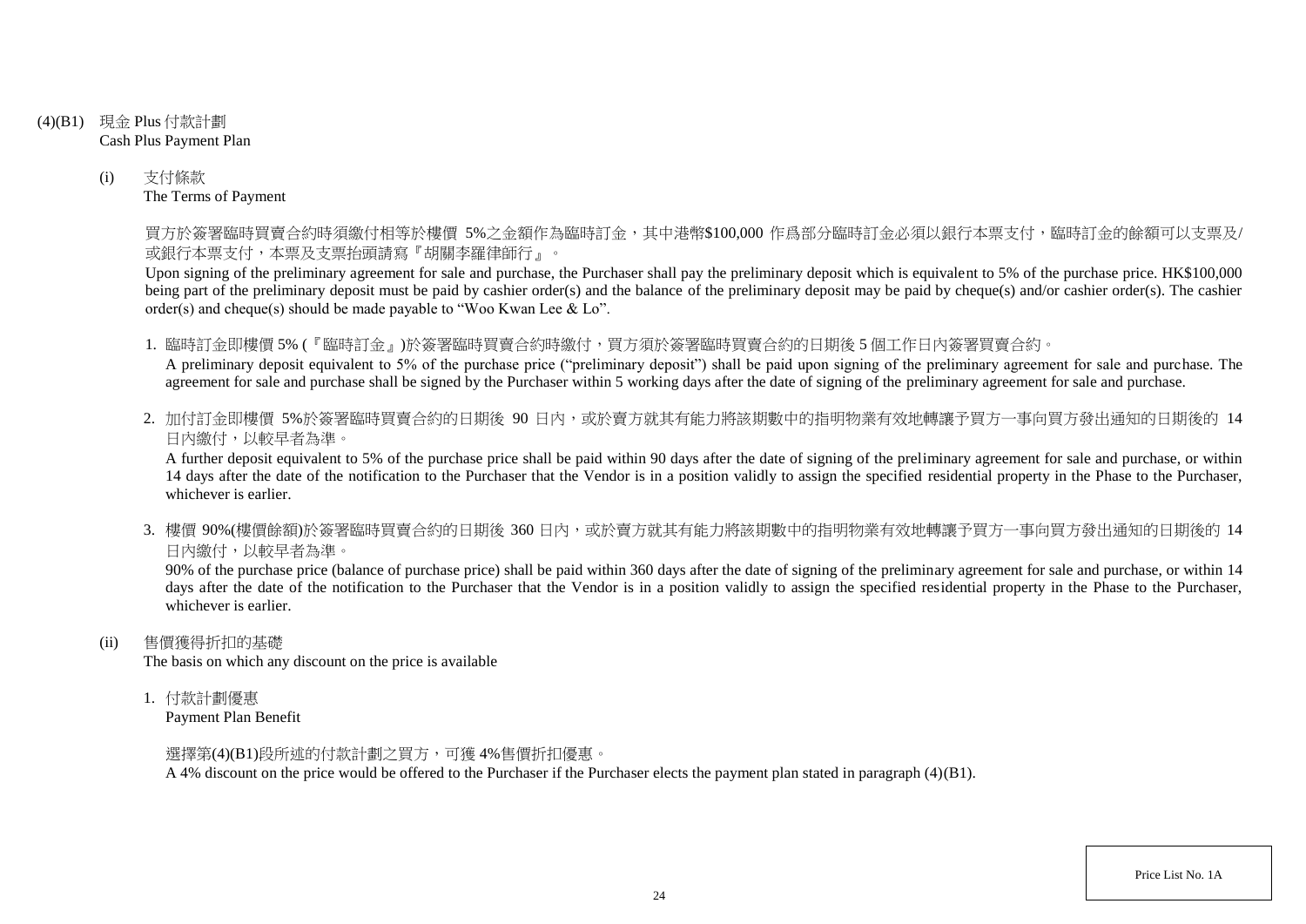(4)(B1) 現金 Plus 付款計劃
Cash Plus Payment Plan

(i) 支付條款
The Terms of Payment

買方於簽署臨時買賣合約時須繳付相等於樓價 5%之金額作為臨時訂金，其中港幣$100,000 作爲部分臨時訂金必須以銀行本票支付，臨時訂金的餘額可以支票及/或銀行本票支付，本票及支票抬頭請寫『胡關李羅律師行』。

Upon signing of the preliminary agreement for sale and purchase, the Purchaser shall pay the preliminary deposit which is equivalent to 5% of the purchase price. HK$100,000 being part of the preliminary deposit must be paid by cashier order(s) and the balance of the preliminary deposit may be paid by cheque(s) and/or cashier order(s). The cashier order(s) and cheque(s) should be made payable to "Woo Kwan Lee & Lo".

1. 臨時訂金即樓價 5% (『臨時訂金』)於簽署臨時買賣合約時繳付，買方須於簽署臨時買賣合約的日期後 5 個工作日內簽署買賣合約。
A preliminary deposit equivalent to 5% of the purchase price ("preliminary deposit") shall be paid upon signing of the preliminary agreement for sale and purchase. The agreement for sale and purchase shall be signed by the Purchaser within 5 working days after the date of signing of the preliminary agreement for sale and purchase.

2. 加付訂金即樓價 5%於簽署臨時買賣合約的日期後 90 日內，或於賣方就其有能力將該期數中的指明物業有效地轉讓予買方一事向買方發出通知的日期後的 14 日內繳付，以較早者為準。
A further deposit equivalent to 5% of the purchase price shall be paid within 90 days after the date of signing of the preliminary agreement for sale and purchase, or within 14 days after the date of the notification to the Purchaser that the Vendor is in a position validly to assign the specified residential property in the Phase to the Purchaser, whichever is earlier.

3. 樓價 90%(樓價餘額)於簽署臨時買賣合約的日期後 360 日內，或於賣方就其有能力將該期數中的指明物業有效地轉讓予買方一事向買方發出通知的日期後的 14 日內繳付，以較早者為準。
90% of the purchase price (balance of purchase price) shall be paid within 360 days after the date of signing of the preliminary agreement for sale and purchase, or within 14 days after the date of the notification to the Purchaser that the Vendor is in a position validly to assign the specified residential property in the Phase to the Purchaser, whichever is earlier.

(ii) 售價獲得折扣的基礎
The basis on which any discount on the price is available

1. 付款計劃優惠
Payment Plan Benefit

選擇第(4)(B1)段所述的付款計劃之買方，可獲 4%售價折扣優惠。
A 4% discount on the price would be offered to the Purchaser if the Purchaser elects the payment plan stated in paragraph (4)(B1).

Price List No. 1A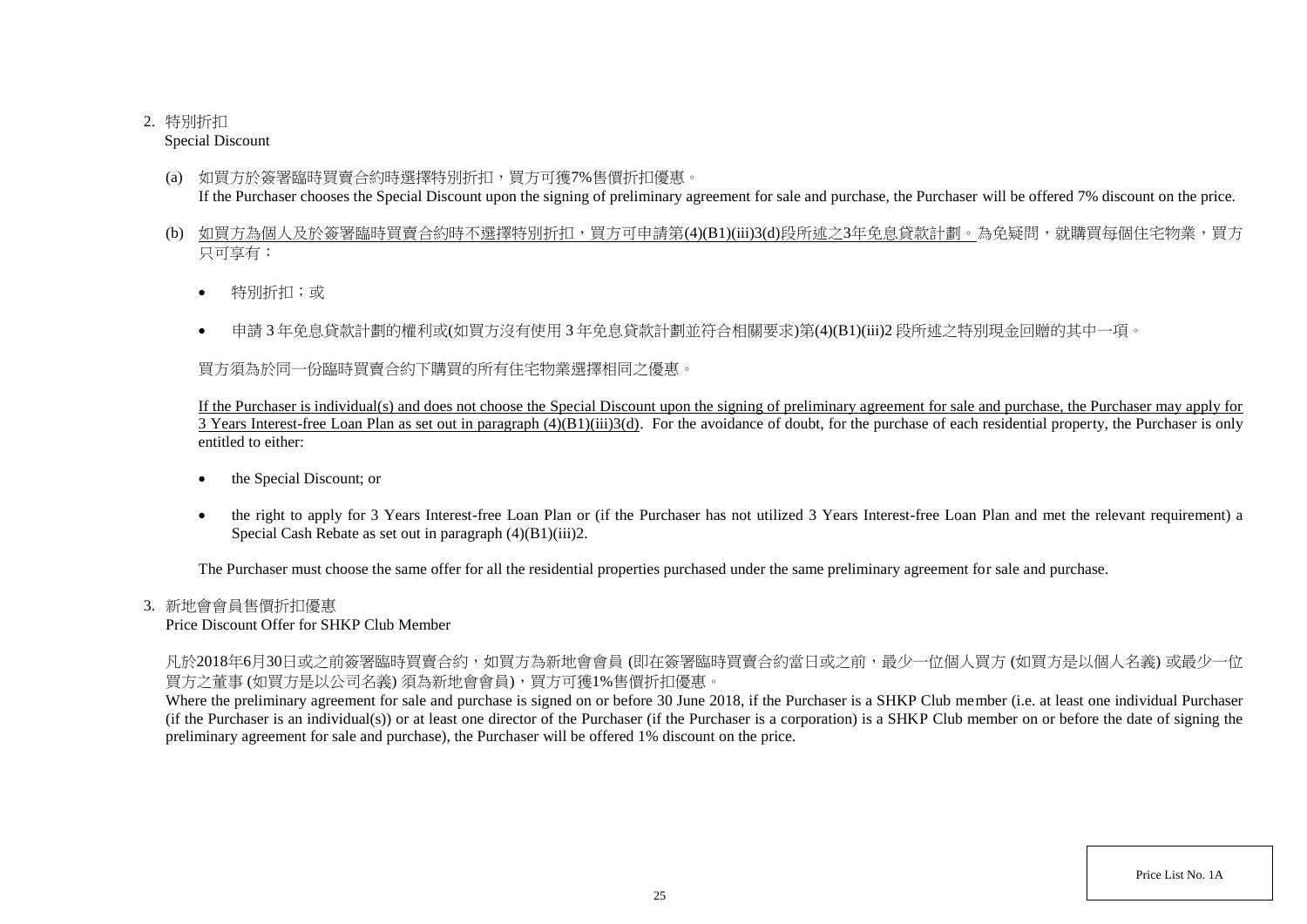2. 特別折扣
   Special Discount

   (a) 如買方於簽署臨時買賣合約時選擇特別折扣，買方可獲7%售價折扣優惠。
   If the Purchaser chooses the Special Discount upon the signing of preliminary agreement for sale and purchase, the Purchaser will be offered 7% discount on the price.

   (b) <u>如買方為個人及於簽署臨時買賣合約時不選擇特別折扣，買方可申請第(4)(B1)(iii)3(d)段所述之3年免息貸款計劃。</u>為免疑問，就購買每個住宅物業，買方只可享有：

   - 特別折扣；或
   - 申請 3 年免息貸款計劃的權利或(如買方沒有使用 3 年免息貸款計劃並符合相關要求)第(4)(B1)(iii)2 段所述之特別現金回贈的其中一項。

   買方須為於同一份臨時買賣合約下購買的所有住宅物業選擇相同之優惠。

   <u>If the Purchaser is individual(s) and does not choose the Special Discount upon the signing of preliminary agreement for sale and purchase, the Purchaser may apply for 3 Years Interest-free Loan Plan as set out in paragraph (4)(B1)(iii)3(d).</u> For the avoidance of doubt, for the purchase of each residential property, the Purchaser is only entitled to either:

   - the Special Discount; or
   - the right to apply for 3 Years Interest-free Loan Plan or (if the Purchaser has not utilized 3 Years Interest-free Loan Plan and met the relevant requirement) a Special Cash Rebate as set out in paragraph (4)(B1)(iii)2.

   The Purchaser must choose the same offer for all the residential properties purchased under the same preliminary agreement for sale and purchase.

3. 新地會會員售價折扣優惠
   Price Discount Offer for SHKP Club Member

   凡於2018年6月30日或之前簽署臨時買賣合約，如買方為新地會會員 (即在簽署臨時買賣合約當日或之前，最少一位個人買方 (如買方是以個人名義) 或最少一位買方之董事 (如買方是以公司名義) 須為新地會會員)，買方可獲1%售價折扣優惠。
   Where the preliminary agreement for sale and purchase is signed on or before 30 June 2018, if the Purchaser is a SHKP Club member (i.e. at least one individual Purchaser (if the Purchaser is an individual(s)) or at least one director of the Purchaser (if the Purchaser is a corporation) is a SHKP Club member on or before the date of signing the preliminary agreement for sale and purchase), the Purchaser will be offered 1% discount on the price.

Price List No. 1A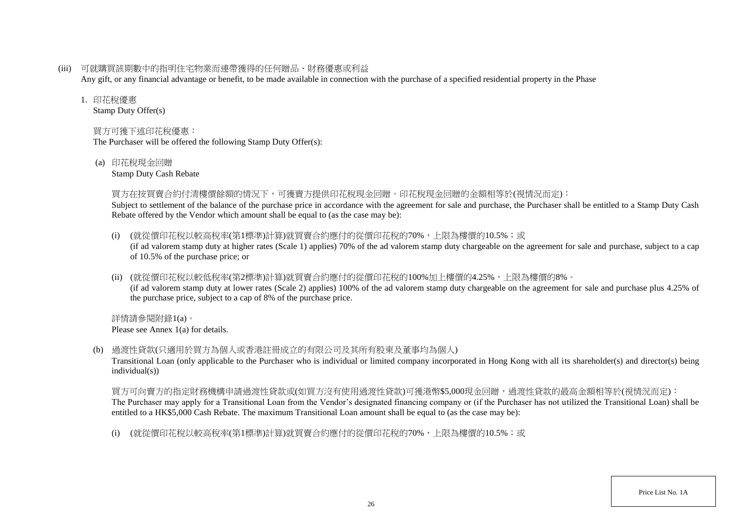(iii) 可就購買該期數中的指明住宅物業而連帶獲得的任何贈品、財務優惠或利益
Any gift, or any financial advantage or benefit, to be made available in connection with the purchase of a specified residential property in the Phase

1. 印花稅優惠
Stamp Duty Offer(s)

買方可獲下述印花稅優惠：
The Purchaser will be offered the following Stamp Duty Offer(s):

(a) 印花稅現金回贈
Stamp Duty Cash Rebate

買方在按買賣合約付清樓價餘額的情況下，可獲賣方提供印花稅現金回贈。印花稅現金回贈的金額相等於(視情況而定)：
Subject to settlement of the balance of the purchase price in accordance with the agreement for sale and purchase, the Purchaser shall be entitled to a Stamp Duty Cash Rebate offered by the Vendor which amount shall be equal to (as the case may be):

(i) (就從價印花稅以較高稅率(第1標準)計算)就買賣合約應付的從價印花稅的70%，上限為樓價的10.5%；或
(if ad valorem stamp duty at higher rates (Scale 1) applies) 70% of the ad valorem stamp duty chargeable on the agreement for sale and purchase, subject to a cap of 10.5% of the purchase price; or

(ii) (就從價印花稅以較低稅率(第2標準)計算)就買賣合約應付的從價印花稅的100%加上樓價的4.25%，上限為樓價的8%。
(if ad valorem stamp duty at lower rates (Scale 2) applies) 100% of the ad valorem stamp duty chargeable on the agreement for sale and purchase plus 4.25% of the purchase price, subject to a cap of 8% of the purchase price.

詳情請參閱附錄1(a)。
Please see Annex 1(a) for details.

(b) 過渡性貸款(只適用於買方為個人或香港註冊成立的有限公司及其所有股東及董事均為個人)
Transitional Loan (only applicable to the Purchaser who is individual or limited company incorporated in Hong Kong with all its shareholder(s) and director(s) being individual(s))

買方可向賣方的指定財務機構申請過渡性貸款或(如買方沒有使用過渡性貸款)可獲港幣$5,000現金回贈，過渡性貸款的最高金額相等於(視情況而定)：
The Purchaser may apply for a Transitional Loan from the Vendor's designated financing company or (if the Purchaser has not utilized the Transitional Loan) shall be entitled to a HK$5,000 Cash Rebate. The maximum Transitional Loan amount shall be equal to (as the case may be):

(i) (就從價印花稅以較高稅率(第1標準)計算)就買賣合約應付的從價印花稅的70%，上限為樓價的10.5%；或

Price List No. 1A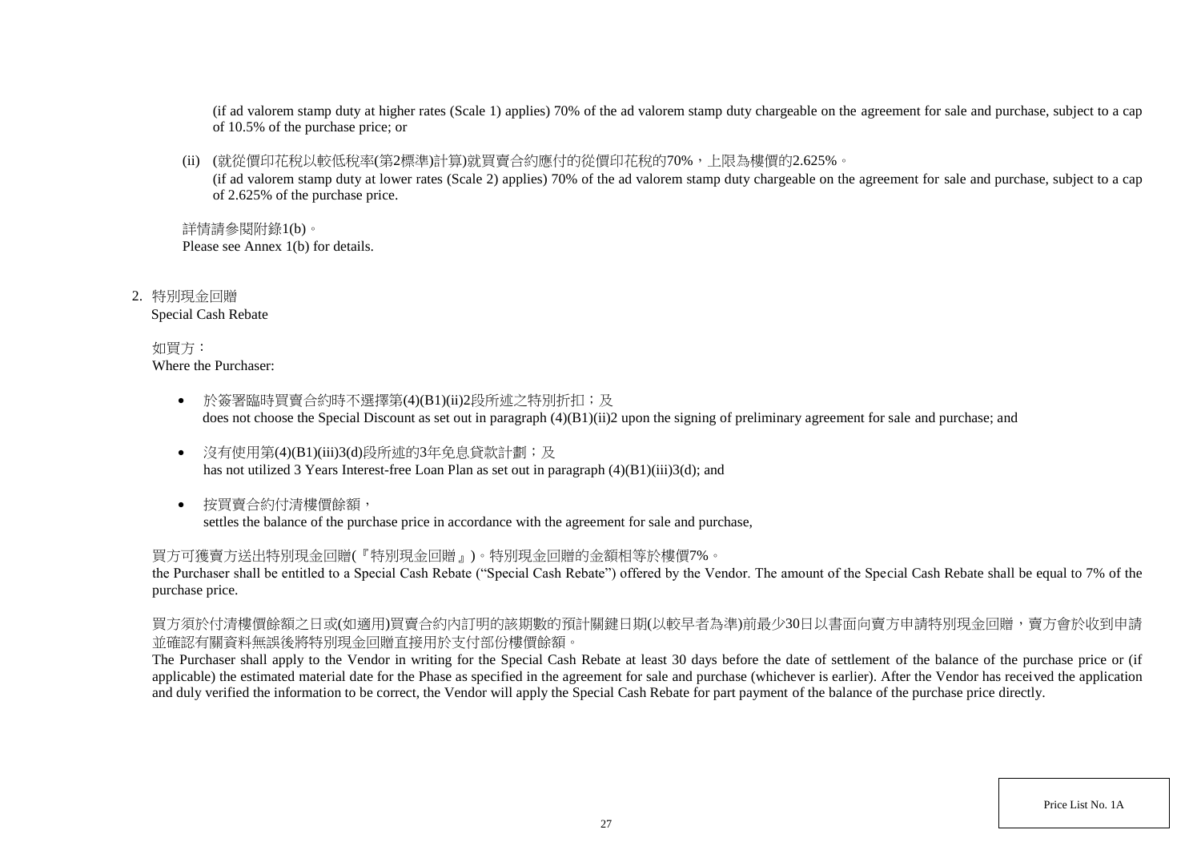(if ad valorem stamp duty at higher rates (Scale 1) applies) 70% of the ad valorem stamp duty chargeable on the agreement for sale and purchase, subject to a cap of 10.5% of the purchase price; or

(ii) (就從價印花稅以較低稅率(第2標準)計算)就買賣合約應付的從價印花稅的70%，上限為樓價的2.625%。
(if ad valorem stamp duty at lower rates (Scale 2) applies) 70% of the ad valorem stamp duty chargeable on the agreement for sale and purchase, subject to a cap of 2.625% of the purchase price.

詳情請參閱附錄1(b)。
Please see Annex 1(b) for details.

2. 特別現金回贈
Special Cash Rebate

如買方：
Where the Purchaser:

- 於簽署臨時買賣合約時不選擇第(4)(B1)(ii)2段所述之特別折扣；及
does not choose the Special Discount as set out in paragraph (4)(B1)(ii)2 upon the signing of preliminary agreement for sale and purchase; and

- 沒有使用第(4)(B1)(iii)3(d)段所述的3年免息貸款計劃；及
has not utilized 3 Years Interest-free Loan Plan as set out in paragraph (4)(B1)(iii)3(d); and

- 按買賣合約付清樓價餘額，
settles the balance of the purchase price in accordance with the agreement for sale and purchase,

買方可獲賣方送出特別現金回贈(『特別現金回贈』)。特別現金回贈的金額相等於樓價7%。
the Purchaser shall be entitled to a Special Cash Rebate ("Special Cash Rebate") offered by the Vendor. The amount of the Special Cash Rebate shall be equal to 7% of the purchase price.

買方須於付清樓價餘額之日或(如適用)買賣合約內訂明的該期數的預計關鍵日期(以較早者為準)前最少30日以書面向賣方申請特別現金回贈，賣方會於收到申請並確認有關資料無誤後將特別現金回贈直接用於支付部份樓價餘額。
The Purchaser shall apply to the Vendor in writing for the Special Cash Rebate at least 30 days before the date of settlement of the balance of the purchase price or (if applicable) the estimated material date for the Phase as specified in the agreement for sale and purchase (whichever is earlier). After the Vendor has received the application and duly verified the information to be correct, the Vendor will apply the Special Cash Rebate for part payment of the balance of the purchase price directly.

Price List No. 1A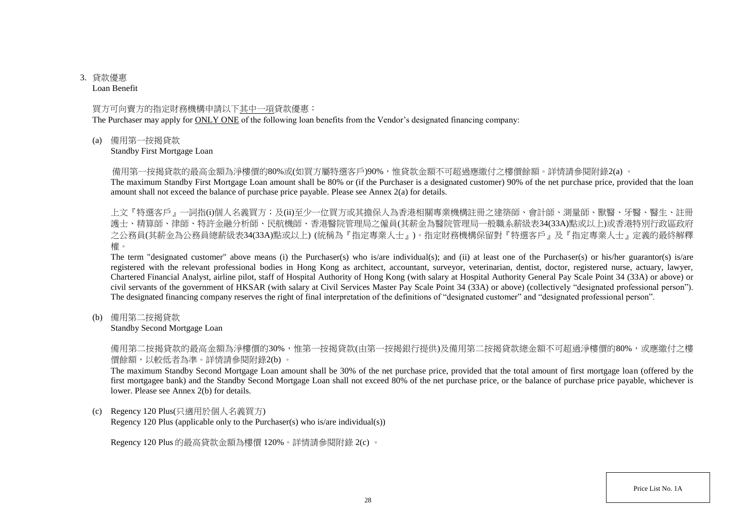3. 貸款優惠
Loan Benefit

買方可向賣方的指定財務機構申請以下其中一項貸款優惠：
The Purchaser may apply for ONLY ONE of the following loan benefits from the Vendor's designated financing company:

(a) 備用第一按揭貸款
Standby First Mortgage Loan

備用第一按揭貸款的最高金額為淨樓價的80%或(如買方屬特選客戶)90%，惟貸款金額不可超過應繳付之樓價餘額。詳情請參閱附錄2(a) 。
The maximum Standby First Mortgage Loan amount shall be 80% or (if the Purchaser is a designated customer) 90% of the net purchase price, provided that the loan amount shall not exceed the balance of purchase price payable. Please see Annex 2(a) for details.

上文『特選客戶』一詞指(i)個人名義買方；及(ii)至少一位買方或其擔保人為香港相關專業機構註冊之建築師、會計師、測量師、獸醫、牙醫、醫生、註冊護士、精算師、律師、特許金融分析師、民航機師、香港醫院管理局之僱員(其薪金為醫院管理局一般職系薪級表34(33A)點或以上)或香港特別行政區政府之公務員(其薪金為公務員總薪級表34(33A)點或以上) (統稱為『指定專業人士』)。指定財務機構保留對『特選客戶』及『指定專業人士』定義的最終解釋權。
The term "designated customer" above means (i) the Purchaser(s) who is/are individual(s); and (ii) at least one of the Purchaser(s) or his/her guarantor(s) is/are registered with the relevant professional bodies in Hong Kong as architect, accountant, surveyor, veterinarian, dentist, doctor, registered nurse, actuary, lawyer, Chartered Financial Analyst, airline pilot, staff of Hospital Authority of Hong Kong (with salary at Hospital Authority General Pay Scale Point 34 (33A) or above) or civil servants of the government of HKSAR (with salary at Civil Services Master Pay Scale Point 34 (33A) or above) (collectively "designated professional person"). The designated financing company reserves the right of final interpretation of the definitions of "designated customer" and "designated professional person".

(b) 備用第二按揭貸款
Standby Second Mortgage Loan

備用第二按揭貸款的最高金額為淨樓價的30%，惟第一按揭貸款(由第一按揭銀行提供)及備用第二按揭貸款總金額不可超過淨樓價的80%，或應繳付之樓價餘額，以較低者為準。詳情請參閱附錄2(b) 。
The maximum Standby Second Mortgage Loan amount shall be 30% of the net purchase price, provided that the total amount of first mortgage loan (offered by the first mortgagee bank) and the Standby Second Mortgage Loan shall not exceed 80% of the net purchase price, or the balance of purchase price payable, whichever is lower. Please see Annex 2(b) for details.

(c) Regency 120 Plus(只適用於個人名義買方)
Regency 120 Plus (applicable only to the Purchaser(s) who is/are individual(s))

Regency 120 Plus 的最高貸款金額為樓價 120%。詳情請參閱附錄 2(c) 。

Price List No. 1A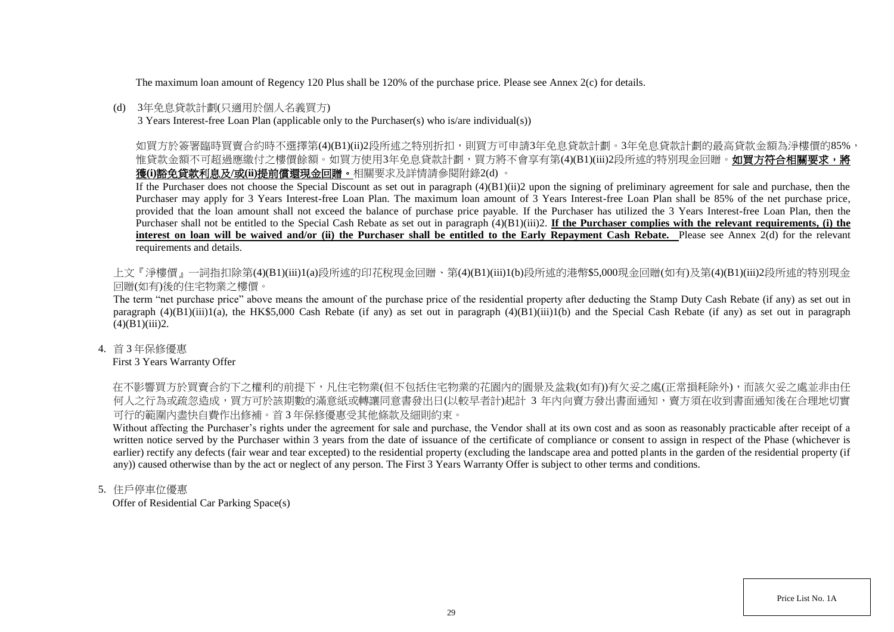The maximum loan amount of Regency 120 Plus shall be 120% of the purchase price. Please see Annex 2(c) for details.

(d) 3年免息貸款計劃(只適用於個人名義買方)
3 Years Interest-free Loan Plan (applicable only to the Purchaser(s) who is/are individual(s))

如買方於簽署臨時買賣合約時不選擇第(4)(B1)(ii)2段所述之特別折扣，則買方可申請3年免息貸款計劃。3年免息貸款計劃的最高貸款金額為淨樓價的85%，惟貸款金額不可超過應繳付之樓價餘額。如買方使用3年免息貸款計劃，買方將不會享有第(4)(B1)(iii)2段所述的特別現金回贈。**如買方符合相關要求，將獲(i)豁免貸款利息及/或(ii)提前償還現金回贈。**相關要求及詳情請參閱附錄2(d) 。

If the Purchaser does not choose the Special Discount as set out in paragraph (4)(B1)(ii)2 upon the signing of preliminary agreement for sale and purchase, then the Purchaser may apply for 3 Years Interest-free Loan Plan. The maximum loan amount of 3 Years Interest-free Loan Plan shall be 85% of the net purchase price, provided that the loan amount shall not exceed the balance of purchase price payable. If the Purchaser has utilized the 3 Years Interest-free Loan Plan, then the Purchaser shall not be entitled to the Special Cash Rebate as set out in paragraph (4)(B1)(iii)2. **If the Purchaser complies with the relevant requirements, (i) the interest on loan will be waived and/or (ii) the Purchaser shall be entitled to the Early Repayment Cash Rebate.** Please see Annex 2(d) for the relevant requirements and details.

上文『淨樓價』一詞指扣除第(4)(B1)(iii)1(a)段所述的印花稅現金回贈、第(4)(B1)(iii)1(b)段所述的港幣$5,000現金回贈(如有)及第(4)(B1)(iii)2段所述的特別現金回贈(如有)後的住宅物業之樓價。

The term "net purchase price" above means the amount of the purchase price of the residential property after deducting the Stamp Duty Cash Rebate (if any) as set out in paragraph (4)(B1)(iii)1(a), the HK$5,000 Cash Rebate (if any) as set out in paragraph (4)(B1)(iii)1(b) and the Special Cash Rebate (if any) as set out in paragraph (4)(B1)(iii)2.

4. 首 3 年保修優惠
First 3 Years Warranty Offer

在不影響買方於買賣合約下之權利的前提下，凡住宅物業(但不包括住宅物業的花園內的園景及盆栽(如有))有欠妥之處(正常損耗除外)，而該欠妥之處並非由任何人之行為或疏忽造成，買方可於該期數的滿意紙或轉讓同意書發出日(以較早者計)起計 3 年內向賣方發出書面通知，賣方須在收到書面通知後在合理地切實可行的範圍內盡快自費作出修補。首 3 年保修優惠受其他條款及細則約束。

Without affecting the Purchaser's rights under the agreement for sale and purchase, the Vendor shall at its own cost and as soon as reasonably practicable after receipt of a written notice served by the Purchaser within 3 years from the date of issuance of the certificate of compliance or consent to assign in respect of the Phase (whichever is earlier) rectify any defects (fair wear and tear excepted) to the residential property (excluding the landscape area and potted plants in the garden of the residential property (if any)) caused otherwise than by the act or neglect of any person. The First 3 Years Warranty Offer is subject to other terms and conditions.

5. 住戶停車位優惠
Offer of Residential Car Parking Space(s)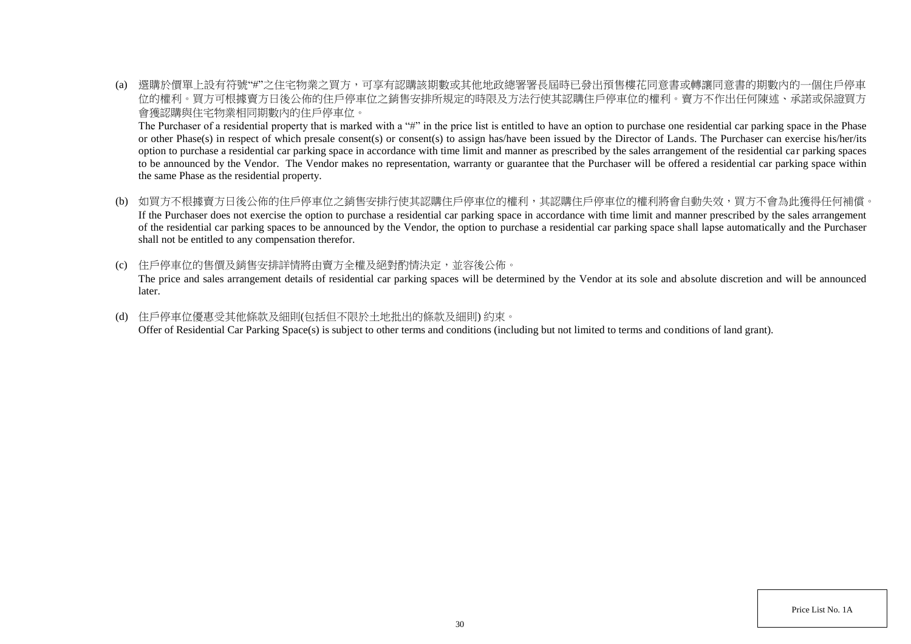(a) 選購於價單上設有符號"#"之住宅物業之買方，可享有認購該期數或其他地政總署署長屆時已發出預售樓花同意書或轉讓同意書的期數內的一個住戶停車位的權利。買方可根據賣方日後公佈的住戶停車位之銷售安排所規定的時限及方法行使其認購住戶停車位的權利。賣方不作出任何陳述、承諾或保證買方會獲認購與住宅物業相同期數內的住戶停車位。

The Purchaser of a residential property that is marked with a "#" in the price list is entitled to have an option to purchase one residential car parking space in the Phase or other Phase(s) in respect of which presale consent(s) or consent(s) to assign has/have been issued by the Director of Lands. The Purchaser can exercise his/her/its option to purchase a residential car parking space in accordance with time limit and manner as prescribed by the sales arrangement of the residential car parking spaces to be announced by the Vendor. The Vendor makes no representation, warranty or guarantee that the Purchaser will be offered a residential car parking space within the same Phase as the residential property.

(b) 如買方不根據賣方日後公佈的住戶停車位之銷售安排行使其認購住戶停車位的權利，其認購住戶停車位的權利將會自動失效，買方不會為此獲得任何補償。

If the Purchaser does not exercise the option to purchase a residential car parking space in accordance with time limit and manner prescribed by the sales arrangement of the residential car parking spaces to be announced by the Vendor, the option to purchase a residential car parking space shall lapse automatically and the Purchaser shall not be entitled to any compensation therefor.

(c) 住戶停車位的售價及銷售安排詳情將由賣方全權及絕對酌情決定，並容後公佈。

The price and sales arrangement details of residential car parking spaces will be determined by the Vendor at its sole and absolute discretion and will be announced later.

(d) 住戶停車位優惠受其他條款及細則(包括但不限於土地批出的條款及細則) 約束。

Offer of Residential Car Parking Space(s) is subject to other terms and conditions (including but not limited to terms and conditions of land grant).

Price List No. 1A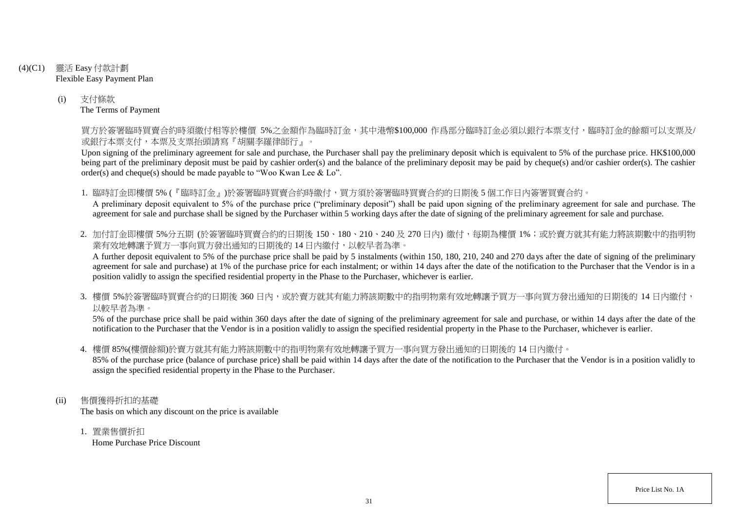(4)(C1) 靈活 Easy 付款計劃
Flexible Easy Payment Plan

(i) 支付條款
The Terms of Payment

買方於簽署臨時買賣合約時須繳付相等於樓價 5%之金額作爲臨時訂金，其中港幣$100,000 作爲部分臨時訂金必須以銀行本票支付，臨時訂金的餘額可以支票及/或銀行本票支付，本票及支票抬頭請寫『胡關李羅律師行』。

Upon signing of the preliminary agreement for sale and purchase, the Purchaser shall pay the preliminary deposit which is equivalent to 5% of the purchase price. HK$100,000 being part of the preliminary deposit must be paid by cashier order(s) and the balance of the preliminary deposit may be paid by cheque(s) and/or cashier order(s). The cashier order(s) and cheque(s) should be made payable to “Woo Kwan Lee & Lo”.

1. 臨時訂金即樓價 5% (『臨時訂金』)於簽署臨時買賣合約時繳付，買方須於簽署臨時買賣合約的日期後 5 個工作日內簽署買賣合約。
A preliminary deposit equivalent to 5% of the purchase price (“preliminary deposit”) shall be paid upon signing of the preliminary agreement for sale and purchase. The agreement for sale and purchase shall be signed by the Purchaser within 5 working days after the date of signing of the preliminary agreement for sale and purchase.

2. 加付訂金即樓價 5%分五期 (於簽署臨時買賣合約的日期後 150、180、210、240 及 270 日內) 繳付，每期為樓價 1%；或於賣方就其有能力將該期數中的指明物業有效地轉讓予買方一事向買方發出通知的日期後的 14 日內繳付，以較早者為準。
A further deposit equivalent to 5% of the purchase price shall be paid by 5 instalments (within 150, 180, 210, 240 and 270 days after the date of signing of the preliminary agreement for sale and purchase) at 1% of the purchase price for each instalment; or within 14 days after the date of the notification to the Purchaser that the Vendor is in a position validly to assign the specified residential property in the Phase to the Purchaser, whichever is earlier.

3. 樓價 5%於簽署臨時買賣合約的日期後 360 日內，或於賣方就其有能力將該期數中的指明物業有效地轉讓予買方一事向買方發出通知的日期後的 14 日內繳付，以較早者為準。
5% of the purchase price shall be paid within 360 days after the date of signing of the preliminary agreement for sale and purchase, or within 14 days after the date of the notification to the Purchaser that the Vendor is in a position validly to assign the specified residential property in the Phase to the Purchaser, whichever is earlier.

4. 樓價 85%(樓價餘額)於賣方就其有能力將該期數中的指明物業有效地轉讓予買方一事向買方發出通知的日期後的 14 日內繳付。
85% of the purchase price (balance of purchase price) shall be paid within 14 days after the date of the notification to the Purchaser that the Vendor is in a position validly to assign the specified residential property in the Phase to the Purchaser.

(ii) 售價獲得折扣的基礎
The basis on which any discount on the price is available

1. 置業售價折扣
Home Purchase Price Discount

Price List No. 1A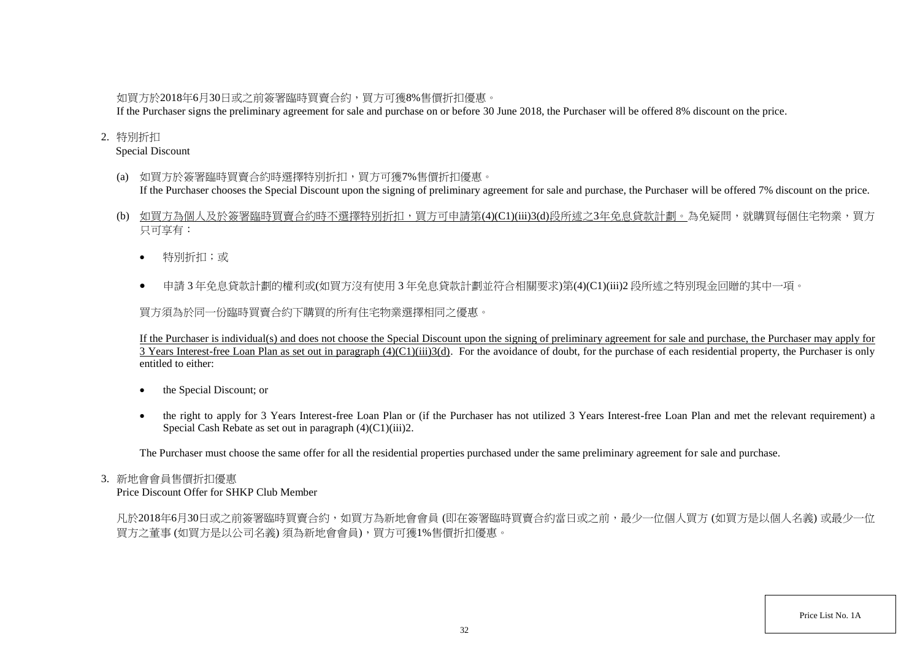如買方於2018年6月30日或之前簽署臨時買賣合約，買方可獲8%售價折扣優惠。
If the Purchaser signs the preliminary agreement for sale and purchase on or before 30 June 2018, the Purchaser will be offered 8% discount on the price.

2. 特別折扣
Special Discount

(a) 如買方於簽署臨時買賣合約時選擇特別折扣，買方可獲7%售價折扣優惠。
If the Purchaser chooses the Special Discount upon the signing of preliminary agreement for sale and purchase, the Purchaser will be offered 7% discount on the price.

(b) <u>如買方為個人及於簽署臨時買賣合約時不選擇特別折扣，買方可申請第(4)(C1)(iii)3(d)段所述之3年免息貸款計劃。</u>為免疑問，就購買每個住宅物業，買方只可享有：

- 特別折扣；或
- 申請 3 年免息貸款計劃的權利或(如買方沒有使用 3 年免息貸款計劃並符合相關要求)第(4)(C1)(iii)2 段所述之特別現金回贈的其中一項。

買方須為於同一份臨時買賣合約下購買的所有住宅物業選擇相同之優惠。

<u>If the Purchaser is individual(s) and does not choose the Special Discount upon the signing of preliminary agreement for sale and purchase, the Purchaser may apply for 3 Years Interest-free Loan Plan as set out in paragraph (4)(C1)(iii)3(d).</u> For the avoidance of doubt, for the purchase of each residential property, the Purchaser is only entitled to either:

- the Special Discount; or
- the right to apply for 3 Years Interest-free Loan Plan or (if the Purchaser has not utilized 3 Years Interest-free Loan Plan and met the relevant requirement) a Special Cash Rebate as set out in paragraph (4)(C1)(iii)2.

The Purchaser must choose the same offer for all the residential properties purchased under the same preliminary agreement for sale and purchase.

3. 新地會會員售價折扣優惠
Price Discount Offer for SHKP Club Member

凡於2018年6月30日或之前簽署臨時買賣合約，如買方為新地會會員 (即在簽署臨時買賣合約當日或之前，最少一位個人買方 (如買方是以個人名義) 或最少一位買方之董事 (如買方是以公司名義) 須為新地會會員)，買方可獲1%售價折扣優惠。

Price List No. 1A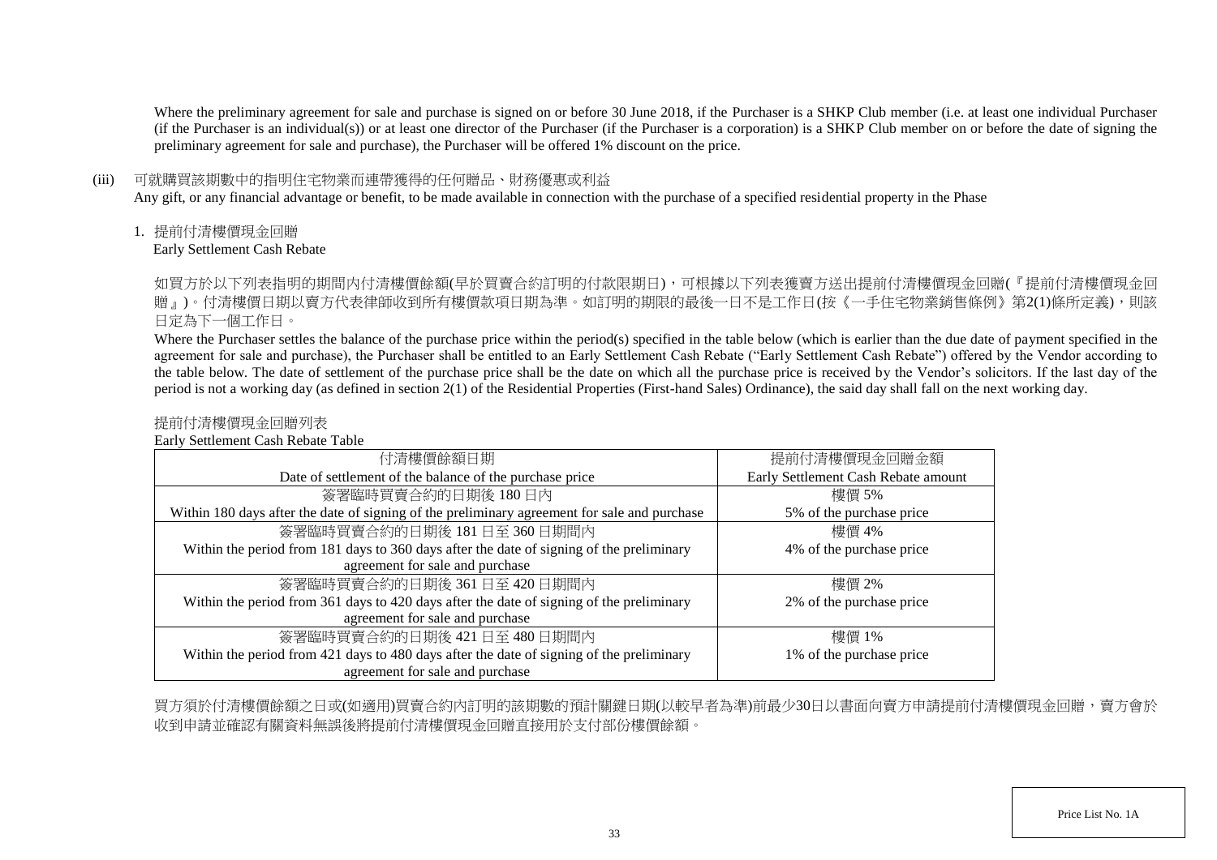Where the preliminary agreement for sale and purchase is signed on or before 30 June 2018, if the Purchaser is a SHKP Club member (i.e. at least one individual Purchaser (if the Purchaser is an individual(s)) or at least one director of the Purchaser (if the Purchaser is a corporation) is a SHKP Club member on or before the date of signing the preliminary agreement for sale and purchase), the Purchaser will be offered 1% discount on the price.

(iii) 可就購買該期數中的指明住宅物業而連帶獲得的任何贈品、財務優惠或利益
Any gift, or any financial advantage or benefit, to be made available in connection with the purchase of a specified residential property in the Phase

1. 提前付清樓價現金回贈
Early Settlement Cash Rebate

如買方於以下列表指明的期間內付清樓價餘額(早於買賣合約訂明的付款限期日)，可根據以下列表獲賣方送出提前付清樓價現金回贈(『提前付清樓價現金回贈』)。付清樓價日期以賣方代表律師收到所有樓價款項日期為準。如訂明的期限的最後一日不是工作日(按《一手住宅物業銷售條例》第2(1)條所定義)，則該日定為下一個工作日。

Where the Purchaser settles the balance of the purchase price within the period(s) specified in the table below (which is earlier than the due date of payment specified in the agreement for sale and purchase), the Purchaser shall be entitled to an Early Settlement Cash Rebate ("Early Settlement Cash Rebate") offered by the Vendor according to the table below. The date of settlement of the purchase price shall be the date on which all the purchase price is received by the Vendor's solicitors. If the last day of the period is not a working day (as defined in section 2(1) of the Residential Properties (First-hand Sales) Ordinance), the said day shall fall on the next working day.

提前付清樓價現金回贈列表
Early Settlement Cash Rebate Table

| 付清樓價餘額日期<br>Date of settlement of the balance of the purchase price | 提前付清樓價現金回贈金額<br>Early Settlement Cash Rebate amount |
|---|---|
| 簽署臨時買賣合約的日期後 180 日內<br>Within 180 days after the date of signing of the preliminary agreement for sale and purchase | 樓價 5%<br>5% of the purchase price |
| 簽署臨時買賣合約的日期後 181 日至 360 日期間內<br>Within the period from 181 days to 360 days after the date of signing of the preliminary agreement for sale and purchase | 樓價 4%<br>4% of the purchase price |
| 簽署臨時買賣合約的日期後 361 日至 420 日期間內<br>Within the period from 361 days to 420 days after the date of signing of the preliminary agreement for sale and purchase | 樓價 2%<br>2% of the purchase price |
| 簽署臨時買賣合約的日期後 421 日至 480 日期間內<br>Within the period from 421 days to 480 days after the date of signing of the preliminary agreement for sale and purchase | 樓價 1%<br>1% of the purchase price |

買方須於付清樓價餘額之日或(如適用)買賣合約內訂明的該期數的預計關鍵日期(以較早者為準)前最少30日以書面向賣方申請提前付清樓價現金回贈，賣方會於收到申請並確認有關資料無誤後將提前付清樓價現金回贈直接用於支付部份樓價餘額。

Price List No. 1A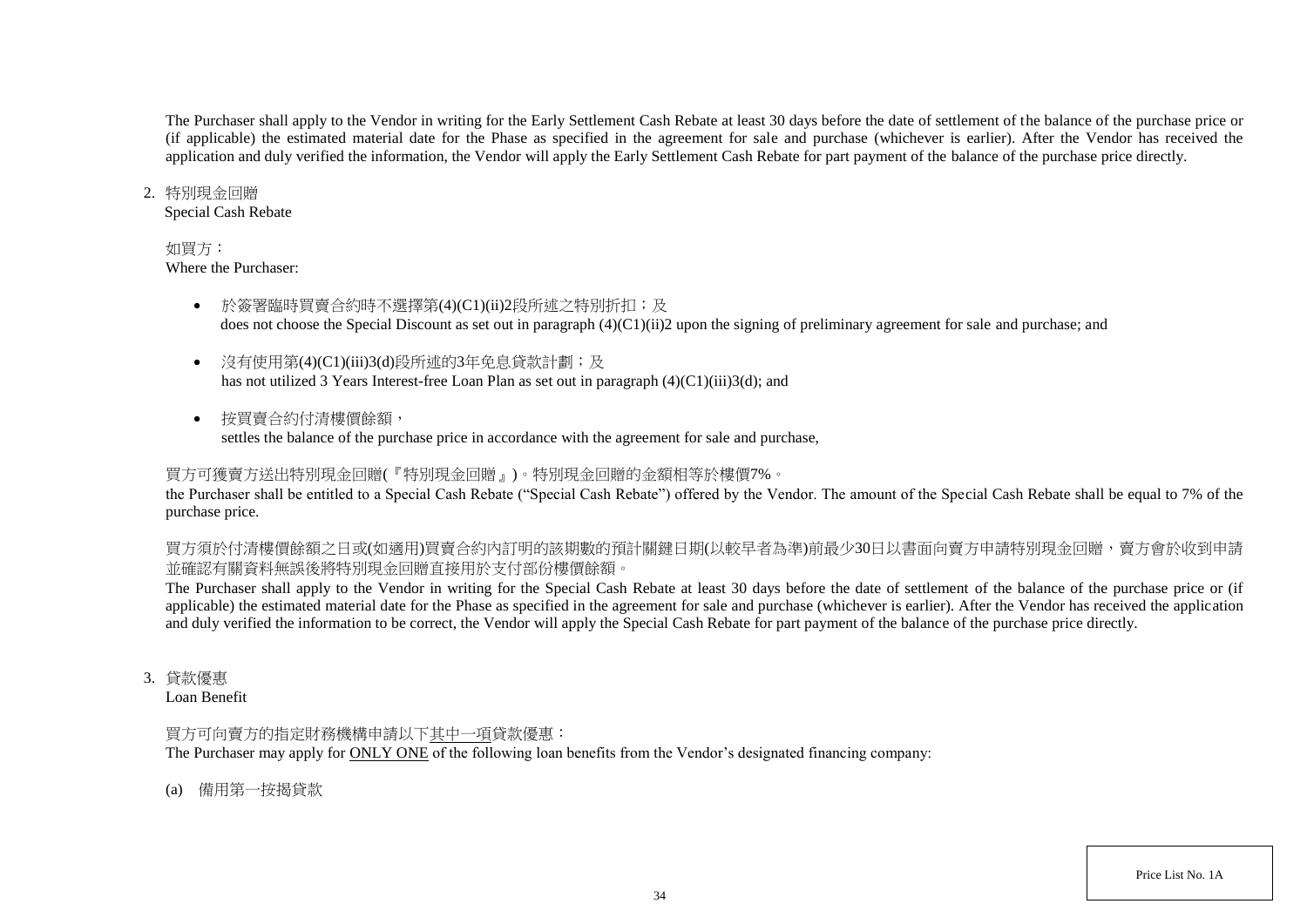The Purchaser shall apply to the Vendor in writing for the Early Settlement Cash Rebate at least 30 days before the date of settlement of the balance of the purchase price or (if applicable) the estimated material date for the Phase as specified in the agreement for sale and purchase (whichever is earlier). After the Vendor has received the application and duly verified the information, the Vendor will apply the Early Settlement Cash Rebate for part payment of the balance of the purchase price directly.

2. 特別現金回贈
Special Cash Rebate

如買方：
Where the Purchaser:

- 於簽署臨時買賣合約時不選擇第(4)(C1)(ii)2段所述之特別折扣；及
  does not choose the Special Discount as set out in paragraph (4)(C1)(ii)2 upon the signing of preliminary agreement for sale and purchase; and
- 沒有使用第(4)(C1)(iii)3(d)段所述的3年免息貸款計劃；及
  has not utilized 3 Years Interest-free Loan Plan as set out in paragraph (4)(C1)(iii)3(d); and
- 按買賣合約付清樓價餘額，
  settles the balance of the purchase price in accordance with the agreement for sale and purchase,

買方可獲賣方送出特別現金回贈(『特別現金回贈』)。特別現金回贈的金額相等於樓價7%。
the Purchaser shall be entitled to a Special Cash Rebate ("Special Cash Rebate") offered by the Vendor. The amount of the Special Cash Rebate shall be equal to 7% of the purchase price.

買方須於付清樓價餘額之日或(如適用)買賣合約內訂明的該期數的預計關鍵日期(以較早者為準)前最少30日以書面向賣方申請特別現金回贈，賣方會於收到申請並確認有關資料無誤後將特別現金回贈直接用於支付部份樓價餘額。
The Purchaser shall apply to the Vendor in writing for the Special Cash Rebate at least 30 days before the date of settlement of the balance of the purchase price or (if applicable) the estimated material date for the Phase as specified in the agreement for sale and purchase (whichever is earlier). After the Vendor has received the application and duly verified the information to be correct, the Vendor will apply the Special Cash Rebate for part payment of the balance of the purchase price directly.

3. 貸款優惠
Loan Benefit

買方可向賣方的指定財務機構申請以下<u>其中一項</u>貸款優惠：
The Purchaser may apply for <u>ONLY ONE</u> of the following loan benefits from the Vendor's designated financing company:

(a) 備用第一按揭貸款

Price List No. 1A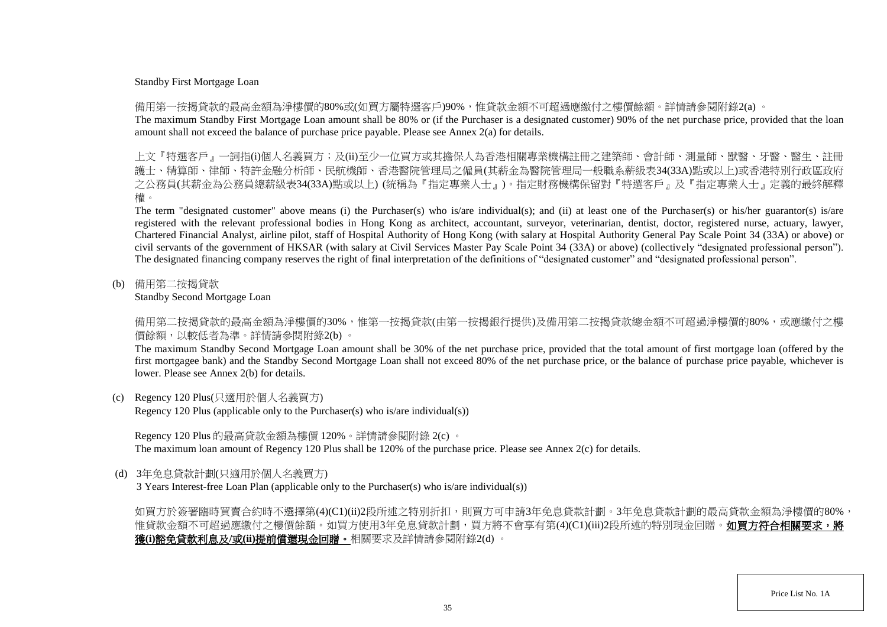Standby First Mortgage Loan

備用第一按揭貸款的最高金額為淨樓價的80%或(如買方屬特選客戶)90%，惟貸款金額不可超過應繳付之樓價餘額。詳情請參閱附錄2(a) 。

The maximum Standby First Mortgage Loan amount shall be 80% or (if the Purchaser is a designated customer) 90% of the net purchase price, provided that the loan amount shall not exceed the balance of purchase price payable. Please see Annex 2(a) for details.

上文『特選客戶』一詞指(i)個人名義買方；及(ii)至少一位買方或其擔保人為香港相關專業機構註冊之建築師、會計師、測量師、獸醫、牙醫、醫生、註冊護士、精算師、律師、特許金融分析師、民航機師、香港醫院管理局之僱員(其薪金為醫院管理局一般職系薪級表34(33A)點或以上)或香港特別行政區政府之公務員(其薪金為公務員總薪級表34(33A)點或以上) (統稱為『指定專業人士』)。指定財務機構保留對『特選客戶』及『指定專業人士』定義的最終解釋權。

The term "designated customer" above means (i) the Purchaser(s) who is/are individual(s); and (ii) at least one of the Purchaser(s) or his/her guarantor(s) is/are registered with the relevant professional bodies in Hong Kong as architect, accountant, surveyor, veterinarian, dentist, doctor, registered nurse, actuary, lawyer, Chartered Financial Analyst, airline pilot, staff of Hospital Authority of Hong Kong (with salary at Hospital Authority General Pay Scale Point 34 (33A) or above) or civil servants of the government of HKSAR (with salary at Civil Services Master Pay Scale Point 34 (33A) or above) (collectively "designated professional person"). The designated financing company reserves the right of final interpretation of the definitions of "designated customer" and "designated professional person".

(b) 備用第二按揭貸款
Standby Second Mortgage Loan

備用第二按揭貸款的最高金額為淨樓價的30%，惟第一按揭貸款(由第一按揭銀行提供)及備用第二按揭貸款總金額不可超過淨樓價的80%，或應繳付之樓價餘額，以較低者為準。詳情請參閱附錄2(b) 。

The maximum Standby Second Mortgage Loan amount shall be 30% of the net purchase price, provided that the total amount of first mortgage loan (offered by the first mortgagee bank) and the Standby Second Mortgage Loan shall not exceed 80% of the net purchase price, or the balance of purchase price payable, whichever is lower. Please see Annex 2(b) for details.

(c) Regency 120 Plus(只適用於個人名義買方)
Regency 120 Plus (applicable only to the Purchaser(s) who is/are individual(s))

Regency 120 Plus 的最高貸款金額為樓價 120%。詳情請參閱附錄 2(c) 。
The maximum loan amount of Regency 120 Plus shall be 120% of the purchase price. Please see Annex 2(c) for details.

(d) 3年免息貸款計劃(只適用於個人名義買方)
3 Years Interest-free Loan Plan (applicable only to the Purchaser(s) who is/are individual(s))

如買方於簽署臨時買賣合約時不選擇第(4)(C1)(ii)2段所述之特別折扣，則買方可申請3年免息貸款計劃。3年免息貸款計劃的最高貸款金額為淨樓價的80%，惟貸款金額不可超過應繳付之樓價餘額。如買方使用3年免息貸款計劃，買方將不會享有第(4)(C1)(iii)2段所述的特別現金回贈。**如買方符合相關要求，將獲(i)豁免貸款利息及/或(ii)提前償還現金回贈。** 相關要求及詳情請參閱附錄2(d) 。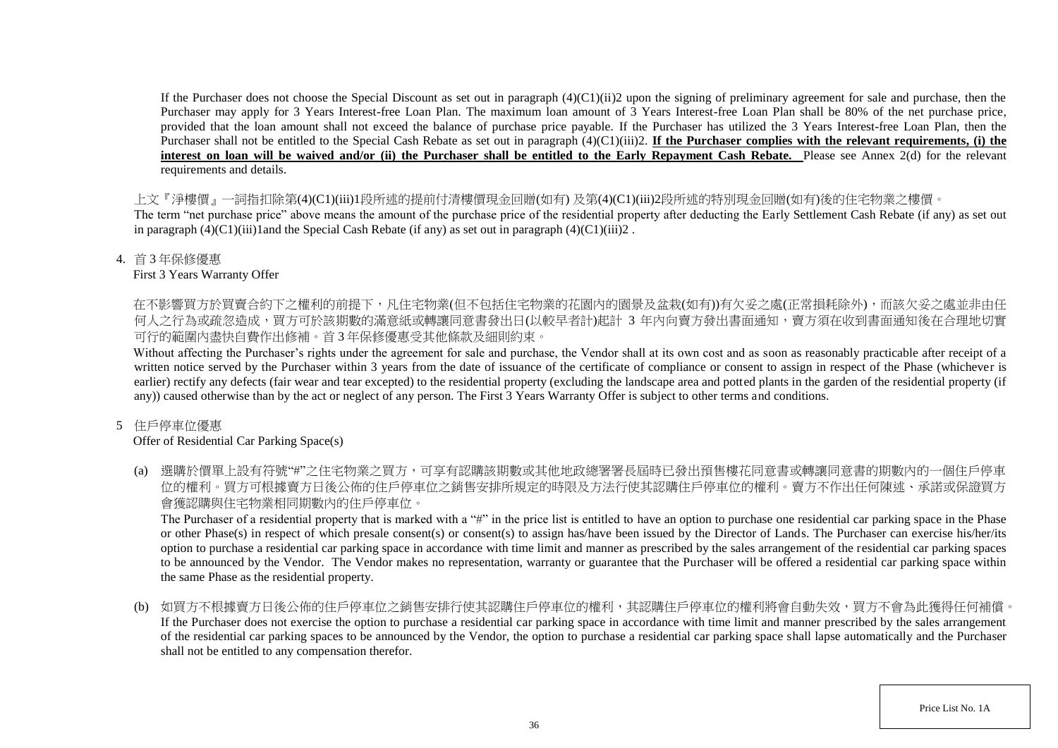If the Purchaser does not choose the Special Discount as set out in paragraph (4)(C1)(ii)2 upon the signing of preliminary agreement for sale and purchase, then the Purchaser may apply for 3 Years Interest-free Loan Plan. The maximum loan amount of 3 Years Interest-free Loan Plan shall be 80% of the net purchase price, provided that the loan amount shall not exceed the balance of purchase price payable. If the Purchaser has utilized the 3 Years Interest-free Loan Plan, then the Purchaser shall not be entitled to the Special Cash Rebate as set out in paragraph (4)(C1)(iii)2. **If the Purchaser complies with the relevant requirements, (i) the interest on loan will be waived and/or (ii) the Purchaser shall be entitled to the Early Repayment Cash Rebate.** Please see Annex 2(d) for the relevant requirements and details.

上文『淨樓價』一詞指扣除第(4)(C1)(iii)1段所述的提前付清樓價現金回贈(如有) 及第(4)(C1)(iii)2段所述的特別現金回贈(如有)後的住宅物業之樓價。
The term "net purchase price" above means the amount of the purchase price of the residential property after deducting the Early Settlement Cash Rebate (if any) as set out in paragraph (4)(C1)(iii)1and the Special Cash Rebate (if any) as set out in paragraph (4)(C1)(iii)2 .

4. 首 3 年保修優惠
First 3 Years Warranty Offer

在不影響買方於買賣合約下之權利的前提下，凡住宅物業(但不包括住宅物業的花園內的園景及盆栽(如有))有欠妥之處(正常損耗除外)，而該欠妥之處並非由任何人之行為或疏忽造成，買方可於該期數的滿意紙或轉讓同意書發出日(以較早者計)起計 3 年內向賣方發出書面通知，賣方須在收到書面通知後在合理地切實可行的範圍內盡快自費作出修補。首 3 年保修優惠受其他條款及細則約束。
Without affecting the Purchaser's rights under the agreement for sale and purchase, the Vendor shall at its own cost and as soon as reasonably practicable after receipt of a written notice served by the Purchaser within 3 years from the date of issuance of the certificate of compliance or consent to assign in respect of the Phase (whichever is earlier) rectify any defects (fair wear and tear excepted) to the residential property (excluding the landscape area and potted plants in the garden of the residential property (if any)) caused otherwise than by the act or neglect of any person. The First 3 Years Warranty Offer is subject to other terms and conditions.

5 住戶停車位優惠
Offer of Residential Car Parking Space(s)

(a) 選購於價單上設有符號"#"之住宅物業之買方，可享有認購該期數或其他地政總署署長屆時已發出預售樓花同意書或轉讓同意書的期數內的一個住戶停車位的權利。買方可根據賣方日後公佈的住戶停車位之銷售安排所規定的時限及方法行使其認購住戶停車位的權利。賣方不作出任何陳述、承諾或保證買方會獲認購與住宅物業相同期數內的住戶停車位。
The Purchaser of a residential property that is marked with a "#" in the price list is entitled to have an option to purchase one residential car parking space in the Phase or other Phase(s) in respect of which presale consent(s) or consent(s) to assign has/have been issued by the Director of Lands. The Purchaser can exercise his/her/its option to purchase a residential car parking space in accordance with time limit and manner as prescribed by the sales arrangement of the residential car parking spaces to be announced by the Vendor. The Vendor makes no representation, warranty or guarantee that the Purchaser will be offered a residential car parking space within the same Phase as the residential property.

(b) 如買方不根據賣方日後公佈的住戶停車位之銷售安排行使其認購住戶停車位的權利，其認購住戶停車位的權利將會自動失效，買方不會為此獲得任何補償。
If the Purchaser does not exercise the option to purchase a residential car parking space in accordance with time limit and manner prescribed by the sales arrangement of the residential car parking spaces to be announced by the Vendor, the option to purchase a residential car parking space shall lapse automatically and the Purchaser shall not be entitled to any compensation therefor.

Price List No. 1A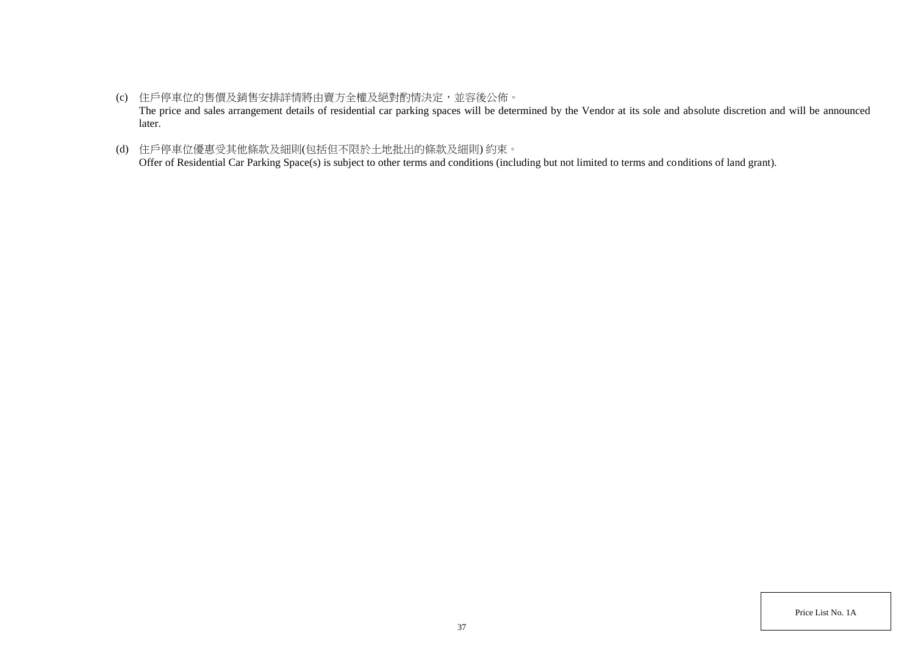(c) 住戶停車位的售價及銷售安排詳情將由賣方全權及絕對酌情決定，並容後公佈。
The price and sales arrangement details of residential car parking spaces will be determined by the Vendor at its sole and absolute discretion and will be announced later.

(d) 住戶停車位優惠受其他條款及細則(包括但不限於土地批出的條款及細則) 約束。
Offer of Residential Car Parking Space(s) is subject to other terms and conditions (including but not limited to terms and conditions of land grant).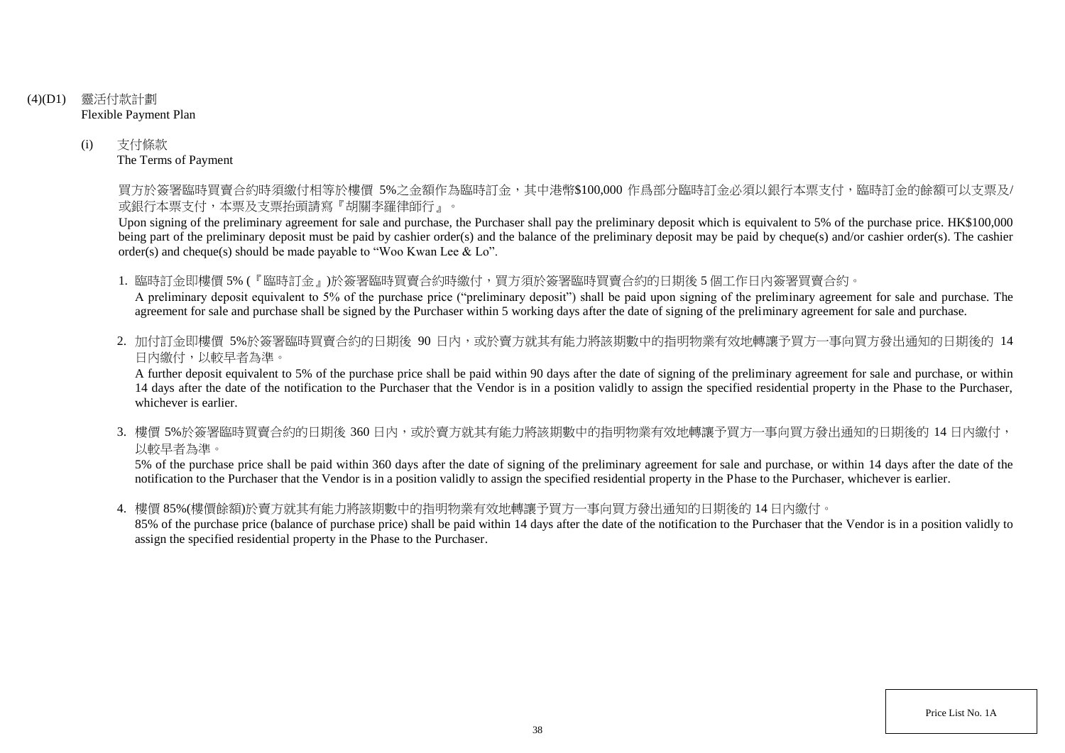## (4)(D1) 靈活付款計劃
Flexible Payment Plan

### (i) 支付條款
The Terms of Payment

買方於簽署臨時買賣合約時須繳付相等於樓價 5%之金額作為臨時訂金，其中港幣$100,000 作爲部分臨時訂金必須以銀行本票支付，臨時訂金的餘額可以支票及/或銀行本票支付，本票及支票抬頭請寫『胡關李羅律師行』。

Upon signing of the preliminary agreement for sale and purchase, the Purchaser shall pay the preliminary deposit which is equivalent to 5% of the purchase price. HK$100,000 being part of the preliminary deposit must be paid by cashier order(s) and the balance of the preliminary deposit may be paid by cheque(s) and/or cashier order(s). The cashier order(s) and cheque(s) should be made payable to "Woo Kwan Lee & Lo".

1. 臨時訂金即樓價 5% (『臨時訂金』)於簽署臨時買賣合約時繳付，買方須於簽署臨時買賣合約的日期後 5 個工作日內簽署買賣合約。
   A preliminary deposit equivalent to 5% of the purchase price ("preliminary deposit") shall be paid upon signing of the preliminary agreement for sale and purchase. The agreement for sale and purchase shall be signed by the Purchaser within 5 working days after the date of signing of the preliminary agreement for sale and purchase.

2. 加付訂金即樓價 5%於簽署臨時買賣合約的日期後 90 日內，或於賣方就其有能力將該期數中的指明物業有效地轉讓予買方一事向買方發出通知的日期後的 14 日內繳付，以較早者為準。
   A further deposit equivalent to 5% of the purchase price shall be paid within 90 days after the date of signing of the preliminary agreement for sale and purchase, or within 14 days after the date of the notification to the Purchaser that the Vendor is in a position validly to assign the specified residential property in the Phase to the Purchaser, whichever is earlier.

3. 樓價 5%於簽署臨時買賣合約的日期後 360 日內，或於賣方就其有能力將該期數中的指明物業有效地轉讓予買方一事向買方發出通知的日期後的 14 日內繳付，以較早者為準。
   5% of the purchase price shall be paid within 360 days after the date of signing of the preliminary agreement for sale and purchase, or within 14 days after the date of the notification to the Purchaser that the Vendor is in a position validly to assign the specified residential property in the Phase to the Purchaser, whichever is earlier.

4. 樓價 85%(樓價餘額)於賣方就其有能力將該期數中的指明物業有效地轉讓予買方一事向買方發出通知的日期後的 14 日內繳付。
   85% of the purchase price (balance of purchase price) shall be paid within 14 days after the date of the notification to the Purchaser that the Vendor is in a position validly to assign the specified residential property in the Phase to the Purchaser.

Price List No. 1A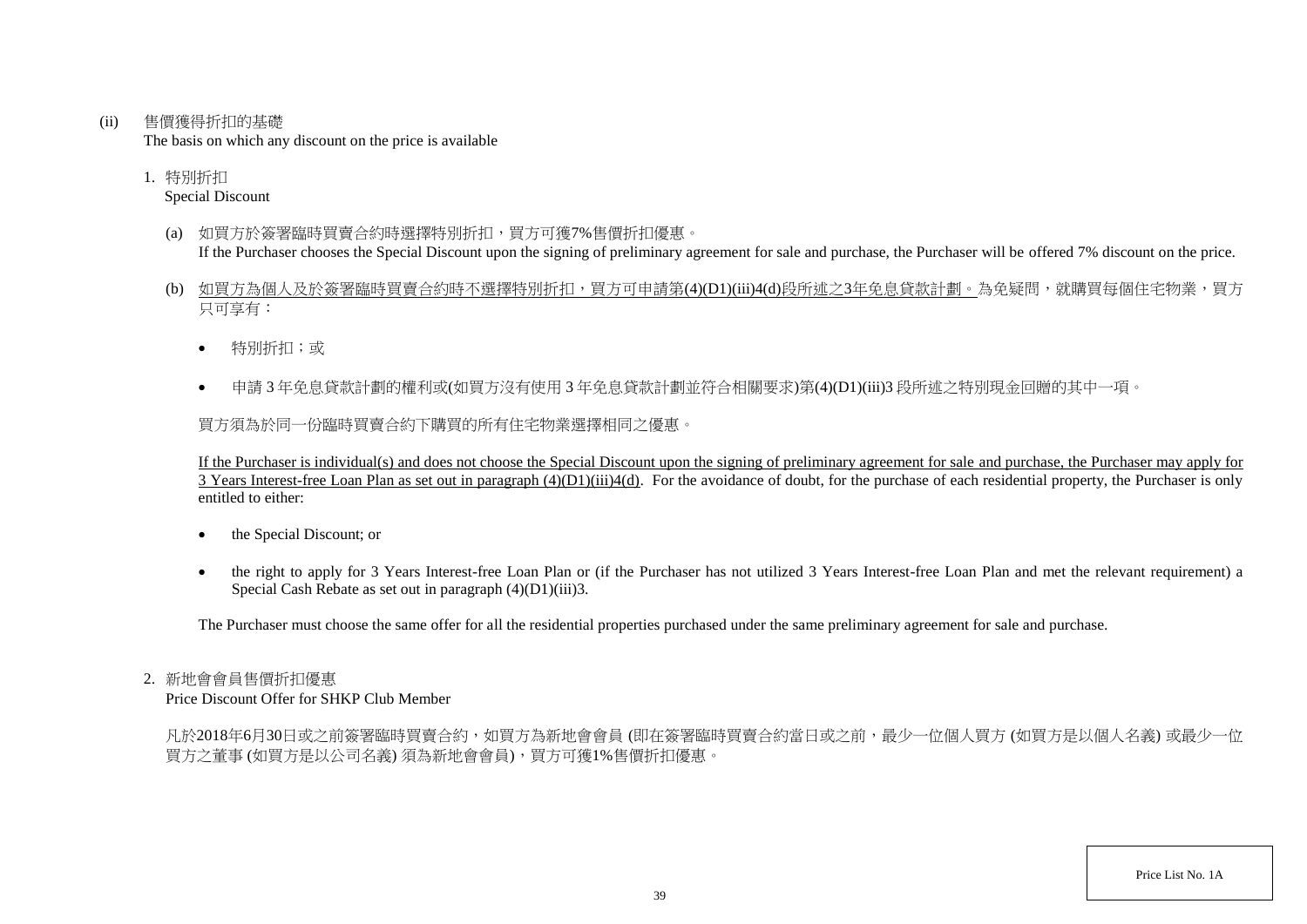(ii) 售價獲得折扣的基礎
The basis on which any discount on the price is available

1. 特別折扣
Special Discount

(a) 如買方於簽署臨時買賣合約時選擇特別折扣，買方可獲7%售價折扣優惠。
If the Purchaser chooses the Special Discount upon the signing of preliminary agreement for sale and purchase, the Purchaser will be offered 7% discount on the price.

(b) 如買方為個人及於簽署臨時買賣合約時不選擇特別折扣，買方可申請第(4)(D1)(iii)4(d)段所述之3年免息貸款計劃。為免疑問，就購買每個住宅物業，買方只可享有：

- 特別折扣；或
- 申請 3 年免息貸款計劃的權利或(如買方沒有使用 3 年免息貸款計劃並符合相關要求)第(4)(D1)(iii)3 段所述之特別現金回贈的其中一項。

買方須為於同一份臨時買賣合約下購買的所有住宅物業選擇相同之優惠。

If the Purchaser is individual(s) and does not choose the Special Discount upon the signing of preliminary agreement for sale and purchase, the Purchaser may apply for 3 Years Interest-free Loan Plan as set out in paragraph (4)(D1)(iii)4(d). For the avoidance of doubt, for the purchase of each residential property, the Purchaser is only entitled to either:

- the Special Discount; or
- the right to apply for 3 Years Interest-free Loan Plan or (if the Purchaser has not utilized 3 Years Interest-free Loan Plan and met the relevant requirement) a Special Cash Rebate as set out in paragraph (4)(D1)(iii)3.

The Purchaser must choose the same offer for all the residential properties purchased under the same preliminary agreement for sale and purchase.

2. 新地會會員售價折扣優惠
Price Discount Offer for SHKP Club Member

凡於2018年6月30日或之前簽署臨時買賣合約，如買方為新地會會員 (即在簽署臨時買賣合約當日或之前，最少一位個人買方 (如買方是以個人名義) 或最少一位買方之董事 (如買方是以公司名義) 須為新地會會員)，買方可獲1%售價折扣優惠。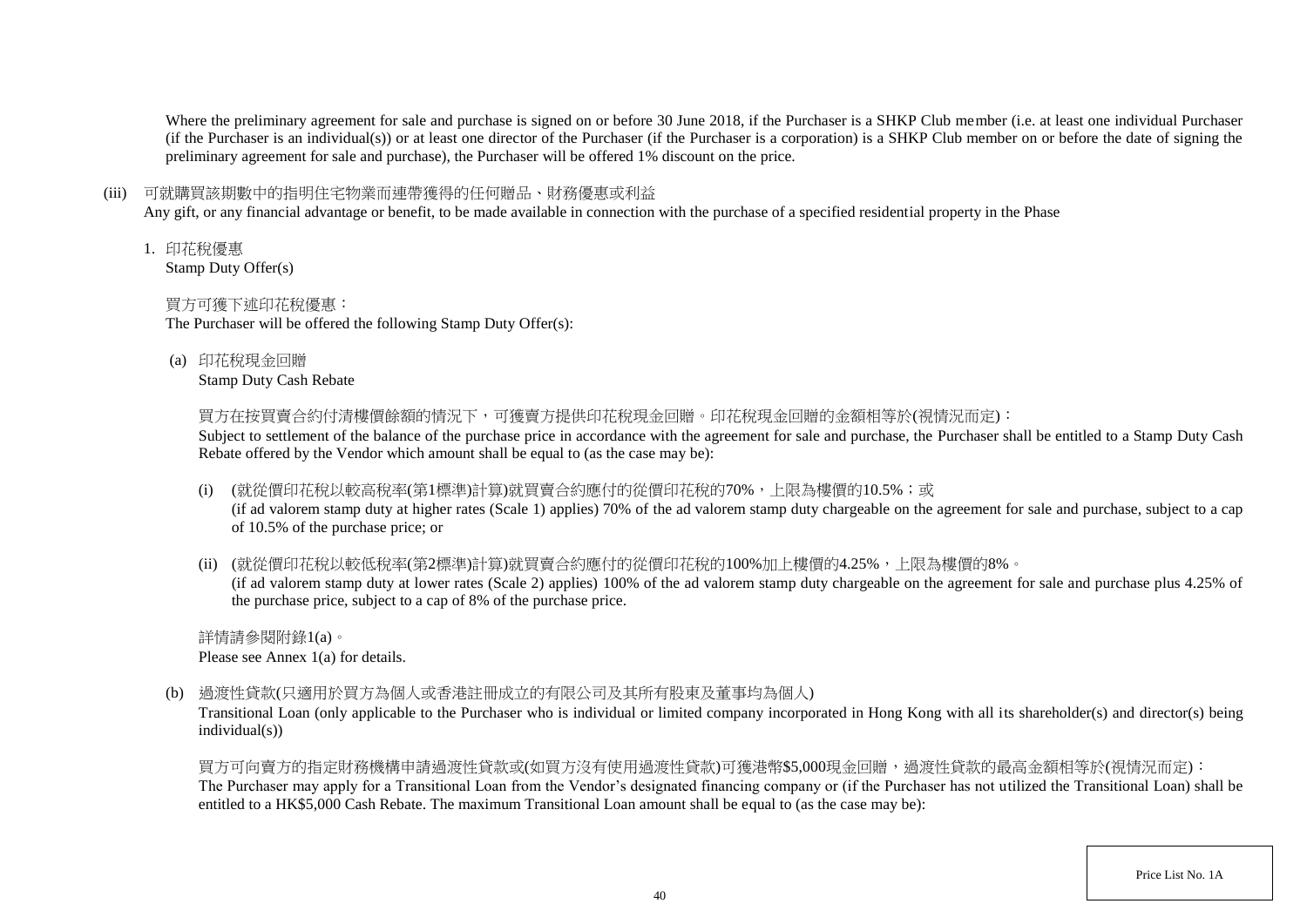Where the preliminary agreement for sale and purchase is signed on or before 30 June 2018, if the Purchaser is a SHKP Club member (i.e. at least one individual Purchaser (if the Purchaser is an individual(s)) or at least one director of the Purchaser (if the Purchaser is a corporation) is a SHKP Club member on or before the date of signing the preliminary agreement for sale and purchase), the Purchaser will be offered 1% discount on the price.

(iii) 可就購買該期數中的指明住宅物業而連帶獲得的任何贈品、財務優惠或利益
Any gift, or any financial advantage or benefit, to be made available in connection with the purchase of a specified residential property in the Phase

1. 印花稅優惠
Stamp Duty Offer(s)

買方可獲下述印花稅優惠：
The Purchaser will be offered the following Stamp Duty Offer(s):

(a) 印花稅現金回贈
Stamp Duty Cash Rebate

買方在按買賣合約付清樓價餘額的情況下，可獲賣方提供印花稅現金回贈。印花稅現金回贈的金額相等於(視情況而定)：
Subject to settlement of the balance of the purchase price in accordance with the agreement for sale and purchase, the Purchaser shall be entitled to a Stamp Duty Cash Rebate offered by the Vendor which amount shall be equal to (as the case may be):

(i) (就從價印花稅以較高稅率(第1標準)計算)就買賣合約應付的從價印花稅的70%，上限為樓價的10.5%；或
(if ad valorem stamp duty at higher rates (Scale 1) applies) 70% of the ad valorem stamp duty chargeable on the agreement for sale and purchase, subject to a cap of 10.5% of the purchase price; or

(ii) (就從價印花稅以較低稅率(第2標準)計算)就買賣合約應付的從價印花稅的100%加上樓價的4.25%，上限為樓價的8%。
(if ad valorem stamp duty at lower rates (Scale 2) applies) 100% of the ad valorem stamp duty chargeable on the agreement for sale and purchase plus 4.25% of the purchase price, subject to a cap of 8% of the purchase price.

詳情請參閱附錄1(a)。
Please see Annex 1(a) for details.

(b) 過渡性貸款(只適用於買方為個人或香港註冊成立的有限公司及其所有股東及董事均為個人)
Transitional Loan (only applicable to the Purchaser who is individual or limited company incorporated in Hong Kong with all its shareholder(s) and director(s) being individual(s))

買方可向賣方的指定財務機構申請過渡性貸款或(如買方沒有使用過渡性貸款)可獲港幣$5,000現金回贈，過渡性貸款的最高金額相等於(視情況而定)：
The Purchaser may apply for a Transitional Loan from the Vendor's designated financing company or (if the Purchaser has not utilized the Transitional Loan) shall be entitled to a HK$5,000 Cash Rebate. The maximum Transitional Loan amount shall be equal to (as the case may be):

Price List No. 1A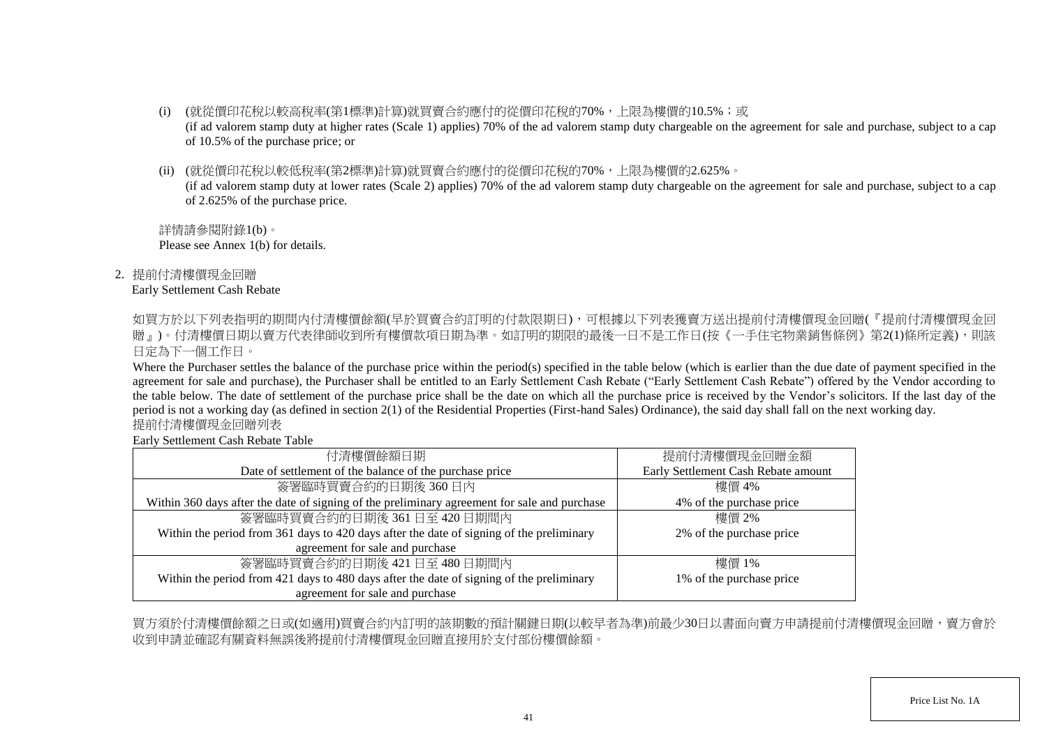(i) (就從價印花稅以較高稅率(第1標準)計算)就買賣合約應付的從價印花稅的70%，上限為樓價的10.5%；或
(if ad valorem stamp duty at higher rates (Scale 1) applies) 70% of the ad valorem stamp duty chargeable on the agreement for sale and purchase, subject to a cap of 10.5% of the purchase price; or

(ii) (就從價印花稅以較低稅率(第2標準)計算)就買賣合約應付的從價印花稅的70%，上限為樓價的2.625%。
(if ad valorem stamp duty at lower rates (Scale 2) applies) 70% of the ad valorem stamp duty chargeable on the agreement for sale and purchase, subject to a cap of 2.625% of the purchase price.

詳情請參閱附錄1(b)。
Please see Annex 1(b) for details.

2. 提前付清樓價現金回贈
Early Settlement Cash Rebate

如買方於以下列表指明的期間內付清樓價餘額(早於買賣合約訂明的付款限期日)，可根據以下列表獲賣方送出提前付清樓價現金回贈(『提前付清樓價現金回贈』)。付清樓價日期以賣方代表律師收到所有樓價款項日期為準。如訂明的期限的最後一日不是工作日(按《一手住宅物業銷售條例》第2(1)條所定義)，則該日定為下一個工作日。

Where the Purchaser settles the balance of the purchase price within the period(s) specified in the table below (which is earlier than the due date of payment specified in the agreement for sale and purchase), the Purchaser shall be entitled to an Early Settlement Cash Rebate ("Early Settlement Cash Rebate") offered by the Vendor according to the table below. The date of settlement of the purchase price shall be the date on which all the purchase price is received by the Vendor's solicitors. If the last day of the period is not a working day (as defined in section 2(1) of the Residential Properties (First-hand Sales) Ordinance), the said day shall fall on the next working day.

提前付清樓價現金回贈列表
Early Settlement Cash Rebate Table

| 付清樓價餘額日期<br>Date of settlement of the balance of the purchase price | 提前付清樓價現金回贈金額<br>Early Settlement Cash Rebate amount |
|---|---|
| 簽署臨時買賣合約的日期後 360 日內<br>Within 360 days after the date of signing of the preliminary agreement for sale and purchase | 樓價 4%<br>4% of the purchase price |
| 簽署臨時買賣合約的日期後 361 日至 420 日期間內<br>Within the period from 361 days to 420 days after the date of signing of the preliminary agreement for sale and purchase | 樓價 2%<br>2% of the purchase price |
| 簽署臨時買賣合約的日期後 421 日至 480 日期間內<br>Within the period from 421 days to 480 days after the date of signing of the preliminary agreement for sale and purchase | 樓價 1%<br>1% of the purchase price |

買方須於付清樓價餘額之日或(如適用)買賣合約內訂明的該期數的預計關鍵日期(以較早者為準)前最少30日以書面向賣方申請提前付清樓價現金回贈，賣方會於收到申請並確認有關資料無誤後將提前付清樓價現金回贈直接用於支付部份樓價餘額。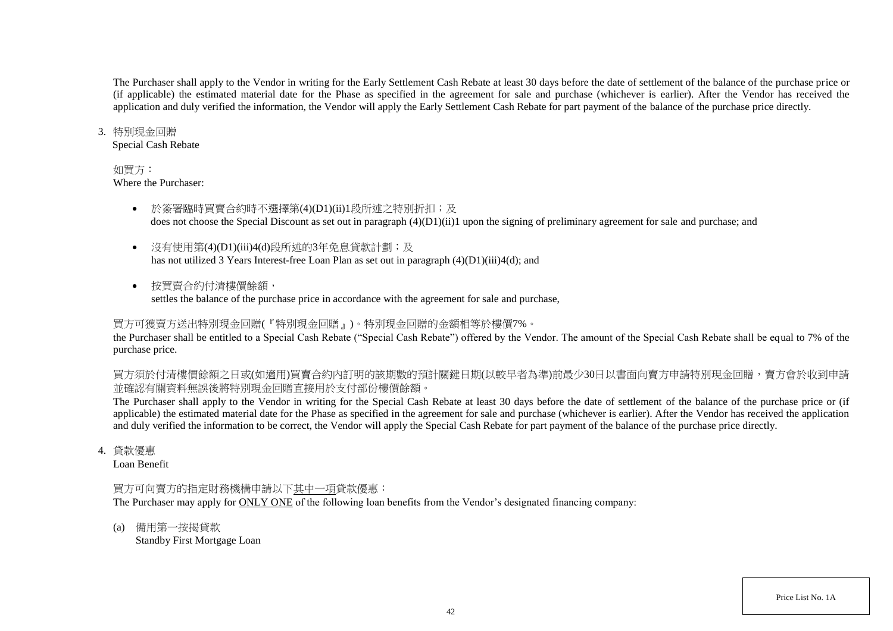The Purchaser shall apply to the Vendor in writing for the Early Settlement Cash Rebate at least 30 days before the date of settlement of the balance of the purchase price or (if applicable) the estimated material date for the Phase as specified in the agreement for sale and purchase (whichever is earlier). After the Vendor has received the application and duly verified the information, the Vendor will apply the Early Settlement Cash Rebate for part payment of the balance of the purchase price directly.

3. 特別現金回贈
   Special Cash Rebate

   如買方：
   Where the Purchaser:

   - 於簽署臨時買賣合約時不選擇第(4)(D1)(ii)1段所述之特別折扣；及
     does not choose the Special Discount as set out in paragraph (4)(D1)(ii)1 upon the signing of preliminary agreement for sale and purchase; and

   - 沒有使用第(4)(D1)(iii)4(d)段所述的3年免息貸款計劃；及
     has not utilized 3 Years Interest-free Loan Plan as set out in paragraph (4)(D1)(iii)4(d); and

   - 按買賣合約付清樓價餘額，
     settles the balance of the purchase price in accordance with the agreement for sale and purchase,

   買方可獲賣方送出特別現金回贈(『特別現金回贈』)。特別現金回贈的金額相等於樓價7%。
   the Purchaser shall be entitled to a Special Cash Rebate ("Special Cash Rebate") offered by the Vendor. The amount of the Special Cash Rebate shall be equal to 7% of the purchase price.

   買方須於付清樓價餘額之日或(如適用)買賣合約內訂明的該期數的預計關鍵日期(以較早者為準)前最少30日以書面向賣方申請特別現金回贈，賣方會於收到申請並確認有關資料無誤後將特別現金回贈直接用於支付部份樓價餘額。
   The Purchaser shall apply to the Vendor in writing for the Special Cash Rebate at least 30 days before the date of settlement of the balance of the purchase price or (if applicable) the estimated material date for the Phase as specified in the agreement for sale and purchase (whichever is earlier). After the Vendor has received the application and duly verified the information to be correct, the Vendor will apply the Special Cash Rebate for part payment of the balance of the purchase price directly.

4. 貸款優惠
   Loan Benefit

   買方可向賣方的指定財務機構申請以下<u>其中一項</u>貸款優惠：
   The Purchaser may apply for <u>ONLY ONE</u> of the following loan benefits from the Vendor's designated financing company:

   (a) 備用第一按揭貸款
   Standby First Mortgage Loan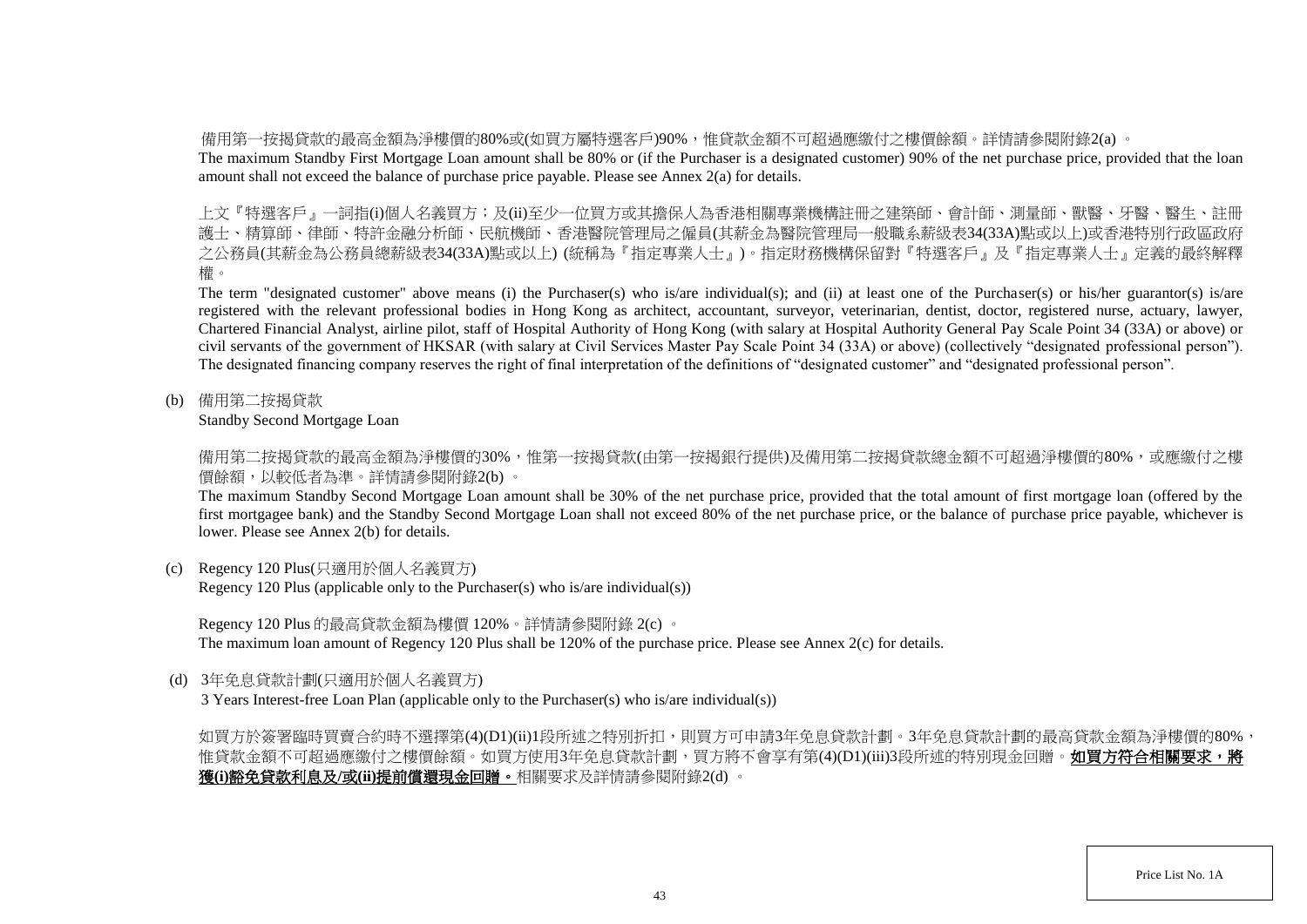備用第一按揭貸款的最高金額為淨樓價的80%或(如買方屬特選客戶)90%，惟貸款金額不可超過應繳付之樓價餘額。詳情請參閱附錄2(a) 。

The maximum Standby First Mortgage Loan amount shall be 80% or (if the Purchaser is a designated customer) 90% of the net purchase price, provided that the loan amount shall not exceed the balance of purchase price payable. Please see Annex 2(a) for details.

上文『特選客戶』一詞指(i)個人名義買方；及(ii)至少一位買方或其擔保人為香港相關專業機構註冊之建築師、會計師、測量師、獸醫、牙醫、醫生、註冊護士、精算師、律師、特許金融分析師、民航機師、香港醫院管理局之僱員(其薪金為醫院管理局一般職系薪級表34(33A)點或以上)或香港特別行政區政府之公務員(其薪金為公務員總薪級表34(33A)點或以上) (統稱為『指定專業人士』)。指定財務機構保留對『特選客戶』及『指定專業人士』定義的最終解釋權。

The term "designated customer" above means (i) the Purchaser(s) who is/are individual(s); and (ii) at least one of the Purchaser(s) or his/her guarantor(s) is/are registered with the relevant professional bodies in Hong Kong as architect, accountant, surveyor, veterinarian, dentist, doctor, registered nurse, actuary, lawyer, Chartered Financial Analyst, airline pilot, staff of Hospital Authority of Hong Kong (with salary at Hospital Authority General Pay Scale Point 34 (33A) or above) or civil servants of the government of HKSAR (with salary at Civil Services Master Pay Scale Point 34 (33A) or above) (collectively "designated professional person"). The designated financing company reserves the right of final interpretation of the definitions of "designated customer" and "designated professional person".

(b) 備用第二按揭貸款
Standby Second Mortgage Loan

備用第二按揭貸款的最高金額為淨樓價的30%，惟第一按揭貸款(由第一按揭銀行提供)及備用第二按揭貸款總金額不可超過淨樓價的80%，或應繳付之樓價餘額，以較低者為準。詳情請參閱附錄2(b) 。

The maximum Standby Second Mortgage Loan amount shall be 30% of the net purchase price, provided that the total amount of first mortgage loan (offered by the first mortgagee bank) and the Standby Second Mortgage Loan shall not exceed 80% of the net purchase price, or the balance of purchase price payable, whichever is lower. Please see Annex 2(b) for details.

(c) Regency 120 Plus(只適用於個人名義買方)
Regency 120 Plus (applicable only to the Purchaser(s) who is/are individual(s))

Regency 120 Plus 的最高貸款金額為樓價 120%。詳情請參閱附錄 2(c) 。
The maximum loan amount of Regency 120 Plus shall be 120% of the purchase price. Please see Annex 2(c) for details.

(d) 3年免息貸款計劃(只適用於個人名義買方)
3 Years Interest-free Loan Plan (applicable only to the Purchaser(s) who is/are individual(s))

如買方於簽署臨時買賣合約時不選擇第(4)(D1)(ii)1段所述之特別折扣，則買方可申請3年免息貸款計劃。3年免息貸款計劃的最高貸款金額為淨樓價的80%，惟貸款金額不可超過應繳付之樓價餘額。如買方使用3年免息貸款計劃，買方將不會享有第(4)(D1)(iii)3段所述的特別現金回贈。**如買方符合相關要求，將獲(i)豁免貸款利息及/或(ii)提前償還現金回贈。**相關要求及詳情請參閱附錄2(d) 。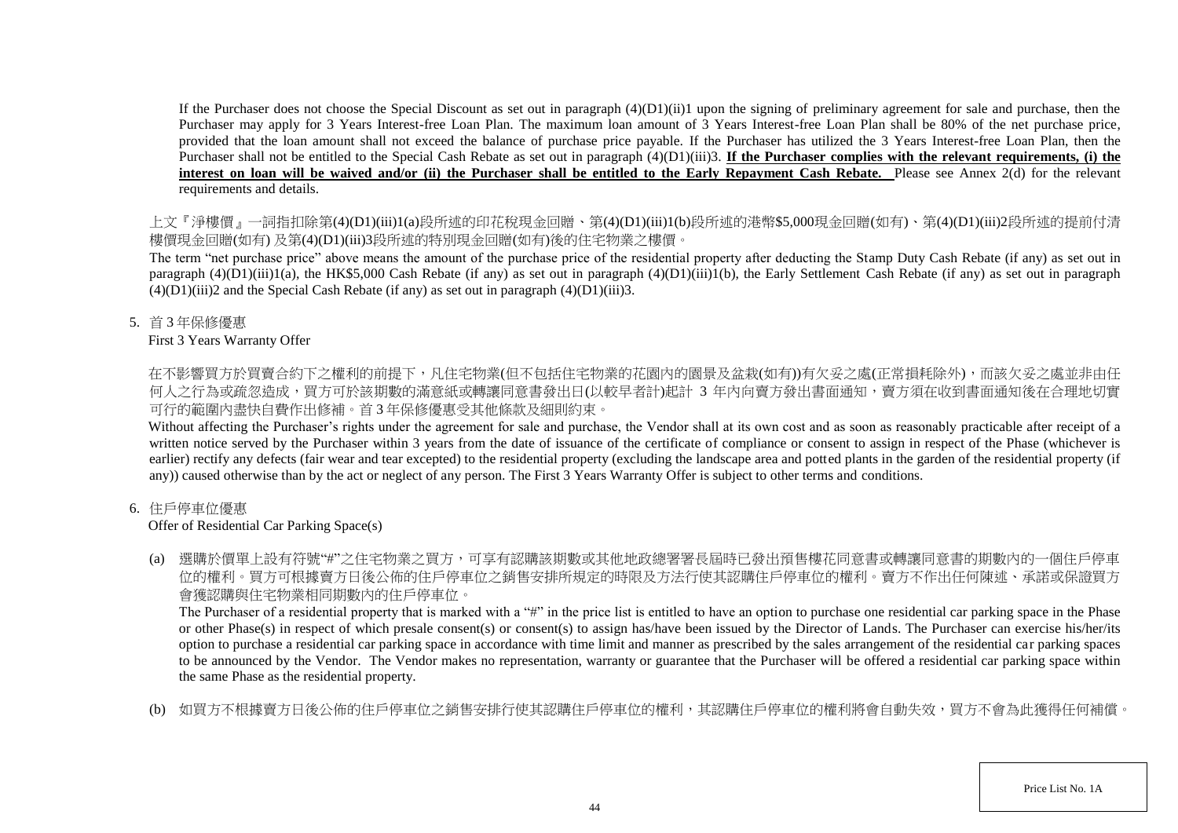If the Purchaser does not choose the Special Discount as set out in paragraph (4)(D1)(ii)1 upon the signing of preliminary agreement for sale and purchase, then the Purchaser may apply for 3 Years Interest-free Loan Plan. The maximum loan amount of 3 Years Interest-free Loan Plan shall be 80% of the net purchase price, provided that the loan amount shall not exceed the balance of purchase price payable. If the Purchaser has utilized the 3 Years Interest-free Loan Plan, then the Purchaser shall not be entitled to the Special Cash Rebate as set out in paragraph (4)(D1)(iii)3. **If the Purchaser complies with the relevant requirements, (i) the interest on loan will be waived and/or (ii) the Purchaser shall be entitled to the Early Repayment Cash Rebate.** Please see Annex 2(d) for the relevant requirements and details.

上文『淨樓價』一詞指扣除第(4)(D1)(iii)1(a)段所述的印花稅現金回贈、第(4)(D1)(iii)1(b)段所述的港幣$5,000現金回贈(如有)、第(4)(D1)(iii)2段所述的提前付清樓價現金回贈(如有) 及第(4)(D1)(iii)3段所述的特別現金回贈(如有)後的住宅物業之樓價。

The term "net purchase price" above means the amount of the purchase price of the residential property after deducting the Stamp Duty Cash Rebate (if any) as set out in paragraph (4)(D1)(iii)1(a), the HK$5,000 Cash Rebate (if any) as set out in paragraph (4)(D1)(iii)1(b), the Early Settlement Cash Rebate (if any) as set out in paragraph (4)(D1)(iii)2 and the Special Cash Rebate (if any) as set out in paragraph (4)(D1)(iii)3.

5. 首 3 年保修優惠

First 3 Years Warranty Offer

在不影響買方於買賣合約下之權利的前提下，凡住宅物業(但不包括住宅物業的花園內的園景及盆栽(如有))有欠妥之處(正常損耗除外)，而該欠妥之處並非由任何人之行為或疏忽造成，買方可於該期數的滿意紙或轉讓同意書發出日(以較早者計)起計 3 年內向賣方發出書面通知，賣方須在收到書面通知後在合理地切實可行的範圍內盡快自費作出修補。首 3 年保修優惠受其他條款及細則約束。

Without affecting the Purchaser's rights under the agreement for sale and purchase, the Vendor shall at its own cost and as soon as reasonably practicable after receipt of a written notice served by the Purchaser within 3 years from the date of issuance of the certificate of compliance or consent to assign in respect of the Phase (whichever is earlier) rectify any defects (fair wear and tear excepted) to the residential property (excluding the landscape area and potted plants in the garden of the residential property (if any)) caused otherwise than by the act or neglect of any person. The First 3 Years Warranty Offer is subject to other terms and conditions.

6. 住戶停車位優惠

Offer of Residential Car Parking Space(s)

(a) 選購於價單上設有符號"#"之住宅物業之買方，可享有認購該期數或其他地政總署署長屆時已發出預售樓花同意書或轉讓同意書的期數內的一個住戶停車位的權利。買方可根據賣方日後公佈的住戶停車位之銷售安排所規定的時限及方法行使其認購住戶停車位的權利。賣方不作出任何陳述、承諾或保證買方會獲認購與住宅物業相同期數內的住戶停車位。

The Purchaser of a residential property that is marked with a "#" in the price list is entitled to have an option to purchase one residential car parking space in the Phase or other Phase(s) in respect of which presale consent(s) or consent(s) to assign has/have been issued by the Director of Lands. The Purchaser can exercise his/her/its option to purchase a residential car parking space in accordance with time limit and manner as prescribed by the sales arrangement of the residential car parking spaces to be announced by the Vendor. The Vendor makes no representation, warranty or guarantee that the Purchaser will be offered a residential car parking space within the same Phase as the residential property.

(b) 如買方不根據賣方日後公佈的住戶停車位之銷售安排行使其認購住戶停車位的權利，其認購住戶停車位的權利將會自動失效，買方不會為此獲得任何補償。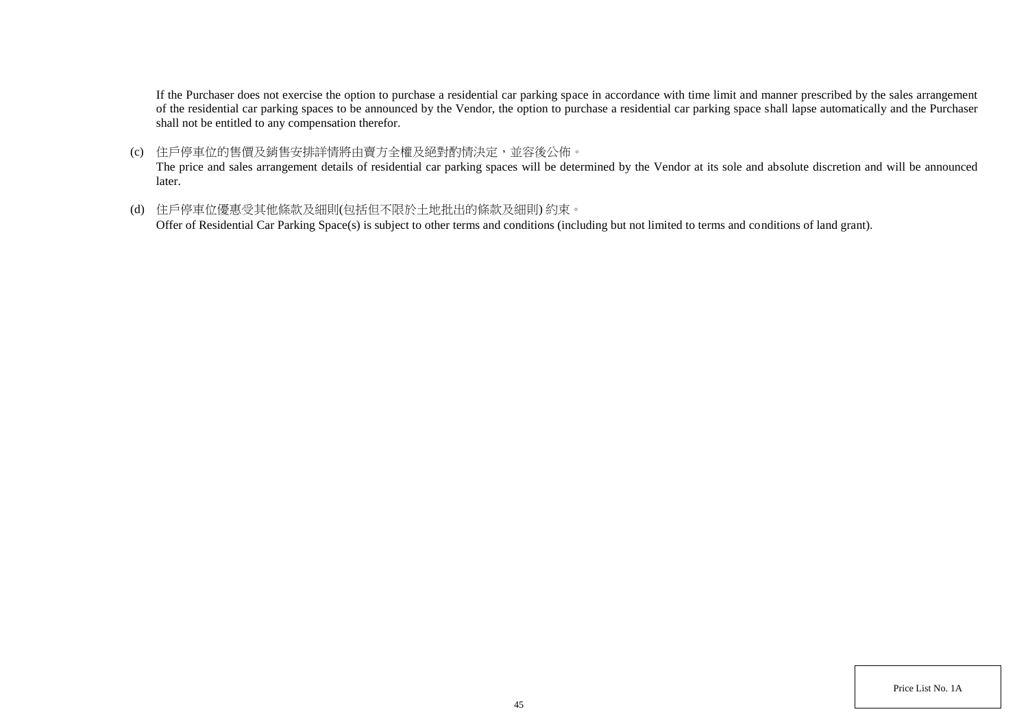If the Purchaser does not exercise the option to purchase a residential car parking space in accordance with time limit and manner prescribed by the sales arrangement of the residential car parking spaces to be announced by the Vendor, the option to purchase a residential car parking space shall lapse automatically and the Purchaser shall not be entitled to any compensation therefor.

(c) 住戶停車位的售價及銷售安排詳情將由賣方全權及絕對酌情決定，並容後公佈。
The price and sales arrangement details of residential car parking spaces will be determined by the Vendor at its sole and absolute discretion and will be announced later.

(d) 住戶停車位優惠受其他條款及細則(包括但不限於土地批出的條款及細則) 約束。
Offer of Residential Car Parking Space(s) is subject to other terms and conditions (including but not limited to terms and conditions of land grant).

Price List No. 1A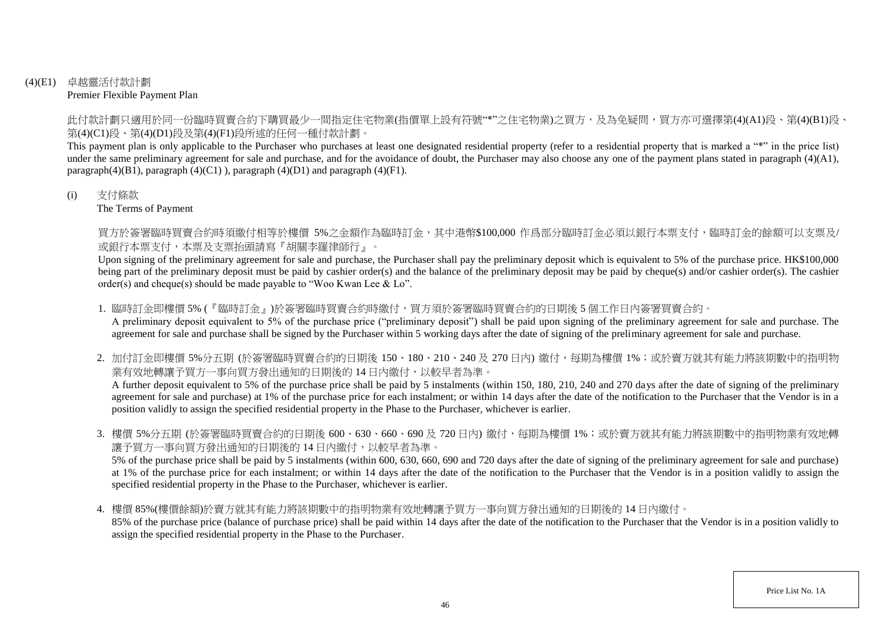(4)(E1) 卓越靈活付款計劃
Premier Flexible Payment Plan

此付款計劃只適用於同一份臨時買賣合約下購買最少一間指定住宅物業(指價單上設有符號"*"之住宅物業)之買方，及為免疑問，買方亦可選擇第(4)(A1)段、第(4)(B1)段、第(4)(C1)段、第(4)(D1)段及第(4)(F1)段所述的任何一種付款計劃。

This payment plan is only applicable to the Purchaser who purchases at least one designated residential property (refer to a residential property that is marked a "*" in the price list) under the same preliminary agreement for sale and purchase, and for the avoidance of doubt, the Purchaser may also choose any one of the payment plans stated in paragraph (4)(A1), paragraph(4)(B1), paragraph (4)(C1) ), paragraph (4)(D1) and paragraph (4)(F1).

(i) 支付條款
The Terms of Payment

買方於簽署臨時買賣合約時須繳付相等於樓價 5%之金額作為臨時訂金，其中港幣$100,000 作爲部分臨時訂金必須以銀行本票支付，臨時訂金的餘額可以支票及/或銀行本票支付，本票及支票抬頭請寫『胡關李羅律師行』。

Upon signing of the preliminary agreement for sale and purchase, the Purchaser shall pay the preliminary deposit which is equivalent to 5% of the purchase price. HK$100,000 being part of the preliminary deposit must be paid by cashier order(s) and the balance of the preliminary deposit may be paid by cheque(s) and/or cashier order(s). The cashier order(s) and cheque(s) should be made payable to "Woo Kwan Lee & Lo".

1. 臨時訂金即樓價 5% (『臨時訂金』)於簽署臨時買賣合約時繳付，買方須於簽署臨時買賣合約的日期後 5 個工作日內簽署買賣合約。
A preliminary deposit equivalent to 5% of the purchase price ("preliminary deposit") shall be paid upon signing of the preliminary agreement for sale and purchase. The agreement for sale and purchase shall be signed by the Purchaser within 5 working days after the date of signing of the preliminary agreement for sale and purchase.

2. 加付訂金即樓價 5%分五期 (於簽署臨時買賣合約的日期後 150、180、210、240 及 270 日內) 繳付，每期為樓價 1%；或於賣方就其有能力將該期數中的指明物業有效地轉讓予買方一事向買方發出通知的日期後的 14 日內繳付，以較早者為準。
A further deposit equivalent to 5% of the purchase price shall be paid by 5 instalments (within 150, 180, 210, 240 and 270 days after the date of signing of the preliminary agreement for sale and purchase) at 1% of the purchase price for each instalment; or within 14 days after the date of the notification to the Purchaser that the Vendor is in a position validly to assign the specified residential property in the Phase to the Purchaser, whichever is earlier.

3. 樓價 5%分五期 (於簽署臨時買賣合約的日期後 600、630、660、690 及 720 日內) 繳付，每期為樓價 1%；或於賣方就其有能力將該期數中的指明物業有效地轉讓予買方一事向買方發出通知的日期後的 14 日內繳付，以較早者為準。
5% of the purchase price shall be paid by 5 instalments (within 600, 630, 660, 690 and 720 days after the date of signing of the preliminary agreement for sale and purchase) at 1% of the purchase price for each instalment; or within 14 days after the date of the notification to the Purchaser that the Vendor is in a position validly to assign the specified residential property in the Phase to the Purchaser, whichever is earlier.

4. 樓價 85%(樓價餘額)於賣方就其有能力將該期數中的指明物業有效地轉讓予買方一事向買方發出通知的日期後的 14 日內繳付。
85% of the purchase price (balance of purchase price) shall be paid within 14 days after the date of the notification to the Purchaser that the Vendor is in a position validly to assign the specified residential property in the Phase to the Purchaser.

Price List No. 1A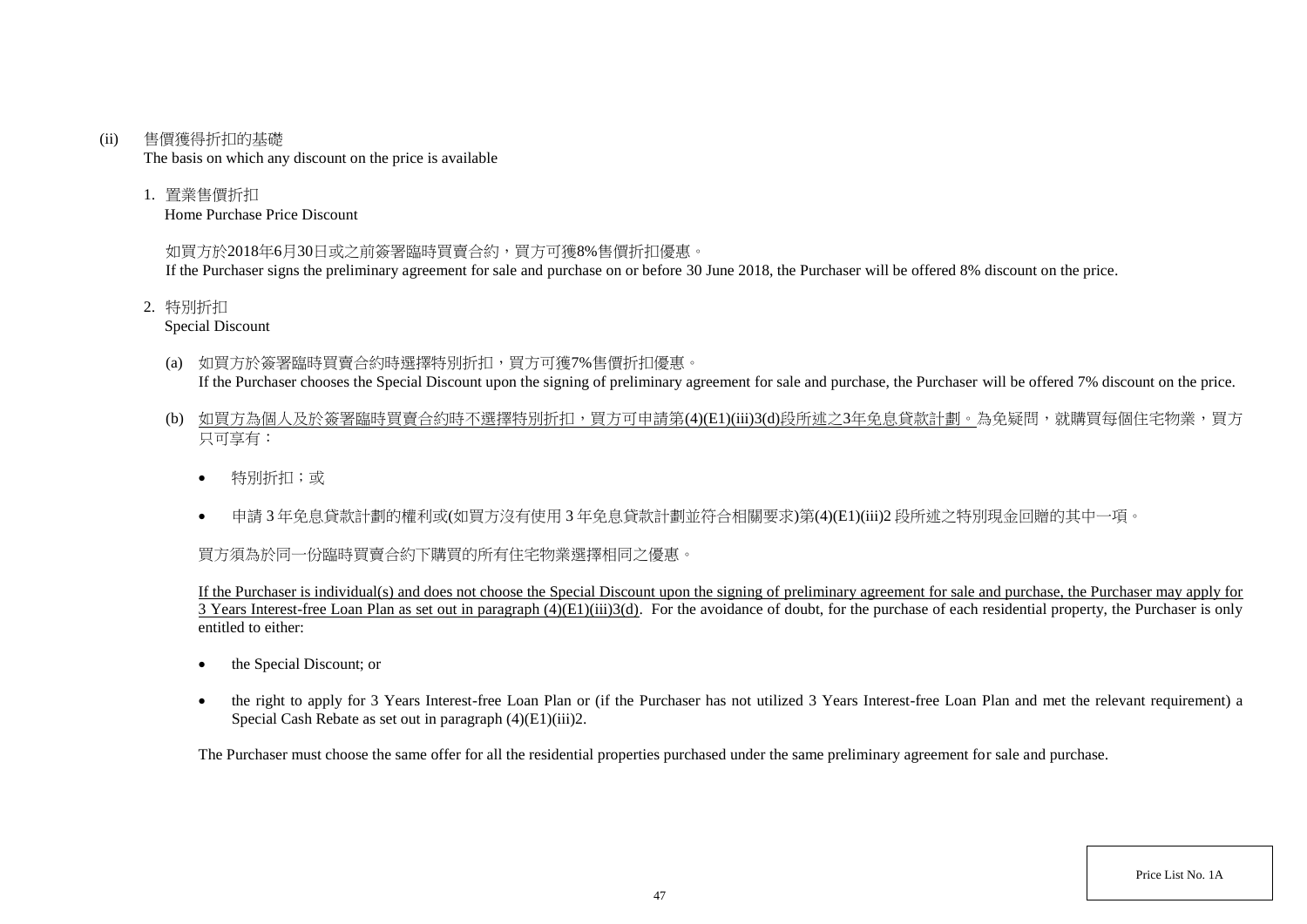(ii) 售價獲得折扣的基礎
The basis on which any discount on the price is available

1. 置業售價折扣
Home Purchase Price Discount

如買方於2018年6月30日或之前簽署臨時買賣合約，買方可獲8%售價折扣優惠。
If the Purchaser signs the preliminary agreement for sale and purchase on or before 30 June 2018, the Purchaser will be offered 8% discount on the price.

2. 特別折扣
Special Discount

(a) 如買方於簽署臨時買賣合約時選擇特別折扣，買方可獲7%售價折扣優惠。
If the Purchaser chooses the Special Discount upon the signing of preliminary agreement for sale and purchase, the Purchaser will be offered 7% discount on the price.

(b) 如買方為個人及於簽署臨時買賣合約時不選擇特別折扣，買方可申請第(4)(E1)(iii)3(d)段所述之3年免息貸款計劃。為免疑問，就購買每個住宅物業，買方只可享有：

- 特別折扣；或
- 申請 3 年免息貸款計劃的權利或(如買方沒有使用 3 年免息貸款計劃並符合相關要求)第(4)(E1)(iii)2 段所述之特別現金回贈的其中一項。

買方須為於同一份臨時買賣合約下購買的所有住宅物業選擇相同之優惠。

If the Purchaser is individual(s) and does not choose the Special Discount upon the signing of preliminary agreement for sale and purchase, the Purchaser may apply for 3 Years Interest-free Loan Plan as set out in paragraph (4)(E1)(iii)3(d). For the avoidance of doubt, for the purchase of each residential property, the Purchaser is only entitled to either:

- the Special Discount; or
- the right to apply for 3 Years Interest-free Loan Plan or (if the Purchaser has not utilized 3 Years Interest-free Loan Plan and met the relevant requirement) a Special Cash Rebate as set out in paragraph (4)(E1)(iii)2.

The Purchaser must choose the same offer for all the residential properties purchased under the same preliminary agreement for sale and purchase.

Price List No. 1A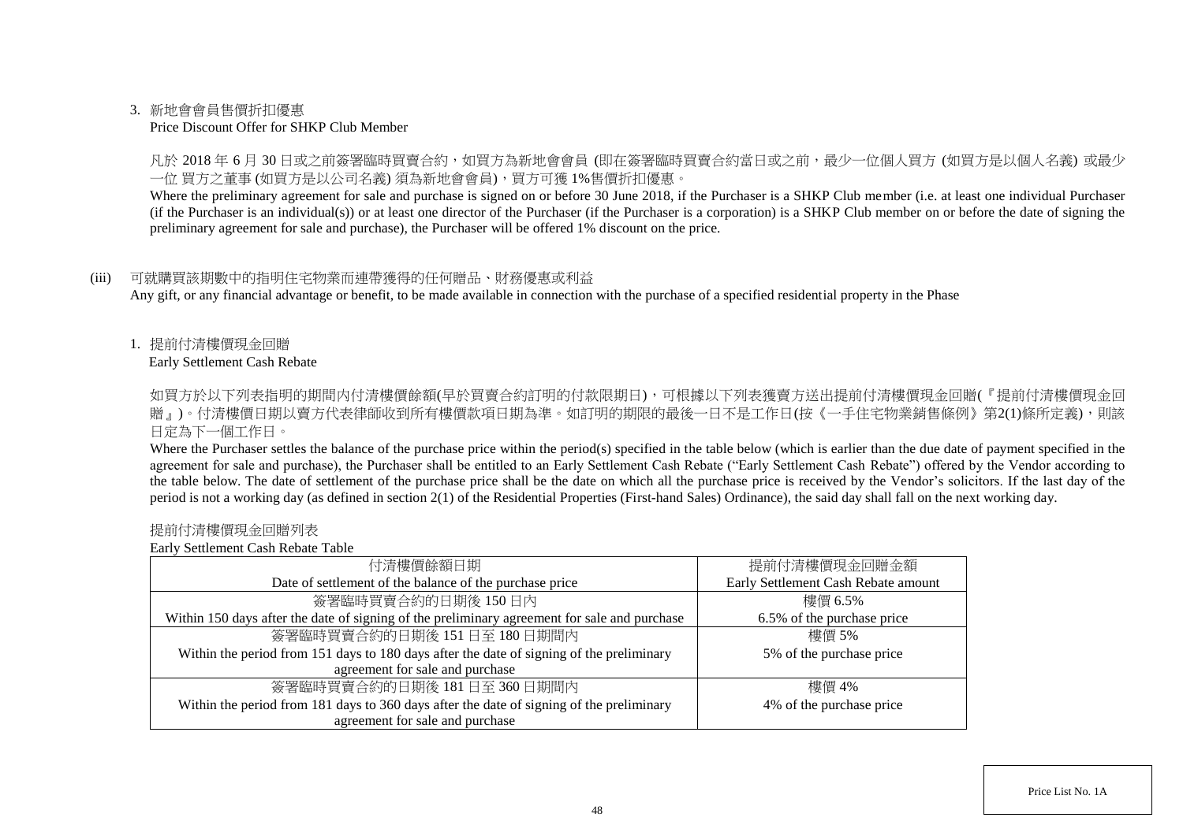3. 新地會會員售價折扣優惠
Price Discount Offer for SHKP Club Member

凡於 2018 年 6 月 30 日或之前簽署臨時買賣合約，如買方為新地會會員 (即在簽署臨時買賣合約當日或之前，最少一位個人買方 (如買方是以個人名義) 或最少一位 買方之董事 (如買方是以公司名義) 須為新地會會員)，買方可獲 1%售價折扣優惠。

Where the preliminary agreement for sale and purchase is signed on or before 30 June 2018, if the Purchaser is a SHKP Club member (i.e. at least one individual Purchaser (if the Purchaser is an individual(s)) or at least one director of the Purchaser (if the Purchaser is a corporation) is a SHKP Club member on or before the date of signing the preliminary agreement for sale and purchase), the Purchaser will be offered 1% discount on the price.

(iii) 可就購買該期數中的指明住宅物業而連帶獲得的任何贈品、財務優惠或利益
Any gift, or any financial advantage or benefit, to be made available in connection with the purchase of a specified residential property in the Phase

1. 提前付清樓價現金回贈
Early Settlement Cash Rebate

如買方於以下列表指明的期間內付清樓價餘額(早於買賣合約訂明的付款限期日)，可根據以下列表獲賣方送出提前付清樓價現金回贈(『提前付清樓價現金回贈』)。付清樓價日期以賣方代表律師收到所有樓價款項日期為準。如訂明的期限的最後一日不是工作日(按《一手住宅物業銷售條例》第2(1)條所定義)，則該日定為下一個工作日。

Where the Purchaser settles the balance of the purchase price within the period(s) specified in the table below (which is earlier than the due date of payment specified in the agreement for sale and purchase), the Purchaser shall be entitled to an Early Settlement Cash Rebate ("Early Settlement Cash Rebate") offered by the Vendor according to the table below. The date of settlement of the purchase price shall be the date on which all the purchase price is received by the Vendor's solicitors. If the last day of the period is not a working day (as defined in section 2(1) of the Residential Properties (First-hand Sales) Ordinance), the said day shall fall on the next working day.

提前付清樓價現金回贈列表
Early Settlement Cash Rebate Table

| 付清樓價餘額日期<br>Date of settlement of the balance of the purchase price | 提前付清樓價現金回贈金額<br>Early Settlement Cash Rebate amount |
|---|---|
| 簽署臨時買賣合約的日期後 150 日內<br>Within 150 days after the date of signing of the preliminary agreement for sale and purchase | 樓價 6.5%<br>6.5% of the purchase price |
| 簽署臨時買賣合約的日期後 151 日至 180 日期間內<br>Within the period from 151 days to 180 days after the date of signing of the preliminary agreement for sale and purchase | 樓價 5%<br>5% of the purchase price |
| 簽署臨時買賣合約的日期後 181 日至 360 日期間內<br>Within the period from 181 days to 360 days after the date of signing of the preliminary agreement for sale and purchase | 樓價 4%<br>4% of the purchase price |

Price List No. 1A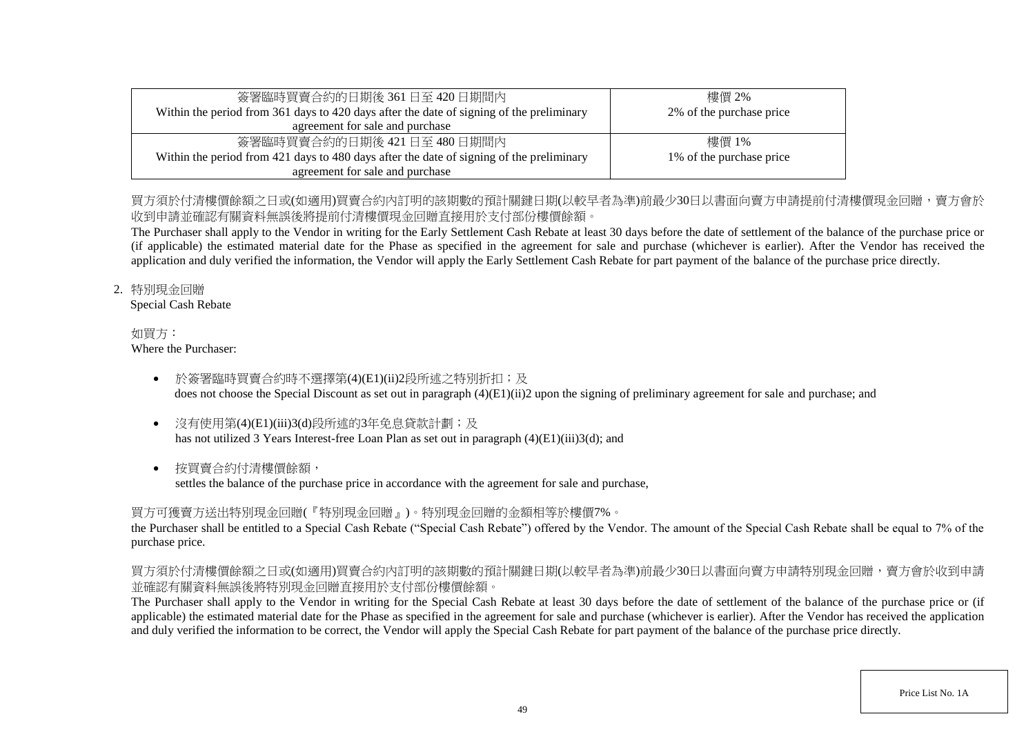| 簽署臨時買賣合約的日期後 361 日至 420 日期間內<br>Within the period from 361 days to 420 days after the date of signing of the preliminary agreement for sale and purchase | 樓價 2%<br>2% of the purchase price |
| --- | --- |
| 簽署臨時買賣合約的日期後 421 日至 480 日期間內<br>Within the period from 421 days to 480 days after the date of signing of the preliminary agreement for sale and purchase | 樓價 1%<br>1% of the purchase price |

買方須於付清樓價餘額之日或(如適用)買賣合約內訂明的該期數的預計關鍵日期(以較早者為準)前最少30日以書面向賣方申請提前付清樓價現金回贈，賣方會於收到申請並確認有關資料無誤後將提前付清樓價現金回贈直接用於支付部份樓價餘額。

The Purchaser shall apply to the Vendor in writing for the Early Settlement Cash Rebate at least 30 days before the date of settlement of the balance of the purchase price or (if applicable) the estimated material date for the Phase as specified in the agreement for sale and purchase (whichever is earlier). After the Vendor has received the application and duly verified the information, the Vendor will apply the Early Settlement Cash Rebate for part payment of the balance of the purchase price directly.

2. 特別現金回贈
Special Cash Rebate

如買方：
Where the Purchaser:

- 於簽署臨時買賣合約時不選擇第(4)(E1)(ii)2段所述之特別折扣；及
  does not choose the Special Discount as set out in paragraph (4)(E1)(ii)2 upon the signing of preliminary agreement for sale and purchase; and

- 沒有使用第(4)(E1)(iii)3(d)段所述的3年免息貸款計劃；及
  has not utilized 3 Years Interest-free Loan Plan as set out in paragraph (4)(E1)(iii)3(d); and

- 按買賣合約付清樓價餘額，
  settles the balance of the purchase price in accordance with the agreement for sale and purchase,

買方可獲賣方送出特別現金回贈(『特別現金回贈』)。特別現金回贈的金額相等於樓價7%。

the Purchaser shall be entitled to a Special Cash Rebate ("Special Cash Rebate") offered by the Vendor. The amount of the Special Cash Rebate shall be equal to 7% of the purchase price.

買方須於付清樓價餘額之日或(如適用)買賣合約內訂明的該期數的預計關鍵日期(以較早者為準)前最少30日以書面向賣方申請特別現金回贈，賣方會於收到申請並確認有關資料無誤後將特別現金回贈直接用於支付部份樓價餘額。

The Purchaser shall apply to the Vendor in writing for the Special Cash Rebate at least 30 days before the date of settlement of the balance of the purchase price or (if applicable) the estimated material date for the Phase as specified in the agreement for sale and purchase (whichever is earlier). After the Vendor has received the application and duly verified the information to be correct, the Vendor will apply the Special Cash Rebate for part payment of the balance of the purchase price directly.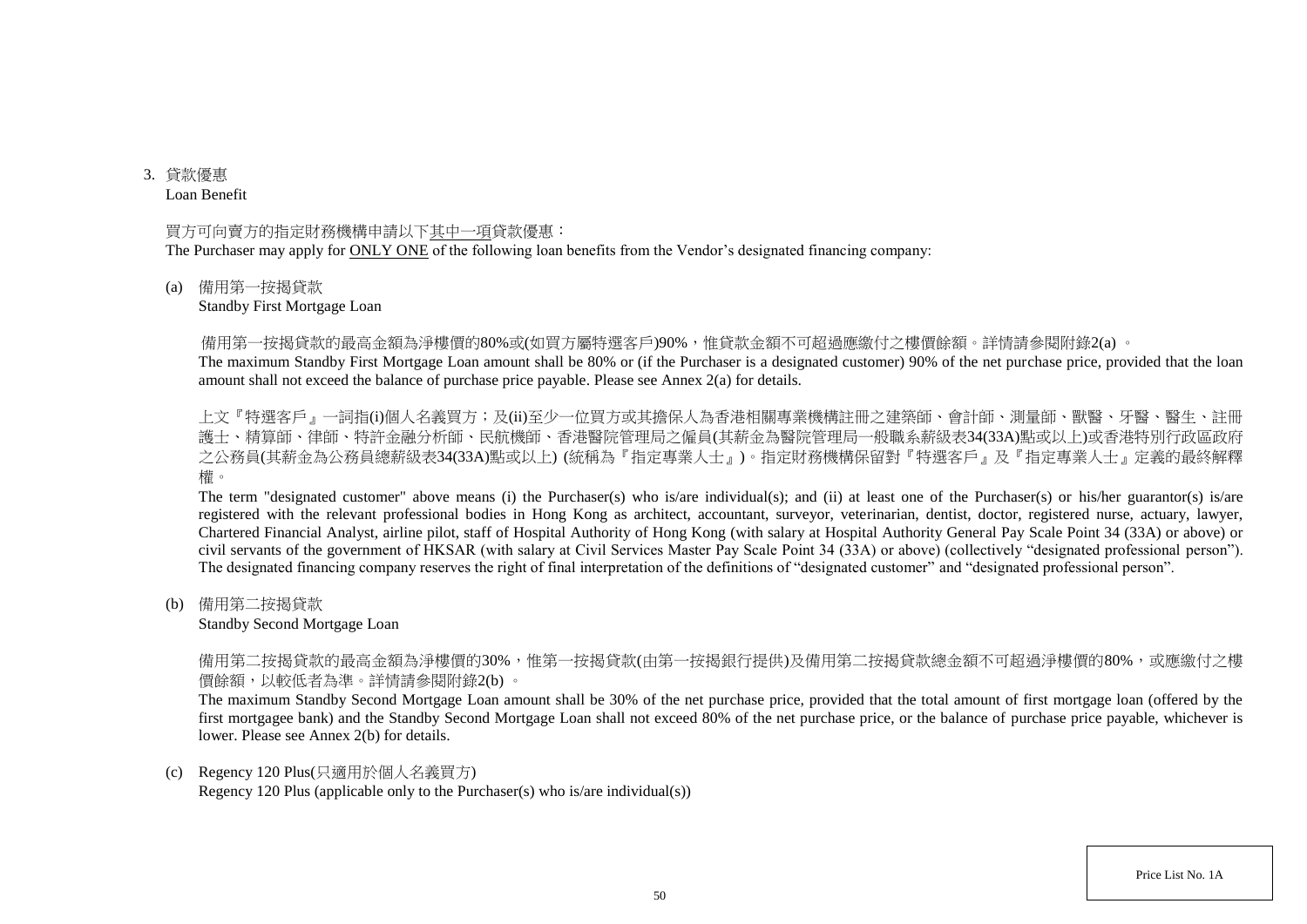3. 貸款優惠

Loan Benefit

買方可向賣方的指定財務機構申請以下<u>其中一項</u>貸款優惠：

The Purchaser may apply for <u>ONLY ONE</u> of the following loan benefits from the Vendor's designated financing company:

(a) 備用第一按揭貸款

Standby First Mortgage Loan

備用第一按揭貸款的最高金額為淨樓價的80%或(如買方屬特選客戶)90%，惟貸款金額不可超過應繳付之樓價餘額。詳情請參閱附錄2(a) 。

The maximum Standby First Mortgage Loan amount shall be 80% or (if the Purchaser is a designated customer) 90% of the net purchase price, provided that the loan amount shall not exceed the balance of purchase price payable. Please see Annex 2(a) for details.

上文『特選客戶』一詞指(i)個人名義買方；及(ii)至少一位買方或其擔保人為香港相關專業機構註冊之建築師、會計師、測量師、獸醫、牙醫、醫生、註冊護士、精算師、律師、特許金融分析師、民航機師、香港醫院管理局之僱員(其薪金為醫院管理局一般職系薪級表34(33A)點或以上)或香港特別行政區政府之公務員(其薪金為公務員總薪級表34(33A)點或以上) (統稱為『指定專業人士』)。指定財務機構保留對『特選客戶』及『指定專業人士』定義的最終解釋權。

The term "designated customer" above means (i) the Purchaser(s) who is/are individual(s); and (ii) at least one of the Purchaser(s) or his/her guarantor(s) is/are registered with the relevant professional bodies in Hong Kong as architect, accountant, surveyor, veterinarian, dentist, doctor, registered nurse, actuary, lawyer, Chartered Financial Analyst, airline pilot, staff of Hospital Authority of Hong Kong (with salary at Hospital Authority General Pay Scale Point 34 (33A) or above) or civil servants of the government of HKSAR (with salary at Civil Services Master Pay Scale Point 34 (33A) or above) (collectively "designated professional person"). The designated financing company reserves the right of final interpretation of the definitions of "designated customer" and "designated professional person".

(b) 備用第二按揭貸款

Standby Second Mortgage Loan

備用第二按揭貸款的最高金額為淨樓價的30%，惟第一按揭貸款(由第一按揭銀行提供)及備用第二按揭貸款總金額不可超過淨樓價的80%，或應繳付之樓價餘額，以較低者為準。詳情請參閱附錄2(b) 。

The maximum Standby Second Mortgage Loan amount shall be 30% of the net purchase price, provided that the total amount of first mortgage loan (offered by the first mortgagee bank) and the Standby Second Mortgage Loan shall not exceed 80% of the net purchase price, or the balance of purchase price payable, whichever is lower. Please see Annex 2(b) for details.

(c) Regency 120 Plus(只適用於個人名義買方)

Regency 120 Plus (applicable only to the Purchaser(s) who is/are individual(s))

Price List No. 1A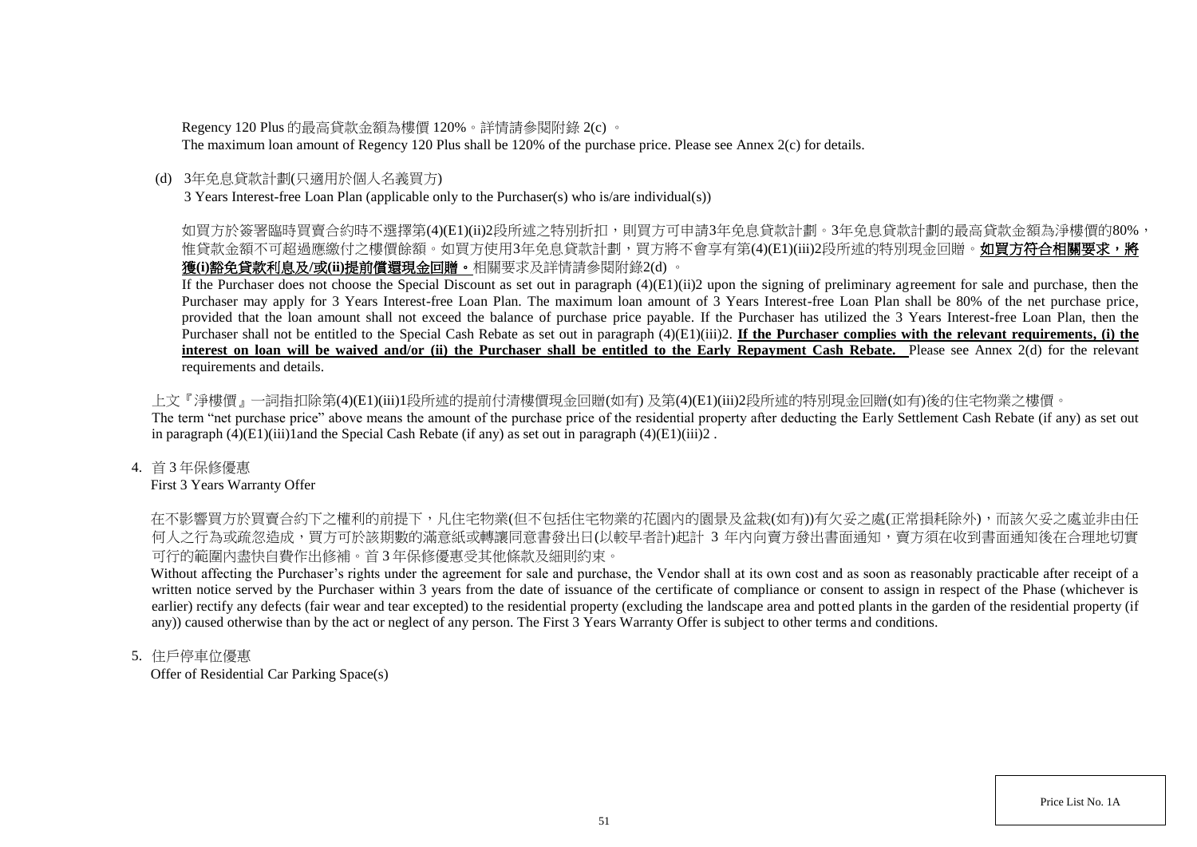Regency 120 Plus 的最高貸款金額為樓價 120%。詳情請參閱附錄 2(c) 。
The maximum loan amount of Regency 120 Plus shall be 120% of the purchase price. Please see Annex 2(c) for details.

(d) 3年免息貸款計劃(只適用於個人名義買方)
3 Years Interest-free Loan Plan (applicable only to the Purchaser(s) who is/are individual(s))

如買方於簽署臨時買賣合約時不選擇第(4)(E1)(ii)2段所述之特別折扣，則買方可申請3年免息貸款計劃。3年免息貸款計劃的最高貸款金額為淨樓價的80%，惟貸款金額不可超過應繳付之樓價餘額。如買方使用3年免息貸款計劃，買方將不會享有第(4)(E1)(iii)2段所述的特別現金回贈。**如買方符合相關要求，將獲(i)豁免貸款利息及/或(ii)提前償還現金回贈。**相關要求及詳情請參閱附錄2(d) 。

If the Purchaser does not choose the Special Discount as set out in paragraph (4)(E1)(ii)2 upon the signing of preliminary agreement for sale and purchase, then the Purchaser may apply for 3 Years Interest-free Loan Plan. The maximum loan amount of 3 Years Interest-free Loan Plan shall be 80% of the net purchase price, provided that the loan amount shall not exceed the balance of purchase price payable. If the Purchaser has utilized the 3 Years Interest-free Loan Plan, then the Purchaser shall not be entitled to the Special Cash Rebate as set out in paragraph (4)(E1)(iii)2. **If the Purchaser complies with the relevant requirements, (i) the interest on loan will be waived and/or (ii) the Purchaser shall be entitled to the Early Repayment Cash Rebate.** Please see Annex 2(d) for the relevant requirements and details.

上文『淨樓價』一詞指扣除第(4)(E1)(iii)1段所述的提前付清樓價現金回贈(如有) 及第(4)(E1)(iii)2段所述的特別現金回贈(如有)後的住宅物業之樓價。
The term "net purchase price" above means the amount of the purchase price of the residential property after deducting the Early Settlement Cash Rebate (if any) as set out in paragraph (4)(E1)(iii)1and the Special Cash Rebate (if any) as set out in paragraph (4)(E1)(iii)2 .

4. 首 3 年保修優惠
First 3 Years Warranty Offer

在不影響買方於買賣合約下之權利的前提下，凡住宅物業(但不包括住宅物業的花園內的園景及盆栽(如有))有欠妥之處(正常損耗除外)，而該欠妥之處並非由任何人之行為或疏忽造成，買方可於該期數的滿意紙或轉讓同意書發出日(以較早者計)起計 3 年內向賣方發出書面通知，賣方須在收到書面通知後在合理地切實可行的範圍內盡快自費作出修補。首 3 年保修優惠受其他條款及細則約束。

Without affecting the Purchaser's rights under the agreement for sale and purchase, the Vendor shall at its own cost and as soon as reasonably practicable after receipt of a written notice served by the Purchaser within 3 years from the date of issuance of the certificate of compliance or consent to assign in respect of the Phase (whichever is earlier) rectify any defects (fair wear and tear excepted) to the residential property (excluding the landscape area and potted plants in the garden of the residential property (if any)) caused otherwise than by the act or neglect of any person. The First 3 Years Warranty Offer is subject to other terms and conditions.

5. 住戶停車位優惠
Offer of Residential Car Parking Space(s)

Price List No. 1A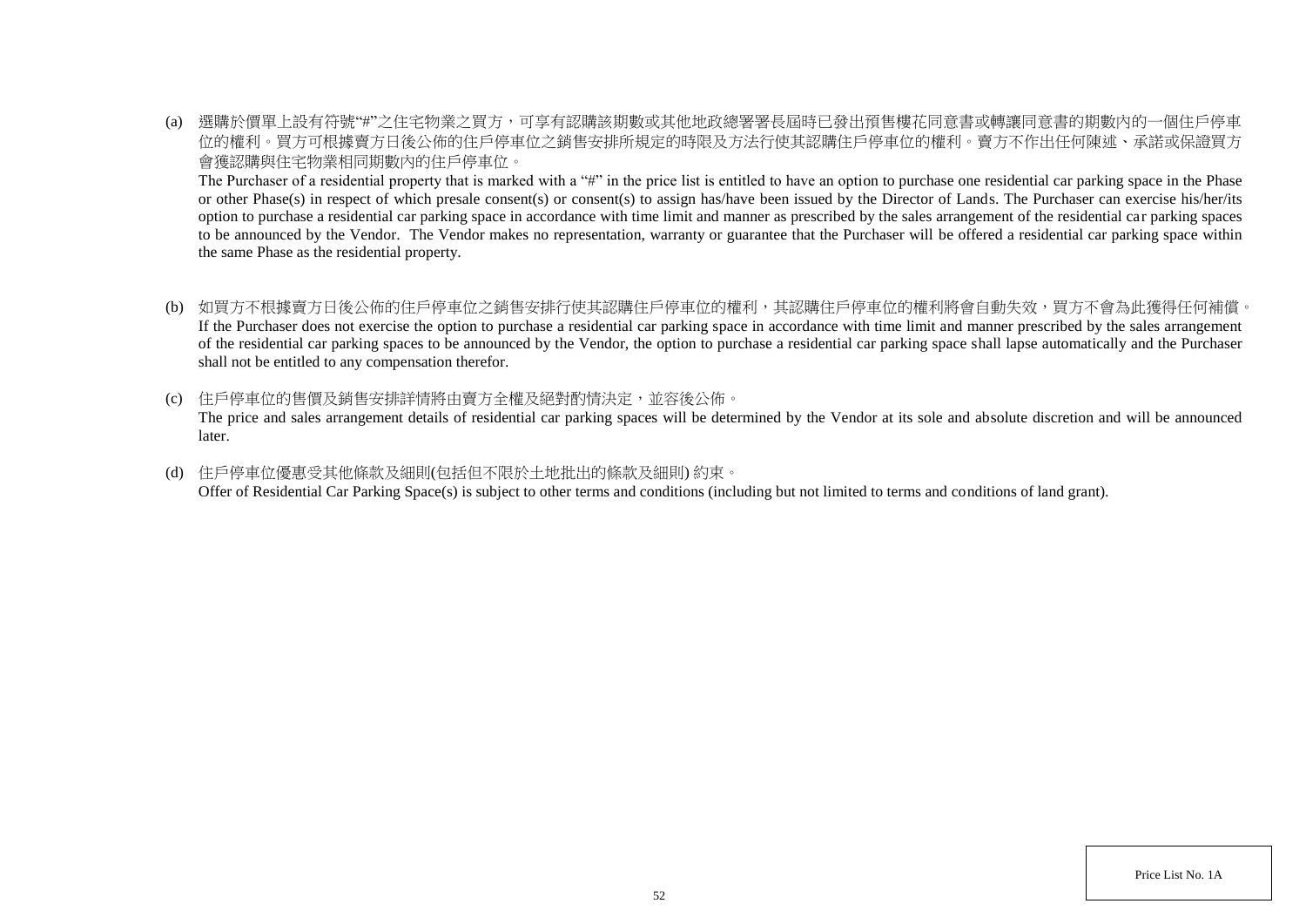(a) 選購於價單上設有符號“#”之住宅物業之買方，可享有認購該期數或其他地政總署署長屆時已發出預售樓花同意書或轉讓同意書的期數內的一個住戶停車位的權利。買方可根據賣方日後公佈的住戶停車位之銷售安排所規定的時限及方法行使其認購住戶停車位的權利。賣方不作出任何陳述、承諾或保證買方會獲認購與住宅物業相同期數內的住戶停車位。

The Purchaser of a residential property that is marked with a “#” in the price list is entitled to have an option to purchase one residential car parking space in the Phase or other Phase(s) in respect of which presale consent(s) or consent(s) to assign has/have been issued by the Director of Lands. The Purchaser can exercise his/her/its option to purchase a residential car parking space in accordance with time limit and manner as prescribed by the sales arrangement of the residential car parking spaces to be announced by the Vendor. The Vendor makes no representation, warranty or guarantee that the Purchaser will be offered a residential car parking space within the same Phase as the residential property.

(b) 如買方不根據賣方日後公佈的住戶停車位之銷售安排行使其認購住戶停車位的權利，其認購住戶停車位的權利將會自動失效，買方不會為此獲得任何補償。
If the Purchaser does not exercise the option to purchase a residential car parking space in accordance with time limit and manner prescribed by the sales arrangement of the residential car parking spaces to be announced by the Vendor, the option to purchase a residential car parking space shall lapse automatically and the Purchaser shall not be entitled to any compensation therefor.

(c) 住戶停車位的售價及銷售安排詳情將由賣方全權及絕對酌情決定，並容後公佈。
The price and sales arrangement details of residential car parking spaces will be determined by the Vendor at its sole and absolute discretion and will be announced later.

(d) 住戶停車位優惠受其他條款及細則(包括但不限於土地批出的條款及細則) 約束。
Offer of Residential Car Parking Space(s) is subject to other terms and conditions (including but not limited to terms and conditions of land grant).

Price List No. 1A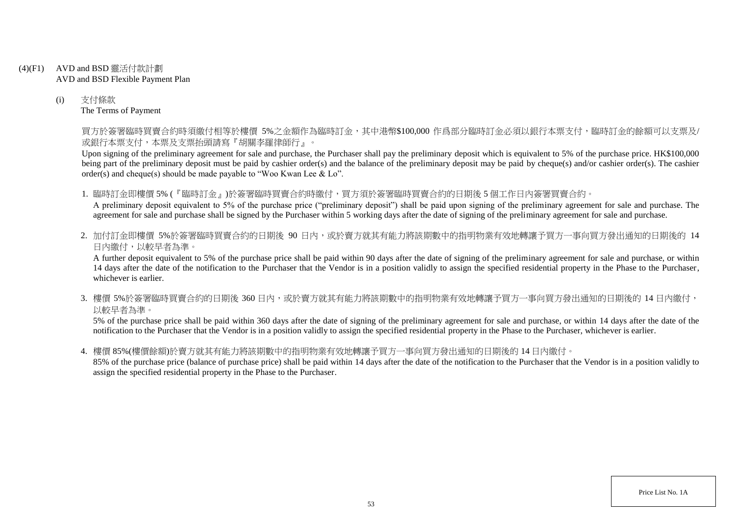## (4)(F1) AVD and BSD 靈活付款計劃
AVD and BSD Flexible Payment Plan

### (i) 支付條款
The Terms of Payment

買方於簽署臨時買賣合約時須繳付相等於樓價 5%之金額作為臨時訂金，其中港幣$100,000 作爲部分臨時訂金必須以銀行本票支付，臨時訂金的餘額可以支票及/或銀行本票支付，本票及支票抬頭請寫『胡關李羅律師行』。

Upon signing of the preliminary agreement for sale and purchase, the Purchaser shall pay the preliminary deposit which is equivalent to 5% of the purchase price. HK$100,000 being part of the preliminary deposit must be paid by cashier order(s) and the balance of the preliminary deposit may be paid by cheque(s) and/or cashier order(s). The cashier order(s) and cheque(s) should be made payable to "Woo Kwan Lee & Lo".

1. 臨時訂金即樓價 5% (『臨時訂金』)於簽署臨時買賣合約時繳付，買方須於簽署臨時買賣合約的日期後 5 個工作日內簽署買賣合約。
   A preliminary deposit equivalent to 5% of the purchase price ("preliminary deposit") shall be paid upon signing of the preliminary agreement for sale and purchase. The agreement for sale and purchase shall be signed by the Purchaser within 5 working days after the date of signing of the preliminary agreement for sale and purchase.

2. 加付訂金即樓價 5%於簽署臨時買賣合約的日期後 90 日內，或於賣方就其有能力將該期數中的指明物業有效地轉讓予買方一事向買方發出通知的日期後的 14 日內繳付，以較早者為準。
   A further deposit equivalent to 5% of the purchase price shall be paid within 90 days after the date of signing of the preliminary agreement for sale and purchase, or within 14 days after the date of the notification to the Purchaser that the Vendor is in a position validly to assign the specified residential property in the Phase to the Purchaser, whichever is earlier.

3. 樓價 5%於簽署臨時買賣合約的日期後 360 日內，或於賣方就其有能力將該期數中的指明物業有效地轉讓予買方一事向買方發出通知的日期後的 14 日內繳付，以較早者為準。
   5% of the purchase price shall be paid within 360 days after the date of signing of the preliminary agreement for sale and purchase, or within 14 days after the date of the notification to the Purchaser that the Vendor is in a position validly to assign the specified residential property in the Phase to the Purchaser, whichever is earlier.

4. 樓價 85%(樓價餘額)於賣方就其有能力將該期數中的指明物業有效地轉讓予買方一事向買方發出通知的日期後的 14 日內繳付。
   85% of the purchase price (balance of purchase price) shall be paid within 14 days after the date of the notification to the Purchaser that the Vendor is in a position validly to assign the specified residential property in the Phase to the Purchaser.

Price List No. 1A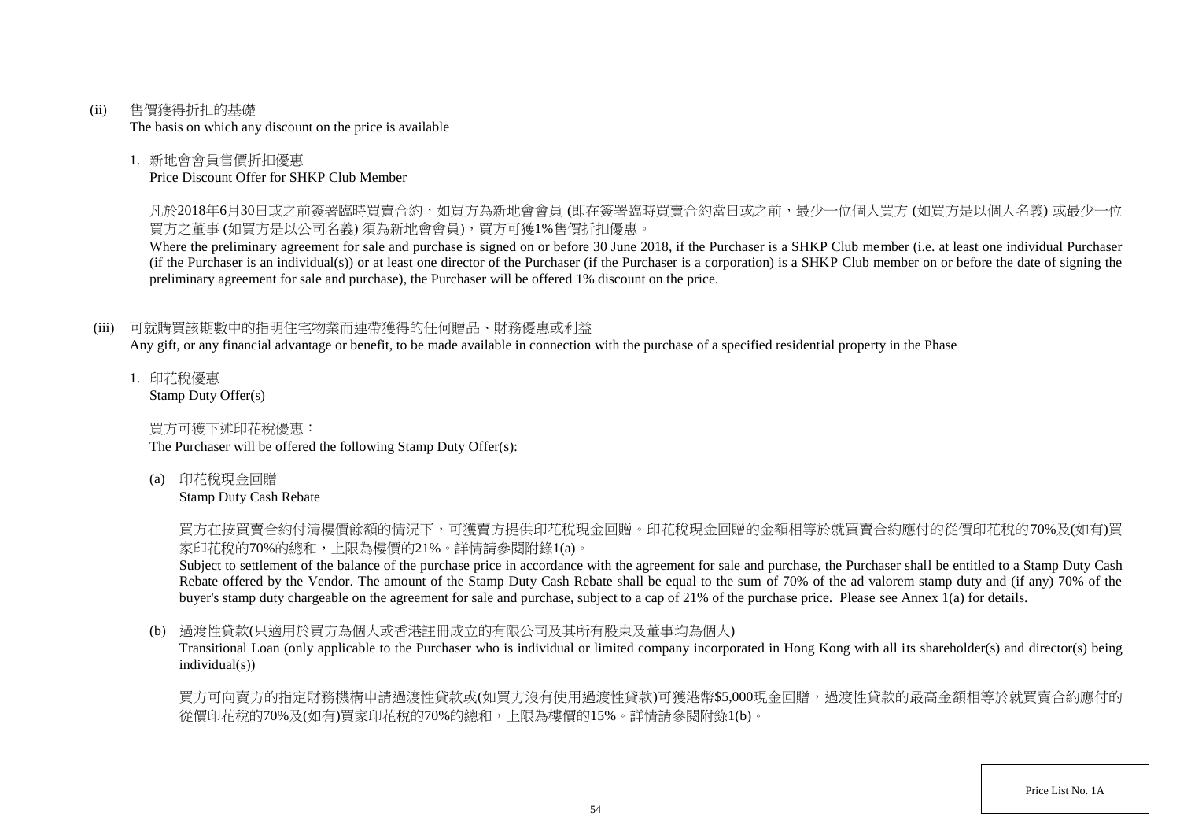(ii) 售價獲得折扣的基礎
The basis on which any discount on the price is available

1. 新地會會員售價折扣優惠
Price Discount Offer for SHKP Club Member

凡於2018年6月30日或之前簽署臨時買賣合約，如買方為新地會會員 (即在簽署臨時買賣合約當日或之前，最少一位個人買方 (如買方是以個人名義) 或最少一位買方之董事 (如買方是以公司名義) 須為新地會會員)，買方可獲1%售價折扣優惠。
Where the preliminary agreement for sale and purchase is signed on or before 30 June 2018, if the Purchaser is a SHKP Club member (i.e. at least one individual Purchaser (if the Purchaser is an individual(s)) or at least one director of the Purchaser (if the Purchaser is a corporation) is a SHKP Club member on or before the date of signing the preliminary agreement for sale and purchase), the Purchaser will be offered 1% discount on the price.

(iii) 可就購買該期數中的指明住宅物業而連帶獲得的任何贈品、財務優惠或利益
Any gift, or any financial advantage or benefit, to be made available in connection with the purchase of a specified residential property in the Phase

1. 印花稅優惠
Stamp Duty Offer(s)

買方可獲下述印花稅優惠：
The Purchaser will be offered the following Stamp Duty Offer(s):

(a) 印花稅現金回贈
Stamp Duty Cash Rebate

買方在按買賣合約付清樓價餘額的情況下，可獲賣方提供印花稅現金回贈。印花稅現金回贈的金額相等於就買賣合約應付的從價印花稅的70%及(如有)買家印花稅的70%的總和，上限為樓價的21%。詳情請參閱附錄1(a)。
Subject to settlement of the balance of the purchase price in accordance with the agreement for sale and purchase, the Purchaser shall be entitled to a Stamp Duty Cash Rebate offered by the Vendor. The amount of the Stamp Duty Cash Rebate shall be equal to the sum of 70% of the ad valorem stamp duty and (if any) 70% of the buyer's stamp duty chargeable on the agreement for sale and purchase, subject to a cap of 21% of the purchase price. Please see Annex 1(a) for details.

(b) 過渡性貸款(只適用於買方為個人或香港註冊成立的有限公司及其所有股東及董事均為個人)
Transitional Loan (only applicable to the Purchaser who is individual or limited company incorporated in Hong Kong with all its shareholder(s) and director(s) being individual(s))

買方可向賣方的指定財務機構申請過渡性貸款或(如買方沒有使用過渡性貸款)可獲港幣$5,000現金回贈，過渡性貸款的最高金額相等於就買賣合約應付的從價印花稅的70%及(如有)買家印花稅的70%的總和，上限為樓價的15%。詳情請參閱附錄1(b)。

Price List No. 1A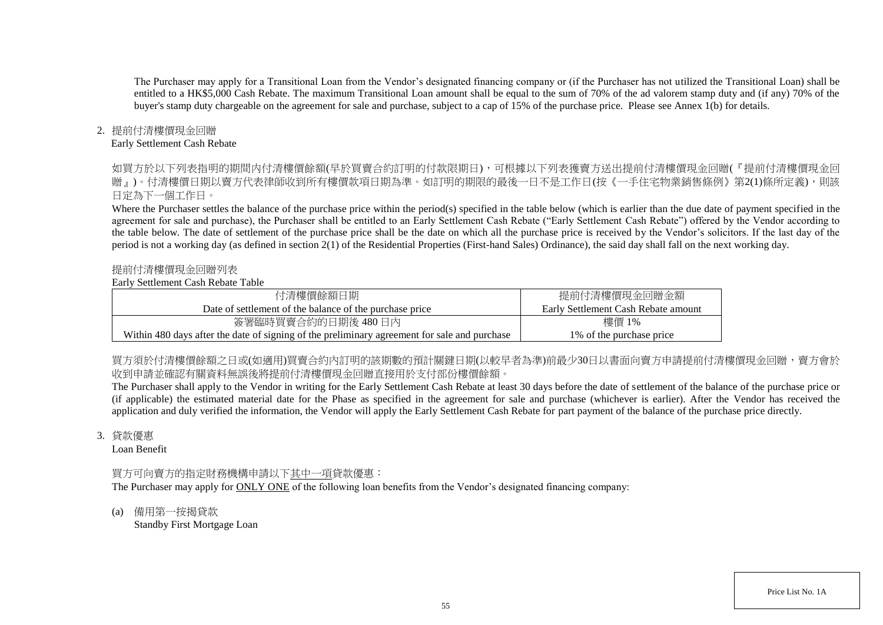The Purchaser may apply for a Transitional Loan from the Vendor's designated financing company or (if the Purchaser has not utilized the Transitional Loan) shall be entitled to a HK$5,000 Cash Rebate. The maximum Transitional Loan amount shall be equal to the sum of 70% of the ad valorem stamp duty and (if any) 70% of the buyer's stamp duty chargeable on the agreement for sale and purchase, subject to a cap of 15% of the purchase price. Please see Annex 1(b) for details.

2. 提前付清樓價現金回贈
Early Settlement Cash Rebate

如買方於以下列表指明的期間內付清樓價餘額(早於買賣合約訂明的付款限期日)，可根據以下列表獲賣方送出提前付清樓價現金回贈(『提前付清樓價現金回贈』)。付清樓價日期以賣方代表律師收到所有樓價款項日期為準。如訂明的期限的最後一日不是工作日(按《一手住宅物業銷售條例》第2(1)條所定義)，則該日定為下一個工作日。

Where the Purchaser settles the balance of the purchase price within the period(s) specified in the table below (which is earlier than the due date of payment specified in the agreement for sale and purchase), the Purchaser shall be entitled to an Early Settlement Cash Rebate ("Early Settlement Cash Rebate") offered by the Vendor according to the table below. The date of settlement of the purchase price shall be the date on which all the purchase price is received by the Vendor's solicitors. If the last day of the period is not a working day (as defined in section 2(1) of the Residential Properties (First-hand Sales) Ordinance), the said day shall fall on the next working day.

提前付清樓價現金回贈列表
Early Settlement Cash Rebate Table

| 付清樓價餘額日期<br>Date of settlement of the balance of the purchase price | 提前付清樓價現金回贈金額<br>Early Settlement Cash Rebate amount |
|---|---|
| 簽署臨時買賣合約的日期後 480 日內<br>Within 480 days after the date of signing of the preliminary agreement for sale and purchase | 樓價 1%<br>1% of the purchase price |

買方須於付清樓價餘額之日或(如適用)買賣合約內訂明的該期數的預計關鍵日期(以較早者為準)前最少30日以書面向賣方申請提前付清樓價現金回贈，賣方會於收到申請並確認有關資料無誤後將提前付清樓價現金回贈直接用於支付部份樓價餘額。

The Purchaser shall apply to the Vendor in writing for the Early Settlement Cash Rebate at least 30 days before the date of settlement of the balance of the purchase price or (if applicable) the estimated material date for the Phase as specified in the agreement for sale and purchase (whichever is earlier). After the Vendor has received the application and duly verified the information, the Vendor will apply the Early Settlement Cash Rebate for part payment of the balance of the purchase price directly.

3. 貸款優惠
Loan Benefit

買方可向賣方的指定財務機構申請以下其中一項貸款優惠：
The Purchaser may apply for ONLY ONE of the following loan benefits from the Vendor's designated financing company:

(a) 備用第一按揭貸款
Standby First Mortgage Loan

Price List No. 1A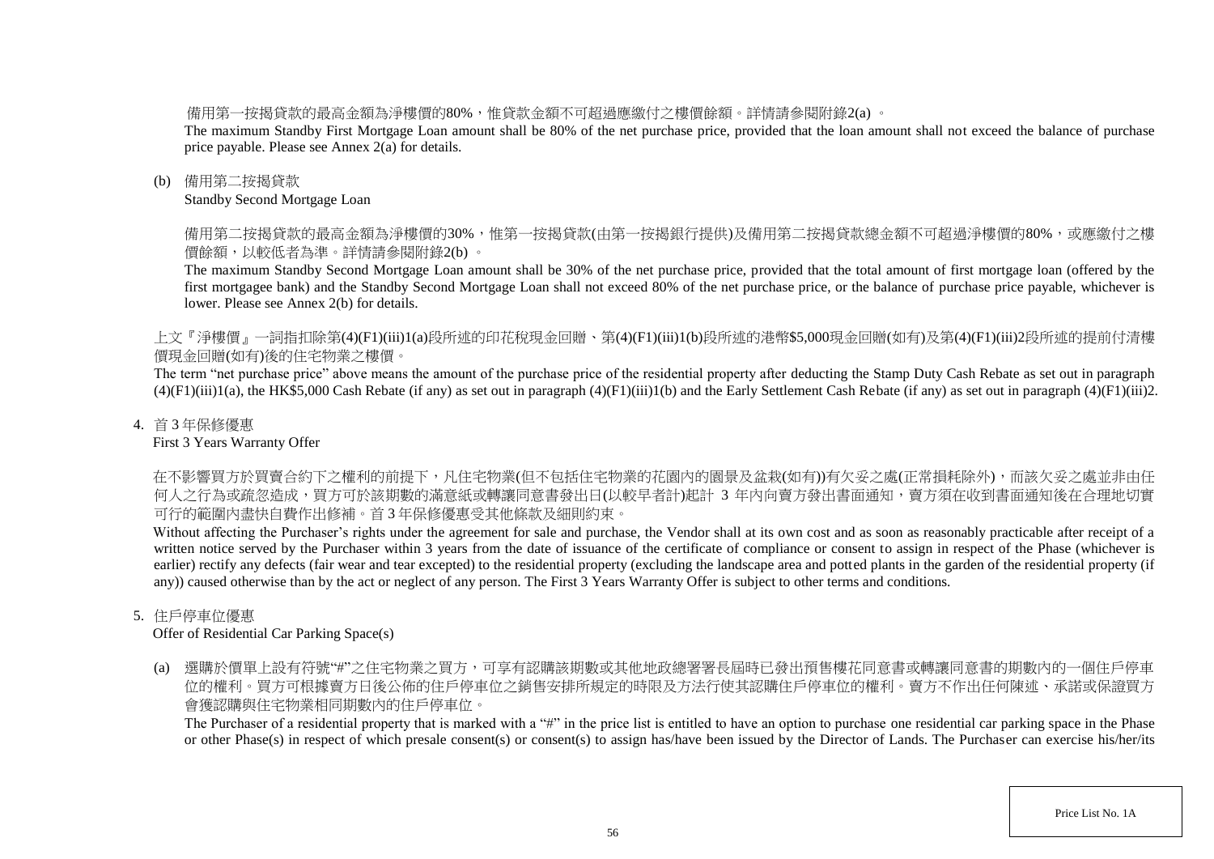備用第一按揭貸款的最高金額為淨樓價的80%，惟貸款金額不可超過應繳付之樓價餘額。詳情請參閱附錄2(a) 。

The maximum Standby First Mortgage Loan amount shall be 80% of the net purchase price, provided that the loan amount shall not exceed the balance of purchase price payable. Please see Annex 2(a) for details.

(b) 備用第二按揭貸款

Standby Second Mortgage Loan

備用第二按揭貸款的最高金額為淨樓價的30%，惟第一按揭貸款(由第一按揭銀行提供)及備用第二按揭貸款總金額不可超過淨樓價的80%，或應繳付之樓價餘額，以較低者為準。詳情請參閱附錄2(b) 。

The maximum Standby Second Mortgage Loan amount shall be 30% of the net purchase price, provided that the total amount of first mortgage loan (offered by the first mortgagee bank) and the Standby Second Mortgage Loan shall not exceed 80% of the net purchase price, or the balance of purchase price payable, whichever is lower. Please see Annex 2(b) for details.

上文『淨樓價』一詞指扣除第(4)(F1)(iii)1(a)段所述的印花稅現金回贈、第(4)(F1)(iii)1(b)段所述的港幣$5,000現金回贈(如有)及第(4)(F1)(iii)2段所述的提前付清樓價現金回贈(如有)後的住宅物業之樓價。

The term "net purchase price" above means the amount of the purchase price of the residential property after deducting the Stamp Duty Cash Rebate as set out in paragraph (4)(F1)(iii)1(a), the HK$5,000 Cash Rebate (if any) as set out in paragraph (4)(F1)(iii)1(b) and the Early Settlement Cash Rebate (if any) as set out in paragraph (4)(F1)(iii)2.

4. 首 3 年保修優惠

First 3 Years Warranty Offer

在不影響買方於買賣合約下之權利的前提下，凡住宅物業(但不包括住宅物業的花園內的園景及盆栽(如有))有欠妥之處(正常損耗除外)，而該欠妥之處並非由任何人之行為或疏忽造成，買方可於該期數的滿意紙或轉讓同意書發出日(以較早者計)起計 3 年內向賣方發出書面通知，賣方須在收到書面通知後在合理地切實可行的範圍內盡快自費作出修補。首 3 年保修優惠受其他條款及細則約束。

Without affecting the Purchaser's rights under the agreement for sale and purchase, the Vendor shall at its own cost and as soon as reasonably practicable after receipt of a written notice served by the Purchaser within 3 years from the date of issuance of the certificate of compliance or consent to assign in respect of the Phase (whichever is earlier) rectify any defects (fair wear and tear excepted) to the residential property (excluding the landscape area and potted plants in the garden of the residential property (if any)) caused otherwise than by the act or neglect of any person. The First 3 Years Warranty Offer is subject to other terms and conditions.

5. 住戶停車位優惠

Offer of Residential Car Parking Space(s)

(a) 選購於價單上設有符號"#"之住宅物業之買方，可享有認購該期數或其他地政總署署長屆時已發出預售樓花同意書或轉讓同意書的期數內的一個住戶停車位的權利。買方可根據賣方日後公佈的住戶停車位之銷售安排所規定的時限及方法行使其認購住戶停車位的權利。賣方不作出任何陳述、承諾或保證買方會獲認購與住宅物業相同期數內的住戶停車位。

The Purchaser of a residential property that is marked with a "#" in the price list is entitled to have an option to purchase one residential car parking space in the Phase or other Phase(s) in respect of which presale consent(s) or consent(s) to assign has/have been issued by the Director of Lands. The Purchaser can exercise his/her/its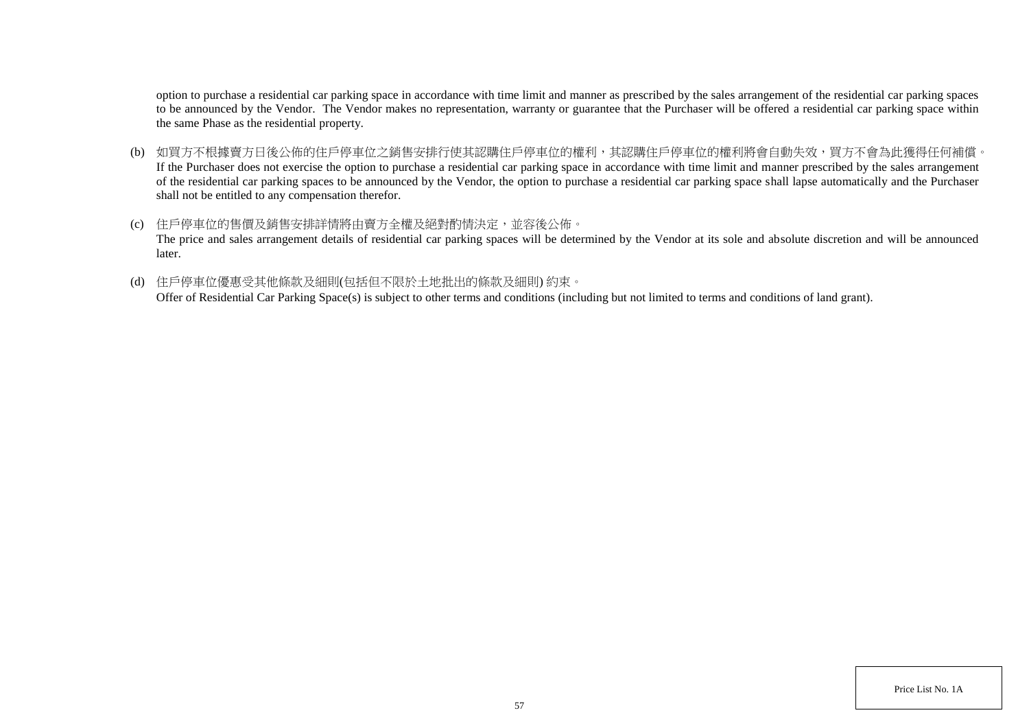option to purchase a residential car parking space in accordance with time limit and manner as prescribed by the sales arrangement of the residential car parking spaces to be announced by the Vendor. The Vendor makes no representation, warranty or guarantee that the Purchaser will be offered a residential car parking space within the same Phase as the residential property.

(b) 如買方不根據賣方日後公佈的住戶停車位之銷售安排行使其認購住戶停車位的權利，其認購住戶停車位的權利將會自動失效，買方不會為此獲得任何補償。
If the Purchaser does not exercise the option to purchase a residential car parking space in accordance with time limit and manner prescribed by the sales arrangement of the residential car parking spaces to be announced by the Vendor, the option to purchase a residential car parking space shall lapse automatically and the Purchaser shall not be entitled to any compensation therefor.

(c) 住戶停車位的售價及銷售安排詳情將由賣方全權及絕對酌情決定，並容後公佈。
The price and sales arrangement details of residential car parking spaces will be determined by the Vendor at its sole and absolute discretion and will be announced later.

(d) 住戶停車位優惠受其他條款及細則(包括但不限於土地批出的條款及細則) 約束。
Offer of Residential Car Parking Space(s) is subject to other terms and conditions (including but not limited to terms and conditions of land grant).

Price List No. 1A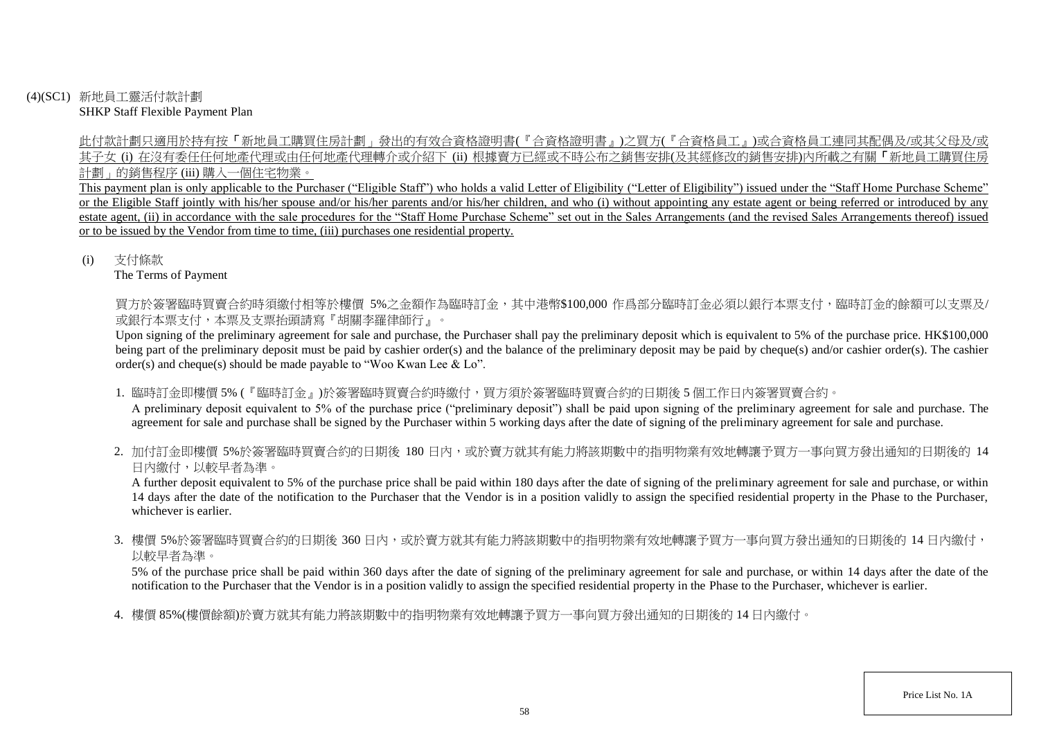(4)(SC1) 新地員工靈活付款計劃
SHKP Staff Flexible Payment Plan

此付款計劃只適用於持有按「新地員工購買住房計劃」發出的有效合資格證明書(『合資格證明書』)之買方(『合資格員工』)或合資格員工連同其配偶及/或其父母及/或其子女 (i) 在沒有委任任何地產代理或由任何地產代理轉介或介紹下 (ii) 根據賣方已經或不時公布之銷售安排(及其經修改的銷售安排)內所載之有關「新地員工購買住房計劃」的銷售程序 (iii) 購入一個住宅物業。

This payment plan is only applicable to the Purchaser ("Eligible Staff") who holds a valid Letter of Eligibility ("Letter of Eligibility") issued under the "Staff Home Purchase Scheme" or the Eligible Staff jointly with his/her spouse and/or his/her parents and/or his/her children, and who (i) without appointing any estate agent or being referred or introduced by any estate agent, (ii) in accordance with the sale procedures for the "Staff Home Purchase Scheme" set out in the Sales Arrangements (and the revised Sales Arrangements thereof) issued or to be issued by the Vendor from time to time, (iii) purchases one residential property.

(i) 支付條款
The Terms of Payment

買方於簽署臨時買賣合約時須繳付相等於樓價 5%之金額作為臨時訂金，其中港幣$100,000 作爲部分臨時訂金必須以銀行本票支付，臨時訂金的餘額可以支票及/或銀行本票支付，本票及支票抬頭請寫『胡關李羅律師行』。

Upon signing of the preliminary agreement for sale and purchase, the Purchaser shall pay the preliminary deposit which is equivalent to 5% of the purchase price. HK$100,000 being part of the preliminary deposit must be paid by cashier order(s) and the balance of the preliminary deposit may be paid by cheque(s) and/or cashier order(s). The cashier order(s) and cheque(s) should be made payable to "Woo Kwan Lee & Lo".

1. 臨時訂金即樓價 5% (『臨時訂金』)於簽署臨時買賣合約時繳付，買方須於簽署臨時買賣合約的日期後 5 個工作日內簽署買賣合約。
   A preliminary deposit equivalent to 5% of the purchase price ("preliminary deposit") shall be paid upon signing of the preliminary agreement for sale and purchase. The agreement for sale and purchase shall be signed by the Purchaser within 5 working days after the date of signing of the preliminary agreement for sale and purchase.

2. 加付訂金即樓價 5%於簽署臨時買賣合約的日期後 180 日內，或於賣方就其有能力將該期數中的指明物業有效地轉讓予買方一事向買方發出通知的日期後的 14 日內繳付，以較早者為準。
   A further deposit equivalent to 5% of the purchase price shall be paid within 180 days after the date of signing of the preliminary agreement for sale and purchase, or within 14 days after the date of the notification to the Purchaser that the Vendor is in a position validly to assign the specified residential property in the Phase to the Purchaser, whichever is earlier.

3. 樓價 5%於簽署臨時買賣合約的日期後 360 日內，或於賣方就其有能力將該期數中的指明物業有效地轉讓予買方一事向買方發出通知的日期後的 14 日內繳付，以較早者為準。
   5% of the purchase price shall be paid within 360 days after the date of signing of the preliminary agreement for sale and purchase, or within 14 days after the date of the notification to the Purchaser that the Vendor is in a position validly to assign the specified residential property in the Phase to the Purchaser, whichever is earlier.

4. 樓價 85%(樓價餘額)於賣方就其有能力將該期數中的指明物業有效地轉讓予買方一事向買方發出通知的日期後的 14 日內繳付。

Price List No. 1A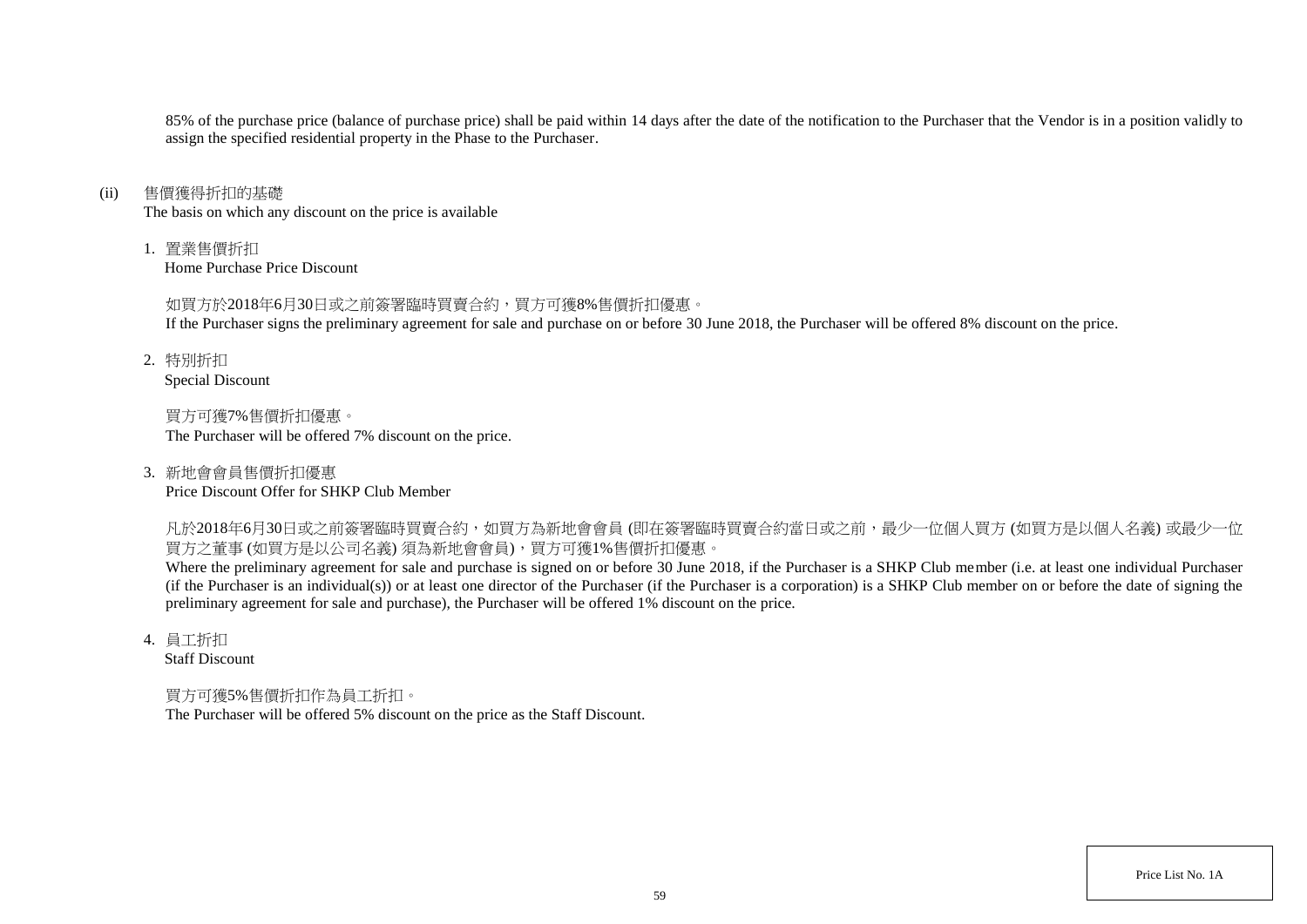85% of the purchase price (balance of purchase price) shall be paid within 14 days after the date of the notification to the Purchaser that the Vendor is in a position validly to assign the specified residential property in the Phase to the Purchaser.

(ii) 售價獲得折扣的基礎
The basis on which any discount on the price is available

1. 置業售價折扣
Home Purchase Price Discount

如買方於2018年6月30日或之前簽署臨時買賣合約，買方可獲8%售價折扣優惠。
If the Purchaser signs the preliminary agreement for sale and purchase on or before 30 June 2018, the Purchaser will be offered 8% discount on the price.

2. 特別折扣
Special Discount

買方可獲7%售價折扣優惠。
The Purchaser will be offered 7% discount on the price.

3. 新地會會員售價折扣優惠
Price Discount Offer for SHKP Club Member

凡於2018年6月30日或之前簽署臨時買賣合約，如買方為新地會會員 (即在簽署臨時買賣合約當日或之前，最少一位個人買方 (如買方是以個人名義) 或最少一位買方之董事 (如買方是以公司名義) 須為新地會會員)，買方可獲1%售價折扣優惠。
Where the preliminary agreement for sale and purchase is signed on or before 30 June 2018, if the Purchaser is a SHKP Club member (i.e. at least one individual Purchaser (if the Purchaser is an individual(s)) or at least one director of the Purchaser (if the Purchaser is a corporation) is a SHKP Club member on or before the date of signing the preliminary agreement for sale and purchase), the Purchaser will be offered 1% discount on the price.

4. 員工折扣
Staff Discount

買方可獲5%售價折扣作為員工折扣。
The Purchaser will be offered 5% discount on the price as the Staff Discount.

Price List No. 1A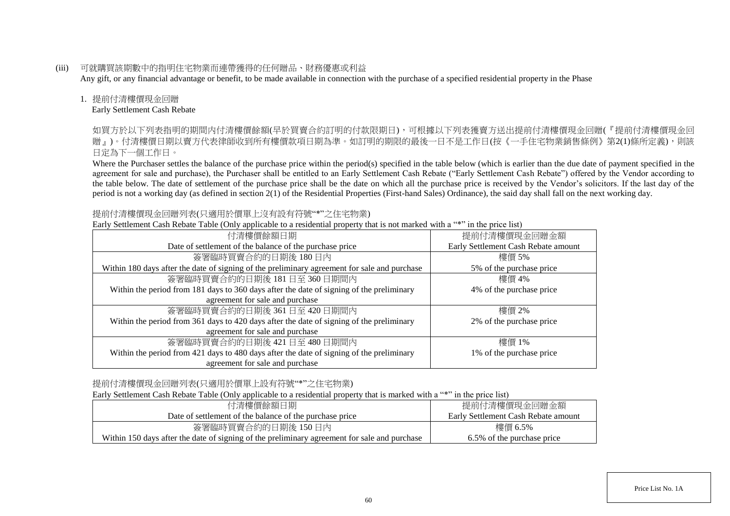(iii) 可就購買該期數中的指明住宅物業而連帶獲得的任何贈品、財務優惠或利益
Any gift, or any financial advantage or benefit, to be made available in connection with the purchase of a specified residential property in the Phase

1. 提前付清樓價現金回贈
Early Settlement Cash Rebate

如買方於以下列表指明的期間內付清樓價餘額(早於買賣合約訂明的付款限期日)，可根據以下列表獲賣方送出提前付清樓價現金回贈(『提前付清樓價現金回贈』)。付清樓價日期以賣方代表律師收到所有樓價款項日期為準。如訂明的期限的最後一日不是工作日(按《一手住宅物業銷售條例》第2(1)條所定義)，則該日定為下一個工作日。

Where the Purchaser settles the balance of the purchase price within the period(s) specified in the table below (which is earlier than the due date of payment specified in the agreement for sale and purchase), the Purchaser shall be entitled to an Early Settlement Cash Rebate ("Early Settlement Cash Rebate") offered by the Vendor according to the table below. The date of settlement of the purchase price shall be the date on which all the purchase price is received by the Vendor's solicitors. If the last day of the period is not a working day (as defined in section 2(1) of the Residential Properties (First-hand Sales) Ordinance), the said day shall fall on the next working day.

提前付清樓價現金回贈列表(只適用於價單上沒有設有符號"*"之住宅物業)
Early Settlement Cash Rebate Table (Only applicable to a residential property that is not marked with a "*" in the price list)

| 付清樓價餘額日期<br>Date of settlement of the balance of the purchase price | 提前付清樓價現金回贈金額<br>Early Settlement Cash Rebate amount |
|---|---|
| 簽署臨時買賣合約的日期後 180 日內<br>Within 180 days after the date of signing of the preliminary agreement for sale and purchase | 樓價 5%<br>5% of the purchase price |
| 簽署臨時買賣合約的日期後 181 日至 360 日期間內<br>Within the period from 181 days to 360 days after the date of signing of the preliminary agreement for sale and purchase | 樓價 4%<br>4% of the purchase price |
| 簽署臨時買賣合約的日期後 361 日至 420 日期間內<br>Within the period from 361 days to 420 days after the date of signing of the preliminary agreement for sale and purchase | 樓價 2%<br>2% of the purchase price |
| 簽署臨時買賣合約的日期後 421 日至 480 日期間內<br>Within the period from 421 days to 480 days after the date of signing of the preliminary agreement for sale and purchase | 樓價 1%<br>1% of the purchase price |

提前付清樓價現金回贈列表(只適用於價單上設有符號"*"之住宅物業)
Early Settlement Cash Rebate Table (Only applicable to a residential property that is marked with a "*" in the price list)

| 付清樓價餘額日期<br>Date of settlement of the balance of the purchase price | 提前付清樓價現金回贈金額<br>Early Settlement Cash Rebate amount |
|---|---|
| 簽署臨時買賣合約的日期後 150 日內<br>Within 150 days after the date of signing of the preliminary agreement for sale and purchase | 樓價 6.5%<br>6.5% of the purchase price |

Price List No. 1A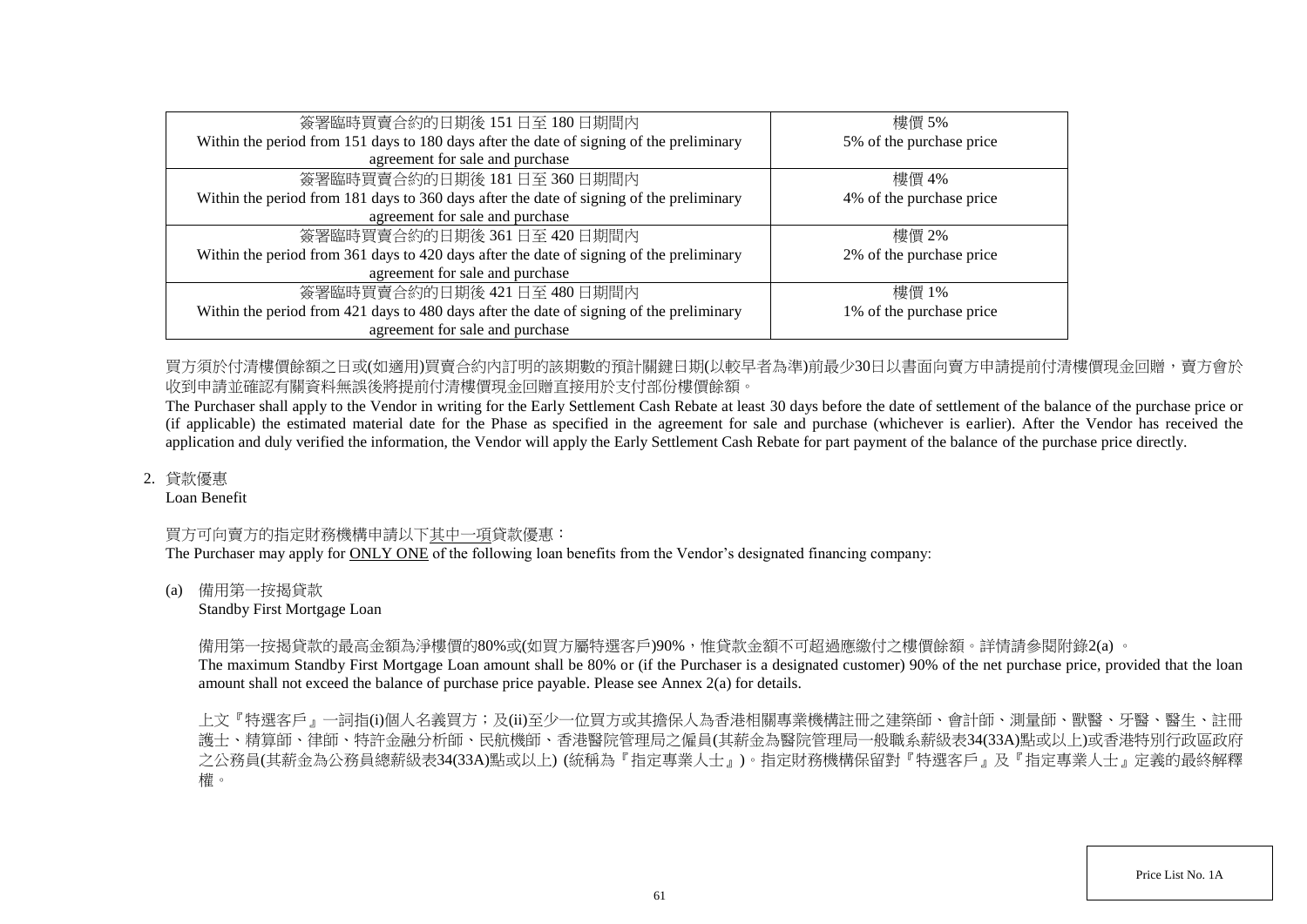| | |
|---|---|
| 簽署臨時買賣合約的日期後 151 日至 180 日期間內<br>Within the period from 151 days to 180 days after the date of signing of the preliminary agreement for sale and purchase | 樓價 5%<br>5% of the purchase price |
| 簽署臨時買賣合約的日期後 181 日至 360 日期間內<br>Within the period from 181 days to 360 days after the date of signing of the preliminary agreement for sale and purchase | 樓價 4%<br>4% of the purchase price |
| 簽署臨時買賣合約的日期後 361 日至 420 日期間內<br>Within the period from 361 days to 420 days after the date of signing of the preliminary agreement for sale and purchase | 樓價 2%<br>2% of the purchase price |
| 簽署臨時買賣合約的日期後 421 日至 480 日期間內<br>Within the period from 421 days to 480 days after the date of signing of the preliminary agreement for sale and purchase | 樓價 1%<br>1% of the purchase price |

買方須於付清樓價餘額之日或(如適用)買賣合約內訂明的該期數的預計關鍵日期(以較早者為準)前最少30日以書面向賣方申請提前付清樓價現金回贈，賣方會於收到申請並確認有關資料無誤後將提前付清樓價現金回贈直接用於支付部份樓價餘額。

The Purchaser shall apply to the Vendor in writing for the Early Settlement Cash Rebate at least 30 days before the date of settlement of the balance of the purchase price or (if applicable) the estimated material date for the Phase as specified in the agreement for sale and purchase (whichever is earlier). After the Vendor has received the application and duly verified the information, the Vendor will apply the Early Settlement Cash Rebate for part payment of the balance of the purchase price directly.

2. 貸款優惠
Loan Benefit

買方可向賣方的指定財務機構申請以下其中一項貸款優惠：
The Purchaser may apply for ONLY ONE of the following loan benefits from the Vendor's designated financing company:

(a) 備用第一按揭貸款
Standby First Mortgage Loan

備用第一按揭貸款的最高金額為淨樓價的80%或(如買方屬特選客戶)90%，惟貸款金額不可超過應繳付之樓價餘額。詳情請參閱附錄2(a) 。
The maximum Standby First Mortgage Loan amount shall be 80% or (if the Purchaser is a designated customer) 90% of the net purchase price, provided that the loan amount shall not exceed the balance of purchase price payable. Please see Annex 2(a) for details.

上文『特選客戶』一詞指(i)個人名義買方；及(ii)至少一位買方或其擔保人為香港相關專業機構註冊之建築師、會計師、測量師、獸醫、牙醫、醫生、註冊護士、精算師、律師、特許金融分析師、民航機師、香港醫院管理局之僱員(其薪金為醫院管理局一般職系薪級表34(33A)點或以上)或香港特別行政區政府之公務員(其薪金為公務員總薪級表34(33A)點或以上) (統稱為『指定專業人士』)。指定財務機構保留對『特選客戶』及『指定專業人士』定義的最終解釋權。

Price List No. 1A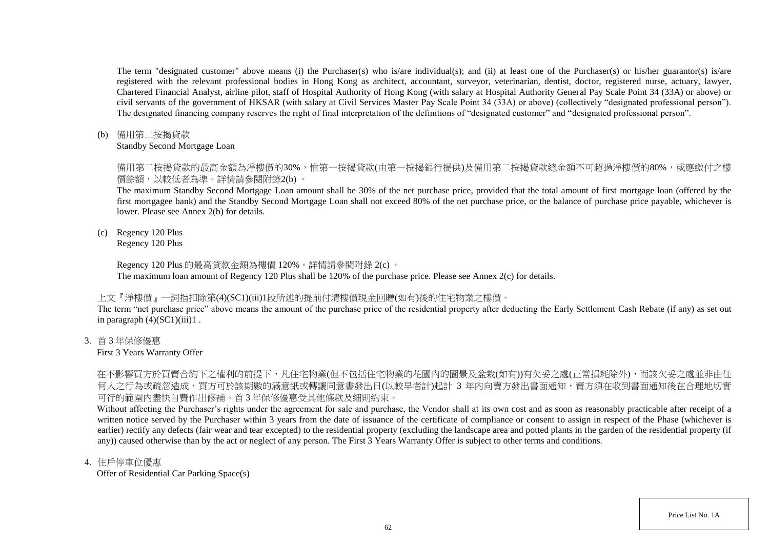The term "designated customer" above means (i) the Purchaser(s) who is/are individual(s); and (ii) at least one of the Purchaser(s) or his/her guarantor(s) is/are registered with the relevant professional bodies in Hong Kong as architect, accountant, surveyor, veterinarian, dentist, doctor, registered nurse, actuary, lawyer, Chartered Financial Analyst, airline pilot, staff of Hospital Authority of Hong Kong (with salary at Hospital Authority General Pay Scale Point 34 (33A) or above) or civil servants of the government of HKSAR (with salary at Civil Services Master Pay Scale Point 34 (33A) or above) (collectively "designated professional person"). The designated financing company reserves the right of final interpretation of the definitions of "designated customer" and "designated professional person".

(b) 備用第二按揭貸款
Standby Second Mortgage Loan

備用第二按揭貸款的最高金額為淨樓價的30%，惟第一按揭貸款(由第一按揭銀行提供)及備用第二按揭貸款總金額不可超過淨樓價的80%，或應繳付之樓價餘額，以較低者為準。詳情請參閱附錄2(b) 。
The maximum Standby Second Mortgage Loan amount shall be 30% of the net purchase price, provided that the total amount of first mortgage loan (offered by the first mortgagee bank) and the Standby Second Mortgage Loan shall not exceed 80% of the net purchase price, or the balance of purchase price payable, whichever is lower. Please see Annex 2(b) for details.

(c) Regency 120 Plus
Regency 120 Plus

Regency 120 Plus 的最高貸款金額為樓價 120%。詳情請參閱附錄 2(c) 。
The maximum loan amount of Regency 120 Plus shall be 120% of the purchase price. Please see Annex 2(c) for details.

上文『淨樓價』一詞指扣除第(4)(SC1)(iii)1段所述的提前付清樓價現金回贈(如有)後的住宅物業之樓價。
The term "net purchase price" above means the amount of the purchase price of the residential property after deducting the Early Settlement Cash Rebate (if any) as set out in paragraph (4)(SC1)(iii)1 .

3. 首 3 年保修優惠
First 3 Years Warranty Offer

在不影響買方於買賣合約下之權利的前提下，凡住宅物業(但不包括住宅物業的花園內的園景及盆栽(如有))有欠妥之處(正常損耗除外)，而該欠妥之處並非由任何人之行為或疏忽造成，買方可於該期數的滿意紙或轉讓同意書發出日(以較早者計)起計 3 年內向賣方發出書面通知，賣方須在收到書面通知後在合理地切實可行的範圍內盡快自費作出修補。首 3 年保修優惠受其他條款及細則約束。
Without affecting the Purchaser's rights under the agreement for sale and purchase, the Vendor shall at its own cost and as soon as reasonably practicable after receipt of a written notice served by the Purchaser within 3 years from the date of issuance of the certificate of compliance or consent to assign in respect of the Phase (whichever is earlier) rectify any defects (fair wear and tear excepted) to the residential property (excluding the landscape area and potted plants in the garden of the residential property (if any)) caused otherwise than by the act or neglect of any person. The First 3 Years Warranty Offer is subject to other terms and conditions.

4. 住戶停車位優惠
Offer of Residential Car Parking Space(s)

Price List No. 1A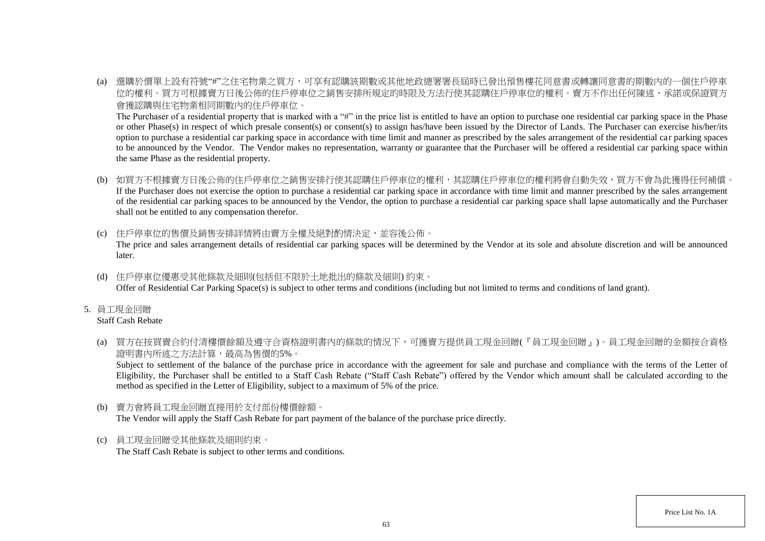(a) 選購於價單上設有符號"#"之住宅物業之買方，可享有認購該期數或其他地政總署署長屆時已發出預售樓花同意書或轉讓同意書的期數內的一個住戶停車位的權利。買方可根據賣方日後公佈的住戶停車位之銷售安排所規定的時限及方法行使其認購住戶停車位的權利。賣方不作出任何陳述、承諾或保證買方會獲認購與住宅物業相同期數內的住戶停車位。
The Purchaser of a residential property that is marked with a "#" in the price list is entitled to have an option to purchase one residential car parking space in the Phase or other Phase(s) in respect of which presale consent(s) or consent(s) to assign has/have been issued by the Director of Lands. The Purchaser can exercise his/her/its option to purchase a residential car parking space in accordance with time limit and manner as prescribed by the sales arrangement of the residential car parking spaces to be announced by the Vendor. The Vendor makes no representation, warranty or guarantee that the Purchaser will be offered a residential car parking space within the same Phase as the residential property.

(b) 如買方不根據賣方日後公佈的住戶停車位之銷售安排行使其認購住戶停車位的權利，其認購住戶停車位的權利將會自動失效，買方不會為此獲得任何補償。
If the Purchaser does not exercise the option to purchase a residential car parking space in accordance with time limit and manner prescribed by the sales arrangement of the residential car parking spaces to be announced by the Vendor, the option to purchase a residential car parking space shall lapse automatically and the Purchaser shall not be entitled to any compensation therefor.

(c) 住戶停車位的售價及銷售安排詳情將由賣方全權及絕對酌情決定，並容後公佈。
The price and sales arrangement details of residential car parking spaces will be determined by the Vendor at its sole and absolute discretion and will be announced later.

(d) 住戶停車位優惠受其他條款及細則(包括但不限於土地批出的條款及細則) 約束。
Offer of Residential Car Parking Space(s) is subject to other terms and conditions (including but not limited to terms and conditions of land grant).

5. 員工現金回贈
Staff Cash Rebate

(a) 買方在按買賣合約付清樓價餘額及遵守合資格證明書內的條款的情況下，可獲賣方提供員工現金回贈(『員工現金回贈』)。員工現金回贈的金額按合資格證明書內所述之方法計算，最高為售價的5%。
Subject to settlement of the balance of the purchase price in accordance with the agreement for sale and purchase and compliance with the terms of the Letter of Eligibility, the Purchaser shall be entitled to a Staff Cash Rebate ("Staff Cash Rebate") offered by the Vendor which amount shall be calculated according to the method as specified in the Letter of Eligibility, subject to a maximum of 5% of the price.

(b) 賣方會將員工現金回贈直接用於支付部份樓價餘額。
The Vendor will apply the Staff Cash Rebate for part payment of the balance of the purchase price directly.

(c) 員工現金回贈受其他條款及細則約束。
The Staff Cash Rebate is subject to other terms and conditions.

Price List No. 1A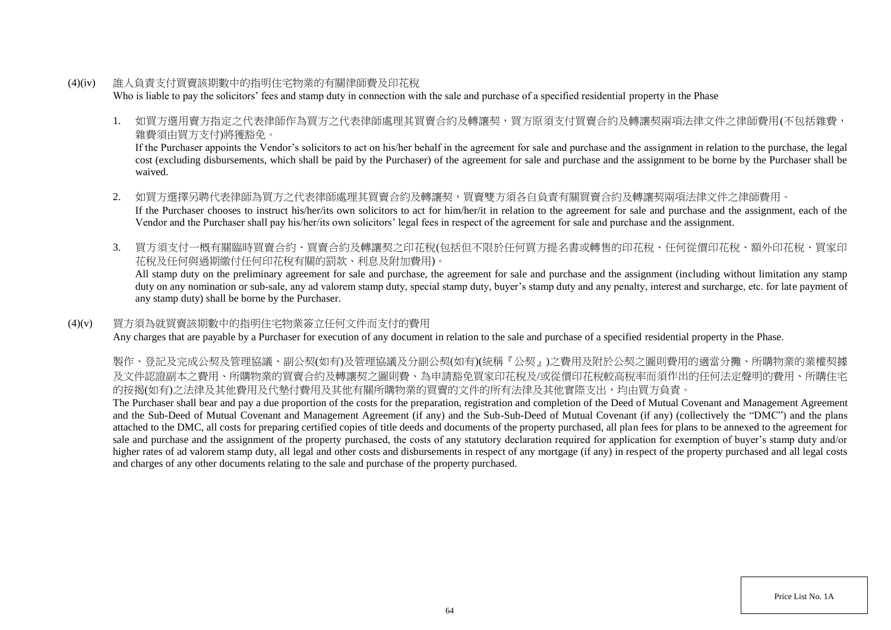(4)(iv) 誰人負責支付買賣該期數中的指明住宅物業的有關律師費及印花稅

Who is liable to pay the solicitors' fees and stamp duty in connection with the sale and purchase of a specified residential property in the Phase

1. 如買方選用賣方指定之代表律師作為買方之代表律師處理其買賣合約及轉讓契，買方原須支付買賣合約及轉讓契兩項法律文件之律師費用(不包括雜費，雜費須由買方支付)將獲豁免。

   If the Purchaser appoints the Vendor's solicitors to act on his/her behalf in the agreement for sale and purchase and the assignment in relation to the purchase, the legal cost (excluding disbursements, which shall be paid by the Purchaser) of the agreement for sale and purchase and the assignment to be borne by the Purchaser shall be waived.

2. 如買方選擇另聘代表律師為買方之代表律師處理其買賣合約及轉讓契，買賣雙方須各自負責有關買賣合約及轉讓契兩項法律文件之律師費用。

   If the Purchaser chooses to instruct his/her/its own solicitors to act for him/her/it in relation to the agreement for sale and purchase and the assignment, each of the Vendor and the Purchaser shall pay his/her/its own solicitors' legal fees in respect of the agreement for sale and purchase and the assignment.

3. 買方須支付一概有關臨時買賣合約、買賣合約及轉讓契之印花稅(包括但不限於任何買方提名書或轉售的印花稅、任何從價印花稅、額外印花稅、買家印花稅及任何與過期繳付任何印花稅有關的罰款、利息及附加費用)。

   All stamp duty on the preliminary agreement for sale and purchase, the agreement for sale and purchase and the assignment (including without limitation any stamp duty on any nomination or sub-sale, any ad valorem stamp duty, special stamp duty, buyer's stamp duty and any penalty, interest and surcharge, etc. for late payment of any stamp duty) shall be borne by the Purchaser.

(4)(v) 買方須為就買賣該期數中的指明住宅物業簽立任何文件而支付的費用

Any charges that are payable by a Purchaser for execution of any document in relation to the sale and purchase of a specified residential property in the Phase.

製作、登記及完成公契及管理協議、副公契(如有)及管理協議及分副公契(如有)(統稱『公契』)之費用及附於公契之圖則費用的適當分攤、所購物業的業權契據及文件認證副本之費用、所購物業的買賣合約及轉讓契之圖則費、為申請豁免買家印花稅及/或從價印花稅較高稅率而須作出的任何法定聲明的費用、所購住宅的按揭(如有)之法律及其他費用及代墊付費用及其他有關所購物業的買賣的文件的所有法律及其他實際支出，均由買方負責。

The Purchaser shall bear and pay a due proportion of the costs for the preparation, registration and completion of the Deed of Mutual Covenant and Management Agreement and the Sub-Deed of Mutual Covenant and Management Agreement (if any) and the Sub-Sub-Deed of Mutual Covenant (if any) (collectively the "DMC") and the plans attached to the DMC, all costs for preparing certified copies of title deeds and documents of the property purchased, all plan fees for plans to be annexed to the agreement for sale and purchase and the assignment of the property purchased, the costs of any statutory declaration required for application for exemption of buyer's stamp duty and/or higher rates of ad valorem stamp duty, all legal and other costs and disbursements in respect of any mortgage (if any) in respect of the property purchased and all legal costs and charges of any other documents relating to the sale and purchase of the property purchased.

Price List No. 1A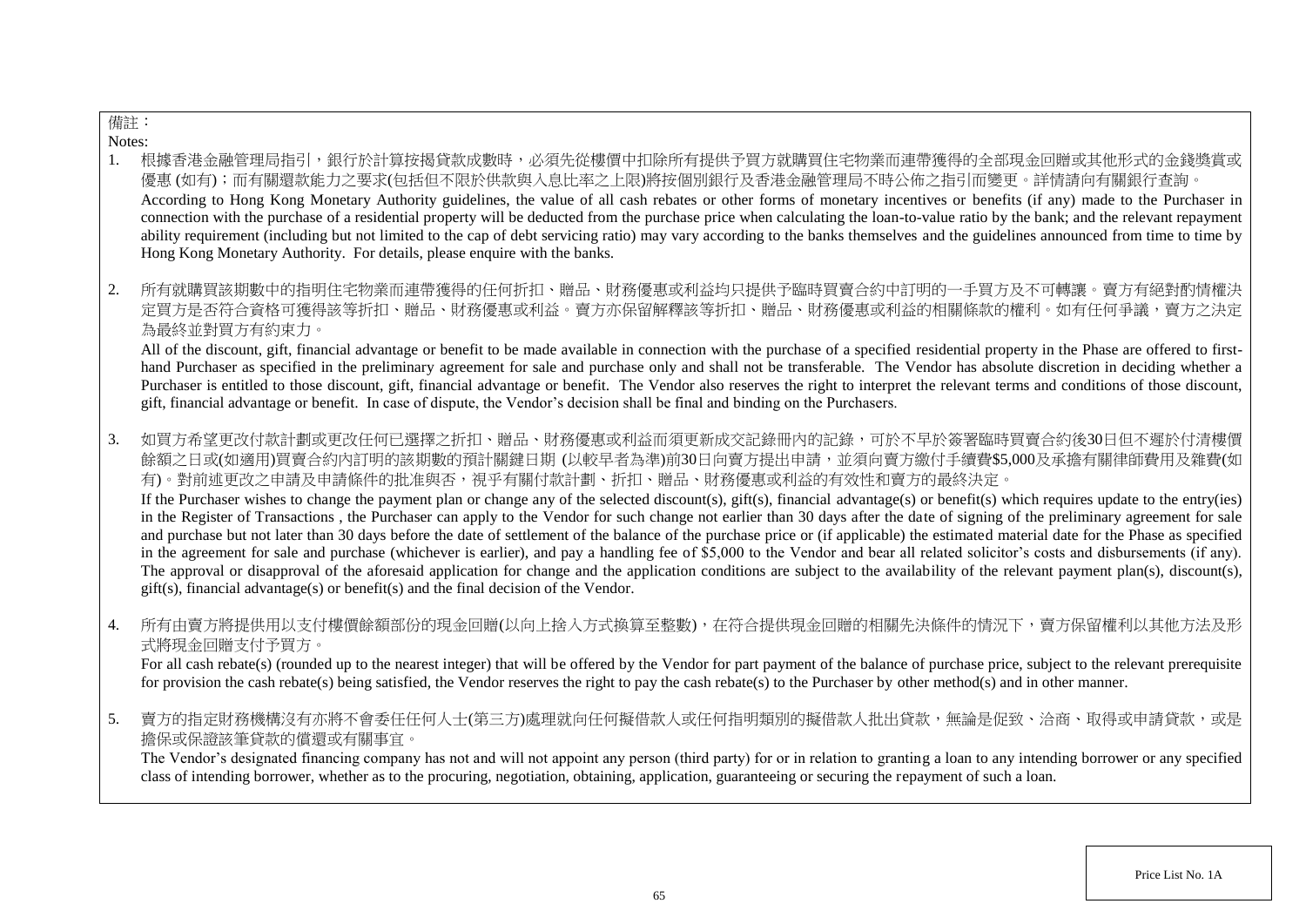備註：

Notes:

1. 根據香港金融管理局指引，銀行於計算按揭貸款成數時，必須先從樓價中扣除所有提供予買方就購買住宅物業而連帶獲得的全部現金回贈或其他形式的金錢獎賞或優惠 (如有)；而有關還款能力之要求(包括但不限於供款與入息比率之上限)將按個別銀行及香港金融管理局不時公佈之指引而變更。詳情請向有關銀行查詢。
According to Hong Kong Monetary Authority guidelines, the value of all cash rebates or other forms of monetary incentives or benefits (if any) made to the Purchaser in connection with the purchase of a residential property will be deducted from the purchase price when calculating the loan-to-value ratio by the bank; and the relevant repayment ability requirement (including but not limited to the cap of debt servicing ratio) may vary according to the banks themselves and the guidelines announced from time to time by Hong Kong Monetary Authority. For details, please enquire with the banks.

2. 所有就購買該期數中的指明住宅物業而連帶獲得的任何折扣、贈品、財務優惠或利益均只提供予臨時買賣合約中訂明的一手買方及不可轉讓。賣方有絕對酌情權決定買方是否符合資格可獲得該等折扣、贈品、財務優惠或利益。賣方亦保留解釋該等折扣、贈品、財務優惠或利益的相關條款的權利。如有任何爭議，賣方之決定為最終並對買方有約束力。
All of the discount, gift, financial advantage or benefit to be made available in connection with the purchase of a specified residential property in the Phase are offered to first-hand Purchaser as specified in the preliminary agreement for sale and purchase only and shall not be transferable. The Vendor has absolute discretion in deciding whether a Purchaser is entitled to those discount, gift, financial advantage or benefit. The Vendor also reserves the right to interpret the relevant terms and conditions of those discount, gift, financial advantage or benefit. In case of dispute, the Vendor's decision shall be final and binding on the Purchasers.

3. 如買方希望更改付款計劃或更改任何已選擇之折扣、贈品、財務優惠或利益而須更新成交記錄冊內的記錄，可於不早於簽署臨時買賣合約後30日但不遲於付清樓價餘額之日或(如適用)買賣合約內訂明的該期數的預計關鍵日期 (以較早者為準)前30日向賣方提出申請，並須向賣方繳付手續費$5,000及承擔有關律師費用及雜費(如有)。對前述更改之申請及申請條件的批准與否，視乎有關付款計劃、折扣、贈品、財務優惠或利益的有效性和賣方的最終決定。
If the Purchaser wishes to change the payment plan or change any of the selected discount(s), gift(s), financial advantage(s) or benefit(s) which requires update to the entry(ies) in the Register of Transactions , the Purchaser can apply to the Vendor for such change not earlier than 30 days after the date of signing of the preliminary agreement for sale and purchase but not later than 30 days before the date of settlement of the balance of the purchase price or (if applicable) the estimated material date for the Phase as specified in the agreement for sale and purchase (whichever is earlier), and pay a handling fee of $5,000 to the Vendor and bear all related solicitor's costs and disbursements (if any). The approval or disapproval of the aforesaid application for change and the application conditions are subject to the availability of the relevant payment plan(s), discount(s), gift(s), financial advantage(s) or benefit(s) and the final decision of the Vendor.

4. 所有由賣方將提供用以支付樓價餘額部份的現金回贈(以向上捨入方式換算至整數)，在符合提供現金回贈的相關先決條件的情況下，賣方保留權利以其他方法及形式將現金回贈支付予買方。
For all cash rebate(s) (rounded up to the nearest integer) that will be offered by the Vendor for part payment of the balance of purchase price, subject to the relevant prerequisite for provision the cash rebate(s) being satisfied, the Vendor reserves the right to pay the cash rebate(s) to the Purchaser by other method(s) and in other manner.

5. 賣方的指定財務機構沒有亦將不會委任任何人士(第三方)處理就向任何擬借款人或任何指明類別的擬借款人批出貸款，無論是促致、洽商、取得或申請貸款，或是擔保或保證該筆貸款的償還或有關事宜。
The Vendor's designated financing company has not and will not appoint any person (third party) for or in relation to granting a loan to any intending borrower or any specified class of intending borrower, whether as to the procuring, negotiation, obtaining, application, guaranteeing or securing the repayment of such a loan.

Price List No. 1A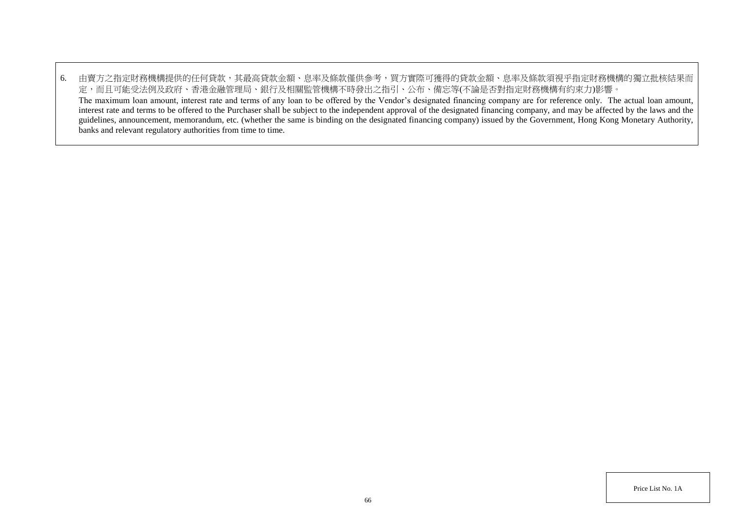6. 由賣方之指定財務機構提供的任何貸款，其最高貸款金額、息率及條款僅供參考，買方實際可獲得的貸款金額、息率及條款須視乎指定財務機構的獨立批核結果而定，而且可能受法例及政府、香港金融管理局、銀行及相關監管機構不時發出之指引、公布、備忘等(不論是否對指定財務機構有約束力)影響。
   The maximum loan amount, interest rate and terms of any loan to be offered by the Vendor's designated financing company are for reference only. The actual loan amount, interest rate and terms to be offered to the Purchaser shall be subject to the independent approval of the designated financing company, and may be affected by the laws and the guidelines, announcement, memorandum, etc. (whether the same is binding on the designated financing company) issued by the Government, Hong Kong Monetary Authority, banks and relevant regulatory authorities from time to time.

Price List No. 1A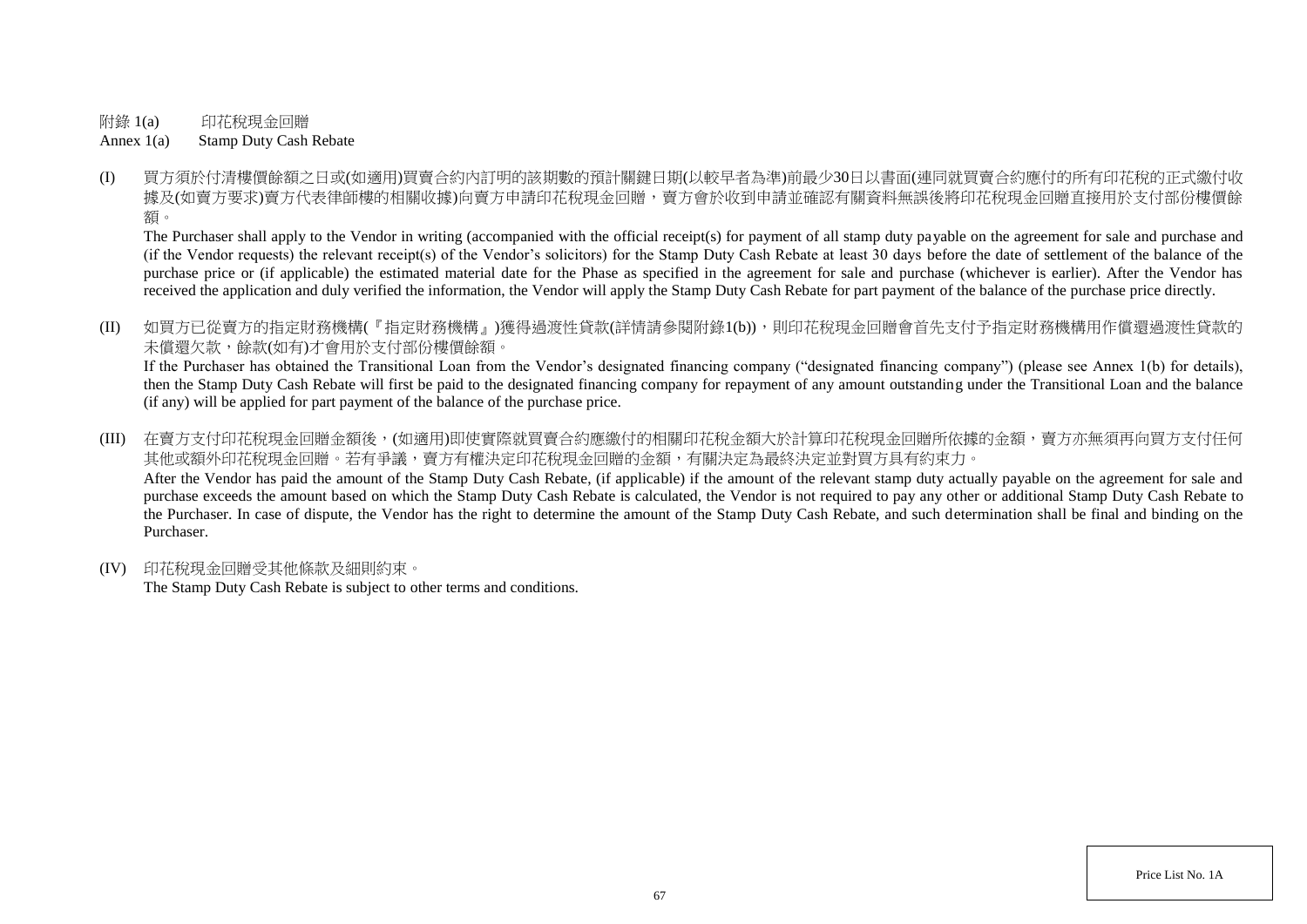附錄 1(a)　　印花稅現金回贈

Annex 1(a)　　Stamp Duty Cash Rebate

(I) 買方須於付清樓價餘額之日或(如適用)買賣合約內訂明的該期數的預計關鍵日期(以較早者為準)前最少30日以書面(連同就買賣合約應付的所有印花稅的正式繳付收據及(如賣方要求)賣方代表律師樓的相關收據)向賣方申請印花稅現金回贈，賣方會於收到申請並確認有關資料無誤後將印花稅現金回贈直接用於支付部份樓價餘額。

The Purchaser shall apply to the Vendor in writing (accompanied with the official receipt(s) for payment of all stamp duty payable on the agreement for sale and purchase and (if the Vendor requests) the relevant receipt(s) of the Vendor's solicitors) for the Stamp Duty Cash Rebate at least 30 days before the date of settlement of the balance of the purchase price or (if applicable) the estimated material date for the Phase as specified in the agreement for sale and purchase (whichever is earlier). After the Vendor has received the application and duly verified the information, the Vendor will apply the Stamp Duty Cash Rebate for part payment of the balance of the purchase price directly.

(II) 如買方已從賣方的指定財務機構(『指定財務機構』)獲得過渡性貸款(詳情請參閱附錄1(b))，則印花稅現金回贈會首先支付予指定財務機構用作償還過渡性貸款的未償還欠款，餘款(如有)才會用於支付部份樓價餘額。

If the Purchaser has obtained the Transitional Loan from the Vendor's designated financing company ("designated financing company") (please see Annex 1(b) for details), then the Stamp Duty Cash Rebate will first be paid to the designated financing company for repayment of any amount outstanding under the Transitional Loan and the balance (if any) will be applied for part payment of the balance of the purchase price.

(III) 在賣方支付印花稅現金回贈金額後，(如適用)即使實際就買賣合約應繳付的相關印花稅金額大於計算印花稅現金回贈所依據的金額，賣方亦無須再向買方支付任何其他或額外印花稅現金回贈。若有爭議，賣方有權決定印花稅現金回贈的金額，有關決定為最終決定並對買方具有約束力。

After the Vendor has paid the amount of the Stamp Duty Cash Rebate, (if applicable) if the amount of the relevant stamp duty actually payable on the agreement for sale and purchase exceeds the amount based on which the Stamp Duty Cash Rebate is calculated, the Vendor is not required to pay any other or additional Stamp Duty Cash Rebate to the Purchaser. In case of dispute, the Vendor has the right to determine the amount of the Stamp Duty Cash Rebate, and such determination shall be final and binding on the Purchaser.

(IV) 印花稅現金回贈受其他條款及細則約束。

The Stamp Duty Cash Rebate is subject to other terms and conditions.

Price List No. 1A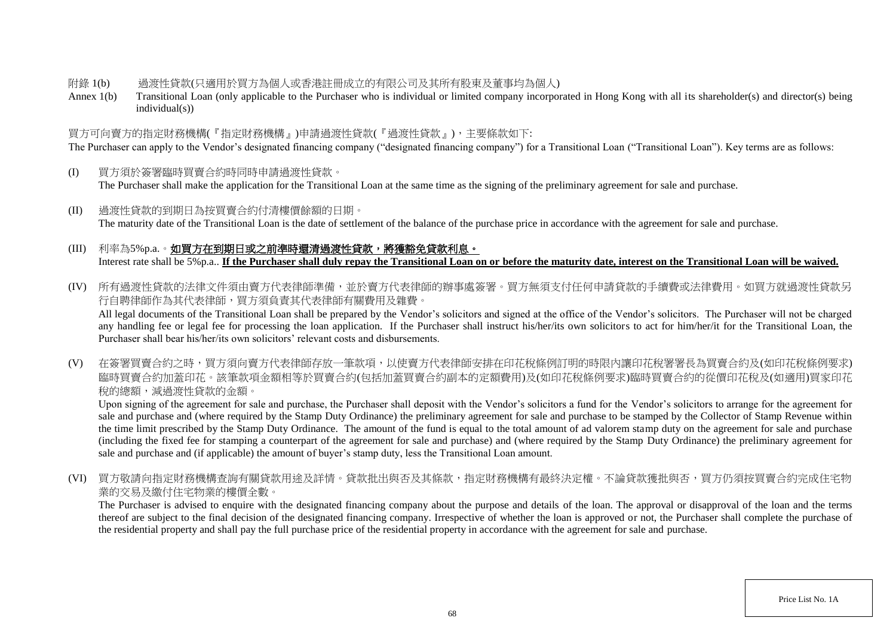附錄 1(b)　過渡性貸款(只適用於買方為個人或香港註冊成立的有限公司及其所有股東及董事均為個人)

Annex 1(b)　Transitional Loan (only applicable to the Purchaser who is individual or limited company incorporated in Hong Kong with all its shareholder(s) and director(s) being individual(s))

買方可向賣方的指定財務機構(『指定財務機構』)申請過渡性貸款(『過渡性貸款』)，主要條款如下:

The Purchaser can apply to the Vendor's designated financing company ("designated financing company") for a Transitional Loan ("Transitional Loan"). Key terms are as follows:

(I) 買方須於簽署臨時買賣合約時同時申請過渡性貸款。
The Purchaser shall make the application for the Transitional Loan at the same time as the signing of the preliminary agreement for sale and purchase.

(II) 過渡性貸款的到期日為按買賣合約付清樓價餘額的日期。
The maturity date of the Transitional Loan is the date of settlement of the balance of the purchase price in accordance with the agreement for sale and purchase.

(III) 利率為5%p.a.。**<u>如買方在到期日或之前準時還清過渡性貸款，將獲豁免貸款利息。</u>**
Interest rate shall be 5%p.a.. **<u>If the Purchaser shall duly repay the Transitional Loan on or before the maturity date, interest on the Transitional Loan will be waived.</u>**

(IV) 所有過渡性貸款的法律文件須由賣方代表律師準備，並於賣方代表律師的辦事處簽署。買方無須支付任何申請貸款的手續費或法律費用。如買方就過渡性貸款另行自聘律師作為其代表律師，買方須負責其代表律師有關費用及雜費。
All legal documents of the Transitional Loan shall be prepared by the Vendor's solicitors and signed at the office of the Vendor's solicitors. The Purchaser will not be charged any handling fee or legal fee for processing the loan application. If the Purchaser shall instruct his/her/its own solicitors to act for him/her/it for the Transitional Loan, the Purchaser shall bear his/her/its own solicitors' relevant costs and disbursements.

(V) 在簽署買賣合約之時，買方須向賣方代表律師存放一筆款項，以使賣方代表律師安排在印花稅條例訂明的時限內讓印花稅署署長為買賣合約及(如印花稅條例要求)臨時買賣合約加蓋印花。該筆款項金額相等於買賣合約(包括加蓋買賣合約副本的定額費用)及(如印花稅條例要求)臨時買賣合約的從價印花稅及(如適用)買家印花稅的總額，減過渡性貸款的金額。
Upon signing of the agreement for sale and purchase, the Purchaser shall deposit with the Vendor's solicitors a fund for the Vendor's solicitors to arrange for the agreement for sale and purchase and (where required by the Stamp Duty Ordinance) the preliminary agreement for sale and purchase to be stamped by the Collector of Stamp Revenue within the time limit prescribed by the Stamp Duty Ordinance. The amount of the fund is equal to the total amount of ad valorem stamp duty on the agreement for sale and purchase (including the fixed fee for stamping a counterpart of the agreement for sale and purchase) and (where required by the Stamp Duty Ordinance) the preliminary agreement for sale and purchase and (if applicable) the amount of buyer's stamp duty, less the Transitional Loan amount.

(VI) 買方敬請向指定財務機構查詢有關貸款用途及詳情。貸款批出與否及其條款，指定財務機構有最終決定權。不論貸款獲批與否，買方仍須按買賣合約完成住宅物業的交易及繳付住宅物業的樓價全數。
The Purchaser is advised to enquire with the designated financing company about the purpose and details of the loan. The approval or disapproval of the loan and the terms thereof are subject to the final decision of the designated financing company. Irrespective of whether the loan is approved or not, the Purchaser shall complete the purchase of the residential property and shall pay the full purchase price of the residential property in accordance with the agreement for sale and purchase.

Price List No. 1A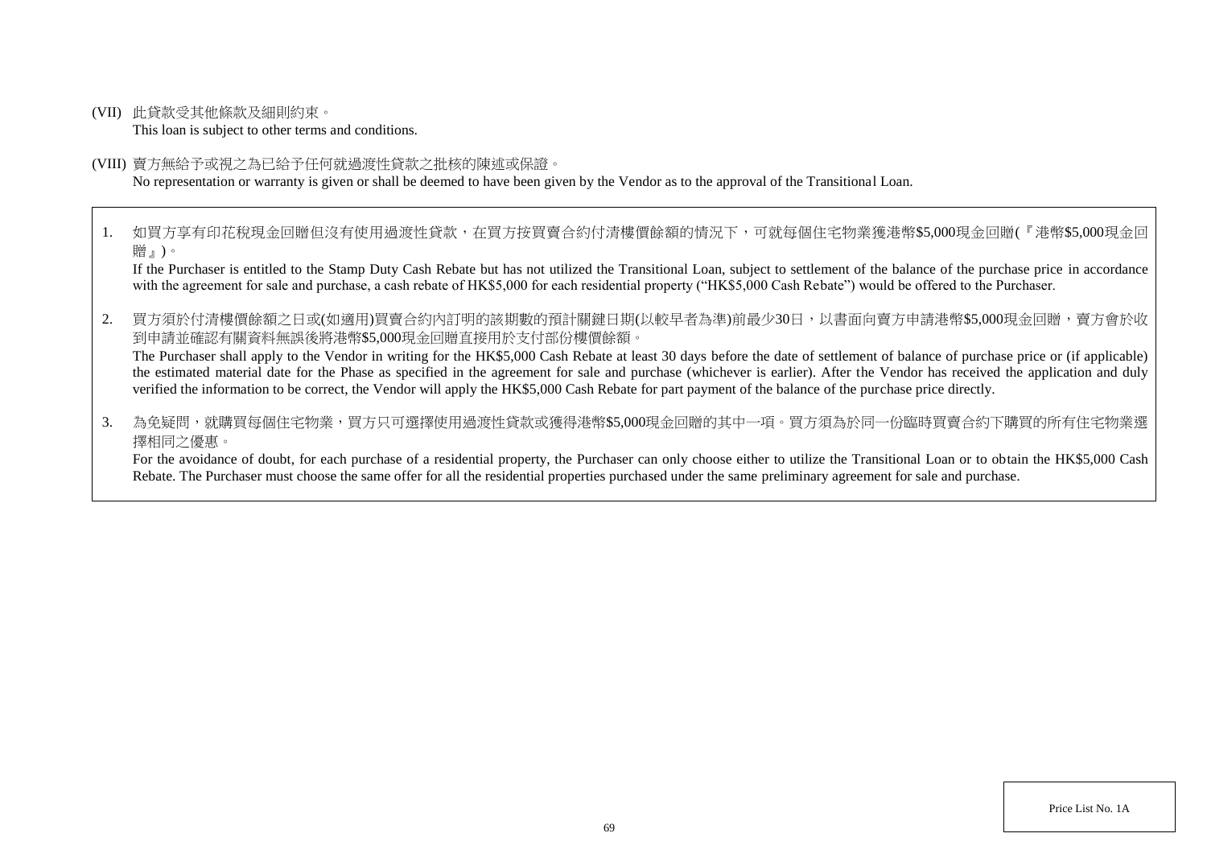(VII) 此貸款受其他條款及細則約束。
This loan is subject to other terms and conditions.

(VIII) 賣方無給予或視之為已給予任何就過渡性貸款之批核的陳述或保證。
No representation or warranty is given or shall be deemed to have been given by the Vendor as to the approval of the Transitional Loan.

1. 如買方享有印花稅現金回贈但沒有使用過渡性貸款，在買方按買賣合約付清樓價餘額的情況下，可就每個住宅物業獲港幣$5,000現金回贈(『港幣$5,000現金回贈』)。
   If the Purchaser is entitled to the Stamp Duty Cash Rebate but has not utilized the Transitional Loan, subject to settlement of the balance of the purchase price in accordance with the agreement for sale and purchase, a cash rebate of HK$5,000 for each residential property ("HK$5,000 Cash Rebate") would be offered to the Purchaser.

2. 買方須於付清樓價餘額之日或(如適用)買賣合約內訂明的該期數的預計關鍵日期(以較早者為準)前最少30日，以書面向賣方申請港幣$5,000現金回贈，賣方會於收到申請並確認有關資料無誤後將港幣$5,000現金回贈直接用於支付部份樓價餘額。
   The Purchaser shall apply to the Vendor in writing for the HK$5,000 Cash Rebate at least 30 days before the date of settlement of balance of purchase price or (if applicable) the estimated material date for the Phase as specified in the agreement for sale and purchase (whichever is earlier). After the Vendor has received the application and duly verified the information to be correct, the Vendor will apply the HK$5,000 Cash Rebate for part payment of the balance of the purchase price directly.

3. 為免疑問，就購買每個住宅物業，買方只可選擇使用過渡性貸款或獲得港幣$5,000現金回贈的其中一項。買方須為於同一份臨時買賣合約下購買的所有住宅物業選擇相同之優惠。
   For the avoidance of doubt, for each purchase of a residential property, the Purchaser can only choose either to utilize the Transitional Loan or to obtain the HK$5,000 Cash Rebate. The Purchaser must choose the same offer for all the residential properties purchased under the same preliminary agreement for sale and purchase.

Price List No. 1A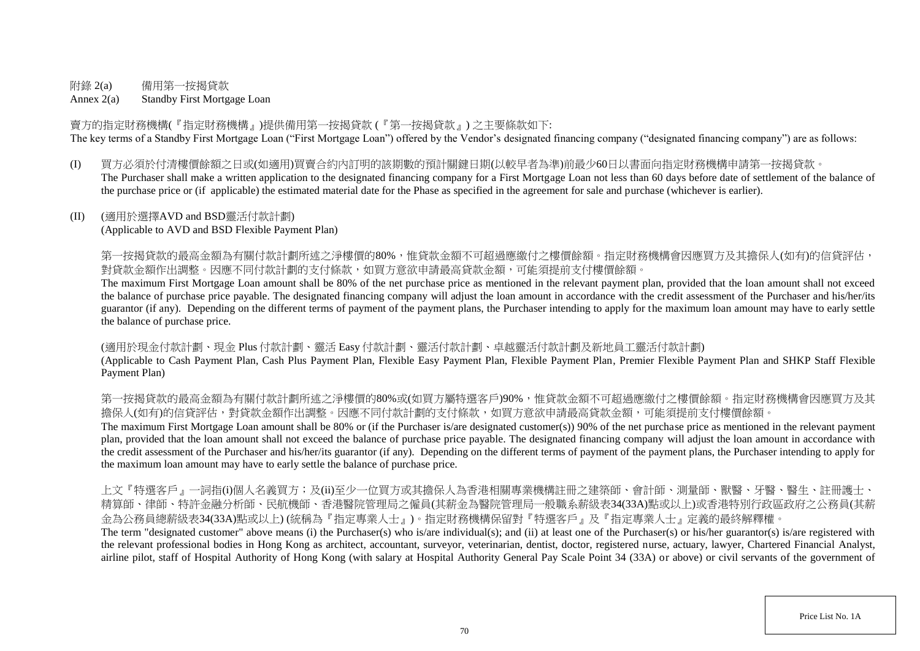附錄 2(a)　　備用第一按揭貸款

Annex 2(a)　　Standby First Mortgage Loan

賣方的指定財務機構(『指定財務機構』)提供備用第一按揭貸款 (『第一按揭貸款』) 之主要條款如下:

The key terms of a Standby First Mortgage Loan ("First Mortgage Loan") offered by the Vendor's designated financing company ("designated financing company") are as follows:

(I) 買方必須於付清樓價餘額之日或(如適用)買賣合約內訂明的該期數的預計關鍵日期(以較早者為準)前最少60日以書面向指定財務機構申請第一按揭貸款。
The Purchaser shall make a written application to the designated financing company for a First Mortgage Loan not less than 60 days before date of settlement of the balance of the purchase price or (if applicable) the estimated material date for the Phase as specified in the agreement for sale and purchase (whichever is earlier).

(II) (適用於選擇AVD and BSD靈活付款計劃)
(Applicable to AVD and BSD Flexible Payment Plan)

第一按揭貸款的最高金額為有關付款計劃所述之淨樓價的80%，惟貸款金額不可超過應繳付之樓價餘額。指定財務機構會因應買方及其擔保人(如有)的信貸評估，對貸款金額作出調整。因應不同付款計劃的支付條款，如買方意欲申請最高貸款金額，可能須提前支付樓價餘額。

The maximum First Mortgage Loan amount shall be 80% of the net purchase price as mentioned in the relevant payment plan, provided that the loan amount shall not exceed the balance of purchase price payable. The designated financing company will adjust the loan amount in accordance with the credit assessment of the Purchaser and his/her/its guarantor (if any). Depending on the different terms of payment of the payment plans, the Purchaser intending to apply for the maximum loan amount may have to early settle the balance of purchase price.

(適用於現金付款計劃、現金 Plus 付款計劃、靈活 Easy 付款計劃、靈活付款計劃、卓越靈活付款計劃及新地員工靈活付款計劃)

(Applicable to Cash Payment Plan, Cash Plus Payment Plan, Flexible Easy Payment Plan, Flexible Payment Plan, Premier Flexible Payment Plan and SHKP Staff Flexible Payment Plan)

第一按揭貸款的最高金額為有關付款計劃所述之淨樓價的80%或(如買方屬特選客戶)90%，惟貸款金額不可超過應繳付之樓價餘額。指定財務機構會因應買方及其擔保人(如有)的信貸評估，對貸款金額作出調整。因應不同付款計劃的支付條款，如買方意欲申請最高貸款金額，可能須提前支付樓價餘額。

The maximum First Mortgage Loan amount shall be 80% or (if the Purchaser is/are designated customer(s)) 90% of the net purchase price as mentioned in the relevant payment plan, provided that the loan amount shall not exceed the balance of purchase price payable. The designated financing company will adjust the loan amount in accordance with the credit assessment of the Purchaser and his/her/its guarantor (if any). Depending on the different terms of payment of the payment plans, the Purchaser intending to apply for the maximum loan amount may have to early settle the balance of purchase price.

上文『特選客戶』一詞指(i)個人名義買方；及(ii)至少一位買方或其擔保人為香港相關專業機構註冊之建築師、會計師、測量師、獸醫、牙醫、醫生、註冊護士、精算師、律師、特許金融分析師、民航機師、香港醫院管理局之僱員(其薪金為醫院管理局一般職系薪級表34(33A)點或以上)或香港特別行政區政府之公務員(其薪金為公務員總薪級表34(33A)點或以上) (統稱為『指定專業人士』)。指定財務機構保留對『特選客戶』及『指定專業人士』定義的最終解釋權。

The term "designated customer" above means (i) the Purchaser(s) who is/are individual(s); and (ii) at least one of the Purchaser(s) or his/her guarantor(s) is/are registered with the relevant professional bodies in Hong Kong as architect, accountant, surveyor, veterinarian, dentist, doctor, registered nurse, actuary, lawyer, Chartered Financial Analyst, airline pilot, staff of Hospital Authority of Hong Kong (with salary at Hospital Authority General Pay Scale Point 34 (33A) or above) or civil servants of the government of

Price List No. 1A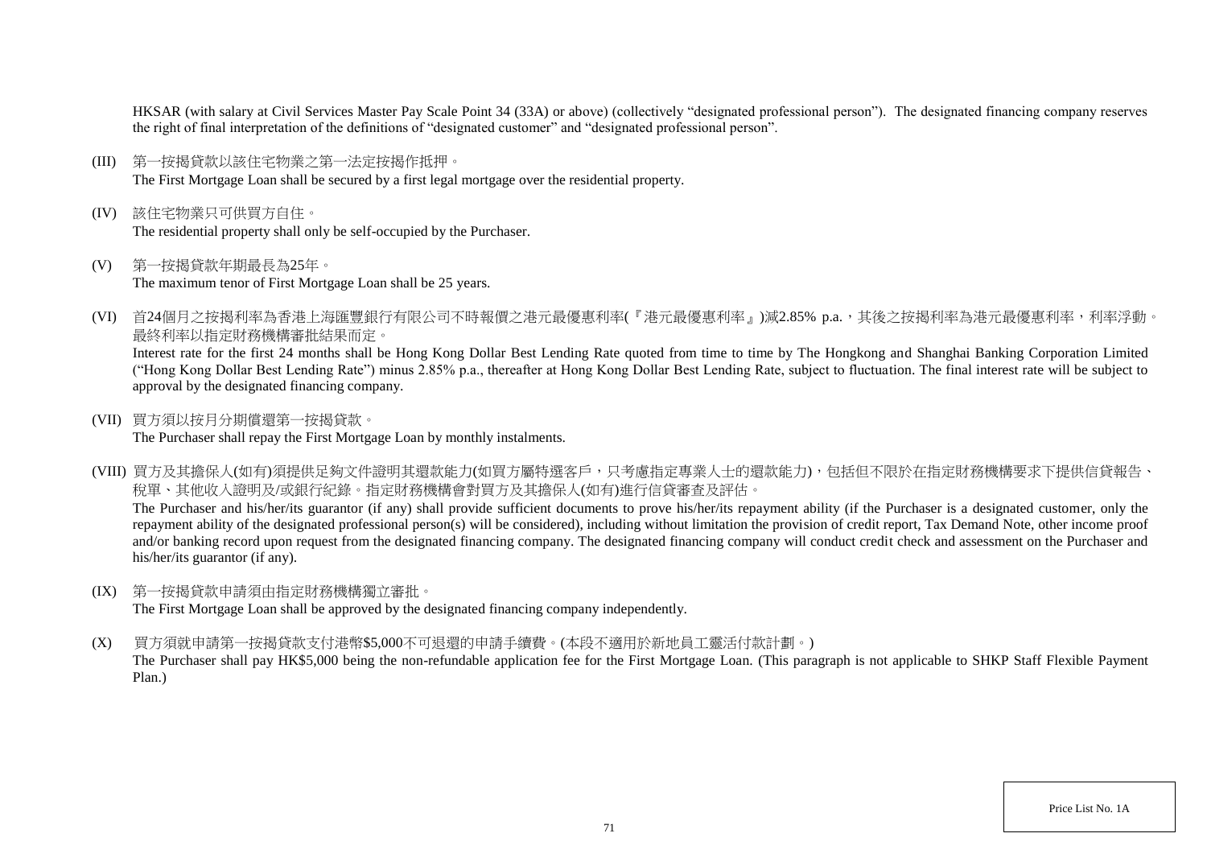HKSAR (with salary at Civil Services Master Pay Scale Point 34 (33A) or above) (collectively "designated professional person"). The designated financing company reserves the right of final interpretation of the definitions of "designated customer" and "designated professional person".

(III) 第一按揭貸款以該住宅物業之第一法定按揭作抵押。
The First Mortgage Loan shall be secured by a first legal mortgage over the residential property.

(IV) 該住宅物業只可供買方自住。
The residential property shall only be self-occupied by the Purchaser.

(V) 第一按揭貸款年期最長為25年。
The maximum tenor of First Mortgage Loan shall be 25 years.

(VI) 首24個月之按揭利率為香港上海匯豐銀行有限公司不時報價之港元最優惠利率(『港元最優惠利率』)減2.85% p.a.，其後之按揭利率為港元最優惠利率，利率浮動。最終利率以指定財務機構審批結果而定。
Interest rate for the first 24 months shall be Hong Kong Dollar Best Lending Rate quoted from time to time by The Hongkong and Shanghai Banking Corporation Limited ("Hong Kong Dollar Best Lending Rate") minus 2.85% p.a., thereafter at Hong Kong Dollar Best Lending Rate, subject to fluctuation. The final interest rate will be subject to approval by the designated financing company.

(VII) 買方須以按月分期償還第一按揭貸款。
The Purchaser shall repay the First Mortgage Loan by monthly instalments.

(VIII) 買方及其擔保人(如有)須提供足夠文件證明其還款能力(如買方屬特選客戶，只考慮指定專業人士的還款能力)，包括但不限於在指定財務機構要求下提供信貸報告、稅單、其他收入證明及/或銀行紀錄。指定財務機構會對買方及其擔保人(如有)進行信貸審查及評估。
The Purchaser and his/her/its guarantor (if any) shall provide sufficient documents to prove his/her/its repayment ability (if the Purchaser is a designated customer, only the repayment ability of the designated professional person(s) will be considered), including without limitation the provision of credit report, Tax Demand Note, other income proof and/or banking record upon request from the designated financing company. The designated financing company will conduct credit check and assessment on the Purchaser and his/her/its guarantor (if any).

(IX) 第一按揭貸款申請須由指定財務機構獨立審批。
The First Mortgage Loan shall be approved by the designated financing company independently.

(X) 買方須就申請第一按揭貸款支付港幣$5,000不可退還的申請手續費。(本段不適用於新地員工靈活付款計劃。)
The Purchaser shall pay HK$5,000 being the non-refundable application fee for the First Mortgage Loan. (This paragraph is not applicable to SHKP Staff Flexible Payment Plan.)

Price List No. 1A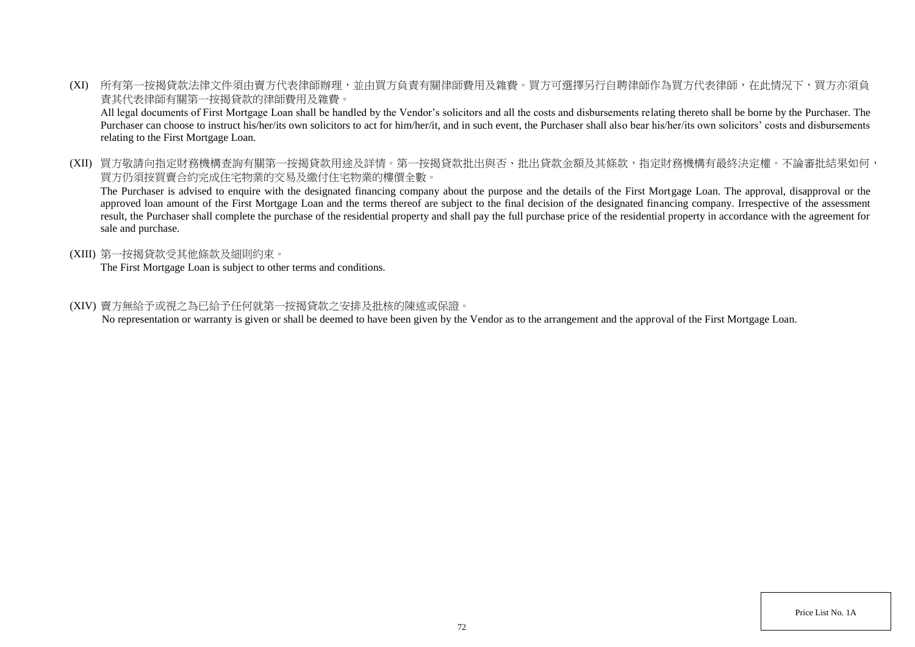(XI) 所有第一按揭貸款法律文件須由賣方代表律師辦理，並由買方負責有關律師費用及雜費。買方可選擇另行自聘律師作為買方代表律師，在此情況下，買方亦須負責其代表律師有關第一按揭貸款的律師費用及雜費。

All legal documents of First Mortgage Loan shall be handled by the Vendor's solicitors and all the costs and disbursements relating thereto shall be borne by the Purchaser. The Purchaser can choose to instruct his/her/its own solicitors to act for him/her/it, and in such event, the Purchaser shall also bear his/her/its own solicitors' costs and disbursements relating to the First Mortgage Loan.

(XII) 買方敬請向指定財務機構查詢有關第一按揭貸款用途及詳情。第一按揭貸款批出與否、批出貸款金額及其條款，指定財務機構有最終決定權。不論審批結果如何，買方仍須按買賣合約完成住宅物業的交易及繳付住宅物業的樓價全數。

The Purchaser is advised to enquire with the designated financing company about the purpose and the details of the First Mortgage Loan. The approval, disapproval or the approved loan amount of the First Mortgage Loan and the terms thereof are subject to the final decision of the designated financing company. Irrespective of the assessment result, the Purchaser shall complete the purchase of the residential property and shall pay the full purchase price of the residential property in accordance with the agreement for sale and purchase.

(XIII) 第一按揭貸款受其他條款及細則約束。

The First Mortgage Loan is subject to other terms and conditions.

(XIV) 賣方無給予或視之為已給予任何就第一按揭貸款之安排及批核的陳述或保證。

No representation or warranty is given or shall be deemed to have been given by the Vendor as to the arrangement and the approval of the First Mortgage Loan.

Price List No. 1A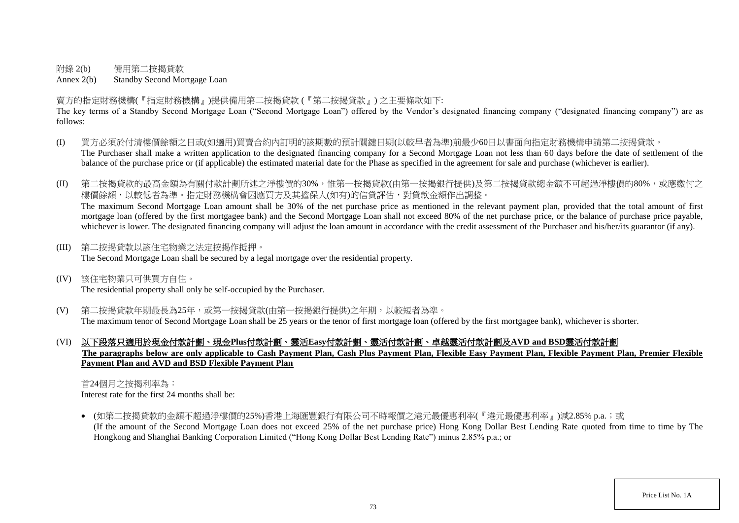附錄 2(b) 備用第二按揭貸款

Annex 2(b) Standby Second Mortgage Loan

賣方的指定財務機構(『指定財務機構』)提供備用第二按揭貸款 (『第二按揭貸款』) 之主要條款如下:

The key terms of a Standby Second Mortgage Loan ("Second Mortgage Loan") offered by the Vendor's designated financing company ("designated financing company") are as follows:

(I) 買方必須於付清樓價餘額之日或(如適用)買賣合約內訂明的該期數的預計關鍵日期(以較早者為準)前最少60日以書面向指定財務機構申請第二按揭貸款。
The Purchaser shall make a written application to the designated financing company for a Second Mortgage Loan not less than 60 days before the date of settlement of the balance of the purchase price or (if applicable) the estimated material date for the Phase as specified in the agreement for sale and purchase (whichever is earlier).

(II) 第二按揭貸款的最高金額為有關付款計劃所述之淨樓價的30%，惟第一按揭貸款(由第一按揭銀行提供)及第二按揭貸款總金額不可超過淨樓價的80%，或應繳付之樓價餘額，以較低者為準。指定財務機構會因應買方及其擔保人(如有)的信貸評估，對貸款金額作出調整。
The maximum Second Mortgage Loan amount shall be 30% of the net purchase price as mentioned in the relevant payment plan, provided that the total amount of first mortgage loan (offered by the first mortgagee bank) and the Second Mortgage Loan shall not exceed 80% of the net purchase price, or the balance of purchase price payable, whichever is lower. The designated financing company will adjust the loan amount in accordance with the credit assessment of the Purchaser and his/her/its guarantor (if any).

(III) 第二按揭貸款以該住宅物業之法定按揭作抵押。
The Second Mortgage Loan shall be secured by a legal mortgage over the residential property.

(IV) 該住宅物業只可供買方自住。
The residential property shall only be self-occupied by the Purchaser.

(V) 第二按揭貸款年期最長為25年，或第一按揭貸款(由第一按揭銀行提供)之年期，以較短者為準。
The maximum tenor of Second Mortgage Loan shall be 25 years or the tenor of first mortgage loan (offered by the first mortgagee bank), whichever is shorter.

(VI) **<u>以下段落只適用於現金付款計劃、現金Plus付款計劃、靈活Easy付款計劃、靈活付款計劃、卓越靈活付款計劃及AVD and BSD靈活付款計劃</u>**
**<u>The paragraphs below are only applicable to Cash Payment Plan, Cash Plus Payment Plan, Flexible Easy Payment Plan, Flexible Payment Plan, Premier Flexible Payment Plan and AVD and BSD Flexible Payment Plan</u>**

首24個月之按揭利率為：
Interest rate for the first 24 months shall be:

- (如第二按揭貸款的金額不超過淨樓價的25%)香港上海匯豐銀行有限公司不時報價之港元最優惠利率(『港元最優惠利率』)減2.85% p.a.；或
(If the amount of the Second Mortgage Loan does not exceed 25% of the net purchase price) Hong Kong Dollar Best Lending Rate quoted from time to time by The Hongkong and Shanghai Banking Corporation Limited ("Hong Kong Dollar Best Lending Rate") minus 2.85% p.a.; or

Price List No. 1A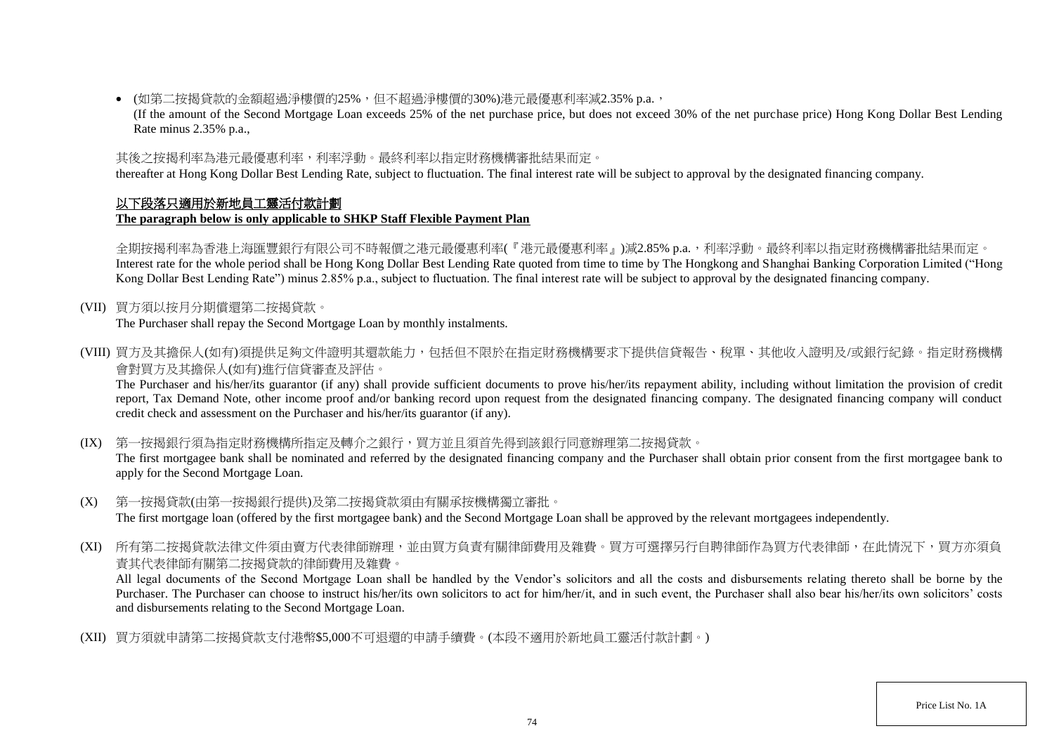- (如第二按揭貸款的金額超過淨樓價的25%，但不超過淨樓價的30%)港元最優惠利率減2.35% p.a.，
  (If the amount of the Second Mortgage Loan exceeds 25% of the net purchase price, but does not exceed 30% of the net purchase price) Hong Kong Dollar Best Lending Rate minus 2.35% p.a.,

其後之按揭利率為港元最優惠利率，利率浮動。最終利率以指定財務機構審批結果而定。
thereafter at Hong Kong Dollar Best Lending Rate, subject to fluctuation. The final interest rate will be subject to approval by the designated financing company.

**以下段落只適用於新地員工靈活付款計劃**
**The paragraph below is only applicable to SHKP Staff Flexible Payment Plan**

全期按揭利率為香港上海匯豐銀行有限公司不時報價之港元最優惠利率(『港元最優惠利率』)減2.85% p.a.，利率浮動。最終利率以指定財務機構審批結果而定。
Interest rate for the whole period shall be Hong Kong Dollar Best Lending Rate quoted from time to time by The Hongkong and Shanghai Banking Corporation Limited ("Hong Kong Dollar Best Lending Rate") minus 2.85% p.a., subject to fluctuation. The final interest rate will be subject to approval by the designated financing company.

(VII) 買方須以按月分期償還第二按揭貸款。
The Purchaser shall repay the Second Mortgage Loan by monthly instalments.

(VIII) 買方及其擔保人(如有)須提供足夠文件證明其還款能力，包括但不限於在指定財務機構要求下提供信貸報告、稅單、其他收入證明及/或銀行紀錄。指定財務機構會對買方及其擔保人(如有)進行信貸審查及評估。
The Purchaser and his/her/its guarantor (if any) shall provide sufficient documents to prove his/her/its repayment ability, including without limitation the provision of credit report, Tax Demand Note, other income proof and/or banking record upon request from the designated financing company. The designated financing company will conduct credit check and assessment on the Purchaser and his/her/its guarantor (if any).

(IX) 第一按揭銀行須為指定財務機構所指定及轉介之銀行，買方並且須首先得到該銀行同意辦理第二按揭貸款。
The first mortgagee bank shall be nominated and referred by the designated financing company and the Purchaser shall obtain prior consent from the first mortgagee bank to apply for the Second Mortgage Loan.

(X) 第一按揭貸款(由第一按揭銀行提供)及第二按揭貸款須由有關承按機構獨立審批。
The first mortgage loan (offered by the first mortgagee bank) and the Second Mortgage Loan shall be approved by the relevant mortgagees independently.

(XI) 所有第二按揭貸款法律文件須由賣方代表律師辦理，並由買方負責有關律師費用及雜費。買方可選擇另行自聘律師作為買方代表律師，在此情況下，買方亦須負責其代表律師有關第二按揭貸款的律師費用及雜費。
All legal documents of the Second Mortgage Loan shall be handled by the Vendor's solicitors and all the costs and disbursements relating thereto shall be borne by the Purchaser. The Purchaser can choose to instruct his/her/its own solicitors to act for him/her/it, and in such event, the Purchaser shall also bear his/her/its own solicitors' costs and disbursements relating to the Second Mortgage Loan.

(XII) 買方須就申請第二按揭貸款支付港幣$5,000不可退還的申請手續費。(本段不適用於新地員工靈活付款計劃。)

Price List No. 1A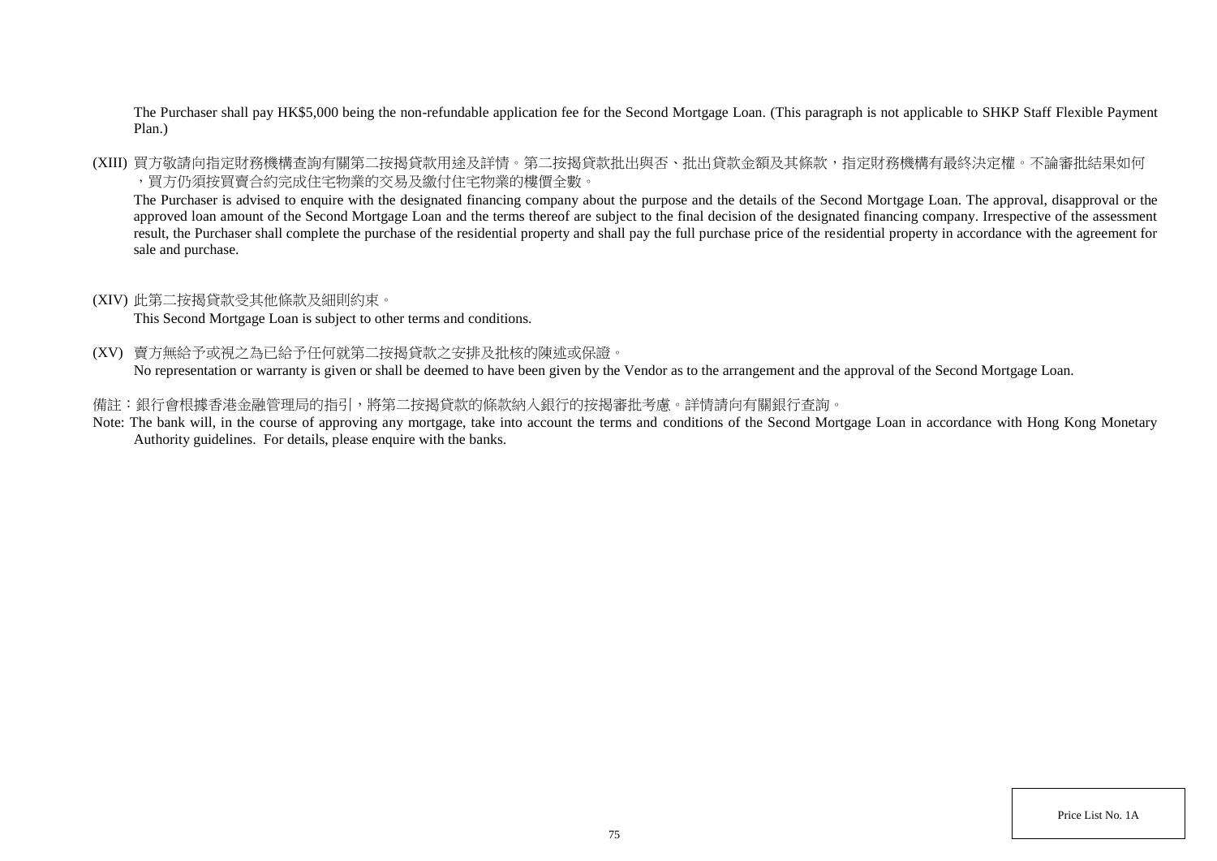The Purchaser shall pay HK$5,000 being the non-refundable application fee for the Second Mortgage Loan. (This paragraph is not applicable to SHKP Staff Flexible Payment Plan.)

(XIII) 買方敬請向指定財務機構查詢有關第二按揭貸款用途及詳情。第二按揭貸款批出與否、批出貸款金額及其條款，指定財務機構有最終決定權。不論審批結果如何，買方仍須按買賣合約完成住宅物業的交易及繳付住宅物業的樓價全數。

The Purchaser is advised to enquire with the designated financing company about the purpose and the details of the Second Mortgage Loan. The approval, disapproval or the approved loan amount of the Second Mortgage Loan and the terms thereof are subject to the final decision of the designated financing company. Irrespective of the assessment result, the Purchaser shall complete the purchase of the residential property and shall pay the full purchase price of the residential property in accordance with the agreement for sale and purchase.

(XIV) 此第二按揭貸款受其他條款及細則約束。

This Second Mortgage Loan is subject to other terms and conditions.

(XV) 賣方無給予或視之為已給予任何就第二按揭貸款之安排及批核的陳述或保證。

No representation or warranty is given or shall be deemed to have been given by the Vendor as to the arrangement and the approval of the Second Mortgage Loan.

備註：銀行會根據香港金融管理局的指引，將第二按揭貸款的條款納入銀行的按揭審批考慮。詳情請向有關銀行查詢。

Note: The bank will, in the course of approving any mortgage, take into account the terms and conditions of the Second Mortgage Loan in accordance with Hong Kong Monetary Authority guidelines. For details, please enquire with the banks.

Price List No. 1A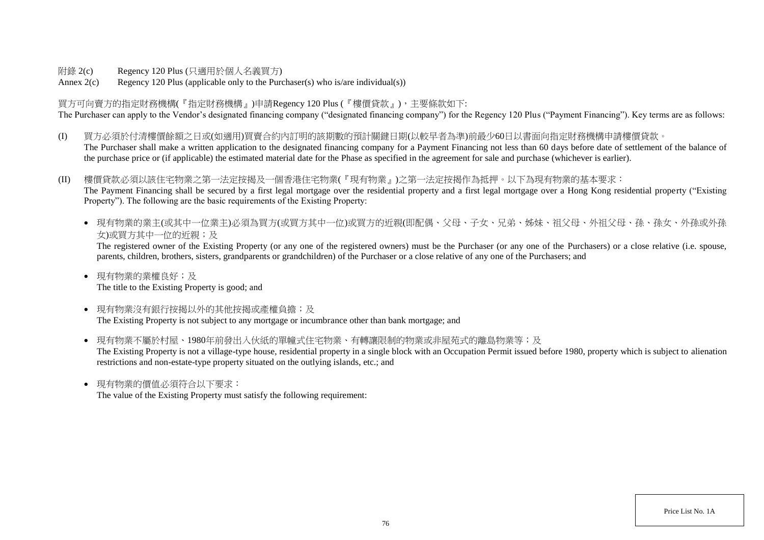附錄 2(c)　Regency 120 Plus (只適用於個人名義買方)

Annex 2(c)　Regency 120 Plus (applicable only to the Purchaser(s) who is/are individual(s))

買方可向賣方的指定財務機構(『指定財務機構』)申請Regency 120 Plus (『樓價貸款』)，主要條款如下:

The Purchaser can apply to the Vendor's designated financing company ("designated financing company") for the Regency 120 Plus ("Payment Financing"). Key terms are as follows:

(I) 買方必須於付清樓價餘額之日或(如適用)買賣合約內訂明的該期數的預計關鍵日期(以較早者為準)前最少60日以書面向指定財務機構申請樓價貸款。
The Purchaser shall make a written application to the designated financing company for a Payment Financing not less than 60 days before date of settlement of the balance of the purchase price or (if applicable) the estimated material date for the Phase as specified in the agreement for sale and purchase (whichever is earlier).

(II) 樓價貸款必須以該住宅物業之第一法定按揭及一個香港住宅物業(『現有物業』)之第一法定按揭作為抵押。以下為現有物業的基本要求：
The Payment Financing shall be secured by a first legal mortgage over the residential property and a first legal mortgage over a Hong Kong residential property ("Existing Property"). The following are the basic requirements of the Existing Property:

- 現有物業的業主(或其中一位業主)必須為買方(或買方其中一位)或買方的近親(即配偶、父母、子女、兄弟、姊妹、祖父母、外祖父母、孫、孫女、外孫或外孫女)或買方其中一位的近親；及
The registered owner of the Existing Property (or any one of the registered owners) must be the Purchaser (or any one of the Purchasers) or a close relative (i.e. spouse, parents, children, brothers, sisters, grandparents or grandchildren) of the Purchaser or a close relative of any one of the Purchasers; and

- 現有物業的業權良好；及
The title to the Existing Property is good; and

- 現有物業沒有銀行按揭以外的其他按揭或產權負擔；及
The Existing Property is not subject to any mortgage or incumbrance other than bank mortgage; and

- 現有物業不屬於村屋、1980年前發出入伙紙的單幢式住宅物業、有轉讓限制的物業或非屋苑式的離島物業等；及
The Existing Property is not a village-type house, residential property in a single block with an Occupation Permit issued before 1980, property which is subject to alienation restrictions and non-estate-type property situated on the outlying islands, etc.; and

- 現有物業的價值必須符合以下要求：
The value of the Existing Property must satisfy the following requirement: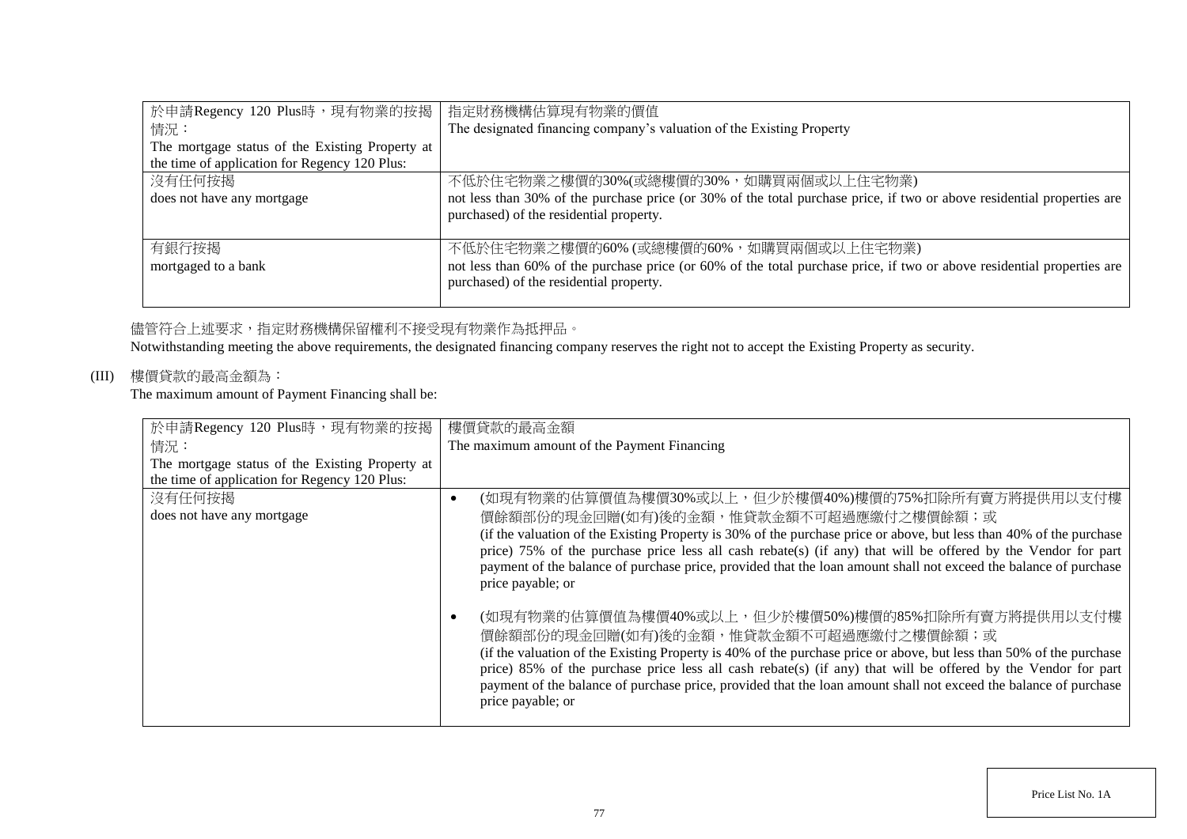| 於申請Regency 120 Plus時，現有物業的按揭情況：<br>The mortgage status of the Existing Property at the time of application for Regency 120 Plus: | 指定財務機構估算現有物業的價值<br>The designated financing company's valuation of the Existing Property |
|---|---|
| 沒有任何按揭<br>does not have any mortgage | 不低於住宅物業之樓價的30%(或總樓價的30%，如購買兩個或以上住宅物業)<br>not less than 30% of the purchase price (or 30% of the total purchase price, if two or above residential properties are purchased) of the residential property. |
| 有銀行按揭<br>mortgaged to a bank | 不低於住宅物業之樓價的60% (或總樓價的60%，如購買兩個或以上住宅物業)<br>not less than 60% of the purchase price (or 60% of the total purchase price, if two or above residential properties are purchased) of the residential property. |

儘管符合上述要求，指定財務機構保留權利不接受現有物業作為抵押品。
Notwithstanding meeting the above requirements, the designated financing company reserves the right not to accept the Existing Property as security.

(III) 樓價貸款的最高金額為：
The maximum amount of Payment Financing shall be:

| 於申請Regency 120 Plus時，現有物業的按揭情況：<br>The mortgage status of the Existing Property at the time of application for Regency 120 Plus: | 樓價貸款的最高金額<br>The maximum amount of the Payment Financing |
|---|---|
| 沒有任何按揭<br>does not have any mortgage | • (如現有物業的估算價值為樓價30%或以上，但少於樓價40%)樓價的75%扣除所有賣方將提供用以支付樓價餘額部份的現金回贈(如有)後的金額，惟貸款金額不可超過應繳付之樓價餘額；或<br>(if the valuation of the Existing Property is 30% of the purchase price or above, but less than 40% of the purchase price) 75% of the purchase price less all cash rebate(s) (if any) that will be offered by the Vendor for part payment of the balance of purchase price, provided that the loan amount shall not exceed the balance of purchase price payable; or<br><br>• (如現有物業的估算價值為樓價40%或以上，但少於樓價50%)樓價的85%扣除所有賣方將提供用以支付樓價餘額部份的現金回贈(如有)後的金額，惟貸款金額不可超過應繳付之樓價餘額；或<br>(if the valuation of the Existing Property is 40% of the purchase price or above, but less than 50% of the purchase price) 85% of the purchase price less all cash rebate(s) (if any) that will be offered by the Vendor for part payment of the balance of purchase price, provided that the loan amount shall not exceed the balance of purchase price payable; or |

Price List No. 1A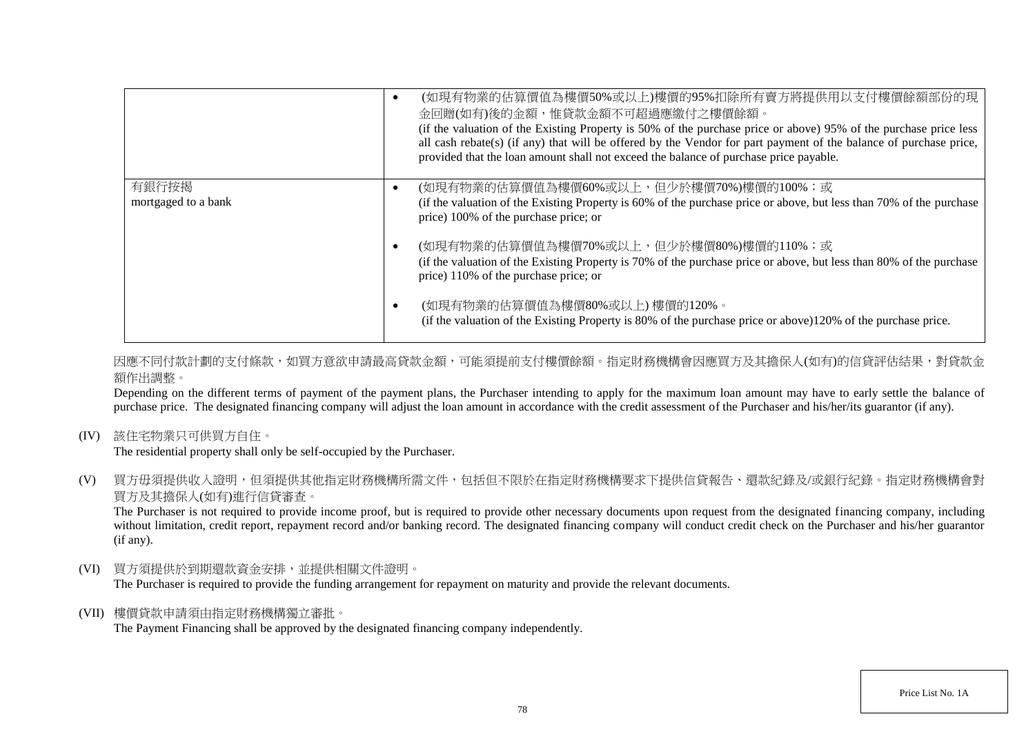| | |
|---|---|
| | • (如現有物業的估算價值為樓價50%或以上)樓價的95%扣除所有賣方將提供用以支付樓價餘額部份的現金回贈(如有)後的金額，惟貸款金額不可超過應繳付之樓價餘額。<br>(if the valuation of the Existing Property is 50% of the purchase price or above) 95% of the purchase price less all cash rebate(s) (if any) that will be offered by the Vendor for part payment of the balance of purchase price, provided that the loan amount shall not exceed the balance of purchase price payable. |
| 有銀行按揭<br>mortgaged to a bank | • (如現有物業的估算價值為樓價60%或以上，但少於樓價70%)樓價的100%；或<br>(if the valuation of the Existing Property is 60% of the purchase price or above, but less than 70% of the purchase price) 100% of the purchase price; or<br><br>• (如現有物業的估算價值為樓價70%或以上，但少於樓價80%)樓價的110%；或<br>(if the valuation of the Existing Property is 70% of the purchase price or above, but less than 80% of the purchase price) 110% of the purchase price; or<br><br>• (如現有物業的估算價值為樓價80%或以上) 樓價的120%。<br>(if the valuation of the Existing Property is 80% of the purchase price or above)120% of the purchase price. |

因應不同付款計劃的支付條款，如買方意欲申請最高貸款金額，可能須提前支付樓價餘額。指定財務機構會因應買方及其擔保人(如有)的信貸評估結果，對貸款金額作出調整。

Depending on the different terms of payment of the payment plans, the Purchaser intending to apply for the maximum loan amount may have to early settle the balance of purchase price. The designated financing company will adjust the loan amount in accordance with the credit assessment of the Purchaser and his/her/its guarantor (if any).

(IV) 該住宅物業只可供買方自住。
The residential property shall only be self-occupied by the Purchaser.

(V) 買方毋須提供收入證明，但須提供其他指定財務機構所需文件，包括但不限於在指定財務機構要求下提供信貸報告、還款紀錄及/或銀行紀錄。指定財務機構會對買方及其擔保人(如有)進行信貸審查。
The Purchaser is not required to provide income proof, but is required to provide other necessary documents upon request from the designated financing company, including without limitation, credit report, repayment record and/or banking record. The designated financing company will conduct credit check on the Purchaser and his/her guarantor (if any).

(VI) 買方須提供於到期還款資金安排，並提供相關文件證明。
The Purchaser is required to provide the funding arrangement for repayment on maturity and provide the relevant documents.

(VII) 樓價貸款申請須由指定財務機構獨立審批。
The Payment Financing shall be approved by the designated financing company independently.

Price List No. 1A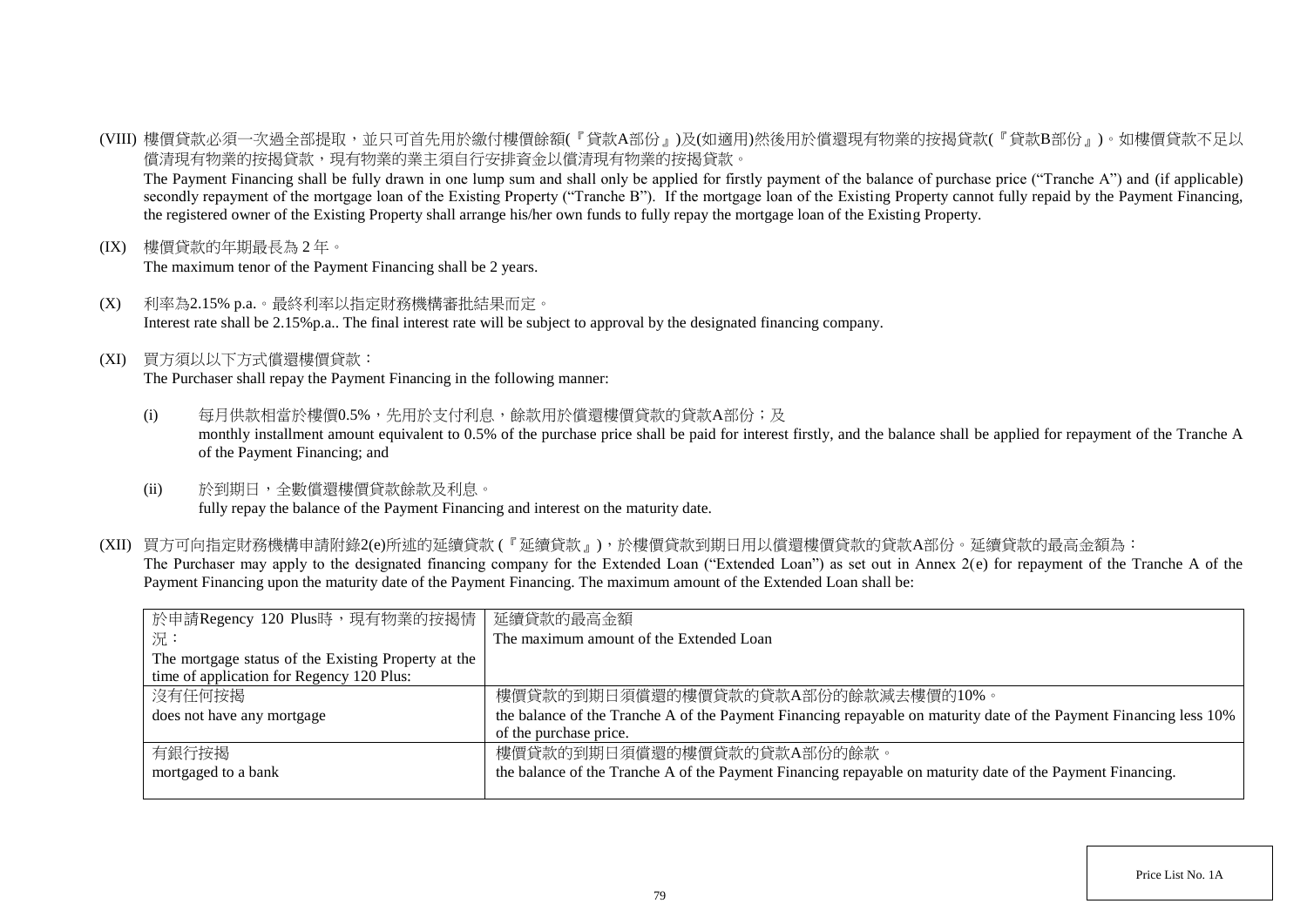(VIII) 樓價貸款必須一次過全部提取，並只可首先用於繳付樓價餘額(『貸款A部份』)及(如適用)然後用於償還現有物業的按揭貸款(『貸款B部份』)。如樓價貸款不足以償清現有物業的按揭貸款，現有物業的業主須自行安排資金以償清現有物業的按揭貸款。

The Payment Financing shall be fully drawn in one lump sum and shall only be applied for firstly payment of the balance of purchase price ("Tranche A") and (if applicable) secondly repayment of the mortgage loan of the Existing Property ("Tranche B"). If the mortgage loan of the Existing Property cannot fully repaid by the Payment Financing, the registered owner of the Existing Property shall arrange his/her own funds to fully repay the mortgage loan of the Existing Property.

(IX) 樓價貸款的年期最長為 2 年。

The maximum tenor of the Payment Financing shall be 2 years.

(X) 利率為2.15% p.a.。最終利率以指定財務機構審批結果而定。

Interest rate shall be 2.15%p.a.. The final interest rate will be subject to approval by the designated financing company.

(XI) 買方須以以下方式償還樓價貸款：

The Purchaser shall repay the Payment Financing in the following manner:

(i) 每月供款相當於樓價0.5%，先用於支付利息，餘款用於償還樓價貸款的貸款A部份；及

monthly installment amount equivalent to 0.5% of the purchase price shall be paid for interest firstly, and the balance shall be applied for repayment of the Tranche A of the Payment Financing; and

(ii) 於到期日，全數償還樓價貸款餘款及利息。

fully repay the balance of the Payment Financing and interest on the maturity date.

(XII) 買方可向指定財務機構申請附錄2(e)所述的延續貸款 (『延續貸款』)，於樓價貸款到期日用以償還樓價貸款的貸款A部份。延續貸款的最高金額為：

The Purchaser may apply to the designated financing company for the Extended Loan ("Extended Loan") as set out in Annex 2(e) for repayment of the Tranche A of the Payment Financing upon the maturity date of the Payment Financing. The maximum amount of the Extended Loan shall be:

| 於申請Regency 120 Plus時，現有物業的按揭情況：<br>The mortgage status of the Existing Property at the time of application for Regency 120 Plus: | 延續貸款的最高金額<br>The maximum amount of the Extended Loan |
|---|---|
| 沒有任何按揭<br>does not have any mortgage | 樓價貸款的到期日須償還的樓價貸款的貸款A部份的餘款減去樓價的10%。<br>the balance of the Tranche A of the Payment Financing repayable on maturity date of the Payment Financing less 10% of the purchase price. |
| 有銀行按揭<br>mortgaged to a bank | 樓價貸款的到期日須償還的樓價貸款的貸款A部份的餘款。<br>the balance of the Tranche A of the Payment Financing repayable on maturity date of the Payment Financing. |

Price List No. 1A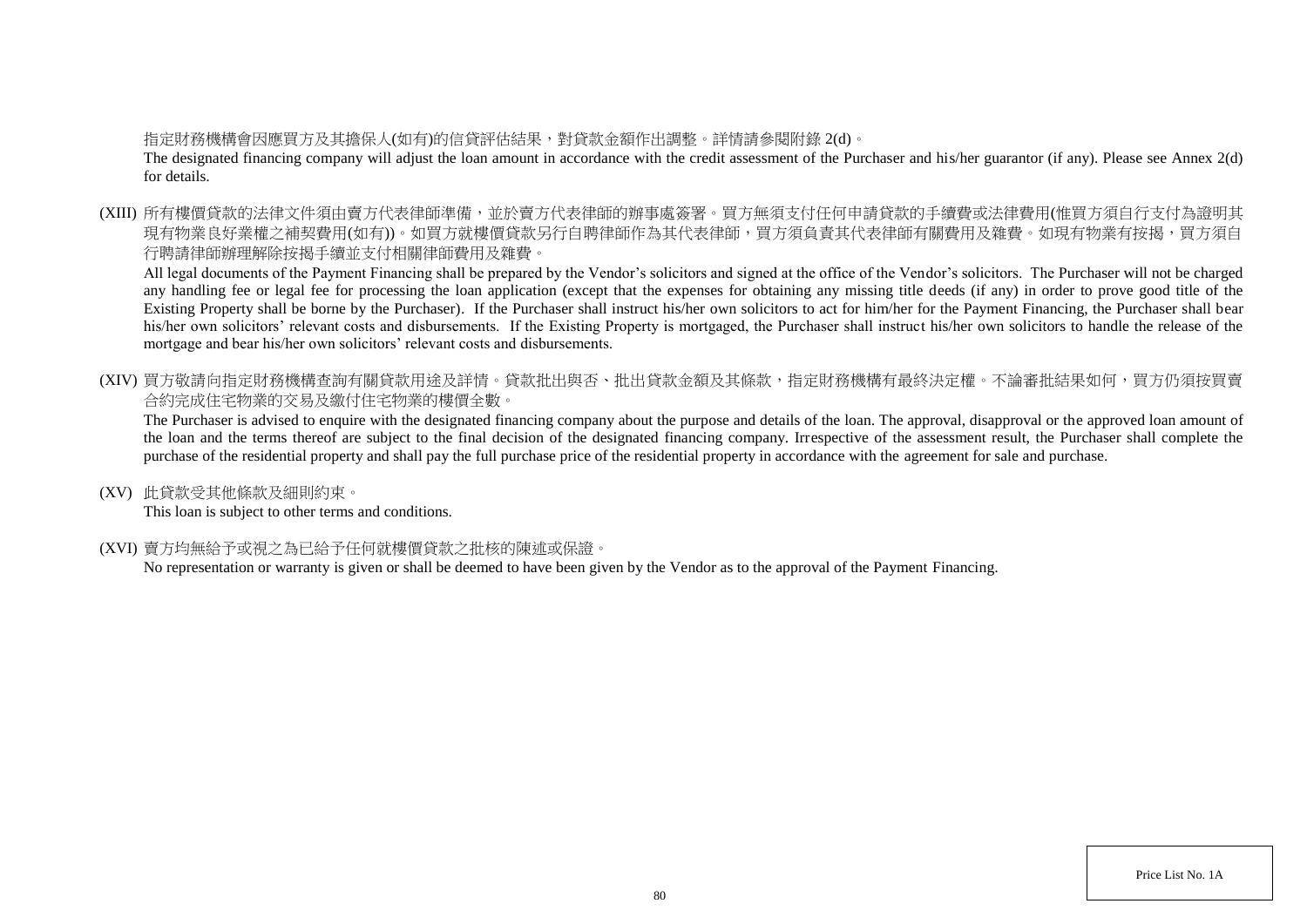指定財務機構會因應買方及其擔保人(如有)的信貸評估結果，對貸款金額作出調整。詳情請參閱附錄 2(d)。
The designated financing company will adjust the loan amount in accordance with the credit assessment of the Purchaser and his/her guarantor (if any). Please see Annex 2(d) for details.

(XIII) 所有樓價貸款的法律文件須由賣方代表律師準備，並於賣方代表律師的辦事處簽署。買方無須支付任何申請貸款的手續費或法律費用(惟買方須自行支付為證明其現有物業良好業權之補契費用(如有))。如買方就樓價貸款另行自聘律師作為其代表律師，買方須負責其代表律師有關費用及雜費。如現有物業有按揭，買方須自行聘請律師辦理解除按揭手續並支付相關律師費用及雜費。
All legal documents of the Payment Financing shall be prepared by the Vendor's solicitors and signed at the office of the Vendor's solicitors. The Purchaser will not be charged any handling fee or legal fee for processing the loan application (except that the expenses for obtaining any missing title deeds (if any) in order to prove good title of the Existing Property shall be borne by the Purchaser). If the Purchaser shall instruct his/her own solicitors to act for him/her for the Payment Financing, the Purchaser shall bear his/her own solicitors' relevant costs and disbursements. If the Existing Property is mortgaged, the Purchaser shall instruct his/her own solicitors to handle the release of the mortgage and bear his/her own solicitors' relevant costs and disbursements.

(XIV) 買方敬請向指定財務機構查詢有關貸款用途及詳情。貸款批出與否、批出貸款金額及其條款，指定財務機構有最終決定權。不論審批結果如何，買方仍須按買賣合約完成住宅物業的交易及繳付住宅物業的樓價全數。
The Purchaser is advised to enquire with the designated financing company about the purpose and details of the loan. The approval, disapproval or the approved loan amount of the loan and the terms thereof are subject to the final decision of the designated financing company. Irrespective of the assessment result, the Purchaser shall complete the purchase of the residential property and shall pay the full purchase price of the residential property in accordance with the agreement for sale and purchase.

(XV) 此貸款受其他條款及細則約束。
This loan is subject to other terms and conditions.

(XVI) 賣方均無給予或視之為已給予任何就樓價貸款之批核的陳述或保證。
No representation or warranty is given or shall be deemed to have been given by the Vendor as to the approval of the Payment Financing.

Price List No. 1A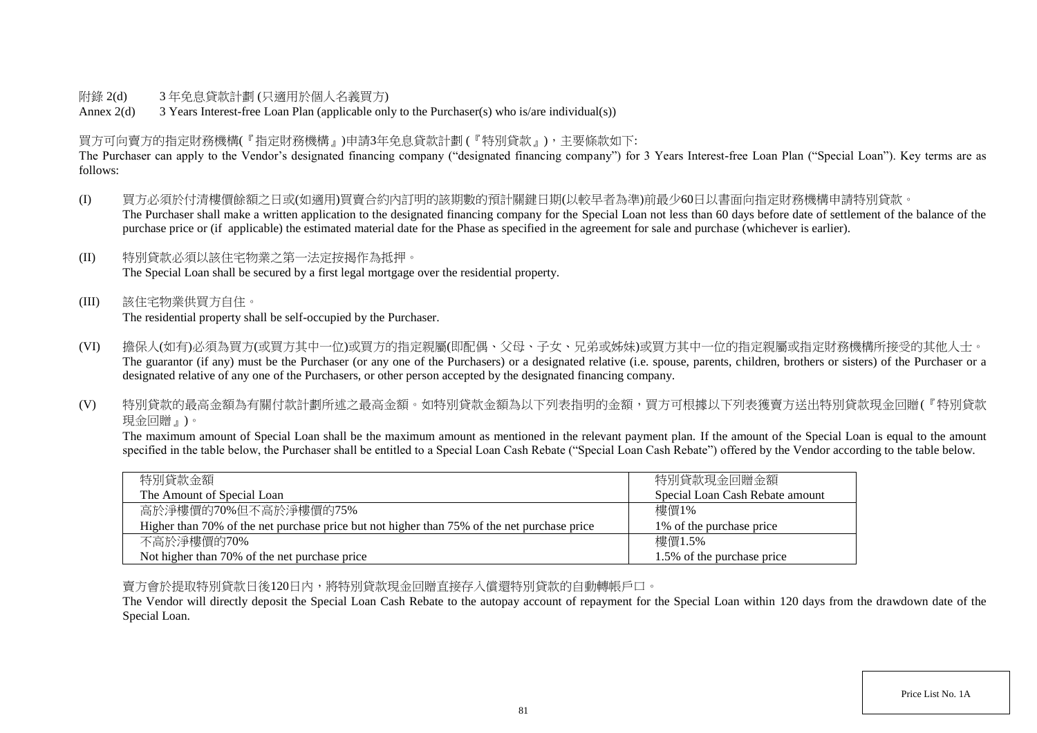附錄 2(d) 3 年免息貸款計劃 (只適用於個人名義買方)

Annex 2(d) 3 Years Interest-free Loan Plan (applicable only to the Purchaser(s) who is/are individual(s))

買方可向賣方的指定財務機構(『指定財務機構』)申請3年免息貸款計劃 (『特別貸款』)，主要條款如下:

The Purchaser can apply to the Vendor's designated financing company ("designated financing company") for 3 Years Interest-free Loan Plan ("Special Loan"). Key terms are as follows:

(I) 買方必須於付清樓價餘額之日或(如適用)買賣合約內訂明的該期數的預計關鍵日期(以較早者為準)前最少60日以書面向指定財務機構申請特別貸款。
The Purchaser shall make a written application to the designated financing company for the Special Loan not less than 60 days before date of settlement of the balance of the purchase price or (if applicable) the estimated material date for the Phase as specified in the agreement for sale and purchase (whichever is earlier).

(II) 特別貸款必須以該住宅物業之第一法定按揭作為抵押。
The Special Loan shall be secured by a first legal mortgage over the residential property.

(III) 該住宅物業供買方自住。
The residential property shall be self-occupied by the Purchaser.

(VI) 擔保人(如有)必須為買方(或買方其中一位)或買方的指定親屬(即配偶、父母、子女、兄弟或姊妹)或買方其中一位的指定親屬或指定財務機構所接受的其他人士。
The guarantor (if any) must be the Purchaser (or any one of the Purchasers) or a designated relative (i.e. spouse, parents, children, brothers or sisters) of the Purchaser or a designated relative of any one of the Purchasers, or other person accepted by the designated financing company.

(V) 特別貸款的最高金額為有關付款計劃所述之最高金額。如特別貸款金額為以下列表指明的金額，買方可根據以下列表獲賣方送出特別貸款現金回贈(『特別貸款現金回贈』)。
The maximum amount of Special Loan shall be the maximum amount as mentioned in the relevant payment plan. If the amount of the Special Loan is equal to the amount specified in the table below, the Purchaser shall be entitled to a Special Loan Cash Rebate ("Special Loan Cash Rebate") offered by the Vendor according to the table below.

| 特別貸款金額<br>The Amount of Special Loan | 特別貸款現金回贈金額<br>Special Loan Cash Rebate amount |
|---|---|
| 高於淨樓價的70%但不高於淨樓價的75%<br>Higher than 70% of the net purchase price but not higher than 75% of the net purchase price | 樓價1%<br>1% of the purchase price |
| 不高於淨樓價的70%<br>Not higher than 70% of the net purchase price | 樓價1.5%<br>1.5% of the purchase price |

賣方會於提取特別貸款日後120日內，將特別貸款現金回贈直接存入償還特別貸款的自動轉帳戶口。

The Vendor will directly deposit the Special Loan Cash Rebate to the autopay account of repayment for the Special Loan within 120 days from the drawdown date of the Special Loan.

Price List No. 1A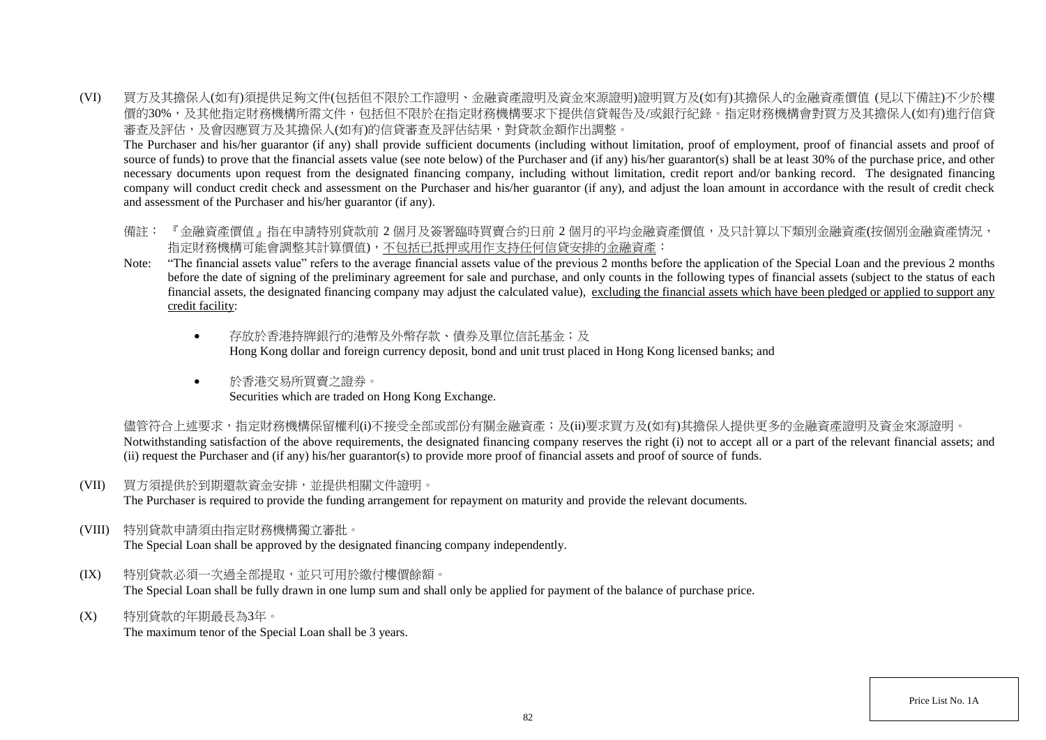(VI) 買方及其擔保人(如有)須提供足夠文件(包括但不限於工作證明、金融資產證明及資金來源證明)證明買方及(如有)其擔保人的金融資產價值 (見以下備註)不少於樓價的30%，及其他指定財務機構所需文件，包括但不限於在指定財務機構要求下提供信貸報告及/或銀行紀錄。指定財務機構會對買方及其擔保人(如有)進行信貸審查及評估，及會因應買方及其擔保人(如有)的信貸審查及評估結果，對貸款金額作出調整。
The Purchaser and his/her guarantor (if any) shall provide sufficient documents (including without limitation, proof of employment, proof of financial assets and proof of source of funds) to prove that the financial assets value (see note below) of the Purchaser and (if any) his/her guarantor(s) shall be at least 30% of the purchase price, and other necessary documents upon request from the designated financing company, including without limitation, credit report and/or banking record. The designated financing company will conduct credit check and assessment on the Purchaser and his/her guarantor (if any), and adjust the loan amount in accordance with the result of credit check and assessment of the Purchaser and his/her guarantor (if any).

備註： 『金融資產價值』指在申請特別貸款前 2 個月及簽署臨時買賣合約日前 2 個月的平均金融資產價值，及只計算以下類別金融資產(按個別金融資產情況，指定財務機構可能會調整其計算價值)，<u>不包括已抵押或用作支持任何信貸安排的金融資產</u>：
Note: "The financial assets value" refers to the average financial assets value of the previous 2 months before the application of the Special Loan and the previous 2 months before the date of signing of the preliminary agreement for sale and purchase, and only counts in the following types of financial assets (subject to the status of each financial assets, the designated financing company may adjust the calculated value), <u>excluding the financial assets which have been pledged or applied to support any credit facility</u>:

- 存放於香港持牌銀行的港幣及外幣存款、債券及單位信託基金；及
  Hong Kong dollar and foreign currency deposit, bond and unit trust placed in Hong Kong licensed banks; and
- 於香港交易所買賣之證券。
  Securities which are traded on Hong Kong Exchange.

儘管符合上述要求，指定財務機構保留權利(i)不接受全部或部份有關金融資產；及(ii)要求買方及(如有)其擔保人提供更多的金融資產證明及資金來源證明。
Notwithstanding satisfaction of the above requirements, the designated financing company reserves the right (i) not to accept all or a part of the relevant financial assets; and (ii) request the Purchaser and (if any) his/her guarantor(s) to provide more proof of financial assets and proof of source of funds.

(VII) 買方須提供於到期還款資金安排，並提供相關文件證明。
The Purchaser is required to provide the funding arrangement for repayment on maturity and provide the relevant documents.

(VIII) 特別貸款申請須由指定財務機構獨立審批。
The Special Loan shall be approved by the designated financing company independently.

(IX) 特別貸款必須一次過全部提取，並只可用於繳付樓價餘額。
The Special Loan shall be fully drawn in one lump sum and shall only be applied for payment of the balance of purchase price.

(X) 特別貸款的年期最長為3年。
The maximum tenor of the Special Loan shall be 3 years.

Price List No. 1A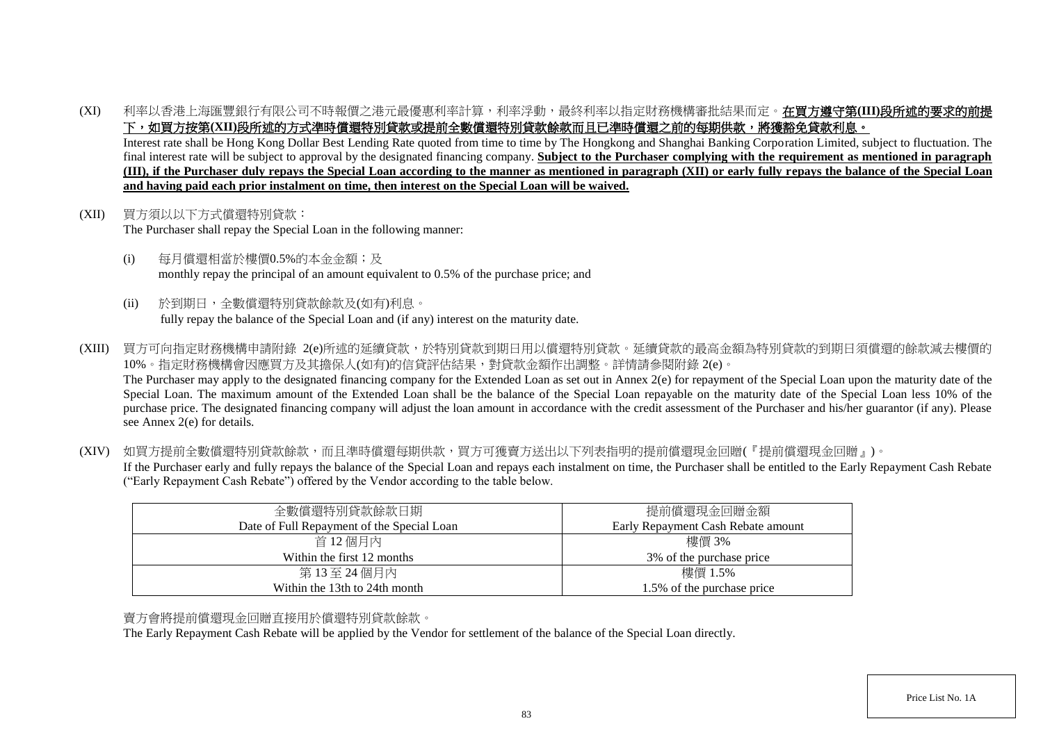(XI) 利率以香港上海匯豐銀行有限公司不時報價之港元最優惠利率計算，利率浮動，最終利率以指定財務機構審批結果而定。**在買方遵守第(III)段所述的要求的前提下，如買方按第(XII)段所述的方式準時償還特別貸款或提前全數償還特別貸款餘款而且已準時償還之前的每期供款，將獲豁免貸款利息。**

Interest rate shall be Hong Kong Dollar Best Lending Rate quoted from time to time by The Hongkong and Shanghai Banking Corporation Limited, subject to fluctuation. The final interest rate will be subject to approval by the designated financing company. **Subject to the Purchaser complying with the requirement as mentioned in paragraph (III), if the Purchaser duly repays the Special Loan according to the manner as mentioned in paragraph (XII) or early fully repays the balance of the Special Loan and having paid each prior instalment on time, then interest on the Special Loan will be waived.**

(XII) 買方須以以下方式償還特別貸款：
The Purchaser shall repay the Special Loan in the following manner:

(i) 每月償還相當於樓價0.5%的本金金額；及
monthly repay the principal of an amount equivalent to 0.5% of the purchase price; and

(ii) 於到期日，全數償還特別貸款餘款及(如有)利息。
fully repay the balance of the Special Loan and (if any) interest on the maturity date.

(XIII) 買方可向指定財務機構申請附錄 2(e)所述的延續貸款，於特別貸款到期日用以償還特別貸款。延續貸款的最高金額為特別貸款的到期日須償還的餘款減去樓價的10%。指定財務機構會因應買方及其擔保人(如有)的信貸評估結果，對貸款金額作出調整。詳情請參閱附錄 2(e)。
The Purchaser may apply to the designated financing company for the Extended Loan as set out in Annex 2(e) for repayment of the Special Loan upon the maturity date of the Special Loan. The maximum amount of the Extended Loan shall be the balance of the Special Loan repayable on the maturity date of the Special Loan less 10% of the purchase price. The designated financing company will adjust the loan amount in accordance with the credit assessment of the Purchaser and his/her guarantor (if any). Please see Annex 2(e) for details.

(XIV) 如買方提前全數償還特別貸款餘款，而且準時償還每期供款，買方可獲賣方送出以下列表指明的提前償還現金回贈(『提前償還現金回贈』)。
If the Purchaser early and fully repays the balance of the Special Loan and repays each instalment on time, the Purchaser shall be entitled to the Early Repayment Cash Rebate ("Early Repayment Cash Rebate") offered by the Vendor according to the table below.

| 全數償還特別貸款餘款日期<br>Date of Full Repayment of the Special Loan | 提前償還現金回贈金額<br>Early Repayment Cash Rebate amount |
|---|---|
| 首 12 個月內<br>Within the first 12 months | 樓價 3%<br>3% of the purchase price |
| 第 13 至 24 個月內<br>Within the 13th to 24th month | 樓價 1.5%<br>1.5% of the purchase price |

賣方會將提前償還現金回贈直接用於償還特別貸款餘款。
The Early Repayment Cash Rebate will be applied by the Vendor for settlement of the balance of the Special Loan directly.

Price List No. 1A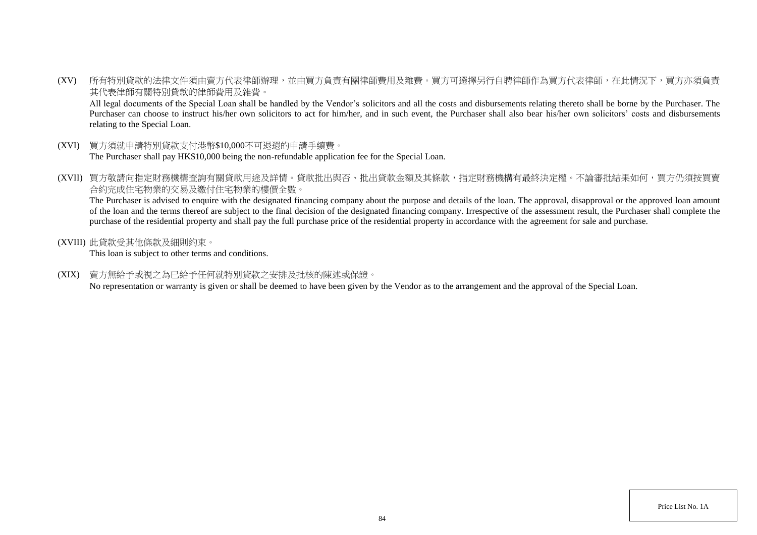(XV) 所有特別貸款的法律文件須由賣方代表律師辦理，並由買方負責有關律師費用及雜費。買方可選擇另行自聘律師作為買方代表律師，在此情況下，買方亦須負責其代表律師有關特別貸款的律師費用及雜費。

All legal documents of the Special Loan shall be handled by the Vendor's solicitors and all the costs and disbursements relating thereto shall be borne by the Purchaser. The Purchaser can choose to instruct his/her own solicitors to act for him/her, and in such event, the Purchaser shall also bear his/her own solicitors' costs and disbursements relating to the Special Loan.

(XVI) 買方須就申請特別貸款支付港幣$10,000不可退還的申請手續費。

The Purchaser shall pay HK$10,000 being the non-refundable application fee for the Special Loan.

(XVII) 買方敬請向指定財務機構查詢有關貸款用途及詳情。貸款批出與否、批出貸款金額及其條款，指定財務機構有最終決定權。不論審批結果如何，買方仍須按買賣合約完成住宅物業的交易及繳付住宅物業的樓價全數。

The Purchaser is advised to enquire with the designated financing company about the purpose and details of the loan. The approval, disapproval or the approved loan amount of the loan and the terms thereof are subject to the final decision of the designated financing company. Irrespective of the assessment result, the Purchaser shall complete the purchase of the residential property and shall pay the full purchase price of the residential property in accordance with the agreement for sale and purchase.

(XVIII) 此貸款受其他條款及細則約束。

This loan is subject to other terms and conditions.

(XIX) 賣方無給予或視之為已給予任何就特別貸款之安排及批核的陳述或保證。

No representation or warranty is given or shall be deemed to have been given by the Vendor as to the arrangement and the approval of the Special Loan.

Price List No. 1A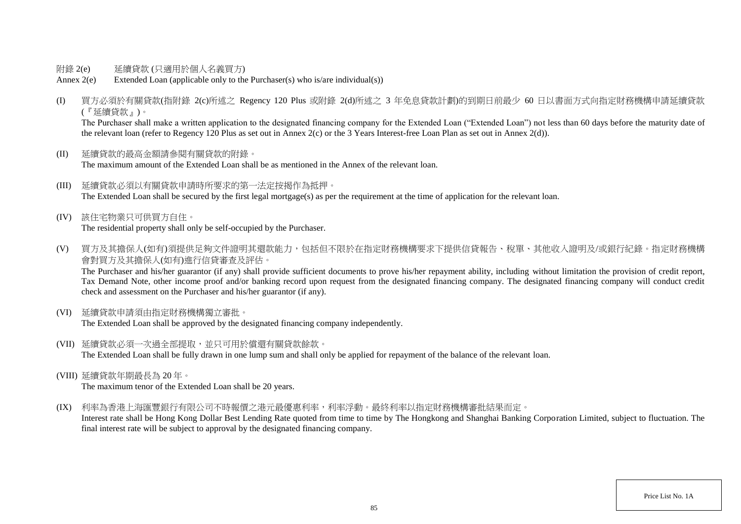附錄 2(e)　　延續貸款 (只適用於個人名義買方)

Annex 2(e)　　Extended Loan (applicable only to the Purchaser(s) who is/are individual(s))

(I) 買方必須於有關貸款(指附錄 2(c)所述之 Regency 120 Plus 或附錄 2(d)所述之 3 年免息貸款計劃)的到期日前最少 60 日以書面方式向指定財務機構申請延續貸款(『延續貸款』)。

The Purchaser shall make a written application to the designated financing company for the Extended Loan ("Extended Loan") not less than 60 days before the maturity date of the relevant loan (refer to Regency 120 Plus as set out in Annex 2(c) or the 3 Years Interest-free Loan Plan as set out in Annex 2(d)).

(II) 延續貸款的最高金額請參閱有關貸款的附錄。

The maximum amount of the Extended Loan shall be as mentioned in the Annex of the relevant loan.

(III) 延續貸款必須以有關貸款申請時所要求的第一法定按揭作為抵押。

The Extended Loan shall be secured by the first legal mortgage(s) as per the requirement at the time of application for the relevant loan.

(IV) 該住宅物業只可供買方自住。

The residential property shall only be self-occupied by the Purchaser.

(V) 買方及其擔保人(如有)須提供足夠文件證明其還款能力，包括但不限於在指定財務機構要求下提供信貸報告、稅單、其他收入證明及/或銀行紀錄。指定財務機構會對買方及其擔保人(如有)進行信貸審查及評估。

The Purchaser and his/her guarantor (if any) shall provide sufficient documents to prove his/her repayment ability, including without limitation the provision of credit report, Tax Demand Note, other income proof and/or banking record upon request from the designated financing company. The designated financing company will conduct credit check and assessment on the Purchaser and his/her guarantor (if any).

(VI) 延續貸款申請須由指定財務機構獨立審批。

The Extended Loan shall be approved by the designated financing company independently.

(VII) 延續貸款必須一次過全部提取，並只可用於償還有關貸款餘款。

The Extended Loan shall be fully drawn in one lump sum and shall only be applied for repayment of the balance of the relevant loan.

(VIII) 延續貸款年期最長為 20 年。

The maximum tenor of the Extended Loan shall be 20 years.

(IX) 利率為香港上海匯豐銀行有限公司不時報價之港元最優惠利率，利率浮動。最終利率以指定財務機構審批結果而定。

Interest rate shall be Hong Kong Dollar Best Lending Rate quoted from time to time by The Hongkong and Shanghai Banking Corporation Limited, subject to fluctuation. The final interest rate will be subject to approval by the designated financing company.

Price List No. 1A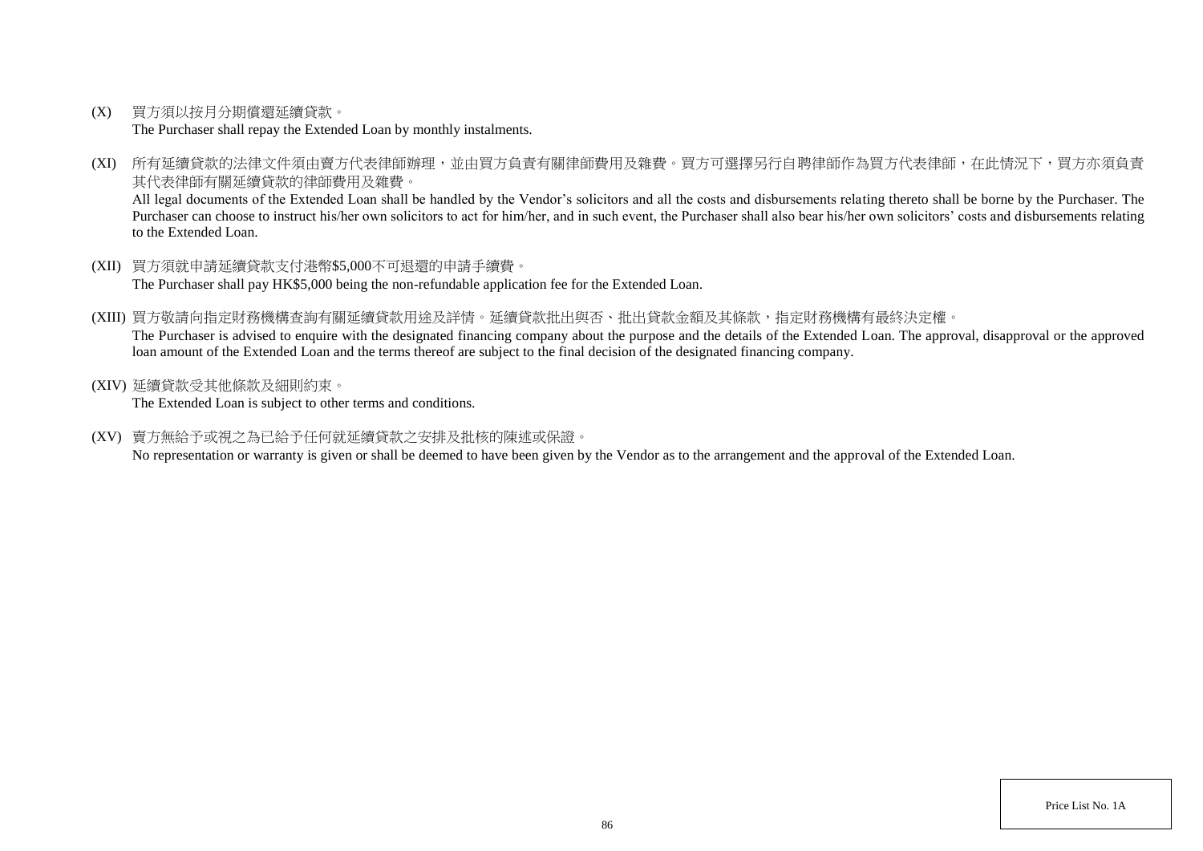(X) 買方須以按月分期償還延續貸款。
The Purchaser shall repay the Extended Loan by monthly instalments.

(XI) 所有延續貸款的法律文件須由賣方代表律師辦理，並由買方負責有關律師費用及雜費。買方可選擇另行自聘律師作為買方代表律師，在此情況下，買方亦須負責其代表律師有關延續貸款的律師費用及雜費。
All legal documents of the Extended Loan shall be handled by the Vendor's solicitors and all the costs and disbursements relating thereto shall be borne by the Purchaser. The Purchaser can choose to instruct his/her own solicitors to act for him/her, and in such event, the Purchaser shall also bear his/her own solicitors' costs and disbursements relating to the Extended Loan.

(XII) 買方須就申請延續貸款支付港幣$5,000不可退還的申請手續費。
The Purchaser shall pay HK$5,000 being the non-refundable application fee for the Extended Loan.

(XIII) 買方敬請向指定財務機構查詢有關延續貸款用途及詳情。延續貸款批出與否、批出貸款金額及其條款，指定財務機構有最終決定權。
The Purchaser is advised to enquire with the designated financing company about the purpose and the details of the Extended Loan. The approval, disapproval or the approved loan amount of the Extended Loan and the terms thereof are subject to the final decision of the designated financing company.

(XIV) 延續貸款受其他條款及細則約束。
The Extended Loan is subject to other terms and conditions.

(XV) 賣方無給予或視之為已給予任何就延續貸款之安排及批核的陳述或保證。
No representation or warranty is given or shall be deemed to have been given by the Vendor as to the arrangement and the approval of the Extended Loan.

Price List No. 1A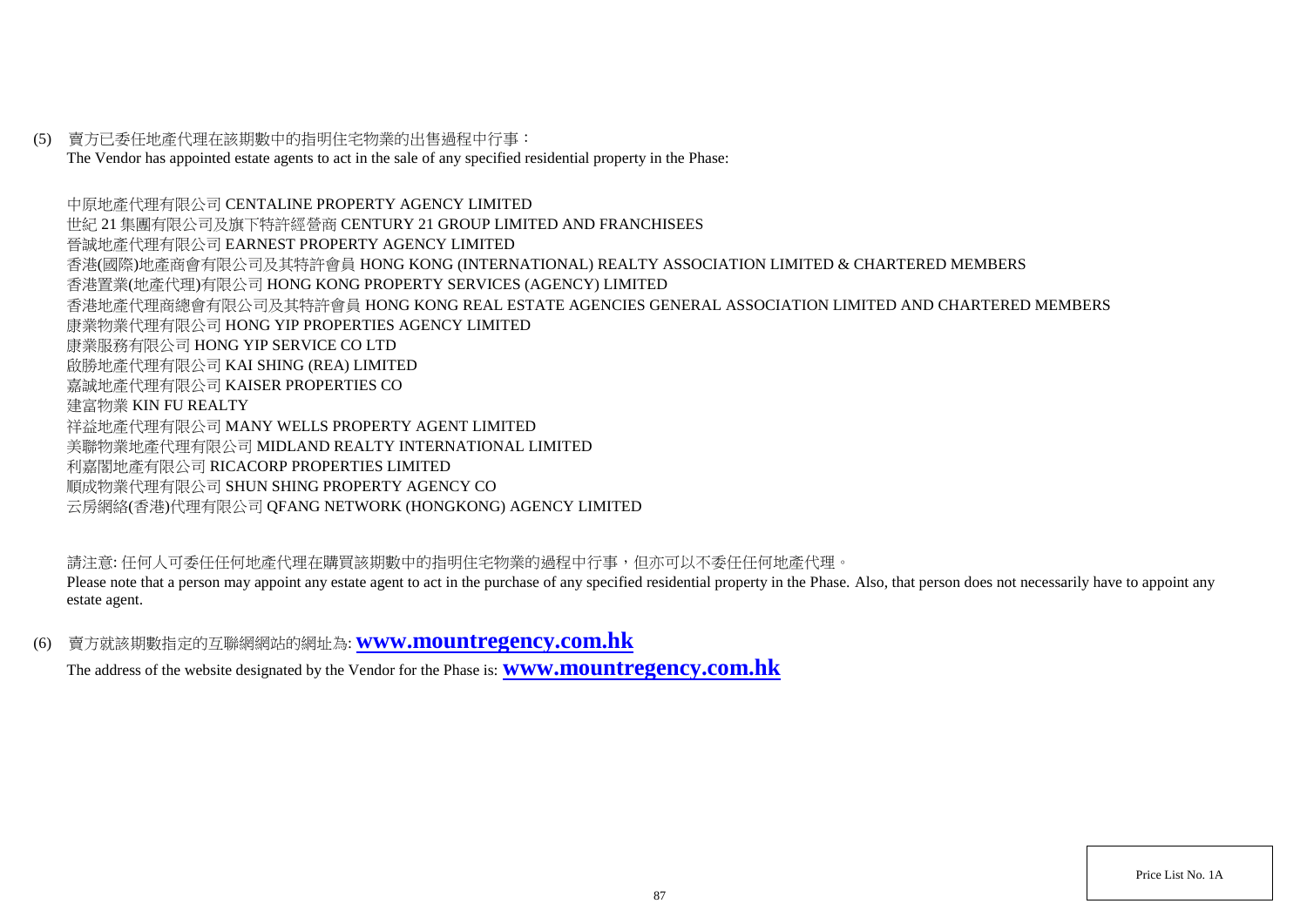(5) 賣方已委任地產代理在該期數中的指明住宅物業的出售過程中行事：

The Vendor has appointed estate agents to act in the sale of any specified residential property in the Phase:

中原地產代理有限公司 CENTALINE PROPERTY AGENCY LIMITED
世紀 21 集團有限公司及旗下特許經營商 CENTURY 21 GROUP LIMITED AND FRANCHISEES
晉誠地產代理有限公司 EARNEST PROPERTY AGENCY LIMITED
香港(國際)地產商會有限公司及其特許會員 HONG KONG (INTERNATIONAL) REALTY ASSOCIATION LIMITED & CHARTERED MEMBERS
香港置業(地產代理)有限公司 HONG KONG PROPERTY SERVICES (AGENCY) LIMITED
香港地產代理商總會有限公司及其特許會員 HONG KONG REAL ESTATE AGENCIES GENERAL ASSOCIATION LIMITED AND CHARTERED MEMBERS
康業物業代理有限公司 HONG YIP PROPERTIES AGENCY LIMITED
康業服務有限公司 HONG YIP SERVICE CO LTD
啟勝地產代理有限公司 KAI SHING (REA) LIMITED
嘉誠地產代理有限公司 KAISER PROPERTIES CO
建富物業 KIN FU REALTY
祥益地產代理有限公司 MANY WELLS PROPERTY AGENT LIMITED
美聯物業地產代理有限公司 MIDLAND REALTY INTERNATIONAL LIMITED
利嘉閣地產有限公司 RICACORP PROPERTIES LIMITED
順成物業代理有限公司 SHUN SHING PROPERTY AGENCY CO
云房網絡(香港)代理有限公司 QFANG NETWORK (HONGKONG) AGENCY LIMITED

請注意: 任何人可委任任何地產代理在購買該期數中的指明住宅物業的過程中行事，但亦可以不委任任何地產代理。

Please note that a person may appoint any estate agent to act in the purchase of any specified residential property in the Phase. Also, that person does not necessarily have to appoint any estate agent.

(6) 賣方就該期數指定的互聯網網站的網址為: **www.mountregency.com.hk**

The address of the website designated by the Vendor for the Phase is: **www.mountregency.com.hk**

Price List No. 1A